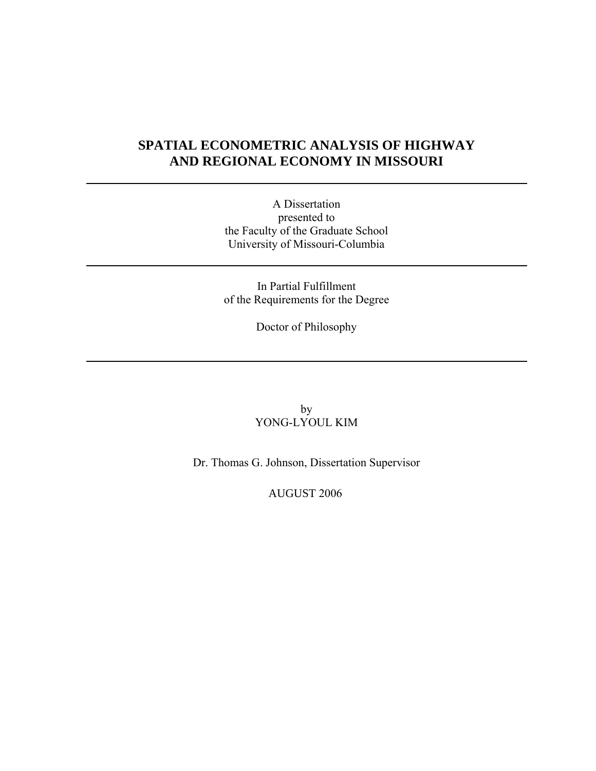# SPATIAL ECONOMETRIC ANALYSIS OF HIGHWAY AND REGIONAL ECONOMY IN MISSOURI

---

A Dissertation
presented to
the Faculty of the Graduate School
University of Missouri-Columbia

---

In Partial Fulfillment
of the Requirements for the Degree

Doctor of Philosophy

---

by
YONG-LYOUL KIM

Dr. Thomas G. Johnson, Dissertation Supervisor

AUGUST 2006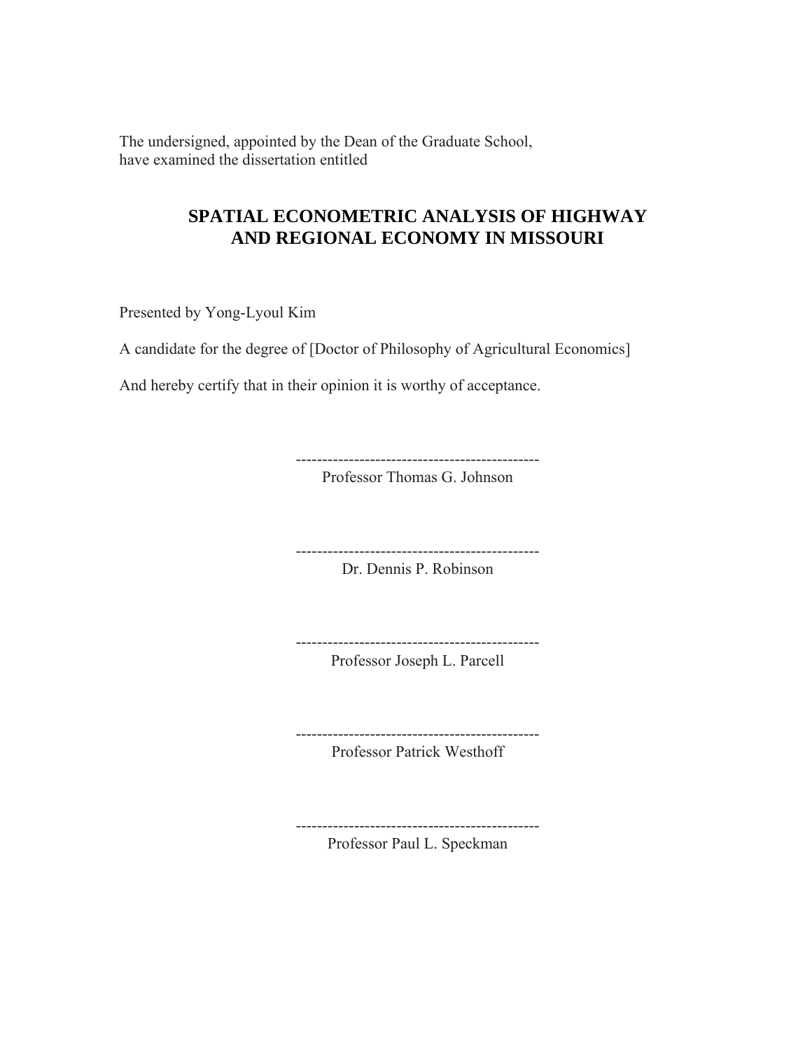The undersigned, appointed by the Dean of the Graduate School,
have examined the dissertation entitled

**SPATIAL ECONOMETRIC ANALYSIS OF HIGHWAY AND REGIONAL ECONOMY IN MISSOURI**

Presented by Yong-Lyoul Kim

A candidate for the degree of [Doctor of Philosophy of Agricultural Economics]

And hereby certify that in their opinion it is worthy of acceptance.

---------------------------------------------
Professor Thomas G. Johnson

---------------------------------------------
Dr. Dennis P. Robinson

---------------------------------------------
Professor Joseph L. Parcell

---------------------------------------------
Professor Patrick Westhoff

---------------------------------------------
Professor Paul L. Speckman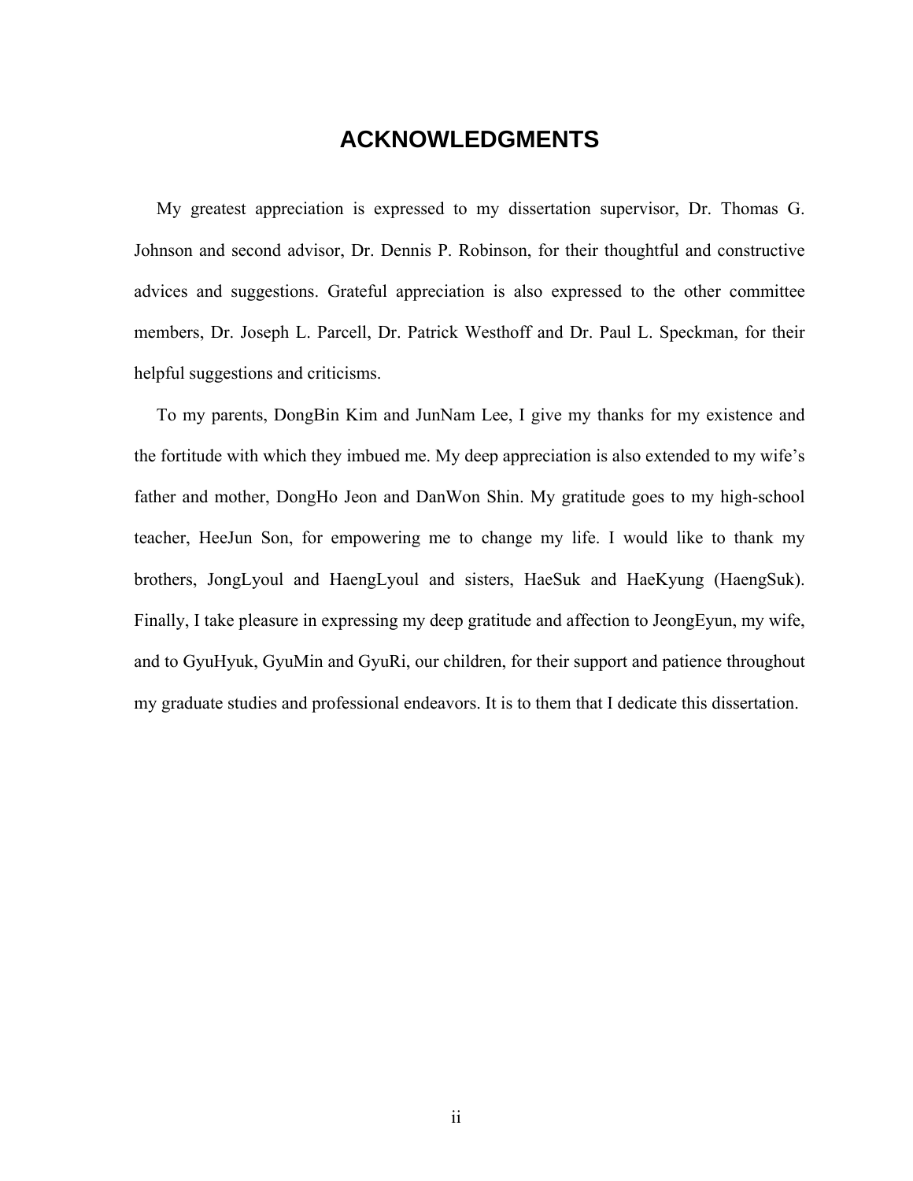# ACKNOWLEDGMENTS

My greatest appreciation is expressed to my dissertation supervisor, Dr. Thomas G. Johnson and second advisor, Dr. Dennis P. Robinson, for their thoughtful and constructive advices and suggestions. Grateful appreciation is also expressed to the other committee members, Dr. Joseph L. Parcell, Dr. Patrick Westhoff and Dr. Paul L. Speckman, for their helpful suggestions and criticisms.

To my parents, DongBin Kim and JunNam Lee, I give my thanks for my existence and the fortitude with which they imbued me. My deep appreciation is also extended to my wife's father and mother, DongHo Jeon and DanWon Shin. My gratitude goes to my high-school teacher, HeeJun Son, for empowering me to change my life. I would like to thank my brothers, JongLyoul and HaengLyoul and sisters, HaeSuk and HaeKyung (HaengSuk). Finally, I take pleasure in expressing my deep gratitude and affection to JeongEyun, my wife, and to GyuHyuk, GyuMin and GyuRi, our children, for their support and patience throughout my graduate studies and professional endeavors. It is to them that I dedicate this dissertation.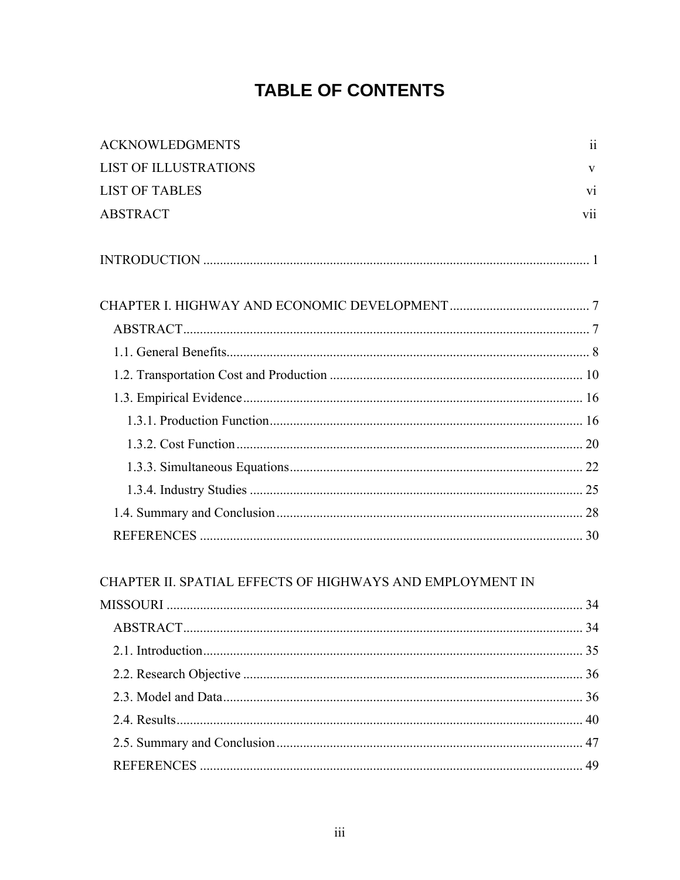# TABLE OF CONTENTS

ACKNOWLEDGMENTS ii

LIST OF ILLUSTRATIONS v

LIST OF TABLES vi

ABSTRACT vii

INTRODUCTION ........................................................................................................... 1

CHAPTER I. HIGHWAY AND ECONOMIC DEVELOPMENT .................................. 7

- ABSTRACT ................................................................................................................. 7
- 1.1. General Benefits ...................................................................................................... 8
- 1.2. Transportation Cost and Production ...................................................................... 10
- 1.3. Empirical Evidence ................................................................................................ 16
  - 1.3.1. Production Function ........................................................................................ 16
  - 1.3.2. Cost Function .................................................................................................. 20
  - 1.3.3. Simultaneous Equations .................................................................................. 22
  - 1.3.4. Industry Studies .............................................................................................. 25
- 1.4. Summary and Conclusion ...................................................................................... 28
- REFERENCES ............................................................................................................ 30

CHAPTER II. SPATIAL EFFECTS OF HIGHWAYS AND EMPLOYMENT IN MISSOURI ................................................................................................................ 34

- ABSTRACT ................................................................................................................. 34
- 2.1. Introduction ............................................................................................................ 35
- 2.2. Research Objective ................................................................................................ 36
- 2.3. Model and Data ...................................................................................................... 36
- 2.4. Results .................................................................................................................... 40
- 2.5. Summary and Conclusion ...................................................................................... 47
- REFERENCES ............................................................................................................ 49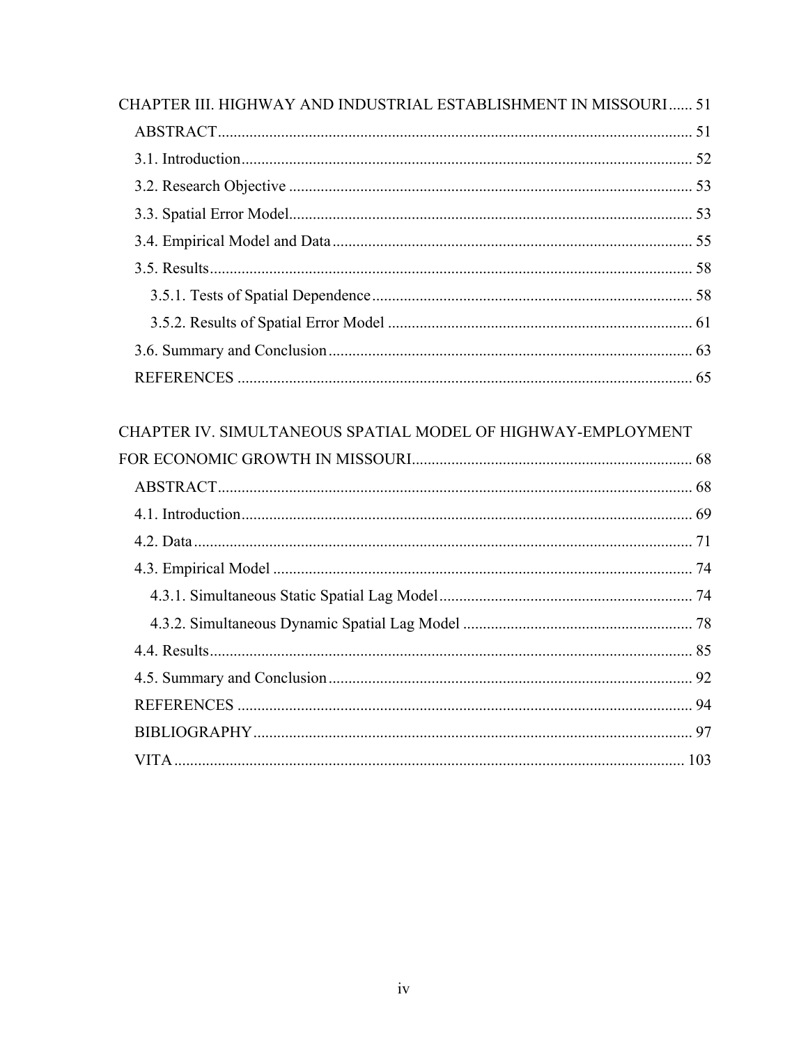CHAPTER III. HIGHWAY AND INDUSTRIAL ESTABLISHMENT IN MISSOURI ...... 51

- ABSTRACT ...... 51
- 3.1. Introduction ...... 52
- 3.2. Research Objective ...... 53
- 3.3. Spatial Error Model ...... 53
- 3.4. Empirical Model and Data ...... 55
- 3.5. Results ...... 58
  - 3.5.1. Tests of Spatial Dependence ...... 58
  - 3.5.2. Results of Spatial Error Model ...... 61
- 3.6. Summary and Conclusion ...... 63
- REFERENCES ...... 65

CHAPTER IV. SIMULTANEOUS SPATIAL MODEL OF HIGHWAY-EMPLOYMENT FOR ECONOMIC GROWTH IN MISSOURI ...... 68

- ABSTRACT ...... 68
- 4.1. Introduction ...... 69
- 4.2. Data ...... 71
- 4.3. Empirical Model ...... 74
  - 4.3.1. Simultaneous Static Spatial Lag Model ...... 74
  - 4.3.2. Simultaneous Dynamic Spatial Lag Model ...... 78
- 4.4. Results ...... 85
- 4.5. Summary and Conclusion ...... 92
- REFERENCES ...... 94
- BIBLIOGRAPHY ...... 97
- VITA ...... 103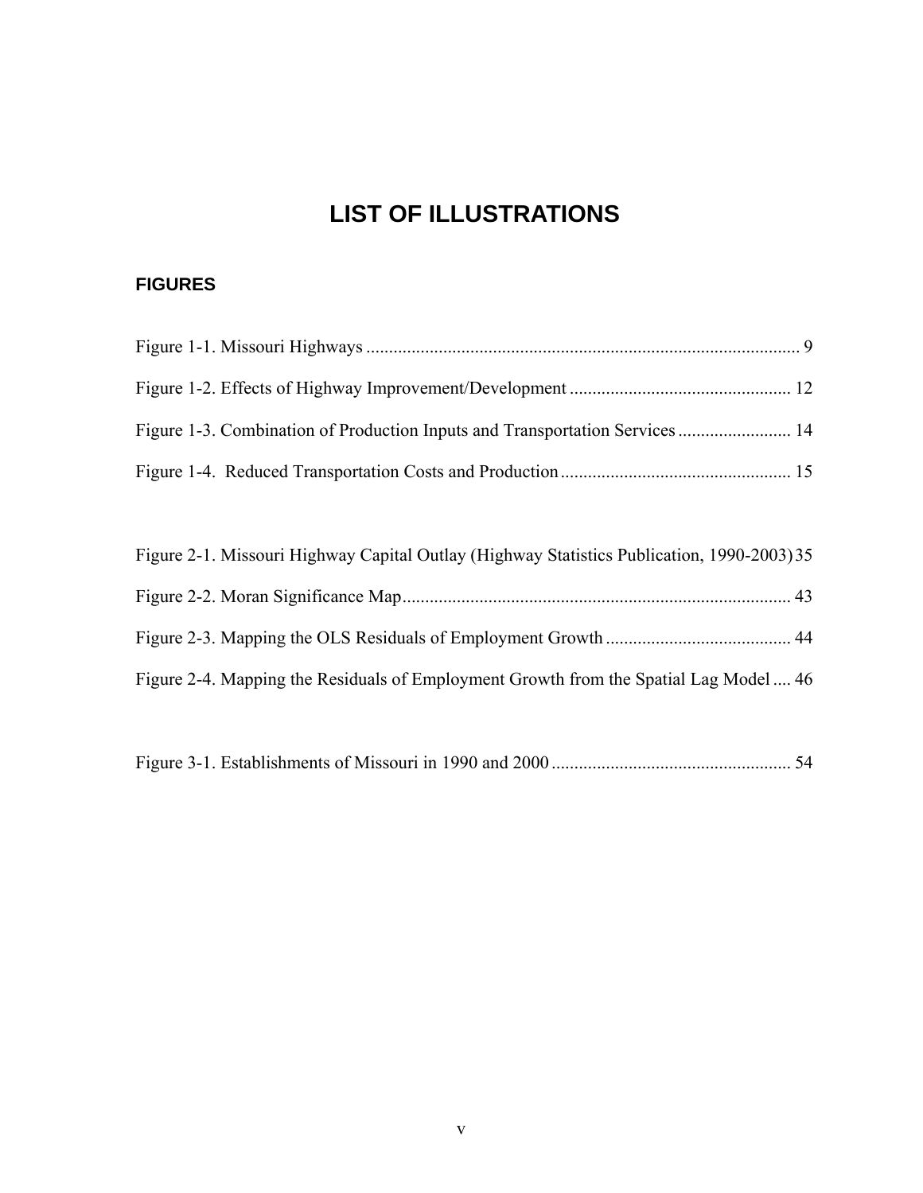# LIST OF ILLUSTRATIONS

### FIGURES

Figure 1-1. Missouri Highways ............................................................................................... 9

Figure 1-2. Effects of Highway Improvement/Development ................................................ 12

Figure 1-3. Combination of Production Inputs and Transportation Services ......................... 14

Figure 1-4. Reduced Transportation Costs and Production .................................................. 15

Figure 2-1. Missouri Highway Capital Outlay (Highway Statistics Publication, 1990-2003) 35

Figure 2-2. Moran Significance Map..................................................................................... 43

Figure 2-3. Mapping the OLS Residuals of Employment Growth ......................................... 44

Figure 2-4. Mapping the Residuals of Employment Growth from the Spatial Lag Model .... 46

Figure 3-1. Establishments of Missouri in 1990 and 2000 .................................................... 54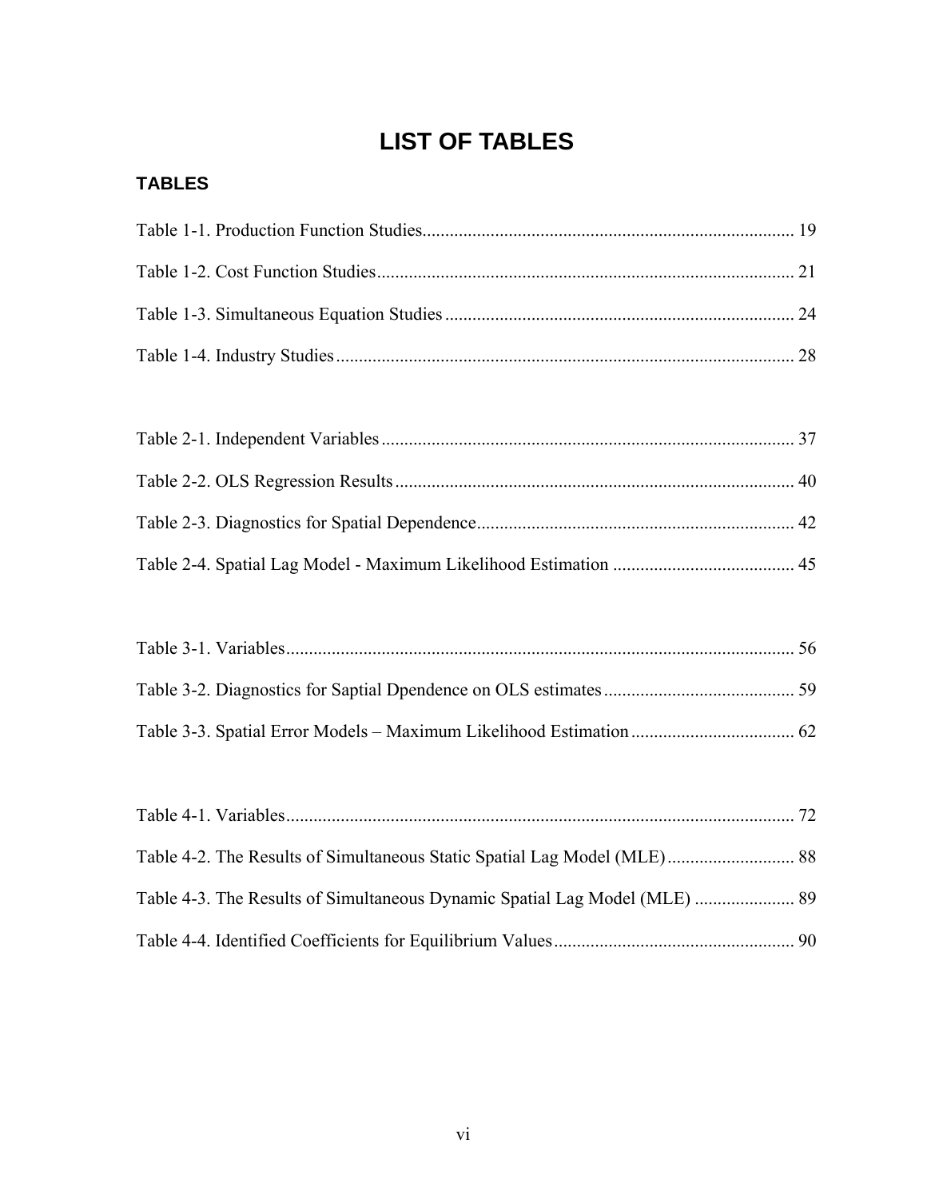# LIST OF TABLES

## TABLES

Table 1-1. Production Function Studies................................................................................. 19

Table 1-2. Cost Function Studies.......................................................................................... 21

Table 1-3. Simultaneous Equation Studies ............................................................................ 24

Table 1-4. Industry Studies ..................................................................................................... 28

Table 2-1. Independent Variables .......................................................................................... 37

Table 2-2. OLS Regression Results ....................................................................................... 40

Table 2-3. Diagnostics for Spatial Dependence..................................................................... 42

Table 2-4. Spatial Lag Model - Maximum Likelihood Estimation ....................................... 45

Table 3-1. Variables................................................................................................................ 56

Table 3-2. Diagnostics for Saptial Dpendence on OLS estimates.......................................... 59

Table 3-3. Spatial Error Models – Maximum Likelihood Estimation.................................... 62

Table 4-1. Variables................................................................................................................ 72

Table 4-2. The Results of Simultaneous Static Spatial Lag Model (MLE)............................ 88

Table 4-3. The Results of Simultaneous Dynamic Spatial Lag Model (MLE) ...................... 89

Table 4-4. Identified Coefficients for Equilibrium Values..................................................... 90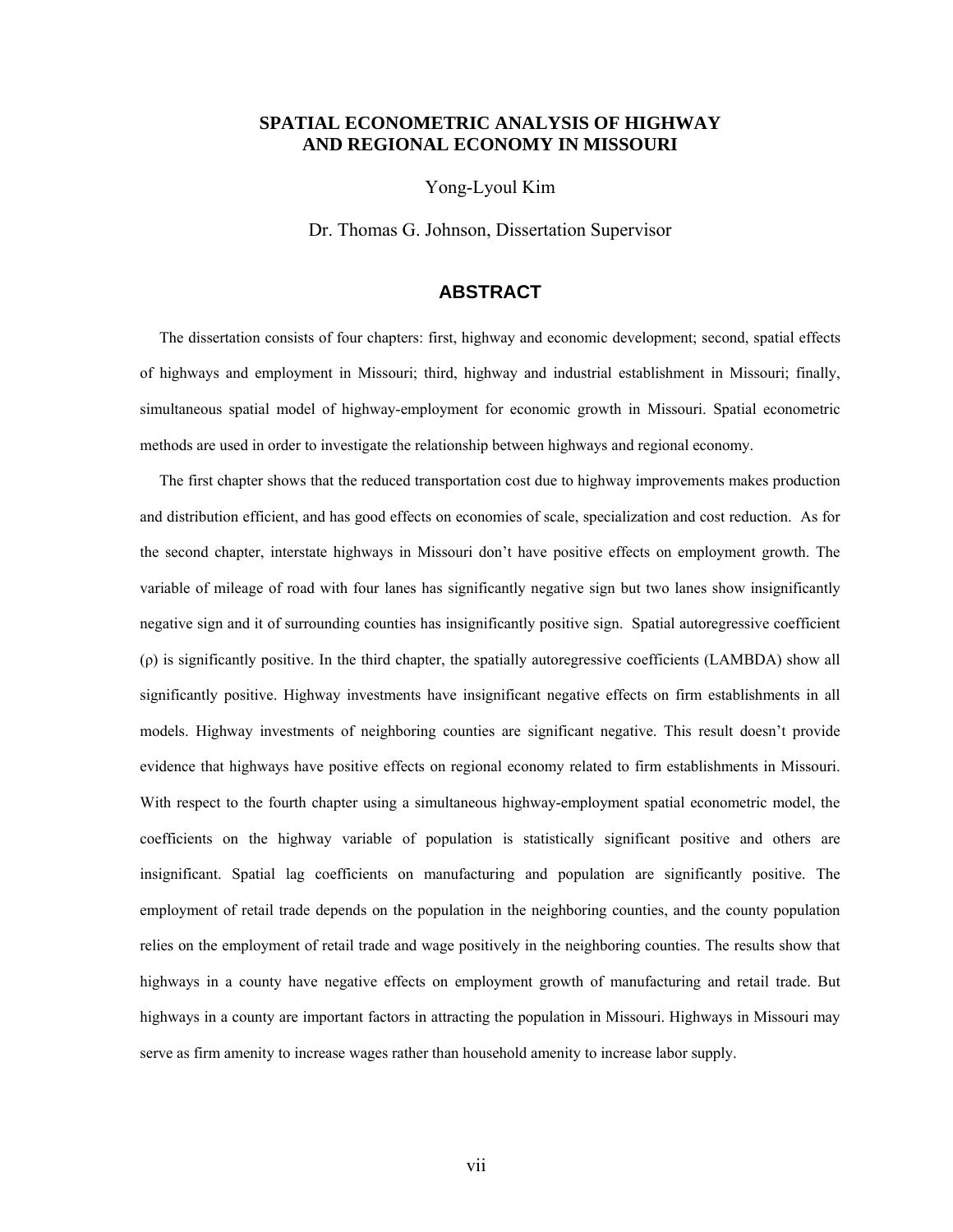# SPATIAL ECONOMETRIC ANALYSIS OF HIGHWAY AND REGIONAL ECONOMY IN MISSOURI

Yong-Lyoul Kim

Dr. Thomas G. Johnson, Dissertation Supervisor

## ABSTRACT

The dissertation consists of four chapters: first, highway and economic development; second, spatial effects of highways and employment in Missouri; third, highway and industrial establishment in Missouri; finally, simultaneous spatial model of highway-employment for economic growth in Missouri. Spatial econometric methods are used in order to investigate the relationship between highways and regional economy.

The first chapter shows that the reduced transportation cost due to highway improvements makes production and distribution efficient, and has good effects on economies of scale, specialization and cost reduction. As for the second chapter, interstate highways in Missouri don't have positive effects on employment growth. The variable of mileage of road with four lanes has significantly negative sign but two lanes show insignificantly negative sign and it of surrounding counties has insignificantly positive sign. Spatial autoregressive coefficient ($\rho$) is significantly positive. In the third chapter, the spatially autoregressive coefficients (LAMBDA) show all significantly positive. Highway investments have insignificant negative effects on firm establishments in all models. Highway investments of neighboring counties are significant negative. This result doesn't provide evidence that highways have positive effects on regional economy related to firm establishments in Missouri. With respect to the fourth chapter using a simultaneous highway-employment spatial econometric model, the coefficients on the highway variable of population is statistically significant positive and others are insignificant. Spatial lag coefficients on manufacturing and population are significantly positive. The employment of retail trade depends on the population in the neighboring counties, and the county population relies on the employment of retail trade and wage positively in the neighboring counties. The results show that highways in a county have negative effects on employment growth of manufacturing and retail trade. But highways in a county are important factors in attracting the population in Missouri. Highways in Missouri may serve as firm amenity to increase wages rather than household amenity to increase labor supply.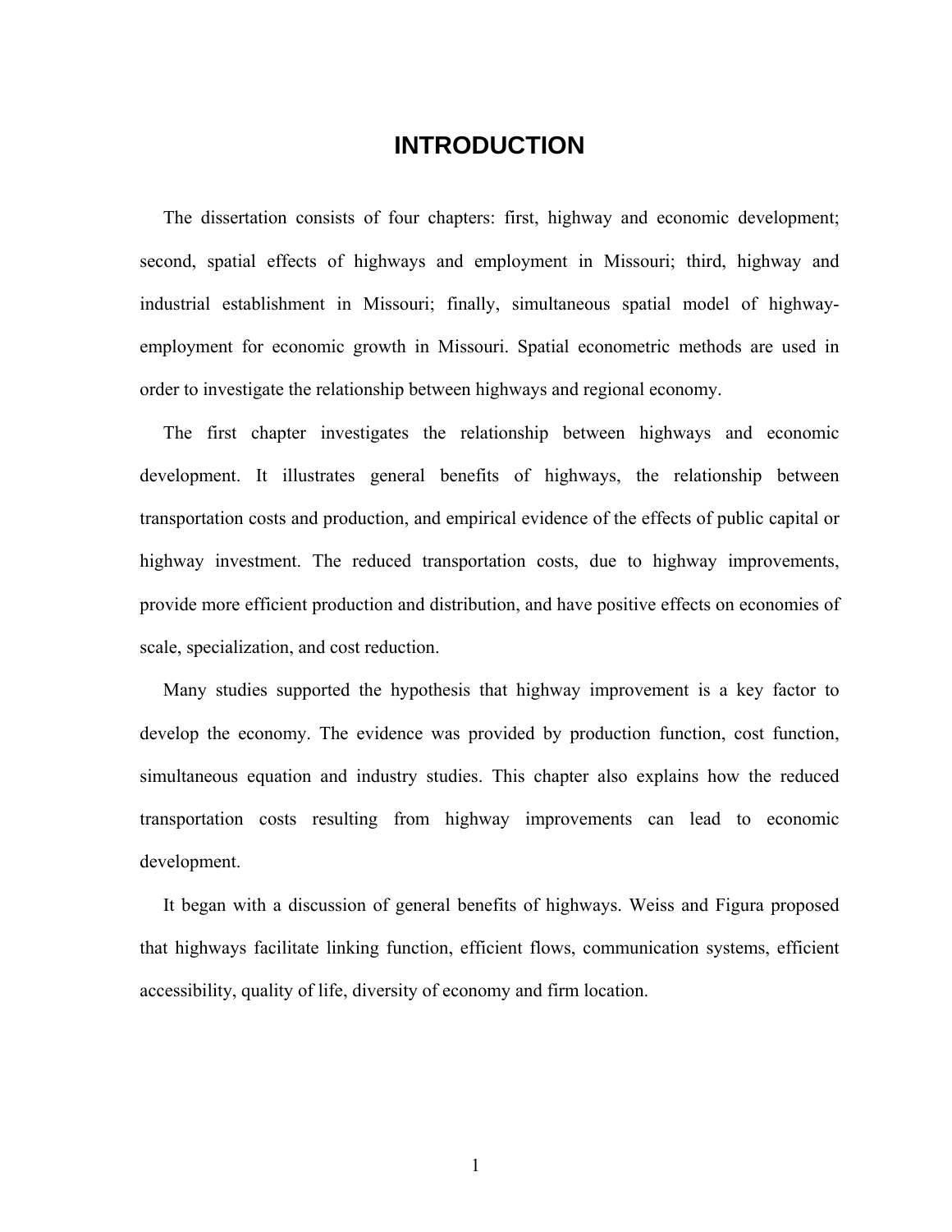# INTRODUCTION

The dissertation consists of four chapters: first, highway and economic development; second, spatial effects of highways and employment in Missouri; third, highway and industrial establishment in Missouri; finally, simultaneous spatial model of highway-employment for economic growth in Missouri. Spatial econometric methods are used in order to investigate the relationship between highways and regional economy.

The first chapter investigates the relationship between highways and economic development. It illustrates general benefits of highways, the relationship between transportation costs and production, and empirical evidence of the effects of public capital or highway investment. The reduced transportation costs, due to highway improvements, provide more efficient production and distribution, and have positive effects on economies of scale, specialization, and cost reduction.

Many studies supported the hypothesis that highway improvement is a key factor to develop the economy. The evidence was provided by production function, cost function, simultaneous equation and industry studies. This chapter also explains how the reduced transportation costs resulting from highway improvements can lead to economic development.

It began with a discussion of general benefits of highways. Weiss and Figura proposed that highways facilitate linking function, efficient flows, communication systems, efficient accessibility, quality of life, diversity of economy and firm location.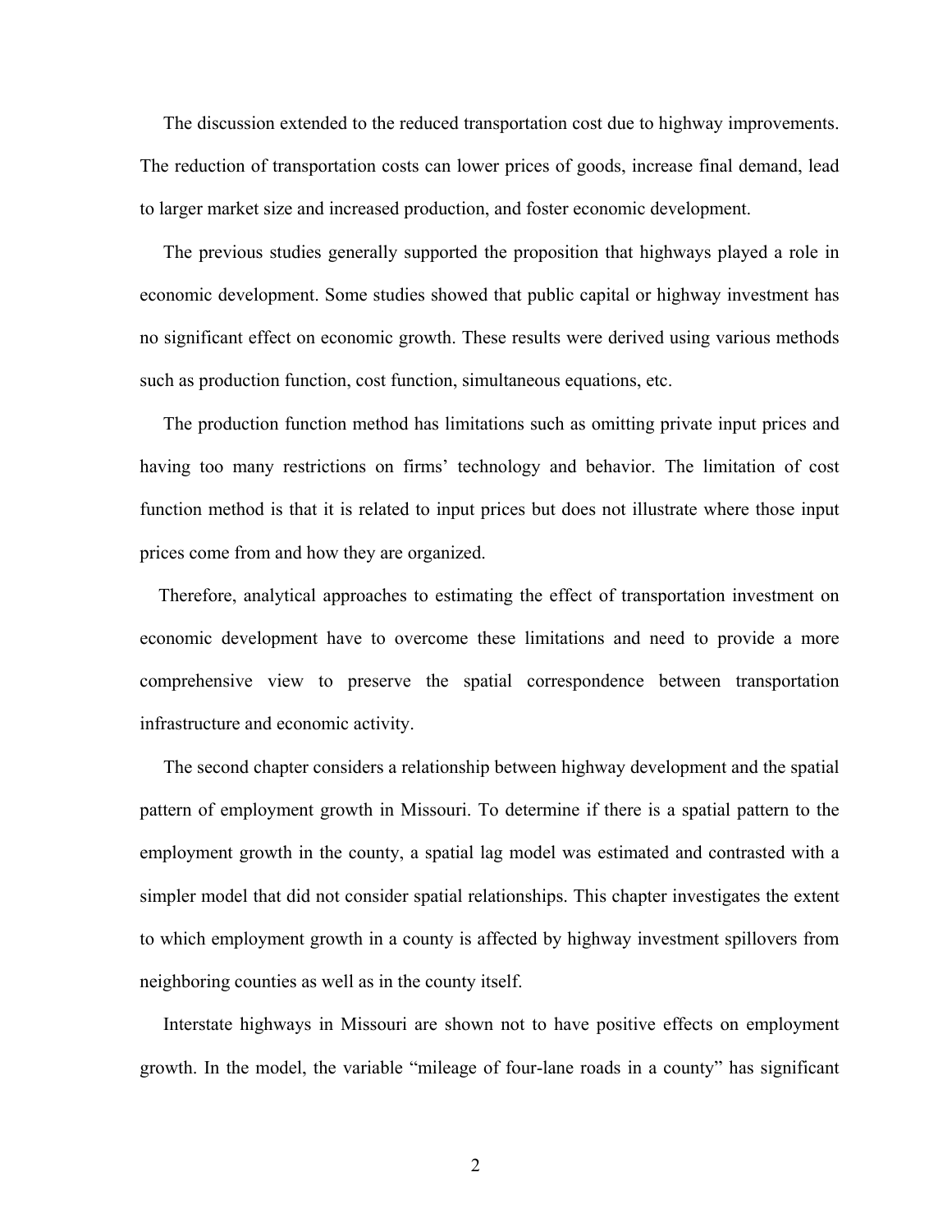The discussion extended to the reduced transportation cost due to highway improvements. The reduction of transportation costs can lower prices of goods, increase final demand, lead to larger market size and increased production, and foster economic development.

The previous studies generally supported the proposition that highways played a role in economic development. Some studies showed that public capital or highway investment has no significant effect on economic growth. These results were derived using various methods such as production function, cost function, simultaneous equations, etc.

The production function method has limitations such as omitting private input prices and having too many restrictions on firms' technology and behavior. The limitation of cost function method is that it is related to input prices but does not illustrate where those input prices come from and how they are organized.

Therefore, analytical approaches to estimating the effect of transportation investment on economic development have to overcome these limitations and need to provide a more comprehensive view to preserve the spatial correspondence between transportation infrastructure and economic activity.

The second chapter considers a relationship between highway development and the spatial pattern of employment growth in Missouri. To determine if there is a spatial pattern to the employment growth in the county, a spatial lag model was estimated and contrasted with a simpler model that did not consider spatial relationships. This chapter investigates the extent to which employment growth in a county is affected by highway investment spillovers from neighboring counties as well as in the county itself.

Interstate highways in Missouri are shown not to have positive effects on employment growth. In the model, the variable "mileage of four-lane roads in a county" has significant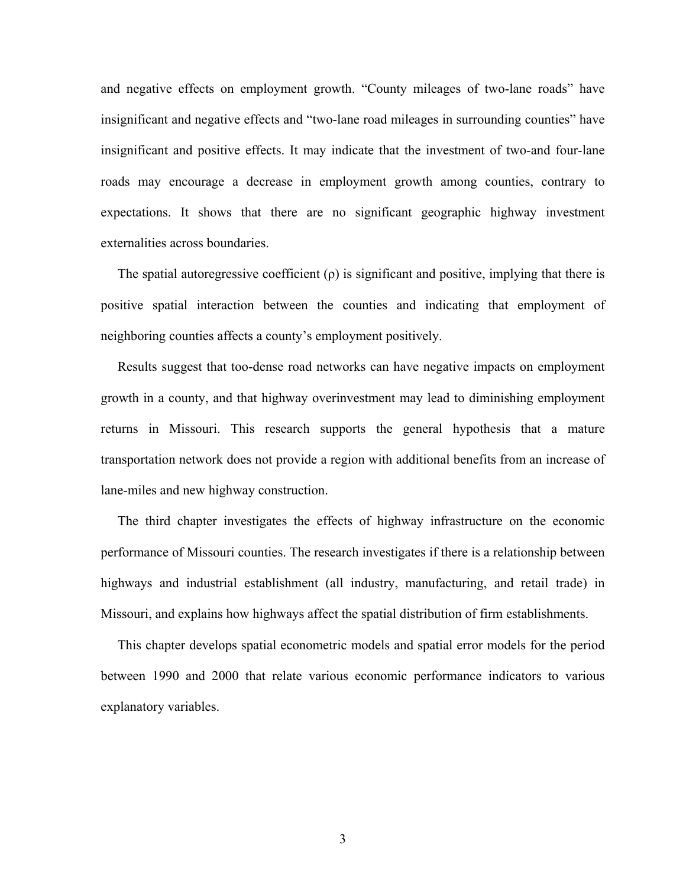and negative effects on employment growth. "County mileages of two-lane roads" have insignificant and negative effects and "two-lane road mileages in surrounding counties" have insignificant and positive effects. It may indicate that the investment of two-and four-lane roads may encourage a decrease in employment growth among counties, contrary to expectations. It shows that there are no significant geographic highway investment externalities across boundaries.

The spatial autoregressive coefficient ($\rho$) is significant and positive, implying that there is positive spatial interaction between the counties and indicating that employment of neighboring counties affects a county's employment positively.

Results suggest that too-dense road networks can have negative impacts on employment growth in a county, and that highway overinvestment may lead to diminishing employment returns in Missouri. This research supports the general hypothesis that a mature transportation network does not provide a region with additional benefits from an increase of lane-miles and new highway construction.

The third chapter investigates the effects of highway infrastructure on the economic performance of Missouri counties. The research investigates if there is a relationship between highways and industrial establishment (all industry, manufacturing, and retail trade) in Missouri, and explains how highways affect the spatial distribution of firm establishments.

This chapter develops spatial econometric models and spatial error models for the period between 1990 and 2000 that relate various economic performance indicators to various explanatory variables.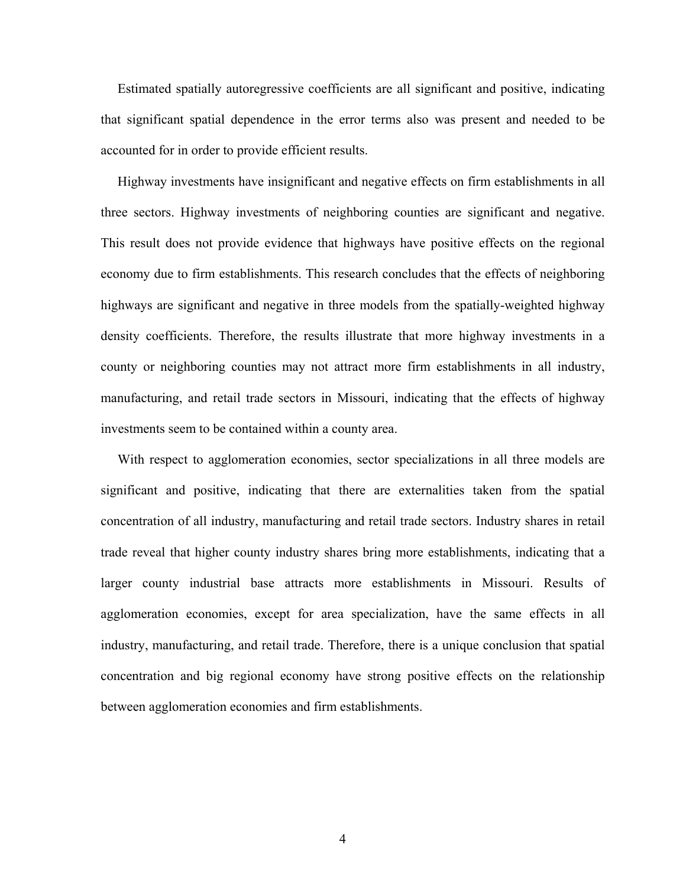Estimated spatially autoregressive coefficients are all significant and positive, indicating that significant spatial dependence in the error terms also was present and needed to be accounted for in order to provide efficient results.

Highway investments have insignificant and negative effects on firm establishments in all three sectors. Highway investments of neighboring counties are significant and negative. This result does not provide evidence that highways have positive effects on the regional economy due to firm establishments. This research concludes that the effects of neighboring highways are significant and negative in three models from the spatially-weighted highway density coefficients. Therefore, the results illustrate that more highway investments in a county or neighboring counties may not attract more firm establishments in all industry, manufacturing, and retail trade sectors in Missouri, indicating that the effects of highway investments seem to be contained within a county area.

With respect to agglomeration economies, sector specializations in all three models are significant and positive, indicating that there are externalities taken from the spatial concentration of all industry, manufacturing and retail trade sectors. Industry shares in retail trade reveal that higher county industry shares bring more establishments, indicating that a larger county industrial base attracts more establishments in Missouri. Results of agglomeration economies, except for area specialization, have the same effects in all industry, manufacturing, and retail trade. Therefore, there is a unique conclusion that spatial concentration and big regional economy have strong positive effects on the relationship between agglomeration economies and firm establishments.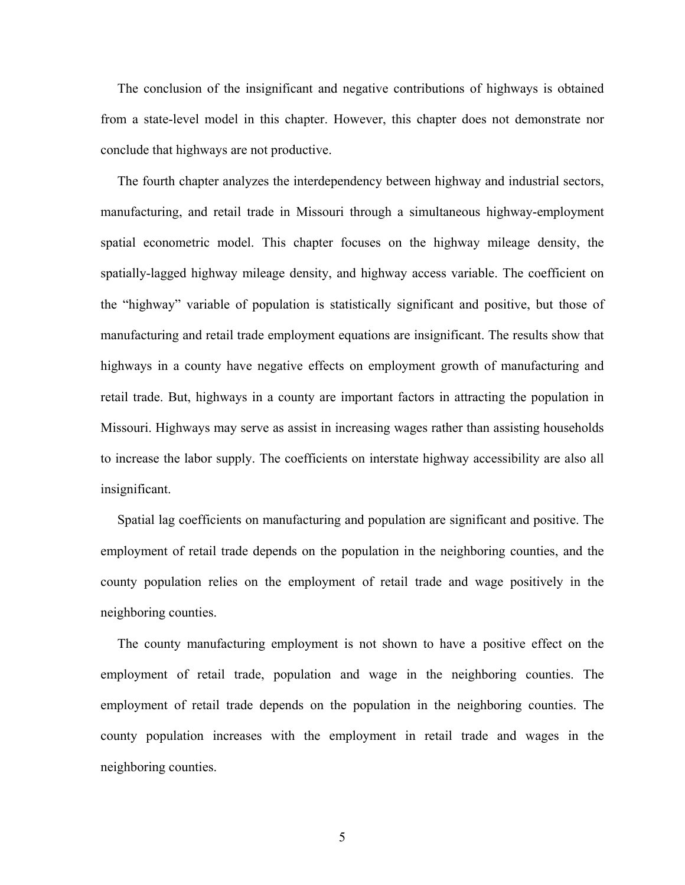The conclusion of the insignificant and negative contributions of highways is obtained from a state-level model in this chapter. However, this chapter does not demonstrate nor conclude that highways are not productive.

The fourth chapter analyzes the interdependency between highway and industrial sectors, manufacturing, and retail trade in Missouri through a simultaneous highway-employment spatial econometric model. This chapter focuses on the highway mileage density, the spatially-lagged highway mileage density, and highway access variable. The coefficient on the "highway" variable of population is statistically significant and positive, but those of manufacturing and retail trade employment equations are insignificant. The results show that highways in a county have negative effects on employment growth of manufacturing and retail trade. But, highways in a county are important factors in attracting the population in Missouri. Highways may serve as assist in increasing wages rather than assisting households to increase the labor supply. The coefficients on interstate highway accessibility are also all insignificant.

Spatial lag coefficients on manufacturing and population are significant and positive. The employment of retail trade depends on the population in the neighboring counties, and the county population relies on the employment of retail trade and wage positively in the neighboring counties.

The county manufacturing employment is not shown to have a positive effect on the employment of retail trade, population and wage in the neighboring counties. The employment of retail trade depends on the population in the neighboring counties. The county population increases with the employment in retail trade and wages in the neighboring counties.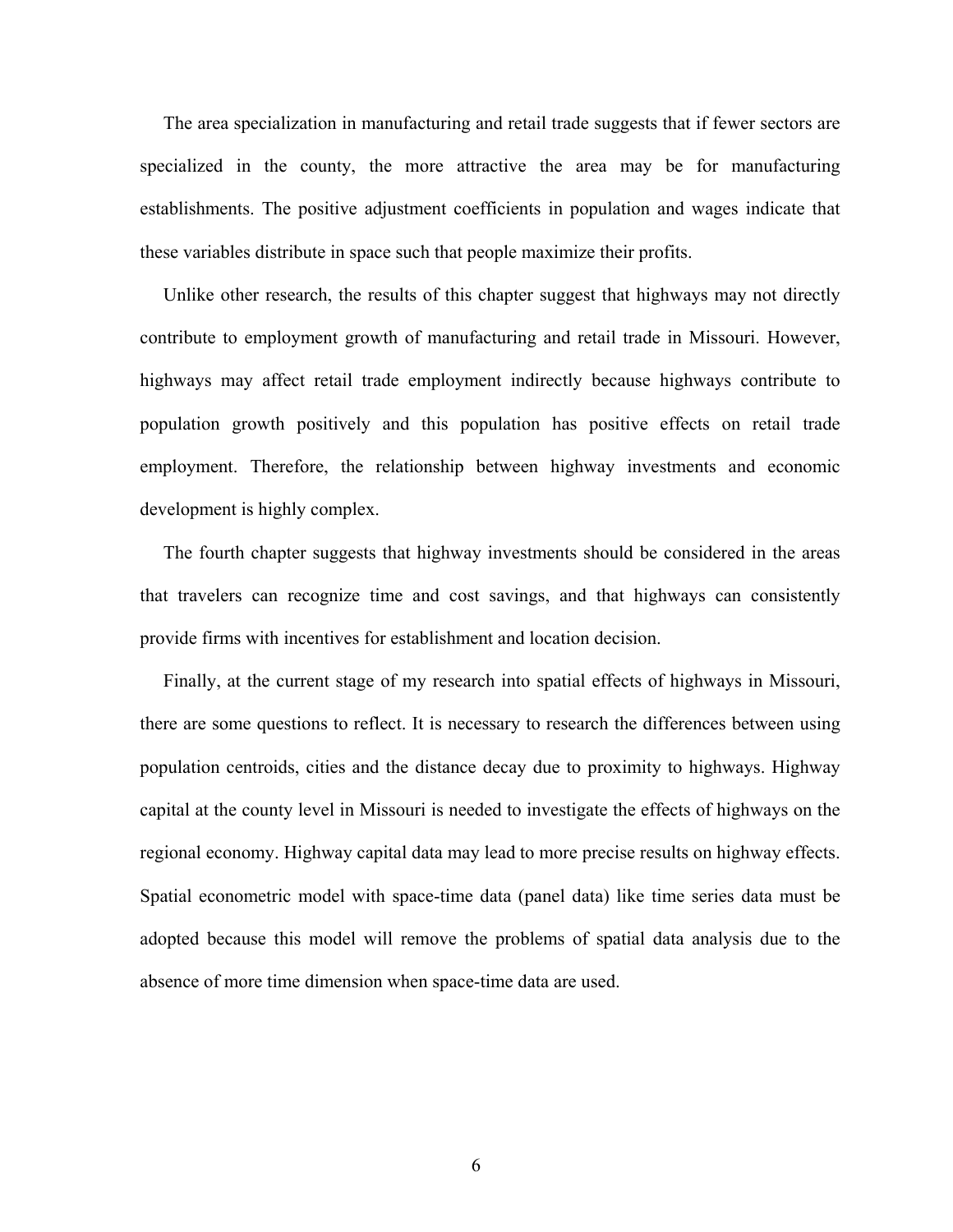The area specialization in manufacturing and retail trade suggests that if fewer sectors are specialized in the county, the more attractive the area may be for manufacturing establishments. The positive adjustment coefficients in population and wages indicate that these variables distribute in space such that people maximize their profits.

Unlike other research, the results of this chapter suggest that highways may not directly contribute to employment growth of manufacturing and retail trade in Missouri. However, highways may affect retail trade employment indirectly because highways contribute to population growth positively and this population has positive effects on retail trade employment. Therefore, the relationship between highway investments and economic development is highly complex.

The fourth chapter suggests that highway investments should be considered in the areas that travelers can recognize time and cost savings, and that highways can consistently provide firms with incentives for establishment and location decision.

Finally, at the current stage of my research into spatial effects of highways in Missouri, there are some questions to reflect. It is necessary to research the differences between using population centroids, cities and the distance decay due to proximity to highways. Highway capital at the county level in Missouri is needed to investigate the effects of highways on the regional economy. Highway capital data may lead to more precise results on highway effects. Spatial econometric model with space-time data (panel data) like time series data must be adopted because this model will remove the problems of spatial data analysis due to the absence of more time dimension when space-time data are used.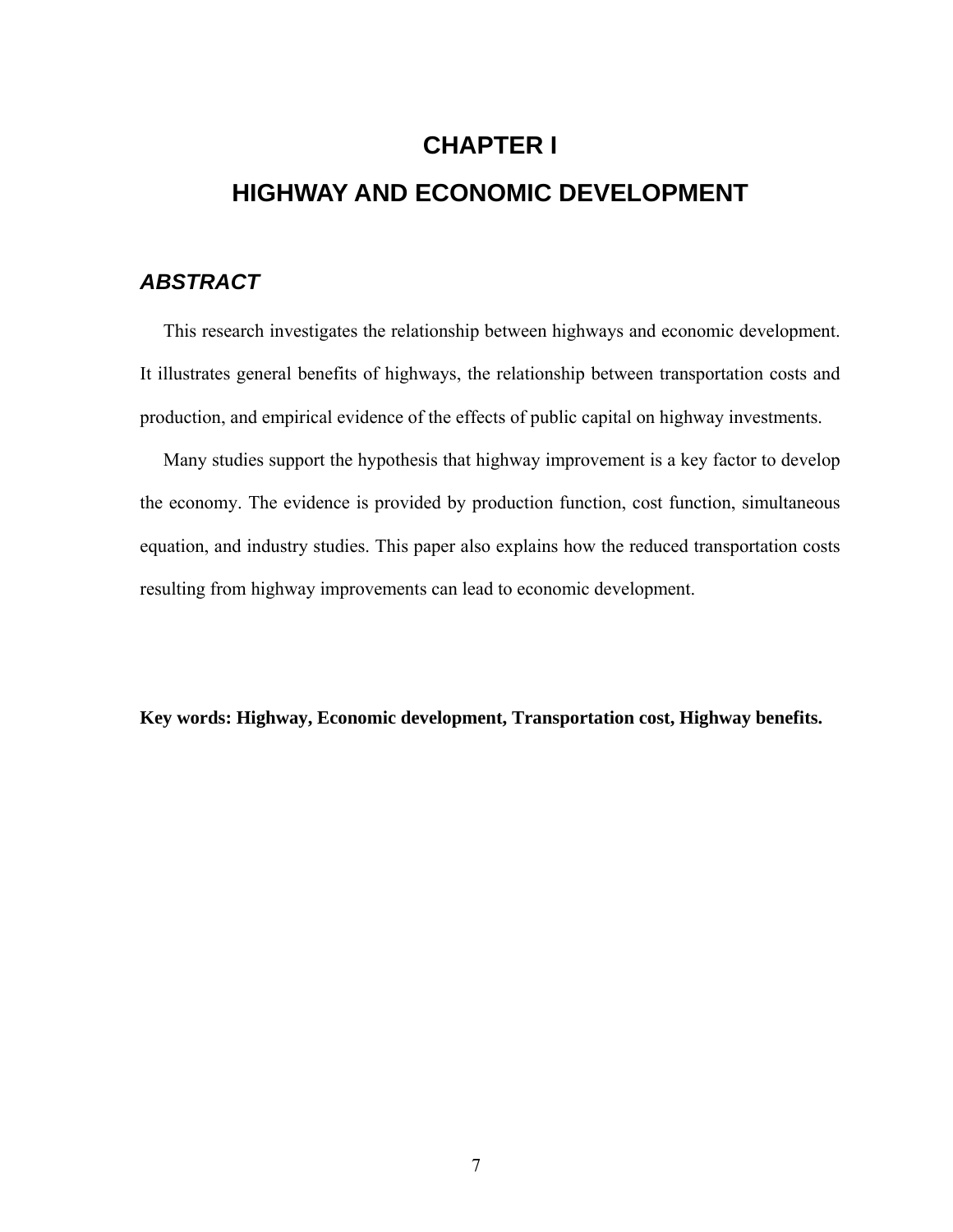# CHAPTER I

# HIGHWAY AND ECONOMIC DEVELOPMENT

## *ABSTRACT*

This research investigates the relationship between highways and economic development. It illustrates general benefits of highways, the relationship between transportation costs and production, and empirical evidence of the effects of public capital on highway investments.

Many studies support the hypothesis that highway improvement is a key factor to develop the economy. The evidence is provided by production function, cost function, simultaneous equation, and industry studies. This paper also explains how the reduced transportation costs resulting from highway improvements can lead to economic development.

**Key words: Highway, Economic development, Transportation cost, Highway benefits.**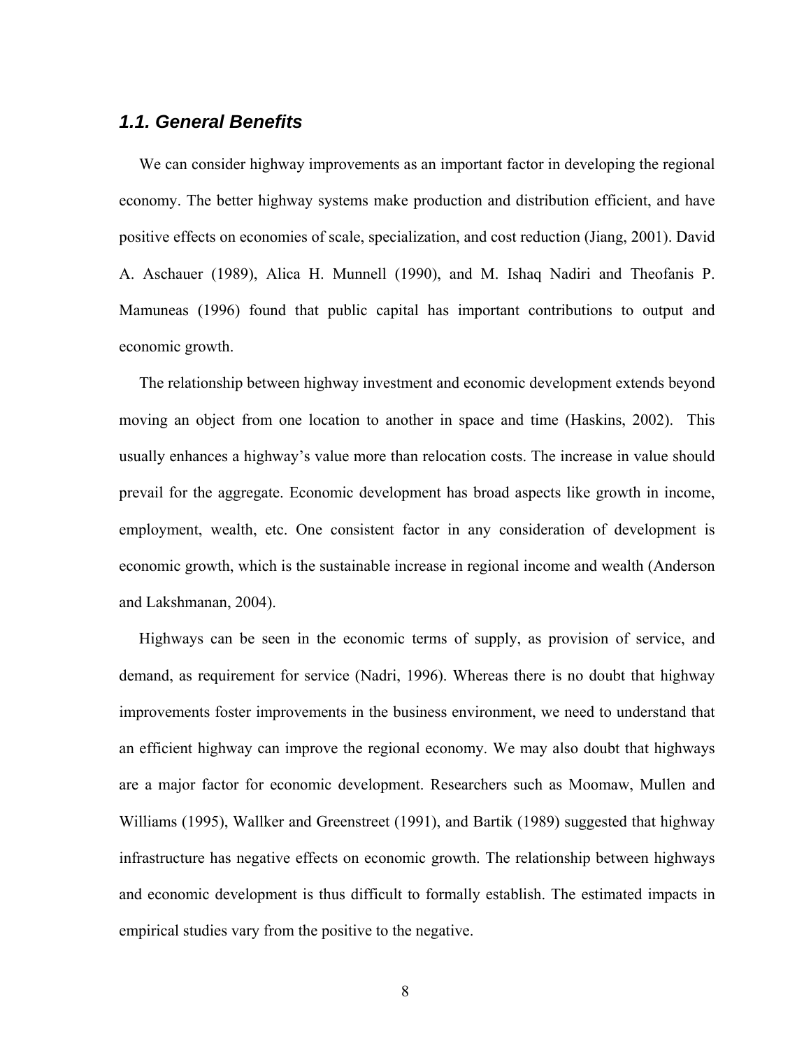### *1.1. General Benefits*

We can consider highway improvements as an important factor in developing the regional economy. The better highway systems make production and distribution efficient, and have positive effects on economies of scale, specialization, and cost reduction (Jiang, 2001). David A. Aschauer (1989), Alica H. Munnell (1990), and M. Ishaq Nadiri and Theofanis P. Mamuneas (1996) found that public capital has important contributions to output and economic growth.

The relationship between highway investment and economic development extends beyond moving an object from one location to another in space and time (Haskins, 2002). This usually enhances a highway's value more than relocation costs. The increase in value should prevail for the aggregate. Economic development has broad aspects like growth in income, employment, wealth, etc. One consistent factor in any consideration of development is economic growth, which is the sustainable increase in regional income and wealth (Anderson and Lakshmanan, 2004).

Highways can be seen in the economic terms of supply, as provision of service, and demand, as requirement for service (Nadri, 1996). Whereas there is no doubt that highway improvements foster improvements in the business environment, we need to understand that an efficient highway can improve the regional economy. We may also doubt that highways are a major factor for economic development. Researchers such as Moomaw, Mullen and Williams (1995), Wallker and Greenstreet (1991), and Bartik (1989) suggested that highway infrastructure has negative effects on economic growth. The relationship between highways and economic development is thus difficult to formally establish. The estimated impacts in empirical studies vary from the positive to the negative.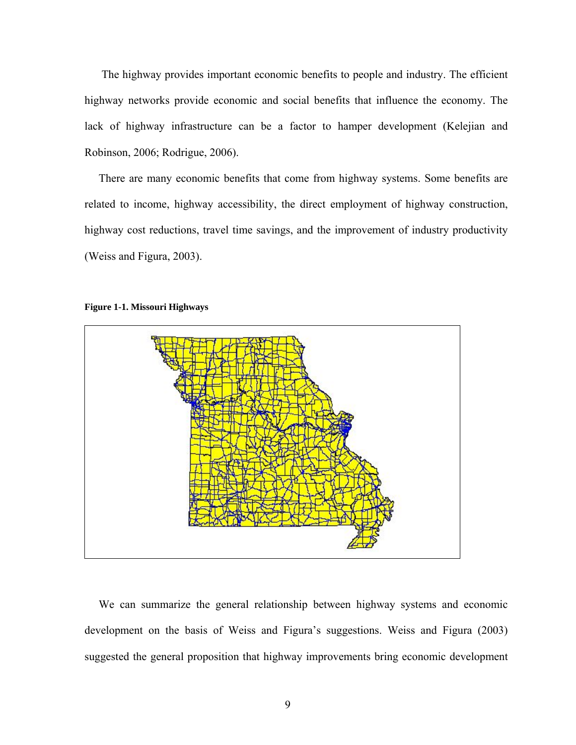The highway provides important economic benefits to people and industry. The efficient highway networks provide economic and social benefits that influence the economy. The lack of highway infrastructure can be a factor to hamper development (Kelejian and Robinson, 2006; Rodrigue, 2006).

There are many economic benefits that come from highway systems. Some benefits are related to income, highway accessibility, the direct employment of highway construction, highway cost reductions, travel time savings, and the improvement of industry productivity (Weiss and Figura, 2003).

**Figure 1-1. Missouri Highways**

We can summarize the general relationship between highway systems and economic development on the basis of Weiss and Figura's suggestions. Weiss and Figura (2003) suggested the general proposition that highway improvements bring economic development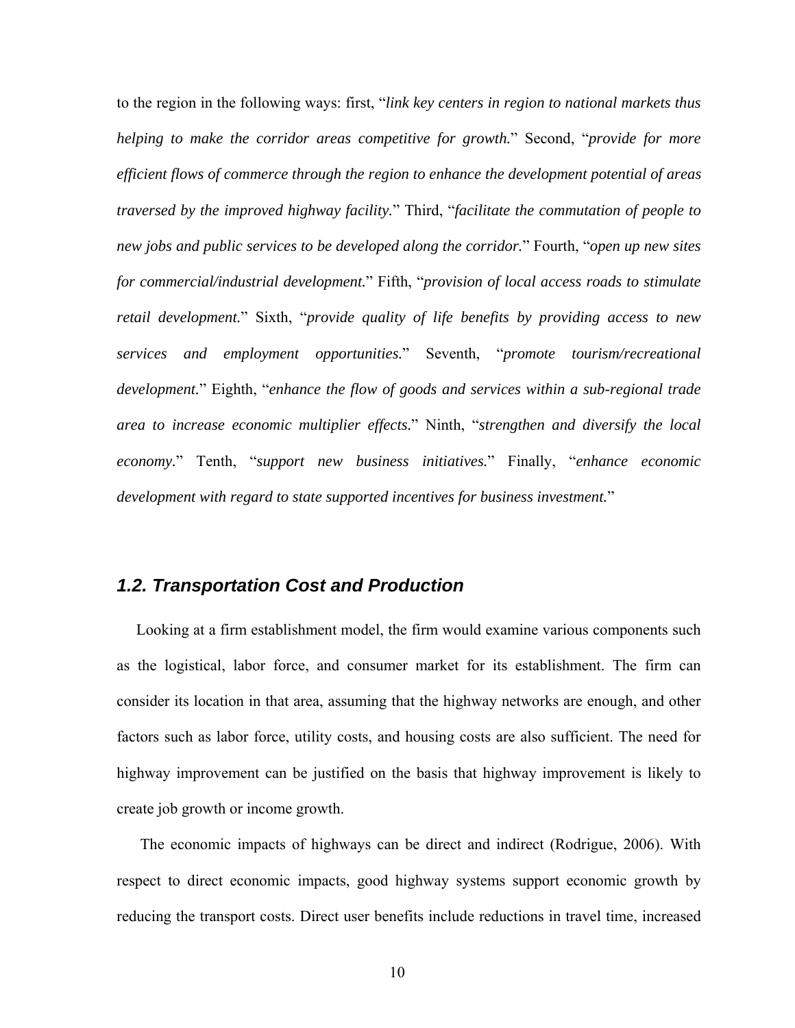to the region in the following ways: first, "*link key centers in region to national markets thus helping to make the corridor areas competitive for growth.*" Second, "*provide for more efficient flows of commerce through the region to enhance the development potential of areas traversed by the improved highway facility.*" Third, "*facilitate the commutation of people to new jobs and public services to be developed along the corridor.*" Fourth, "*open up new sites for commercial/industrial development.*" Fifth, "*provision of local access roads to stimulate retail development.*" Sixth, "*provide quality of life benefits by providing access to new services and employment opportunities.*" Seventh, "*promote tourism/recreational development.*" Eighth, "*enhance the flow of goods and services within a sub-regional trade area to increase economic multiplier effects.*" Ninth, "*strengthen and diversify the local economy.*" Tenth, "*support new business initiatives.*" Finally, "*enhance economic development with regard to state supported incentives for business investment.*"

### *1.2. Transportation Cost and Production*

Looking at a firm establishment model, the firm would examine various components such as the logistical, labor force, and consumer market for its establishment. The firm can consider its location in that area, assuming that the highway networks are enough, and other factors such as labor force, utility costs, and housing costs are also sufficient. The need for highway improvement can be justified on the basis that highway improvement is likely to create job growth or income growth.

The economic impacts of highways can be direct and indirect (Rodrigue, 2006). With respect to direct economic impacts, good highway systems support economic growth by reducing the transport costs. Direct user benefits include reductions in travel time, increased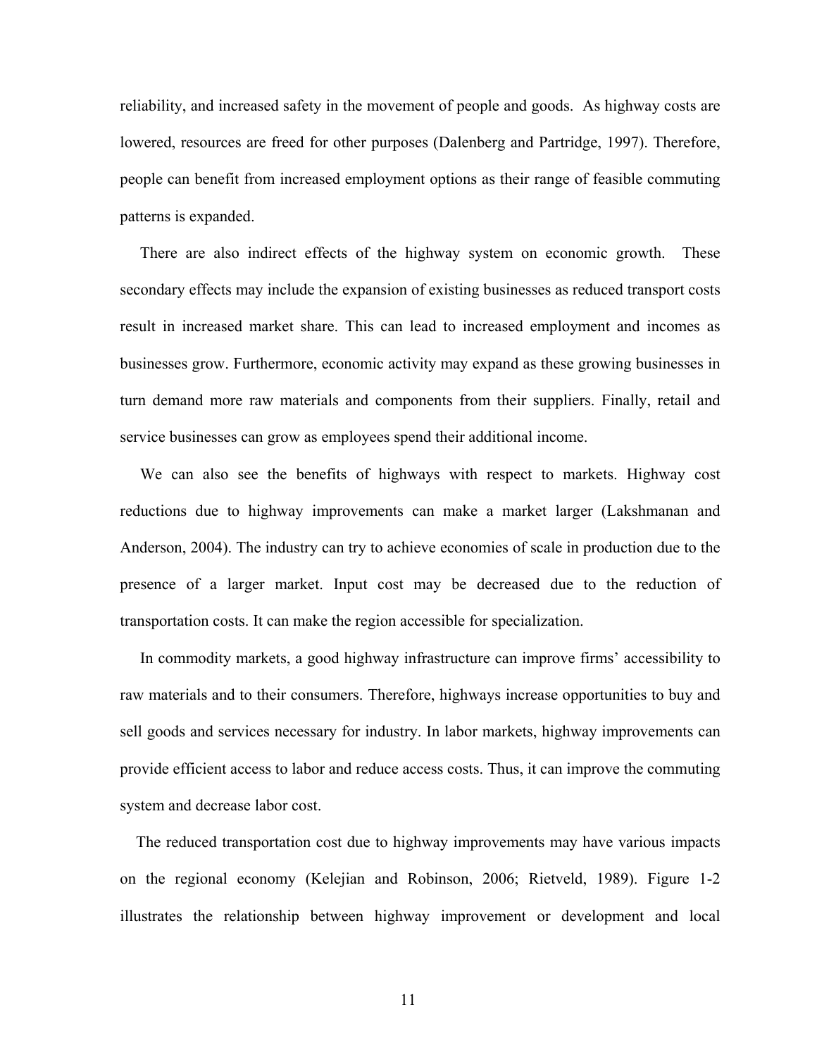reliability, and increased safety in the movement of people and goods. As highway costs are lowered, resources are freed for other purposes (Dalenberg and Partridge, 1997). Therefore, people can benefit from increased employment options as their range of feasible commuting patterns is expanded.

There are also indirect effects of the highway system on economic growth. These secondary effects may include the expansion of existing businesses as reduced transport costs result in increased market share. This can lead to increased employment and incomes as businesses grow. Furthermore, economic activity may expand as these growing businesses in turn demand more raw materials and components from their suppliers. Finally, retail and service businesses can grow as employees spend their additional income.

We can also see the benefits of highways with respect to markets. Highway cost reductions due to highway improvements can make a market larger (Lakshmanan and Anderson, 2004). The industry can try to achieve economies of scale in production due to the presence of a larger market. Input cost may be decreased due to the reduction of transportation costs. It can make the region accessible for specialization.

In commodity markets, a good highway infrastructure can improve firms' accessibility to raw materials and to their consumers. Therefore, highways increase opportunities to buy and sell goods and services necessary for industry. In labor markets, highway improvements can provide efficient access to labor and reduce access costs. Thus, it can improve the commuting system and decrease labor cost.

The reduced transportation cost due to highway improvements may have various impacts on the regional economy (Kelejian and Robinson, 2006; Rietveld, 1989). Figure 1-2 illustrates the relationship between highway improvement or development and local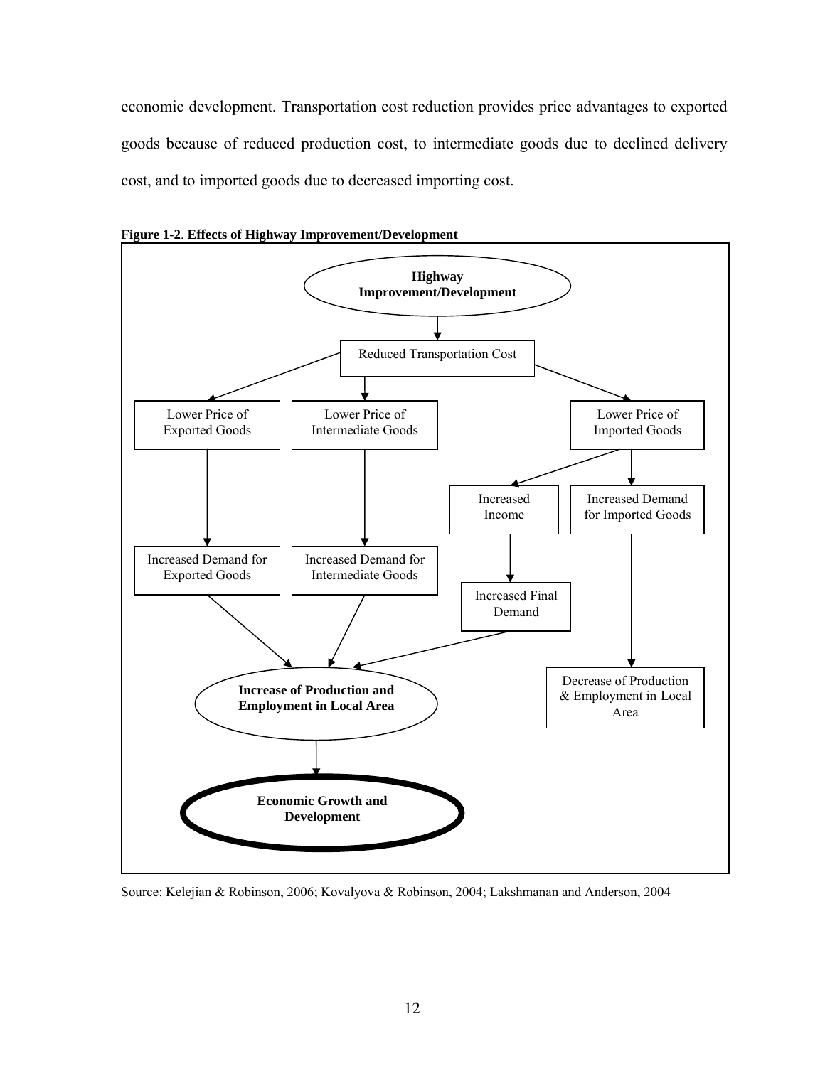economic development. Transportation cost reduction provides price advantages to exported goods because of reduced production cost, to intermediate goods due to declined delivery cost, and to imported goods due to decreased importing cost.

**Figure 1-2**. **Effects of Highway Improvement/Development**

**Highway Improvement/Development**

Reduced Transportation Cost

Lower Price of Exported Goods

Lower Price of Intermediate Goods

Lower Price of Imported Goods

Increased Income

Increased Demand for Imported Goods

Increased Demand for Exported Goods

Increased Demand for Intermediate Goods

Increased Final Demand

Decrease of Production & Employment in Local Area

**Increase of Production and Employment in Local Area**

**Economic Growth and Development**

Source: Kelejian & Robinson, 2006; Kovalyova & Robinson, 2004; Lakshmanan and Anderson, 2004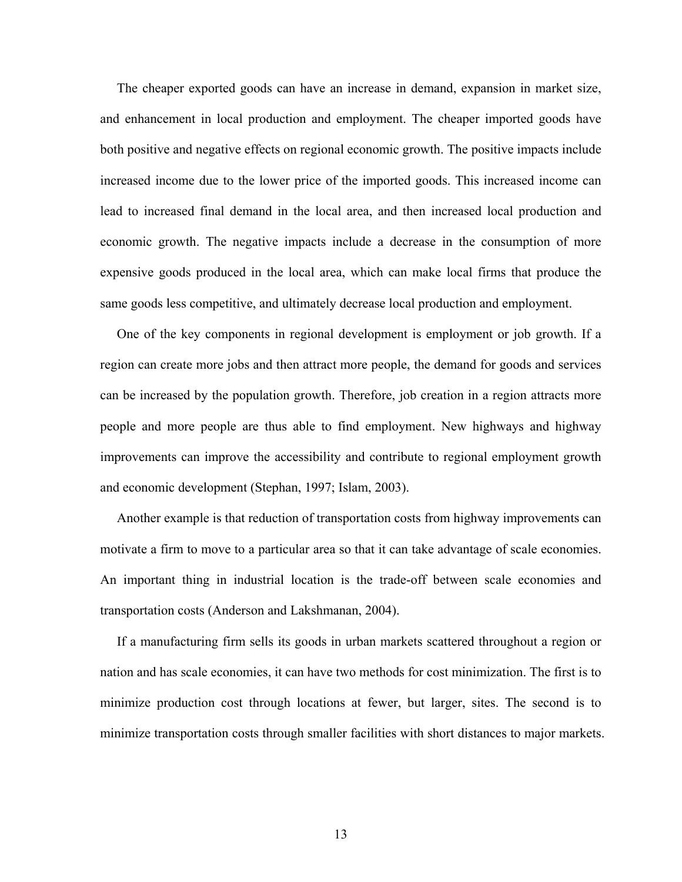The cheaper exported goods can have an increase in demand, expansion in market size, and enhancement in local production and employment. The cheaper imported goods have both positive and negative effects on regional economic growth. The positive impacts include increased income due to the lower price of the imported goods. This increased income can lead to increased final demand in the local area, and then increased local production and economic growth. The negative impacts include a decrease in the consumption of more expensive goods produced in the local area, which can make local firms that produce the same goods less competitive, and ultimately decrease local production and employment.

One of the key components in regional development is employment or job growth. If a region can create more jobs and then attract more people, the demand for goods and services can be increased by the population growth. Therefore, job creation in a region attracts more people and more people are thus able to find employment. New highways and highway improvements can improve the accessibility and contribute to regional employment growth and economic development (Stephan, 1997; Islam, 2003).

Another example is that reduction of transportation costs from highway improvements can motivate a firm to move to a particular area so that it can take advantage of scale economies. An important thing in industrial location is the trade-off between scale economies and transportation costs (Anderson and Lakshmanan, 2004).

If a manufacturing firm sells its goods in urban markets scattered throughout a region or nation and has scale economies, it can have two methods for cost minimization. The first is to minimize production cost through locations at fewer, but larger, sites. The second is to minimize transportation costs through smaller facilities with short distances to major markets.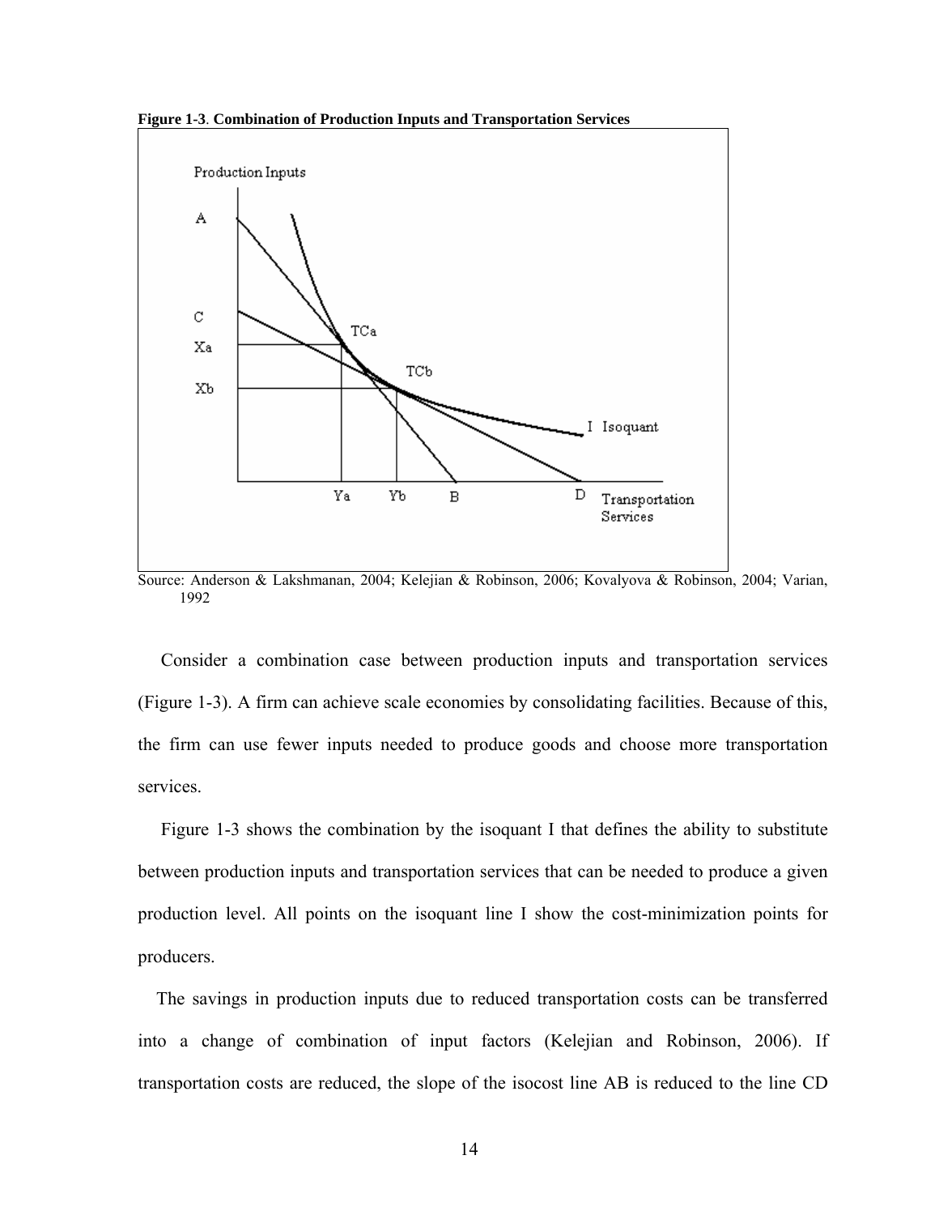**Figure 1-3**. **Combination of Production Inputs and Transportation Services**

Source: Anderson & Lakshmanan, 2004; Kelejian & Robinson, 2006; Kovalyova & Robinson, 2004; Varian, 1992

Consider a combination case between production inputs and transportation services (Figure 1-3). A firm can achieve scale economies by consolidating facilities. Because of this, the firm can use fewer inputs needed to produce goods and choose more transportation services.

Figure 1-3 shows the combination by the isoquant I that defines the ability to substitute between production inputs and transportation services that can be needed to produce a given production level. All points on the isoquant line I show the cost-minimization points for producers.

The savings in production inputs due to reduced transportation costs can be transferred into a change of combination of input factors (Kelejian and Robinson, 2006). If transportation costs are reduced, the slope of the isocost line AB is reduced to the line CD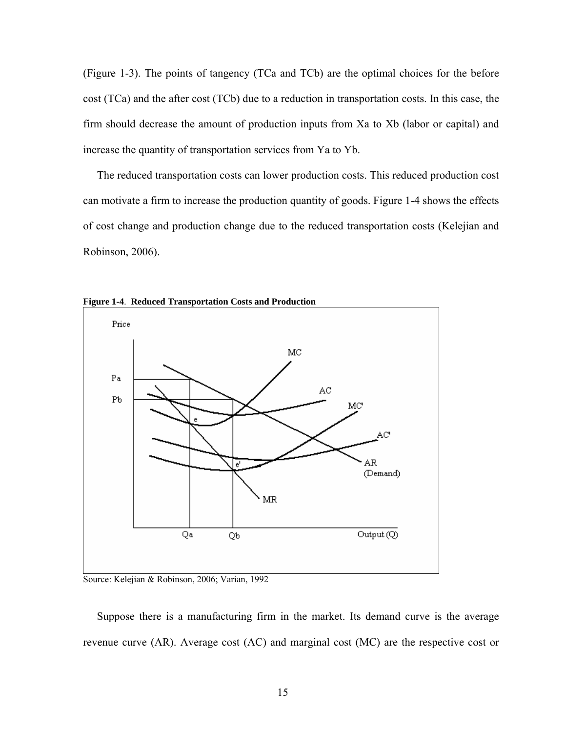(Figure 1-3). The points of tangency (TCa and TCb) are the optimal choices for the before cost (TCa) and the after cost (TCb) due to a reduction in transportation costs. In this case, the firm should decrease the amount of production inputs from Xa to Xb (labor or capital) and increase the quantity of transportation services from Ya to Yb.

The reduced transportation costs can lower production costs. This reduced production cost can motivate a firm to increase the production quantity of goods. Figure 1-4 shows the effects of cost change and production change due to the reduced transportation costs (Kelejian and Robinson, 2006).

**Figure 1-4**. **Reduced Transportation Costs and Production**

Source: Kelejian & Robinson, 2006; Varian, 1992

Suppose there is a manufacturing firm in the market. Its demand curve is the average revenue curve (AR). Average cost (AC) and marginal cost (MC) are the respective cost or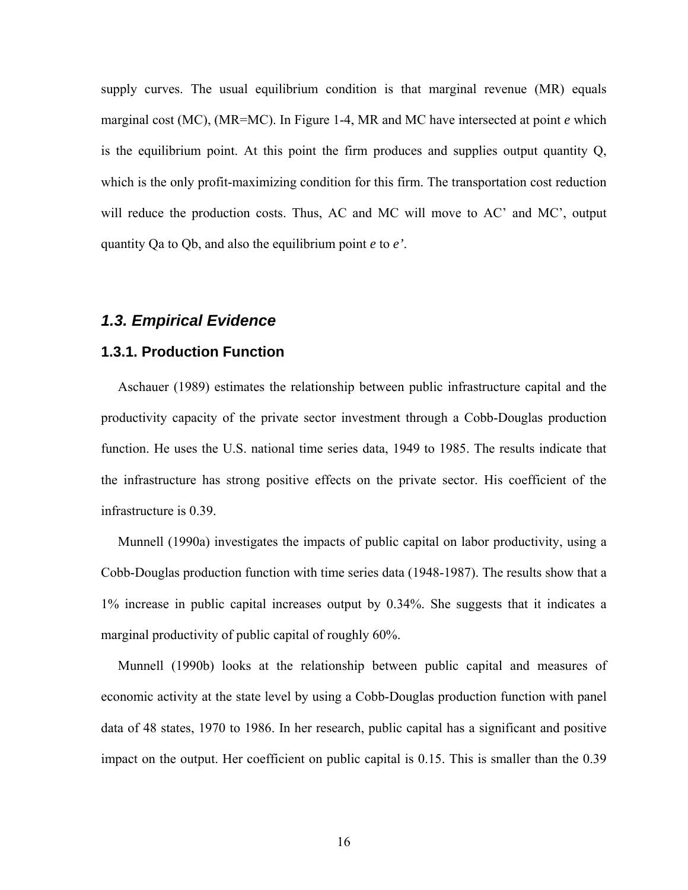supply curves. The usual equilibrium condition is that marginal revenue (MR) equals marginal cost (MC), (MR=MC). In Figure 1-4, MR and MC have intersected at point *e* which is the equilibrium point. At this point the firm produces and supplies output quantity Q, which is the only profit-maximizing condition for this firm. The transportation cost reduction will reduce the production costs. Thus, AC and MC will move to AC' and MC', output quantity Qa to Qb, and also the equilibrium point *e* to *e'*.

## *1.3. Empirical Evidence*

### 1.3.1. Production Function

Aschauer (1989) estimates the relationship between public infrastructure capital and the productivity capacity of the private sector investment through a Cobb-Douglas production function. He uses the U.S. national time series data, 1949 to 1985. The results indicate that the infrastructure has strong positive effects on the private sector. His coefficient of the infrastructure is 0.39.

Munnell (1990a) investigates the impacts of public capital on labor productivity, using a Cobb-Douglas production function with time series data (1948-1987). The results show that a 1% increase in public capital increases output by 0.34%. She suggests that it indicates a marginal productivity of public capital of roughly 60%.

Munnell (1990b) looks at the relationship between public capital and measures of economic activity at the state level by using a Cobb-Douglas production function with panel data of 48 states, 1970 to 1986. In her research, public capital has a significant and positive impact on the output. Her coefficient on public capital is 0.15. This is smaller than the 0.39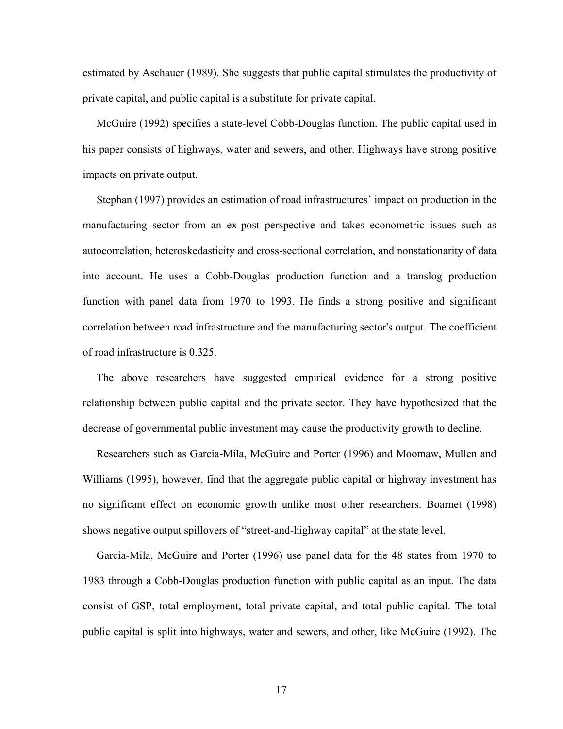estimated by Aschauer (1989). She suggests that public capital stimulates the productivity of private capital, and public capital is a substitute for private capital.

McGuire (1992) specifies a state-level Cobb-Douglas function. The public capital used in his paper consists of highways, water and sewers, and other. Highways have strong positive impacts on private output.

Stephan (1997) provides an estimation of road infrastructures' impact on production in the manufacturing sector from an ex-post perspective and takes econometric issues such as autocorrelation, heteroskedasticity and cross-sectional correlation, and nonstationarity of data into account. He uses a Cobb-Douglas production function and a translog production function with panel data from 1970 to 1993. He finds a strong positive and significant correlation between road infrastructure and the manufacturing sector's output. The coefficient of road infrastructure is 0.325.

The above researchers have suggested empirical evidence for a strong positive relationship between public capital and the private sector. They have hypothesized that the decrease of governmental public investment may cause the productivity growth to decline.

Researchers such as Garcia-Mila, McGuire and Porter (1996) and Moomaw, Mullen and Williams (1995), however, find that the aggregate public capital or highway investment has no significant effect on economic growth unlike most other researchers. Boarnet (1998) shows negative output spillovers of "street-and-highway capital" at the state level.

Garcia-Mila, McGuire and Porter (1996) use panel data for the 48 states from 1970 to 1983 through a Cobb-Douglas production function with public capital as an input. The data consist of GSP, total employment, total private capital, and total public capital. The total public capital is split into highways, water and sewers, and other, like McGuire (1992). The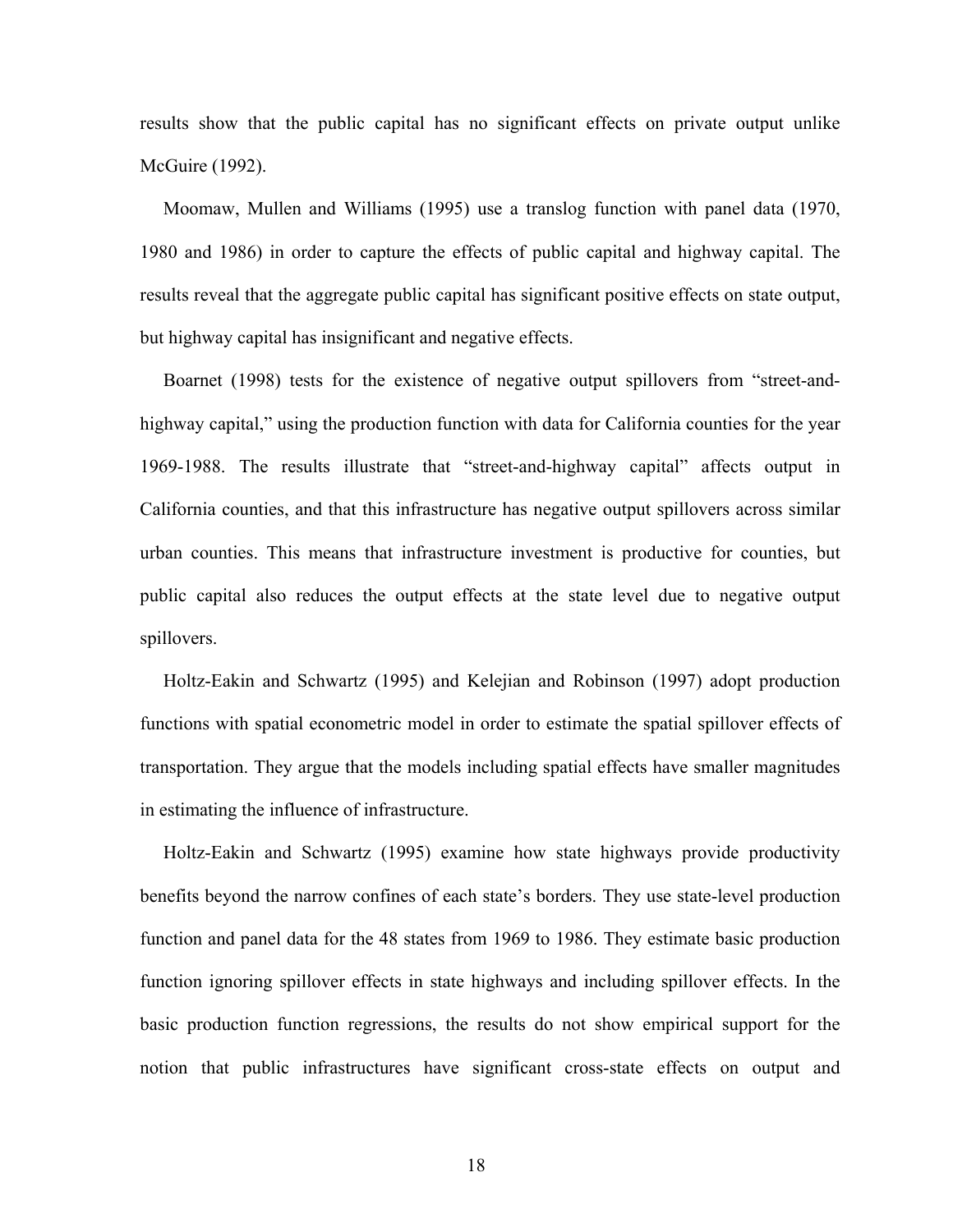results show that the public capital has no significant effects on private output unlike McGuire (1992).

Moomaw, Mullen and Williams (1995) use a translog function with panel data (1970, 1980 and 1986) in order to capture the effects of public capital and highway capital. The results reveal that the aggregate public capital has significant positive effects on state output, but highway capital has insignificant and negative effects.

Boarnet (1998) tests for the existence of negative output spillovers from "street-and-highway capital," using the production function with data for California counties for the year 1969-1988. The results illustrate that "street-and-highway capital" affects output in California counties, and that this infrastructure has negative output spillovers across similar urban counties. This means that infrastructure investment is productive for counties, but public capital also reduces the output effects at the state level due to negative output spillovers.

Holtz-Eakin and Schwartz (1995) and Kelejian and Robinson (1997) adopt production functions with spatial econometric model in order to estimate the spatial spillover effects of transportation. They argue that the models including spatial effects have smaller magnitudes in estimating the influence of infrastructure.

Holtz-Eakin and Schwartz (1995) examine how state highways provide productivity benefits beyond the narrow confines of each state's borders. They use state-level production function and panel data for the 48 states from 1969 to 1986. They estimate basic production function ignoring spillover effects in state highways and including spillover effects. In the basic production function regressions, the results do not show empirical support for the notion that public infrastructures have significant cross-state effects on output and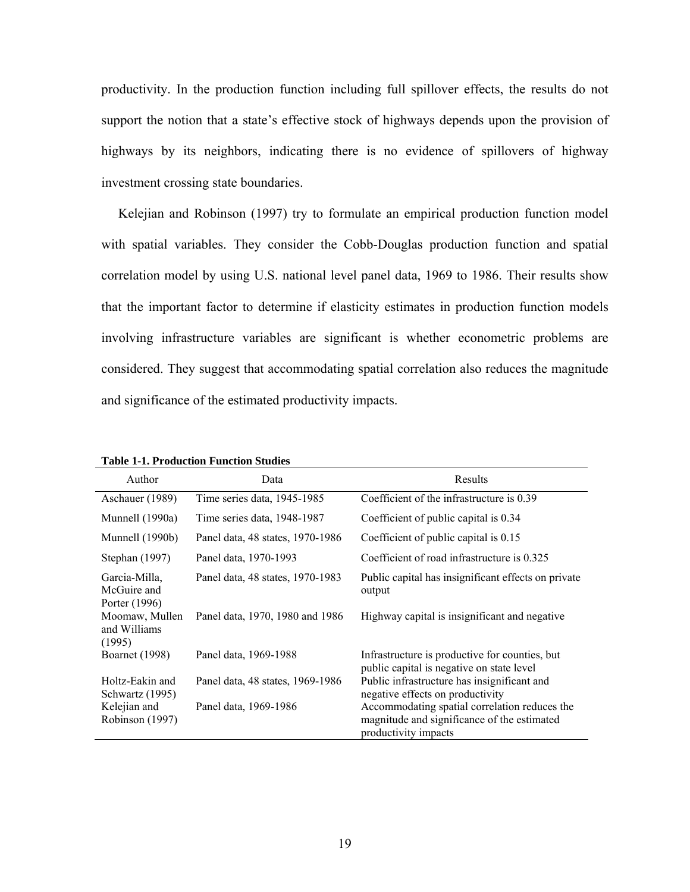productivity. In the production function including full spillover effects, the results do not support the notion that a state's effective stock of highways depends upon the provision of highways by its neighbors, indicating there is no evidence of spillovers of highway investment crossing state boundaries.

Kelejian and Robinson (1997) try to formulate an empirical production function model with spatial variables. They consider the Cobb-Douglas production function and spatial correlation model by using U.S. national level panel data, 1969 to 1986. Their results show that the important factor to determine if elasticity estimates in production function models involving infrastructure variables are significant is whether econometric problems are considered. They suggest that accommodating spatial correlation also reduces the magnitude and significance of the estimated productivity impacts.

**Table 1-1. Production Function Studies**

| Author | Data | Results |
|---|---|---|
| Aschauer (1989) | Time series data, 1945-1985 | Coefficient of the infrastructure is 0.39 |
| Munnell (1990a) | Time series data, 1948-1987 | Coefficient of public capital is 0.34 |
| Munnell (1990b) | Panel data, 48 states, 1970-1986 | Coefficient of public capital is 0.15 |
| Stephan (1997) | Panel data, 1970-1993 | Coefficient of road infrastructure is 0.325 |
| Garcia-Milla, McGuire and Porter (1996) | Panel data, 48 states, 1970-1983 | Public capital has insignificant effects on private output |
| Moomaw, Mullen and Williams (1995) | Panel data, 1970, 1980 and 1986 | Highway capital is insignificant and negative |
| Boarnet (1998) | Panel data, 1969-1988 | Infrastructure is productive for counties, but public capital is negative on state level |
| Holtz-Eakin and Schwartz (1995) | Panel data, 48 states, 1969-1986 | Public infrastructure has insignificant and negative effects on productivity |
| Kelejian and Robinson (1997) | Panel data, 1969-1986 | Accommodating spatial correlation reduces the magnitude and significance of the estimated productivity impacts |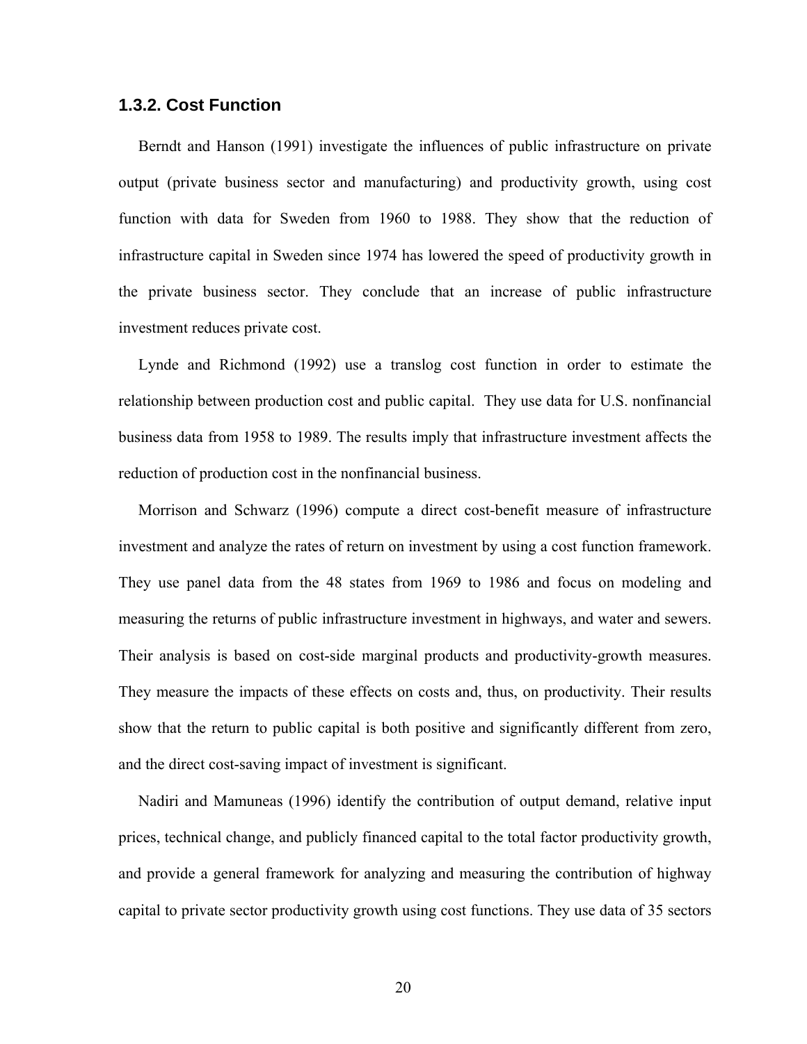### 1.3.2. Cost Function

Berndt and Hanson (1991) investigate the influences of public infrastructure on private output (private business sector and manufacturing) and productivity growth, using cost function with data for Sweden from 1960 to 1988. They show that the reduction of infrastructure capital in Sweden since 1974 has lowered the speed of productivity growth in the private business sector. They conclude that an increase of public infrastructure investment reduces private cost.

Lynde and Richmond (1992) use a translog cost function in order to estimate the relationship between production cost and public capital. They use data for U.S. nonfinancial business data from 1958 to 1989. The results imply that infrastructure investment affects the reduction of production cost in the nonfinancial business.

Morrison and Schwarz (1996) compute a direct cost-benefit measure of infrastructure investment and analyze the rates of return on investment by using a cost function framework. They use panel data from the 48 states from 1969 to 1986 and focus on modeling and measuring the returns of public infrastructure investment in highways, and water and sewers. Their analysis is based on cost-side marginal products and productivity-growth measures. They measure the impacts of these effects on costs and, thus, on productivity. Their results show that the return to public capital is both positive and significantly different from zero, and the direct cost-saving impact of investment is significant.

Nadiri and Mamuneas (1996) identify the contribution of output demand, relative input prices, technical change, and publicly financed capital to the total factor productivity growth, and provide a general framework for analyzing and measuring the contribution of highway capital to private sector productivity growth using cost functions. They use data of 35 sectors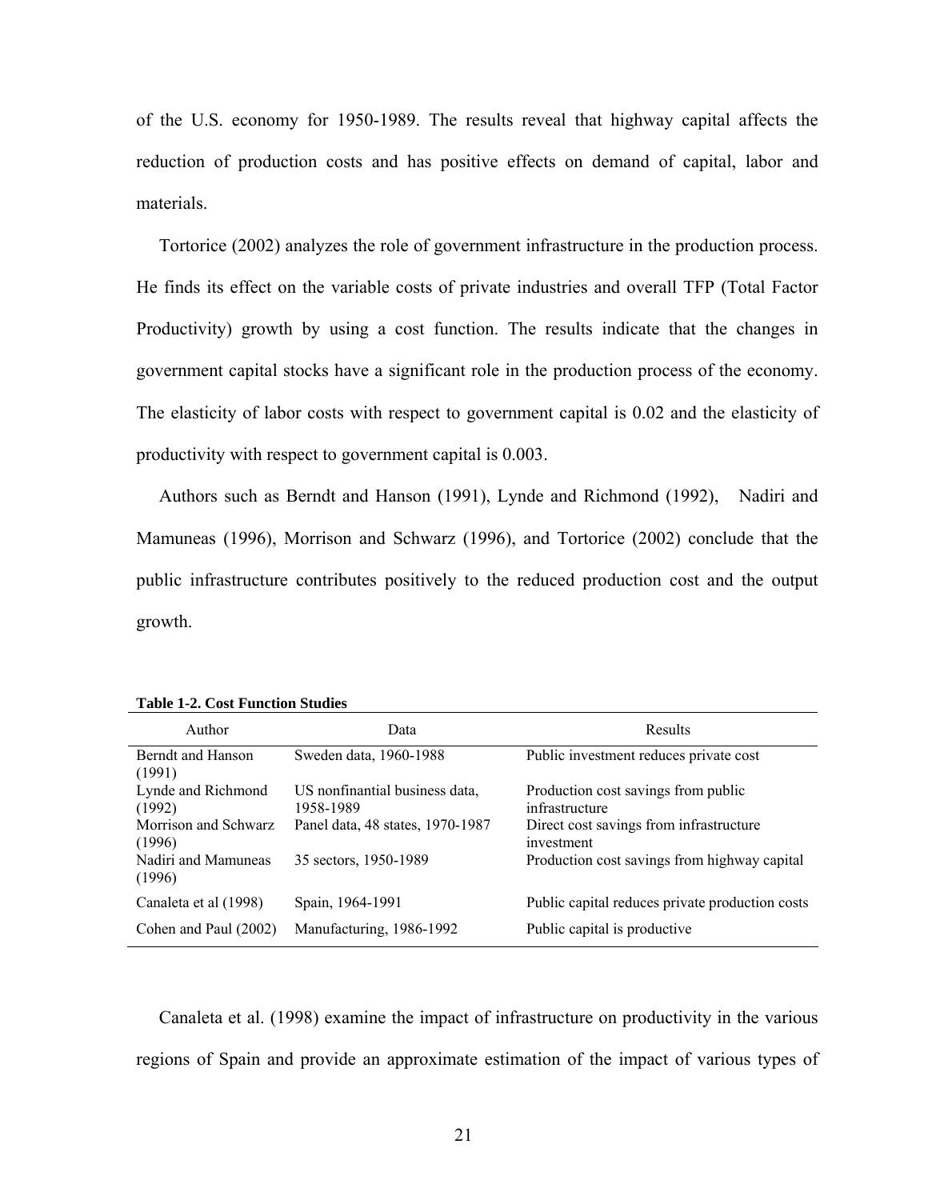of the U.S. economy for 1950-1989. The results reveal that highway capital affects the reduction of production costs and has positive effects on demand of capital, labor and materials.

Tortorice (2002) analyzes the role of government infrastructure in the production process. He finds its effect on the variable costs of private industries and overall TFP (Total Factor Productivity) growth by using a cost function. The results indicate that the changes in government capital stocks have a significant role in the production process of the economy. The elasticity of labor costs with respect to government capital is 0.02 and the elasticity of productivity with respect to government capital is 0.003.

Authors such as Berndt and Hanson (1991), Lynde and Richmond (1992), Nadiri and Mamuneas (1996), Morrison and Schwarz (1996), and Tortorice (2002) conclude that the public infrastructure contributes positively to the reduced production cost and the output growth.

**Table 1-2. Cost Function Studies**

| Author | Data | Results |
|---|---|---|
| Berndt and Hanson (1991) | Sweden data, 1960-1988 | Public investment reduces private cost |
| Lynde and Richmond (1992) | US nonfinantial business data, 1958-1989 | Production cost savings from public infrastructure |
| Morrison and Schwarz (1996) | Panel data, 48 states, 1970-1987 | Direct cost savings from infrastructure investment |
| Nadiri and Mamuneas (1996) | 35 sectors, 1950-1989 | Production cost savings from highway capital |
| Canaleta et al (1998) | Spain, 1964-1991 | Public capital reduces private production costs |
| Cohen and Paul (2002) | Manufacturing, 1986-1992 | Public capital is productive |

Canaleta et al. (1998) examine the impact of infrastructure on productivity in the various regions of Spain and provide an approximate estimation of the impact of various types of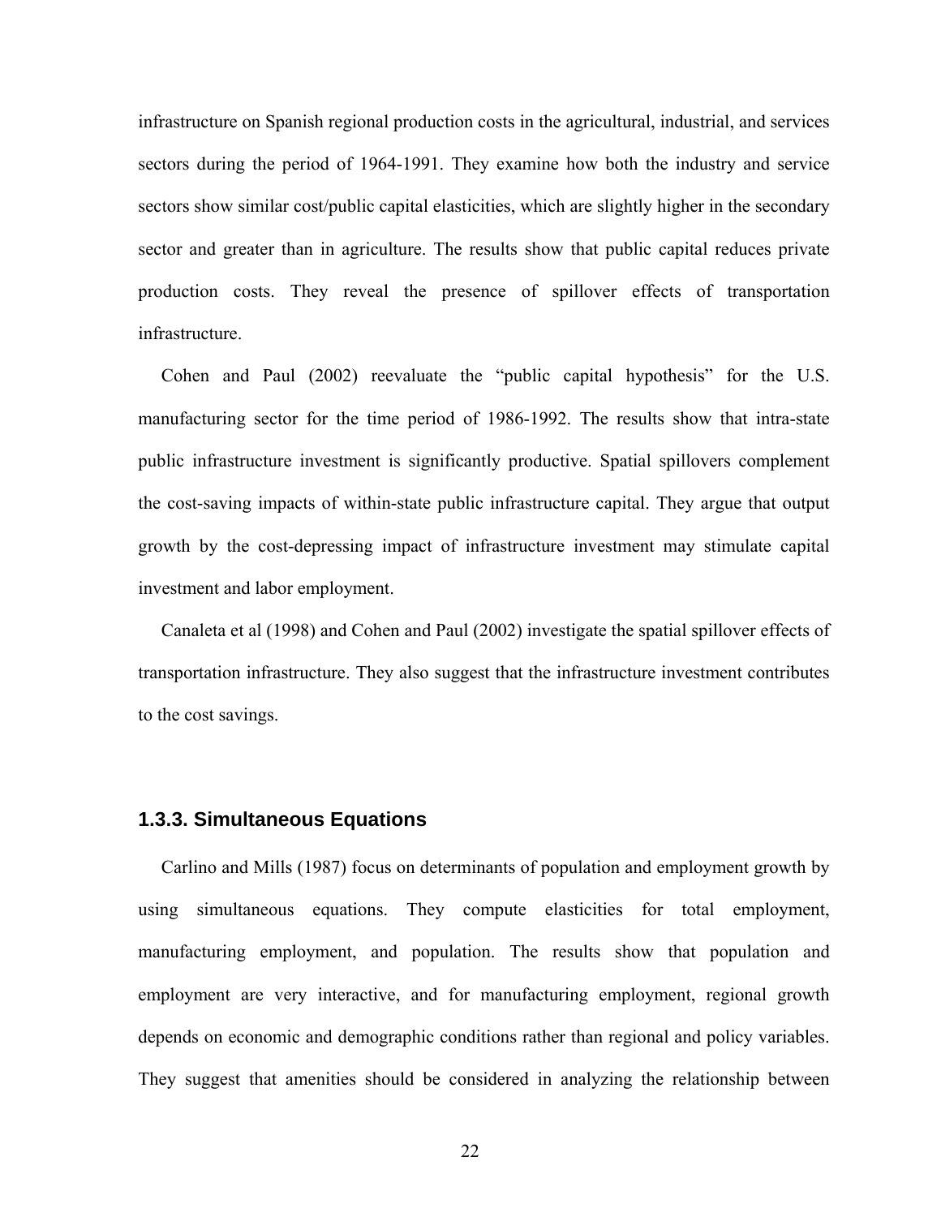infrastructure on Spanish regional production costs in the agricultural, industrial, and services sectors during the period of 1964-1991. They examine how both the industry and service sectors show similar cost/public capital elasticities, which are slightly higher in the secondary sector and greater than in agriculture. The results show that public capital reduces private production costs. They reveal the presence of spillover effects of transportation infrastructure.

Cohen and Paul (2002) reevaluate the "public capital hypothesis" for the U.S. manufacturing sector for the time period of 1986-1992. The results show that intra-state public infrastructure investment is significantly productive. Spatial spillovers complement the cost-saving impacts of within-state public infrastructure capital. They argue that output growth by the cost-depressing impact of infrastructure investment may stimulate capital investment and labor employment.

Canaleta et al (1998) and Cohen and Paul (2002) investigate the spatial spillover effects of transportation infrastructure. They also suggest that the infrastructure investment contributes to the cost savings.

### 1.3.3. Simultaneous Equations

Carlino and Mills (1987) focus on determinants of population and employment growth by using simultaneous equations. They compute elasticities for total employment, manufacturing employment, and population. The results show that population and employment are very interactive, and for manufacturing employment, regional growth depends on economic and demographic conditions rather than regional and policy variables. They suggest that amenities should be considered in analyzing the relationship between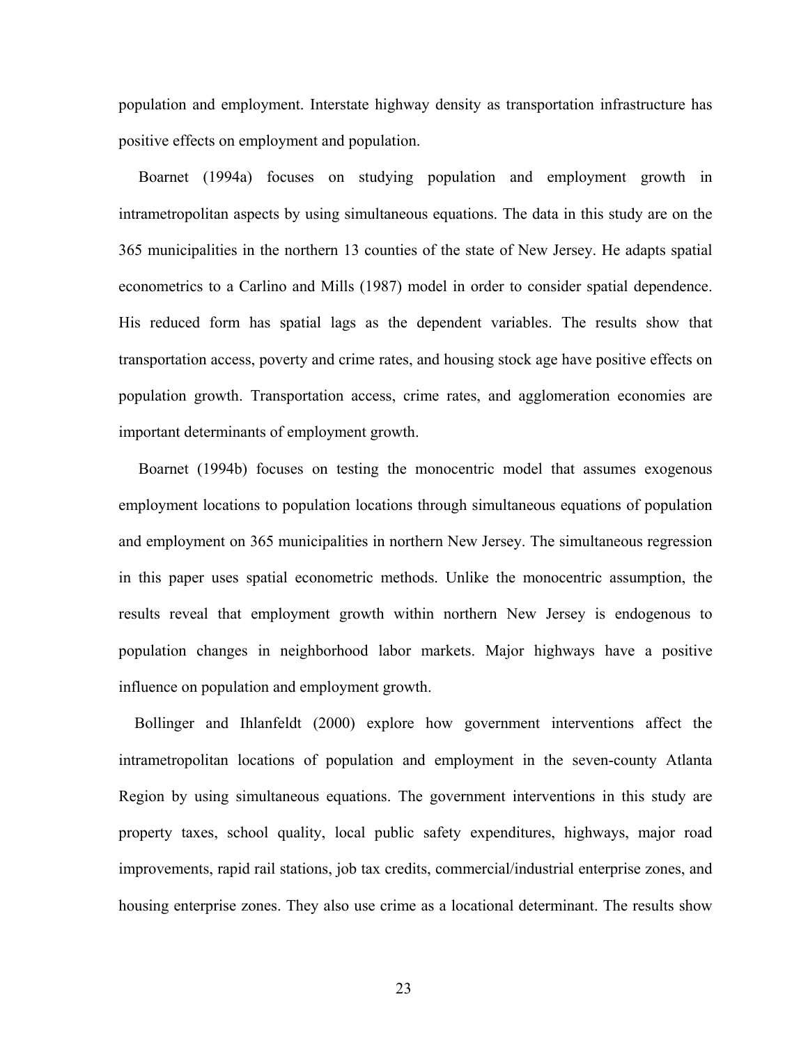population and employment. Interstate highway density as transportation infrastructure has positive effects on employment and population.

Boarnet (1994a) focuses on studying population and employment growth in intrametropolitan aspects by using simultaneous equations. The data in this study are on the 365 municipalities in the northern 13 counties of the state of New Jersey. He adapts spatial econometrics to a Carlino and Mills (1987) model in order to consider spatial dependence. His reduced form has spatial lags as the dependent variables. The results show that transportation access, poverty and crime rates, and housing stock age have positive effects on population growth. Transportation access, crime rates, and agglomeration economies are important determinants of employment growth.

Boarnet (1994b) focuses on testing the monocentric model that assumes exogenous employment locations to population locations through simultaneous equations of population and employment on 365 municipalities in northern New Jersey. The simultaneous regression in this paper uses spatial econometric methods. Unlike the monocentric assumption, the results reveal that employment growth within northern New Jersey is endogenous to population changes in neighborhood labor markets. Major highways have a positive influence on population and employment growth.

Bollinger and Ihlanfeldt (2000) explore how government interventions affect the intrametropolitan locations of population and employment in the seven-county Atlanta Region by using simultaneous equations. The government interventions in this study are property taxes, school quality, local public safety expenditures, highways, major road improvements, rapid rail stations, job tax credits, commercial/industrial enterprise zones, and housing enterprise zones. They also use crime as a locational determinant. The results show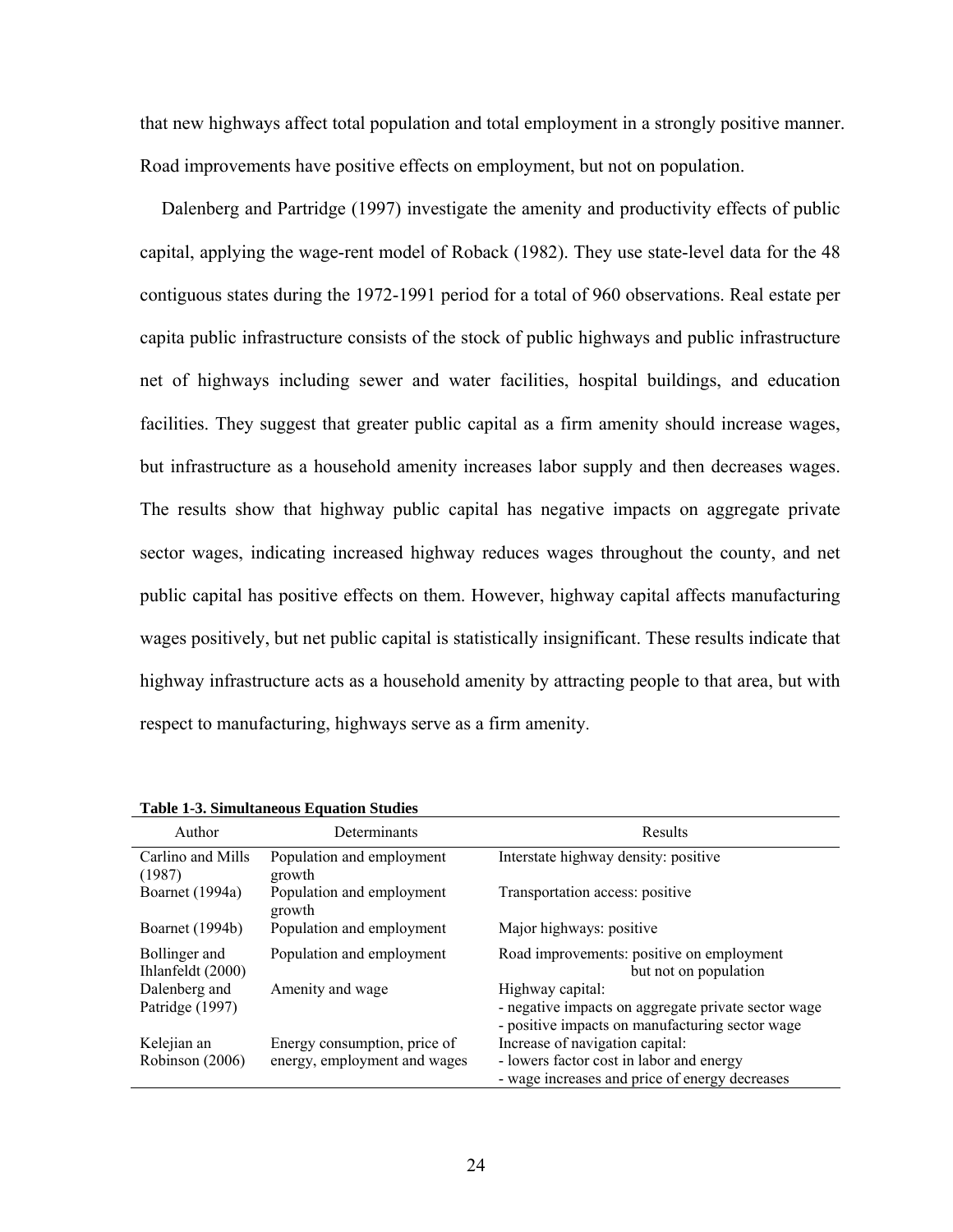that new highways affect total population and total employment in a strongly positive manner. Road improvements have positive effects on employment, but not on population.

Dalenberg and Partridge (1997) investigate the amenity and productivity effects of public capital, applying the wage-rent model of Roback (1982). They use state-level data for the 48 contiguous states during the 1972-1991 period for a total of 960 observations. Real estate per capita public infrastructure consists of the stock of public highways and public infrastructure net of highways including sewer and water facilities, hospital buildings, and education facilities. They suggest that greater public capital as a firm amenity should increase wages, but infrastructure as a household amenity increases labor supply and then decreases wages. The results show that highway public capital has negative impacts on aggregate private sector wages, indicating increased highway reduces wages throughout the county, and net public capital has positive effects on them. However, highway capital affects manufacturing wages positively, but net public capital is statistically insignificant. These results indicate that highway infrastructure acts as a household amenity by attracting people to that area, but with respect to manufacturing, highways serve as a firm amenity.

**Table 1-3. Simultaneous Equation Studies**

| Author | Determinants | Results |
|---|---|---|
| Carlino and Mills (1987) | Population and employment growth | Interstate highway density: positive |
| Boarnet (1994a) | Population and employment growth | Transportation access: positive |
| Boarnet (1994b) | Population and employment | Major highways: positive |
| Bollinger and Ihlanfeldt (2000) | Population and employment | Road improvements: positive on employment but not on population |
| Dalenberg and Patridge (1997) | Amenity and wage | Highway capital:<br>- negative impacts on aggregate private sector wage<br>- positive impacts on manufacturing sector wage |
| Kelejian an Robinson (2006) | Energy consumption, price of energy, employment and wages | Increase of navigation capital:<br>- lowers factor cost in labor and energy<br>- wage increases and price of energy decreases |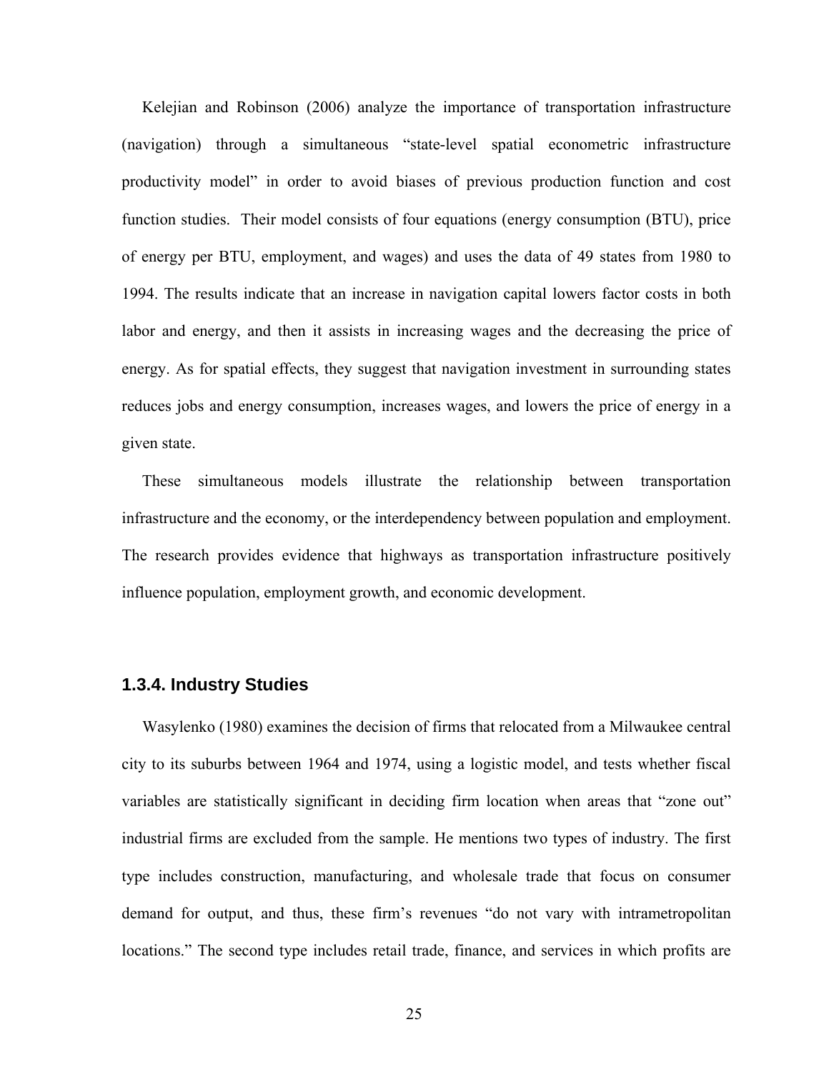Kelejian and Robinson (2006) analyze the importance of transportation infrastructure (navigation) through a simultaneous "state-level spatial econometric infrastructure productivity model" in order to avoid biases of previous production function and cost function studies. Their model consists of four equations (energy consumption (BTU), price of energy per BTU, employment, and wages) and uses the data of 49 states from 1980 to 1994. The results indicate that an increase in navigation capital lowers factor costs in both labor and energy, and then it assists in increasing wages and the decreasing the price of energy. As for spatial effects, they suggest that navigation investment in surrounding states reduces jobs and energy consumption, increases wages, and lowers the price of energy in a given state.

These simultaneous models illustrate the relationship between transportation infrastructure and the economy, or the interdependency between population and employment. The research provides evidence that highways as transportation infrastructure positively influence population, employment growth, and economic development.

### 1.3.4. Industry Studies

Wasylenko (1980) examines the decision of firms that relocated from a Milwaukee central city to its suburbs between 1964 and 1974, using a logistic model, and tests whether fiscal variables are statistically significant in deciding firm location when areas that "zone out" industrial firms are excluded from the sample. He mentions two types of industry. The first type includes construction, manufacturing, and wholesale trade that focus on consumer demand for output, and thus, these firm's revenues "do not vary with intrametropolitan locations." The second type includes retail trade, finance, and services in which profits are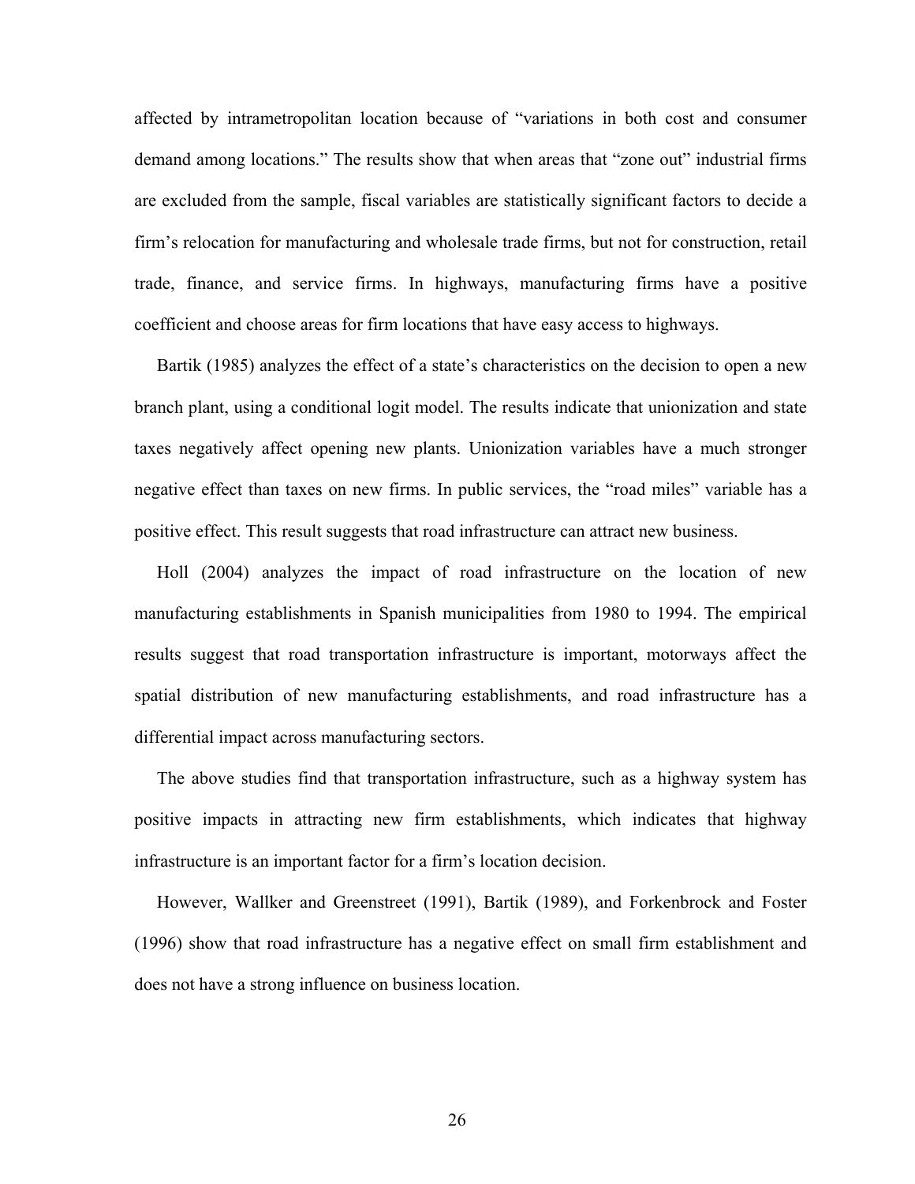affected by intrametropolitan location because of "variations in both cost and consumer demand among locations." The results show that when areas that "zone out" industrial firms are excluded from the sample, fiscal variables are statistically significant factors to decide a firm's relocation for manufacturing and wholesale trade firms, but not for construction, retail trade, finance, and service firms. In highways, manufacturing firms have a positive coefficient and choose areas for firm locations that have easy access to highways.

Bartik (1985) analyzes the effect of a state's characteristics on the decision to open a new branch plant, using a conditional logit model. The results indicate that unionization and state taxes negatively affect opening new plants. Unionization variables have a much stronger negative effect than taxes on new firms. In public services, the "road miles" variable has a positive effect. This result suggests that road infrastructure can attract new business.

Holl (2004) analyzes the impact of road infrastructure on the location of new manufacturing establishments in Spanish municipalities from 1980 to 1994. The empirical results suggest that road transportation infrastructure is important, motorways affect the spatial distribution of new manufacturing establishments, and road infrastructure has a differential impact across manufacturing sectors.

The above studies find that transportation infrastructure, such as a highway system has positive impacts in attracting new firm establishments, which indicates that highway infrastructure is an important factor for a firm's location decision.

However, Wallker and Greenstreet (1991), Bartik (1989), and Forkenbrock and Foster (1996) show that road infrastructure has a negative effect on small firm establishment and does not have a strong influence on business location.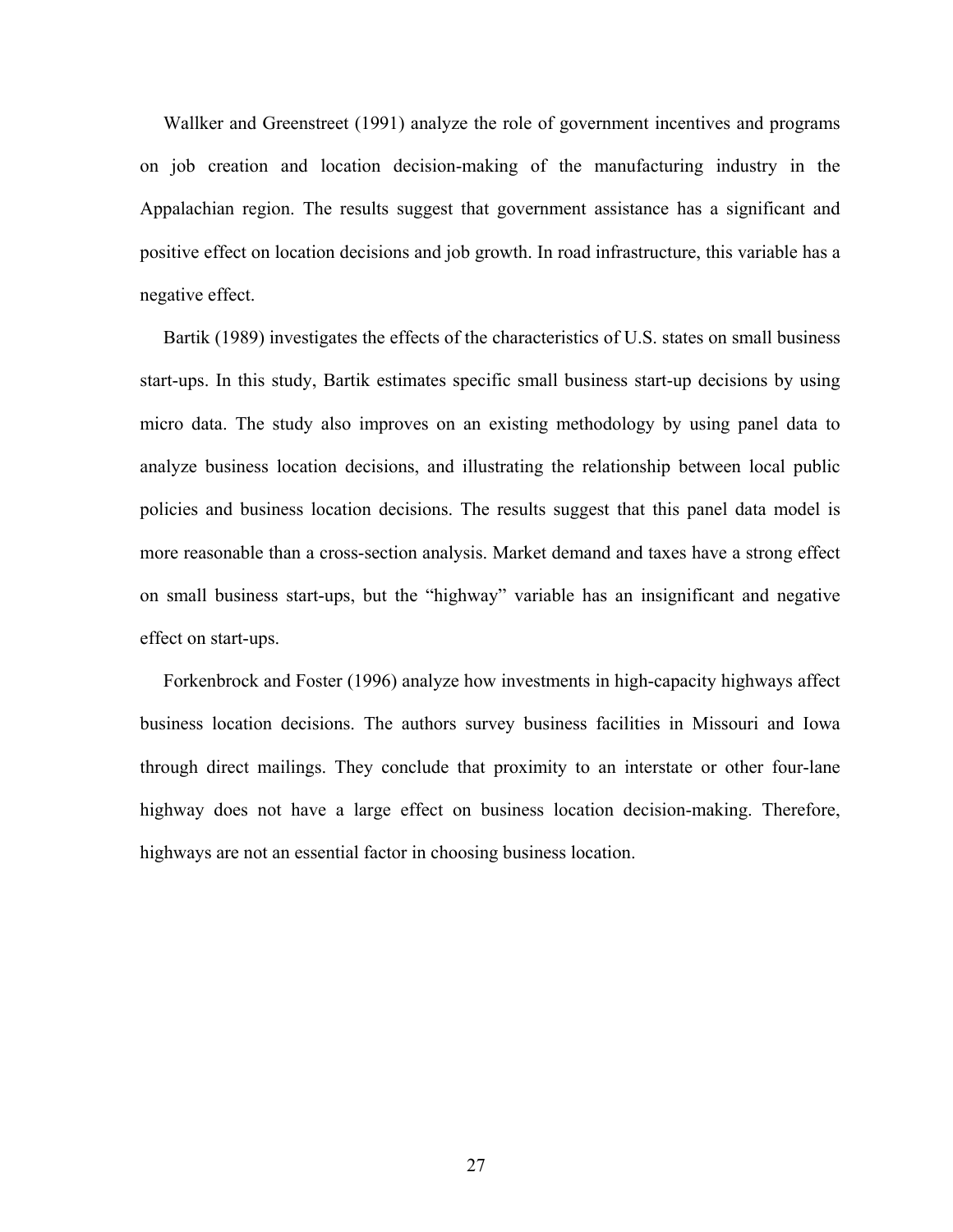Wallker and Greenstreet (1991) analyze the role of government incentives and programs on job creation and location decision-making of the manufacturing industry in the Appalachian region. The results suggest that government assistance has a significant and positive effect on location decisions and job growth. In road infrastructure, this variable has a negative effect.

Bartik (1989) investigates the effects of the characteristics of U.S. states on small business start-ups. In this study, Bartik estimates specific small business start-up decisions by using micro data. The study also improves on an existing methodology by using panel data to analyze business location decisions, and illustrating the relationship between local public policies and business location decisions. The results suggest that this panel data model is more reasonable than a cross-section analysis. Market demand and taxes have a strong effect on small business start-ups, but the "highway" variable has an insignificant and negative effect on start-ups.

Forkenbrock and Foster (1996) analyze how investments in high-capacity highways affect business location decisions. The authors survey business facilities in Missouri and Iowa through direct mailings. They conclude that proximity to an interstate or other four-lane highway does not have a large effect on business location decision-making. Therefore, highways are not an essential factor in choosing business location.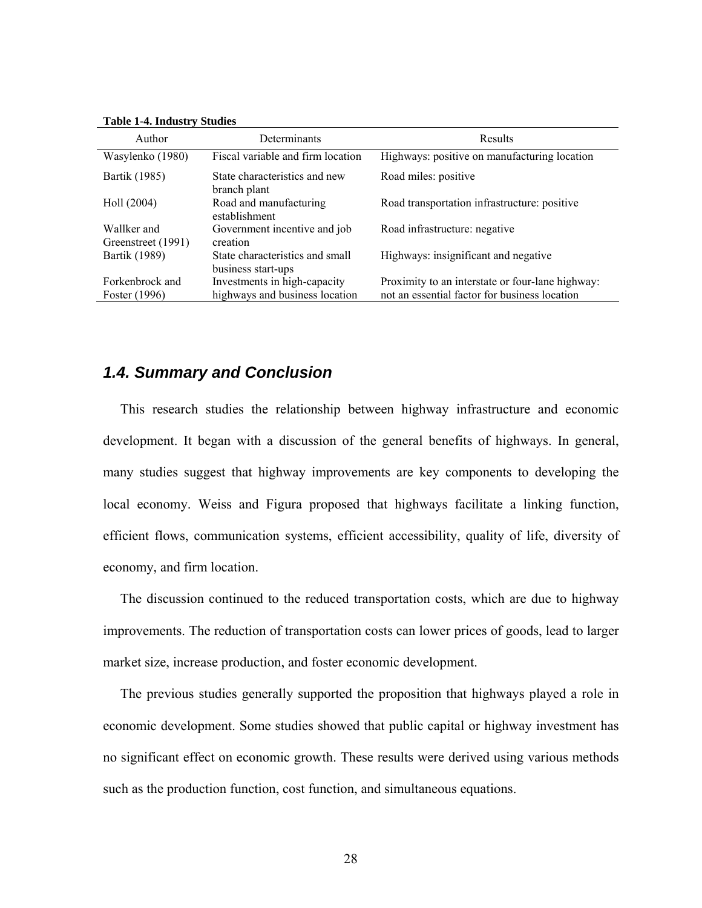**Table 1-4. Industry Studies**

| Author | Determinants | Results |
|---|---|---|
| Wasylenko (1980) | Fiscal variable and firm location | Highways: positive on manufacturing location |
| Bartik (1985) | State characteristics and new branch plant | Road miles: positive |
| Holl (2004) | Road and manufacturing establishment | Road transportation infrastructure: positive |
| Wallker and Greenstreet (1991) | Government incentive and job creation | Road infrastructure: negative |
| Bartik (1989) | State characteristics and small business start-ups | Highways: insignificant and negative |
| Forkenbrock and Foster (1996) | Investments in high-capacity highways and business location | Proximity to an interstate or four-lane highway: not an essential factor for business location |

### *1.4. Summary and Conclusion*

This research studies the relationship between highway infrastructure and economic development. It began with a discussion of the general benefits of highways. In general, many studies suggest that highway improvements are key components to developing the local economy. Weiss and Figura proposed that highways facilitate a linking function, efficient flows, communication systems, efficient accessibility, quality of life, diversity of economy, and firm location.

The discussion continued to the reduced transportation costs, which are due to highway improvements. The reduction of transportation costs can lower prices of goods, lead to larger market size, increase production, and foster economic development.

The previous studies generally supported the proposition that highways played a role in economic development. Some studies showed that public capital or highway investment has no significant effect on economic growth. These results were derived using various methods such as the production function, cost function, and simultaneous equations.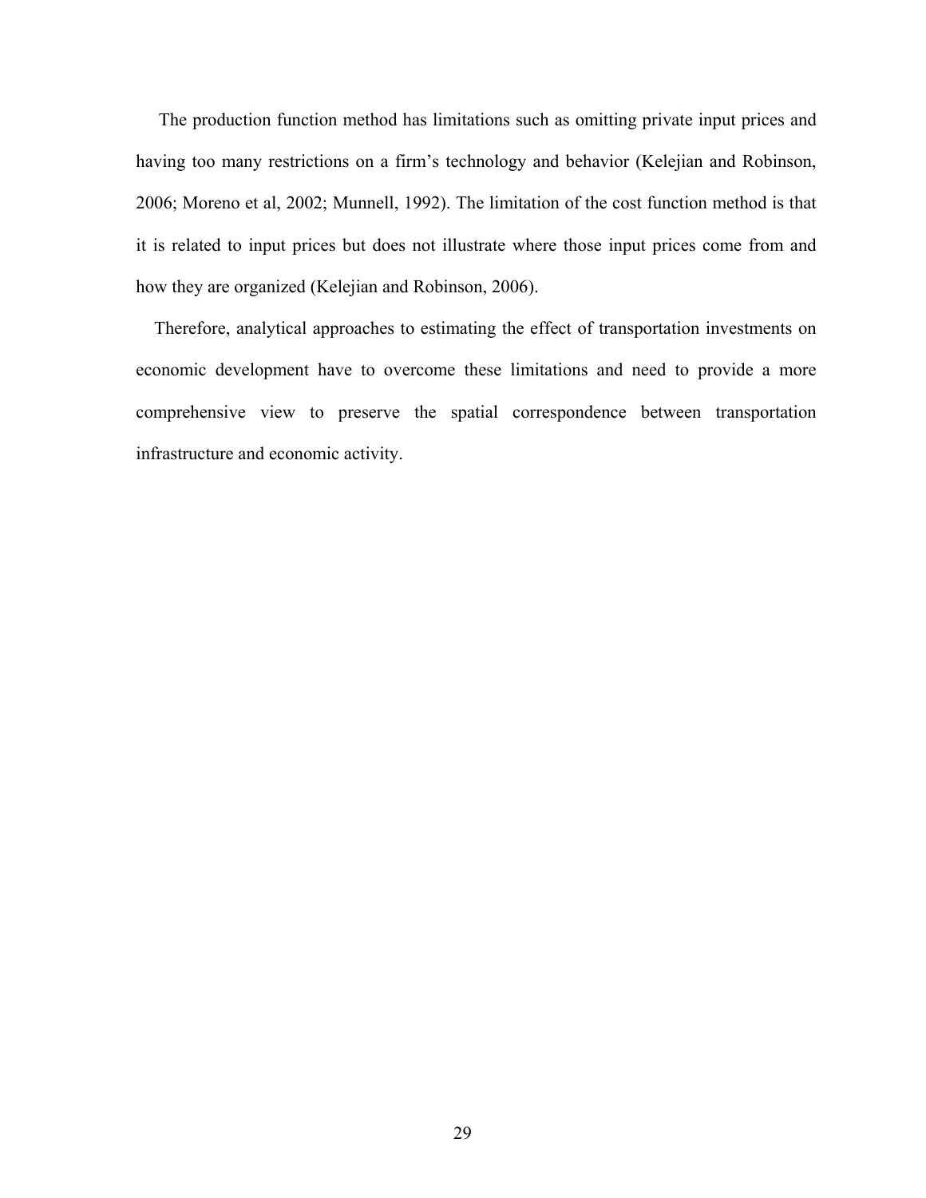The production function method has limitations such as omitting private input prices and having too many restrictions on a firm's technology and behavior (Kelejian and Robinson, 2006; Moreno et al, 2002; Munnell, 1992). The limitation of the cost function method is that it is related to input prices but does not illustrate where those input prices come from and how they are organized (Kelejian and Robinson, 2006).

Therefore, analytical approaches to estimating the effect of transportation investments on economic development have to overcome these limitations and need to provide a more comprehensive view to preserve the spatial correspondence between transportation infrastructure and economic activity.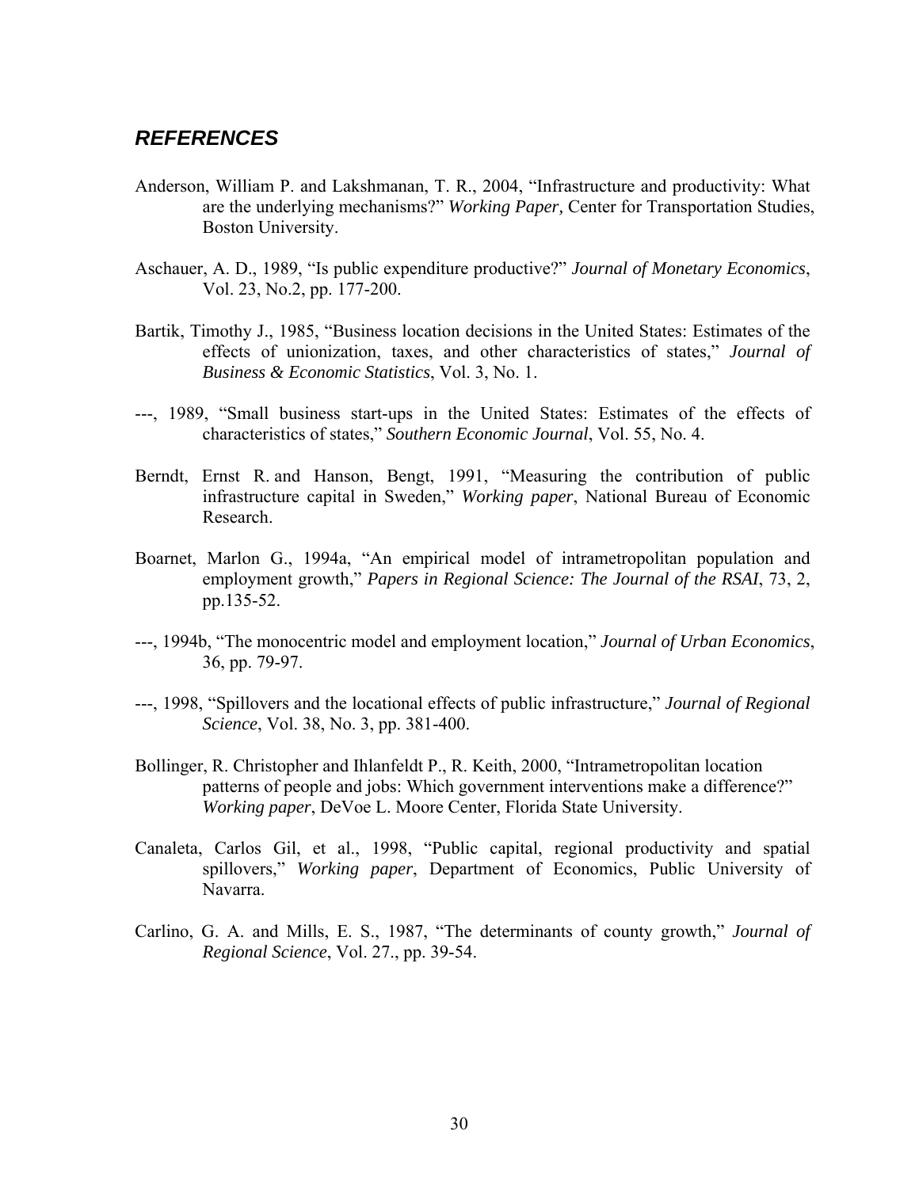## *REFERENCES*

Anderson, William P. and Lakshmanan, T. R., 2004, "Infrastructure and productivity: What are the underlying mechanisms?" *Working Paper,* Center for Transportation Studies, Boston University.

Aschauer, A. D., 1989, "Is public expenditure productive?" *Journal of Monetary Economics*, Vol. 23, No.2, pp. 177-200.

Bartik, Timothy J., 1985, "Business location decisions in the United States: Estimates of the effects of unionization, taxes, and other characteristics of states," *Journal of Business & Economic Statistics*, Vol. 3, No. 1.

---, 1989, "Small business start-ups in the United States: Estimates of the effects of characteristics of states," *Southern Economic Journal*, Vol. 55, No. 4.

Berndt, Ernst R. and Hanson, Bengt, 1991, "Measuring the contribution of public infrastructure capital in Sweden," *Working paper*, National Bureau of Economic Research.

Boarnet, Marlon G., 1994a, "An empirical model of intrametropolitan population and employment growth," *Papers in Regional Science: The Journal of the RSAI*, 73, 2, pp.135-52.

---, 1994b, "The monocentric model and employment location," *Journal of Urban Economics*, 36, pp. 79-97.

---, 1998, "Spillovers and the locational effects of public infrastructure," *Journal of Regional Science*, Vol. 38, No. 3, pp. 381-400.

Bollinger, R. Christopher and Ihlanfeldt P., R. Keith, 2000, "Intrametropolitan location patterns of people and jobs: Which government interventions make a difference?" *Working paper*, DeVoe L. Moore Center, Florida State University.

Canaleta, Carlos Gil, et al., 1998, "Public capital, regional productivity and spatial spillovers," *Working paper*, Department of Economics, Public University of Navarra.

Carlino, G. A. and Mills, E. S., 1987, "The determinants of county growth," *Journal of Regional Science*, Vol. 27., pp. 39-54.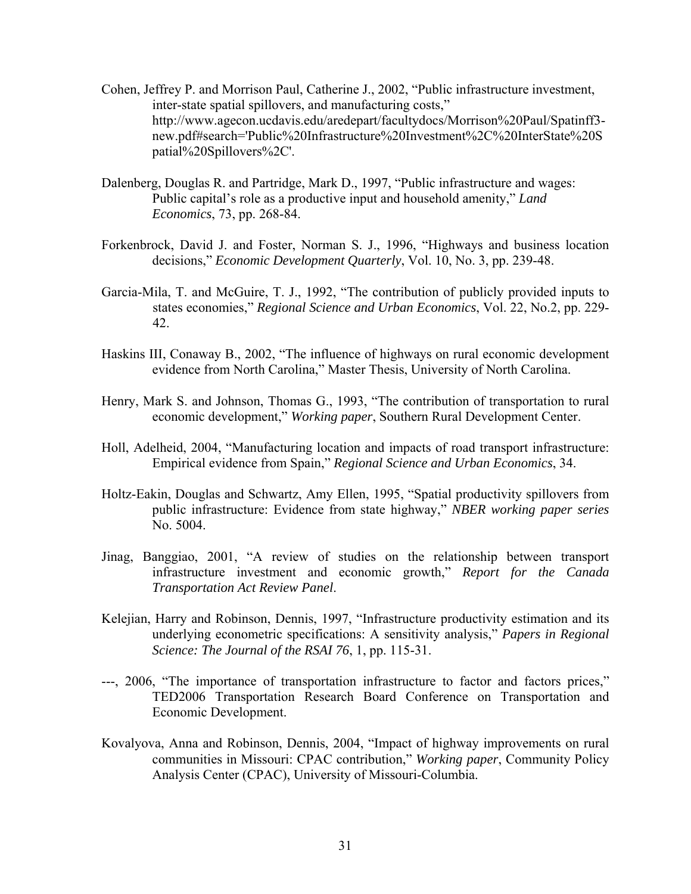Cohen, Jeffrey P. and Morrison Paul, Catherine J., 2002, "Public infrastructure investment, inter-state spatial spillovers, and manufacturing costs," http://www.agecon.ucdavis.edu/aredepart/facultydocs/Morrison%20Paul/Spatinff3-new.pdf#search='Public%20Infrastructure%20Investment%2C%20InterState%20Spatial%20Spillovers%2C'.

Dalenberg, Douglas R. and Partridge, Mark D., 1997, "Public infrastructure and wages: Public capital's role as a productive input and household amenity," *Land Economics*, 73, pp. 268-84.

Forkenbrock, David J. and Foster, Norman S. J., 1996, "Highways and business location decisions," *Economic Development Quarterly*, Vol. 10, No. 3, pp. 239-48.

Garcia-Mila, T. and McGuire, T. J., 1992, "The contribution of publicly provided inputs to states economies," *Regional Science and Urban Economics*, Vol. 22, No.2, pp. 229-42.

Haskins III, Conaway B., 2002, "The influence of highways on rural economic development evidence from North Carolina," Master Thesis, University of North Carolina.

Henry, Mark S. and Johnson, Thomas G., 1993, "The contribution of transportation to rural economic development," *Working paper*, Southern Rural Development Center.

Holl, Adelheid, 2004, "Manufacturing location and impacts of road transport infrastructure: Empirical evidence from Spain," *Regional Science and Urban Economics*, 34.

Holtz-Eakin, Douglas and Schwartz, Amy Ellen, 1995, "Spatial productivity spillovers from public infrastructure: Evidence from state highway," *NBER working paper series* No. 5004.

Jinag, Banggiao, 2001, "A review of studies on the relationship between transport infrastructure investment and economic growth," *Report for the Canada Transportation Act Review Panel*.

Kelejian, Harry and Robinson, Dennis, 1997, "Infrastructure productivity estimation and its underlying econometric specifications: A sensitivity analysis," *Papers in Regional Science: The Journal of the RSAI 76*, 1, pp. 115-31.

---, 2006, "The importance of transportation infrastructure to factor and factors prices," TED2006 Transportation Research Board Conference on Transportation and Economic Development.

Kovalyova, Anna and Robinson, Dennis, 2004, "Impact of highway improvements on rural communities in Missouri: CPAC contribution," *Working paper*, Community Policy Analysis Center (CPAC), University of Missouri-Columbia.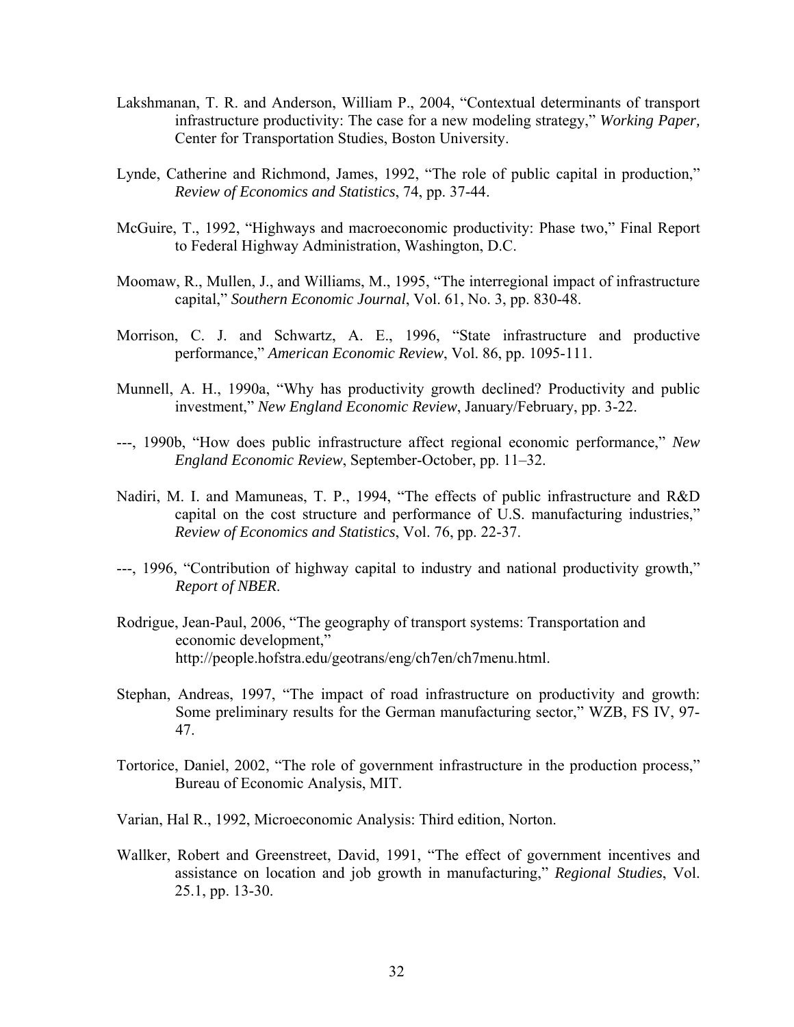Lakshmanan, T. R. and Anderson, William P., 2004, "Contextual determinants of transport infrastructure productivity: The case for a new modeling strategy," *Working Paper,* Center for Transportation Studies, Boston University.

Lynde, Catherine and Richmond, James, 1992, "The role of public capital in production," *Review of Economics and Statistics*, 74, pp. 37-44.

McGuire, T., 1992, "Highways and macroeconomic productivity: Phase two," Final Report to Federal Highway Administration, Washington, D.C.

Moomaw, R., Mullen, J., and Williams, M., 1995, "The interregional impact of infrastructure capital," *Southern Economic Journal*, Vol. 61, No. 3, pp. 830-48.

Morrison, C. J. and Schwartz, A. E., 1996, "State infrastructure and productive performance," *American Economic Review*, Vol. 86, pp. 1095-111.

Munnell, A. H., 1990a, "Why has productivity growth declined? Productivity and public investment," *New England Economic Review*, January/February, pp. 3-22.

---, 1990b, "How does public infrastructure affect regional economic performance," *New England Economic Review*, September-October, pp. 11–32.

Nadiri, M. I. and Mamuneas, T. P., 1994, "The effects of public infrastructure and R&D capital on the cost structure and performance of U.S. manufacturing industries," *Review of Economics and Statistics*, Vol. 76, pp. 22-37.

---, 1996, "Contribution of highway capital to industry and national productivity growth," *Report of NBER*.

Rodrigue, Jean-Paul, 2006, "The geography of transport systems: Transportation and economic development," http://people.hofstra.edu/geotrans/eng/ch7en/ch7menu.html.

Stephan, Andreas, 1997, "The impact of road infrastructure on productivity and growth: Some preliminary results for the German manufacturing sector," WZB, FS IV, 97-47.

Tortorice, Daniel, 2002, "The role of government infrastructure in the production process," Bureau of Economic Analysis, MIT.

Varian, Hal R., 1992, Microeconomic Analysis: Third edition, Norton.

Wallker, Robert and Greenstreet, David, 1991, "The effect of government incentives and assistance on location and job growth in manufacturing," *Regional Studies*, Vol. 25.1, pp. 13-30.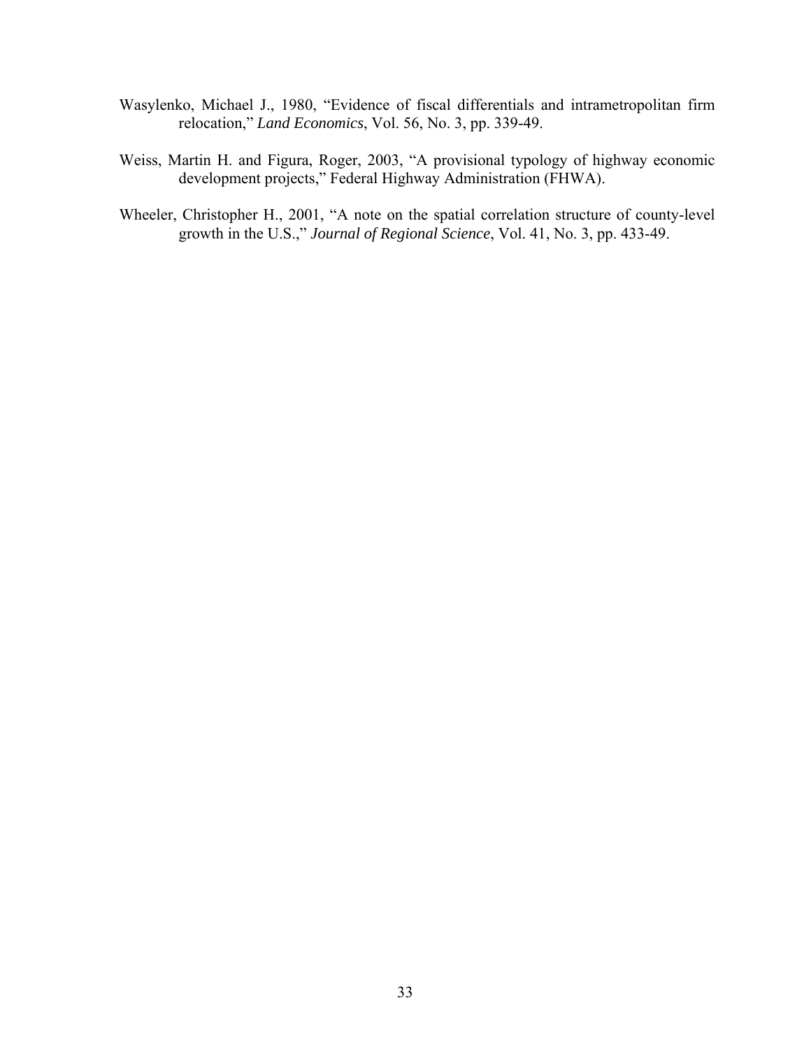Wasylenko, Michael J., 1980, "Evidence of fiscal differentials and intrametropolitan firm relocation," *Land Economics*, Vol. 56, No. 3, pp. 339-49.

Weiss, Martin H. and Figura, Roger, 2003, "A provisional typology of highway economic development projects," Federal Highway Administration (FHWA).

Wheeler, Christopher H., 2001, "A note on the spatial correlation structure of county-level growth in the U.S.," *Journal of Regional Science*, Vol. 41, No. 3, pp. 433-49.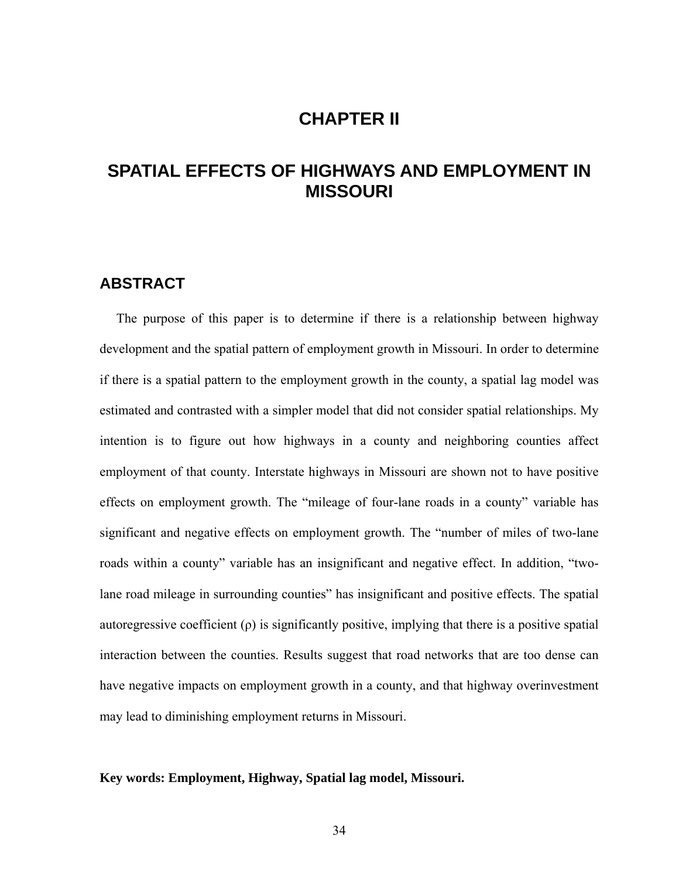# CHAPTER II

# SPATIAL EFFECTS OF HIGHWAYS AND EMPLOYMENT IN MISSOURI

## ABSTRACT

The purpose of this paper is to determine if there is a relationship between highway development and the spatial pattern of employment growth in Missouri. In order to determine if there is a spatial pattern to the employment growth in the county, a spatial lag model was estimated and contrasted with a simpler model that did not consider spatial relationships. My intention is to figure out how highways in a county and neighboring counties affect employment of that county. Interstate highways in Missouri are shown not to have positive effects on employment growth. The "mileage of four-lane roads in a county" variable has significant and negative effects on employment growth. The "number of miles of two-lane roads within a county" variable has an insignificant and negative effect. In addition, "two-lane road mileage in surrounding counties" has insignificant and positive effects. The spatial autoregressive coefficient ($\rho$) is significantly positive, implying that there is a positive spatial interaction between the counties. Results suggest that road networks that are too dense can have negative impacts on employment growth in a county, and that highway overinvestment may lead to diminishing employment returns in Missouri.

**Key words: Employment, Highway, Spatial lag model, Missouri.**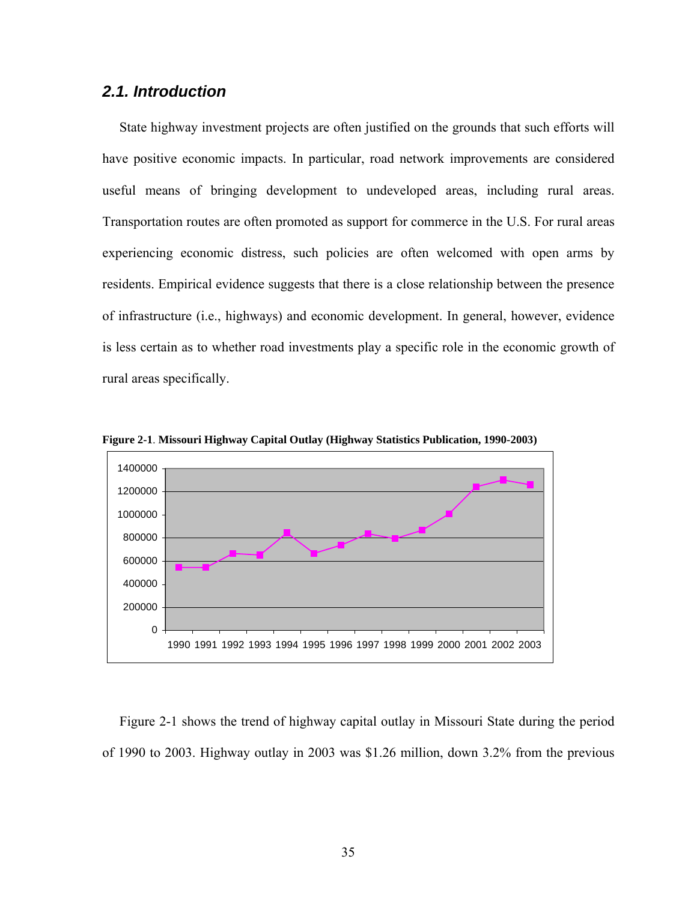## 2.1. Introduction

State highway investment projects are often justified on the grounds that such efforts will have positive economic impacts. In particular, road network improvements are considered useful means of bringing development to undeveloped areas, including rural areas. Transportation routes are often promoted as support for commerce in the U.S. For rural areas experiencing economic distress, such policies are often welcomed with open arms by residents. Empirical evidence suggests that there is a close relationship between the presence of infrastructure (i.e., highways) and economic development. In general, however, evidence is less certain as to whether road investments play a specific role in the economic growth of rural areas specifically.

**Figure 2-1**. **Missouri Highway Capital Outlay (Highway Statistics Publication, 1990-2003)**

Figure 2-1 shows the trend of highway capital outlay in Missouri State during the period of 1990 to 2003. Highway outlay in 2003 was $1.26 million, down 3.2% from the previous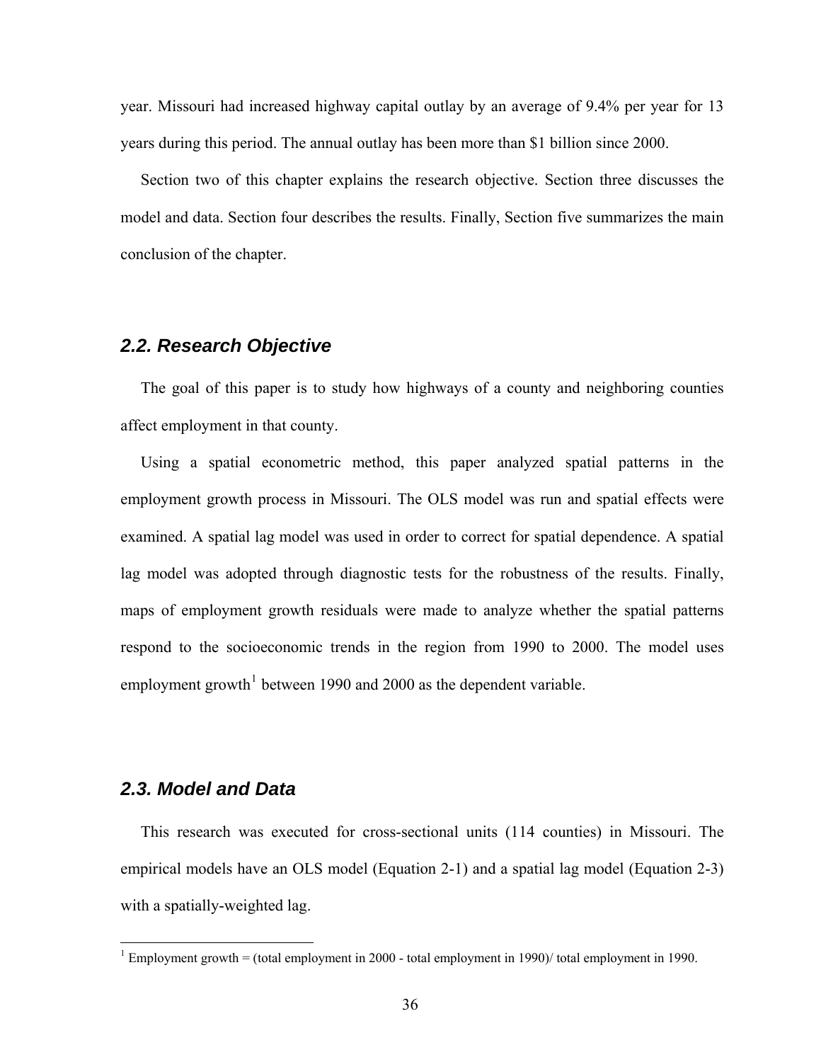year. Missouri had increased highway capital outlay by an average of 9.4% per year for 13 years during this period. The annual outlay has been more than $1 billion since 2000.

Section two of this chapter explains the research objective. Section three discusses the model and data. Section four describes the results. Finally, Section five summarizes the main conclusion of the chapter.

### *2.2. Research Objective*

The goal of this paper is to study how highways of a county and neighboring counties affect employment in that county.

Using a spatial econometric method, this paper analyzed spatial patterns in the employment growth process in Missouri. The OLS model was run and spatial effects were examined. A spatial lag model was used in order to correct for spatial dependence. A spatial lag model was adopted through diagnostic tests for the robustness of the results. Finally, maps of employment growth residuals were made to analyze whether the spatial patterns respond to the socioeconomic trends in the region from 1990 to 2000. The model uses employment growth[1] between 1990 and 2000 as the dependent variable.

### *2.3. Model and Data*

This research was executed for cross-sectional units (114 counties) in Missouri. The empirical models have an OLS model (Equation 2-1) and a spatial lag model (Equation 2-3) with a spatially-weighted lag.

---

[1] Employment growth = (total employment in 2000 - total employment in 1990)/ total employment in 1990.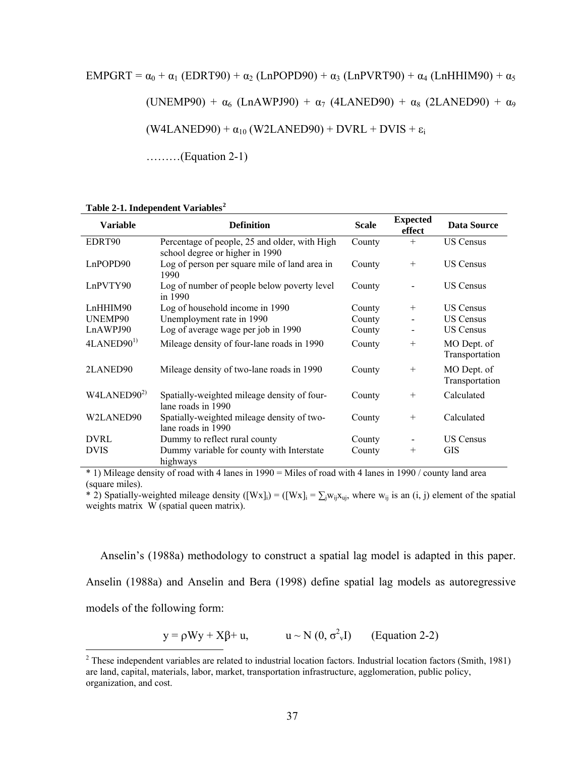$$\text{EMPGRT} = \alpha_0 + \alpha_1 (\text{EDRT90}) + \alpha_2 (\text{LnPOPD90}) + \alpha_3 (\text{LnPVRT90}) + \alpha_4 (\text{LnHHIM90}) + \alpha_5 (\text{UNEMP90}) + \alpha_6 (\text{LnAWPJ90}) + \alpha_7 (\text{4LANED90}) + \alpha_8 (\text{2LANED90}) + \alpha_9 (\text{W4LANED90}) + \alpha_{10} (\text{W2LANED90}) + \text{DVRL} + \text{DVIS} + \varepsilon_i$$

………(Equation 2-1)

**Table 2-1. Independent Variables**[2]

| Variable | Definition | Scale | Expected effect | Data Source |
|---|---|---|---|---|
| EDRT90 | Percentage of people, 25 and older, with High school degree or higher in 1990 | County | + | US Census |
| LnPOPD90 | Log of person per square mile of land area in 1990 | County | + | US Census |
| LnPVTY90 | Log of number of people below poverty level in 1990 | County | - | US Census |
| LnHHIM90 | Log of household income in 1990 | County | + | US Census |
| UNEMP90 | Unemployment rate in 1990 | County | - | US Census |
| LnAWPJ90 | Log of average wage per job in 1990 | County | - | US Census |
| 4LANED90[1)] | Mileage density of four-lane roads in 1990 | County | + | MO Dept. of Transportation |
| 2LANED90 | Mileage density of two-lane roads in 1990 | County | + | MO Dept. of Transportation |
| W4LANED90[2)] | Spatially-weighted mileage density of four-lane roads in 1990 | County | + | Calculated |
| W2LANED90 | Spatially-weighted mileage density of two-lane roads in 1990 | County | + | Calculated |
| DVRL | Dummy to reflect rural county | County | - | US Census |
| DVIS | Dummy variable for county with Interstate highways | County | + | GIS |

* 1) Mileage density of road with 4 lanes in 1990 = Miles of road with 4 lanes in 1990 / county land area (square miles).

* 2) Spatially-weighted mileage density ($[Wx]_i$) = ($[Wx]_i = \sum_j w_{ij} x_{uj}$, where $w_{ij}$ is an (i, j) element of the spatial weights matrix W (spatial queen matrix).

Anselin's (1988a) methodology to construct a spatial lag model is adapted in this paper. Anselin (1988a) and Anselin and Bera (1998) define spatial lag models as autoregressive models of the following form:

$$y = \rho Wy + X\beta + u, \qquad u \sim N(0, \sigma^2_v I) \qquad \text{(Equation 2-2)}$$

[2] These independent variables are related to industrial location factors. Industrial location factors (Smith, 1981) are land, capital, materials, labor, market, transportation infrastructure, agglomeration, public policy, organization, and cost.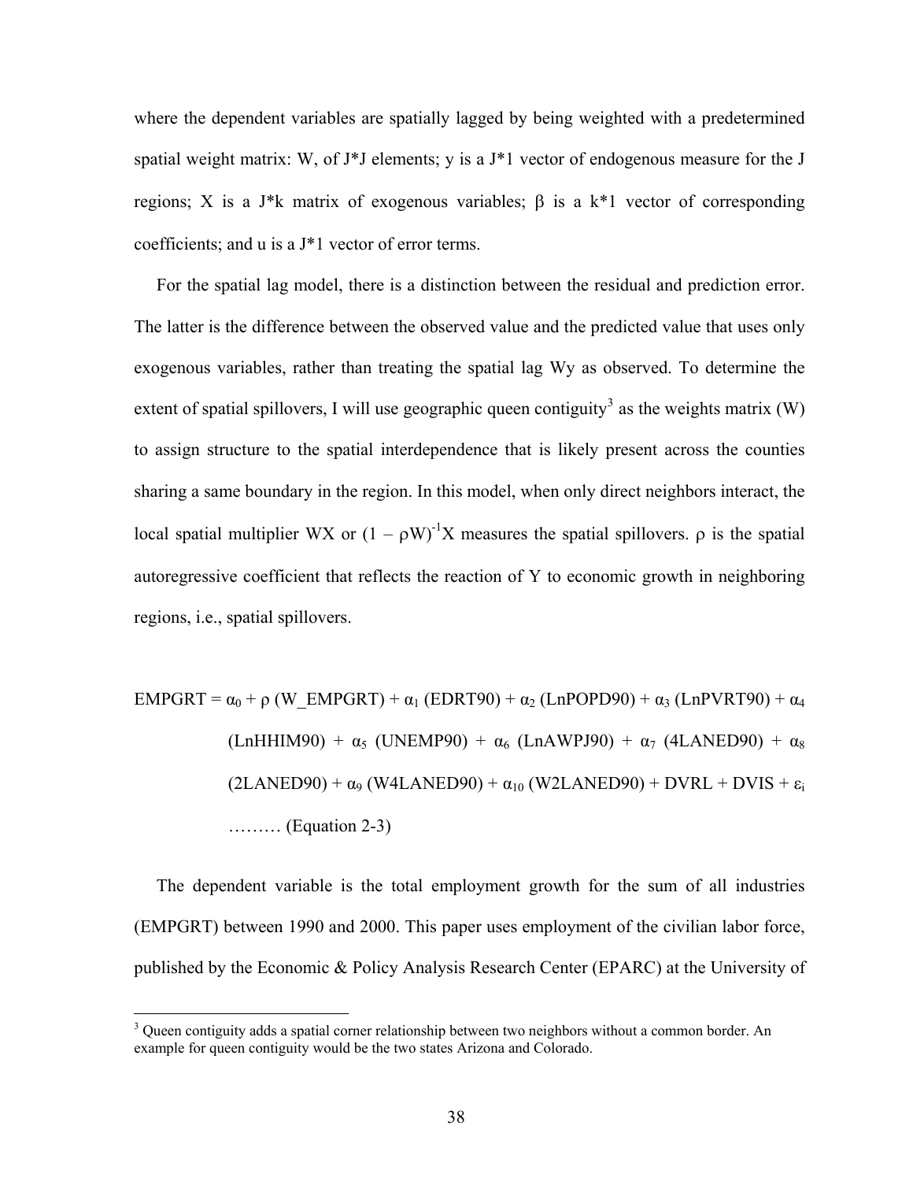where the dependent variables are spatially lagged by being weighted with a predetermined spatial weight matrix: W, of J*J elements; y is a J*1 vector of endogenous measure for the J regions; X is a J*k matrix of exogenous variables; $\beta$ is a k*1 vector of corresponding coefficients; and u is a J*1 vector of error terms.

For the spatial lag model, there is a distinction between the residual and prediction error. The latter is the difference between the observed value and the predicted value that uses only exogenous variables, rather than treating the spatial lag Wy as observed. To determine the extent of spatial spillovers, I will use geographic queen contiguity[3] as the weights matrix (W) to assign structure to the spatial interdependence that is likely present across the counties sharing a same boundary in the region. In this model, when only direct neighbors interact, the local spatial multiplier WX or $(1 - \rho W)^{-1}X$ measures the spatial spillovers. $\rho$ is the spatial autoregressive coefficient that reflects the reaction of Y to economic growth in neighboring regions, i.e., spatial spillovers.

$$\text{EMPGRT} = \alpha_0 + \rho\,(\text{W\_EMPGRT}) + \alpha_1\,(\text{EDRT90}) + \alpha_2\,(\text{LnPOPD90}) + \alpha_3\,(\text{LnPVRT90}) + \alpha_4\,(\text{LnHHIM90}) + \alpha_5\,(\text{UNEMP90}) + \alpha_6\,(\text{LnAWPJ90}) + \alpha_7\,(\text{4LANED90}) + \alpha_8\,(\text{2LANED90}) + \alpha_9\,(\text{W4LANED90}) + \alpha_{10}\,(\text{W2LANED90}) + \text{DVRL} + \text{DVIS} + \varepsilon_i$$

……… (Equation 2-3)

The dependent variable is the total employment growth for the sum of all industries (EMPGRT) between 1990 and 2000. This paper uses employment of the civilian labor force, published by the Economic & Policy Analysis Research Center (EPARC) at the University of

---

[3] Queen contiguity adds a spatial corner relationship between two neighbors without a common border. An example for queen contiguity would be the two states Arizona and Colorado.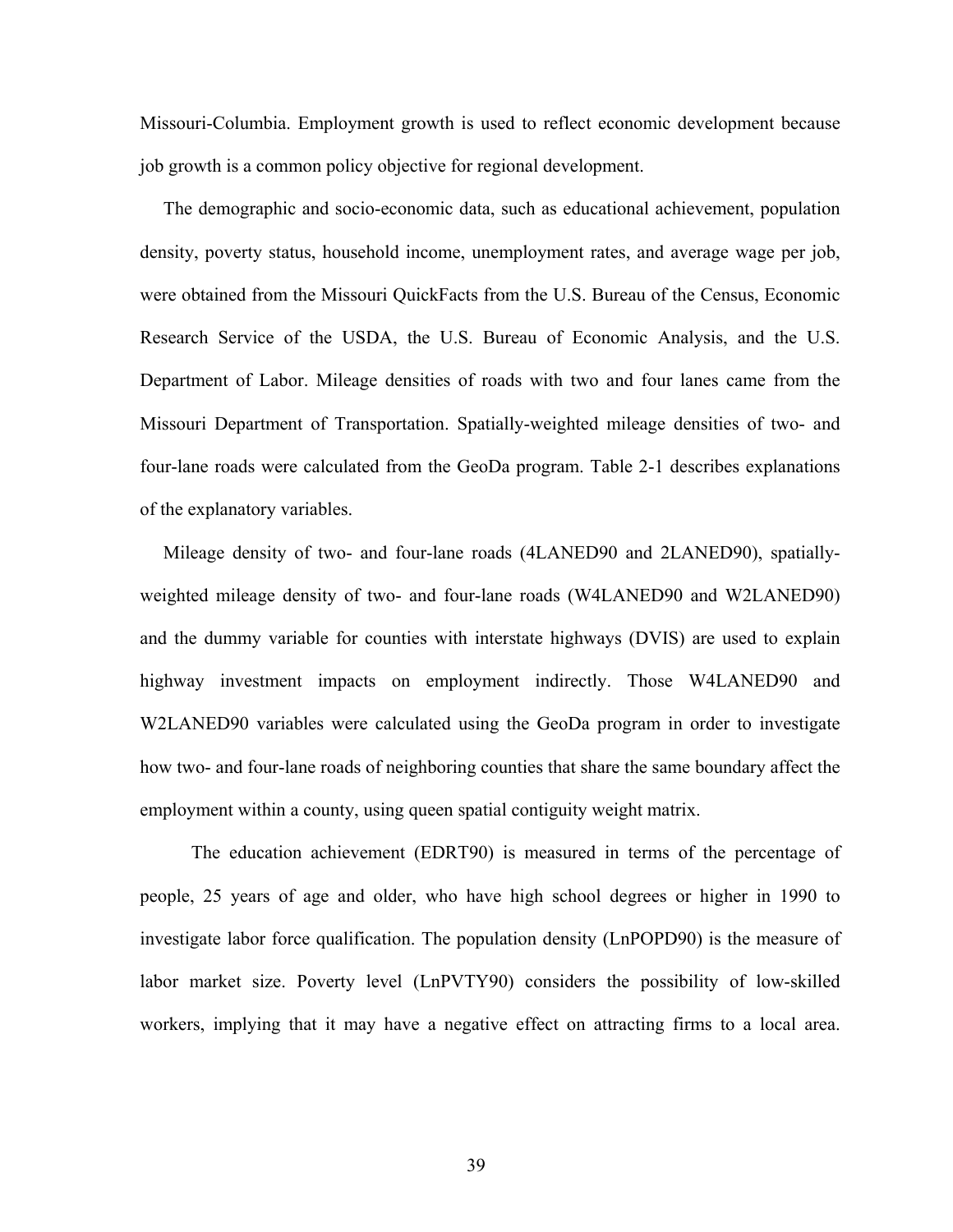Missouri-Columbia. Employment growth is used to reflect economic development because job growth is a common policy objective for regional development.

The demographic and socio-economic data, such as educational achievement, population density, poverty status, household income, unemployment rates, and average wage per job, were obtained from the Missouri QuickFacts from the U.S. Bureau of the Census, Economic Research Service of the USDA, the U.S. Bureau of Economic Analysis, and the U.S. Department of Labor. Mileage densities of roads with two and four lanes came from the Missouri Department of Transportation. Spatially-weighted mileage densities of two- and four-lane roads were calculated from the GeoDa program. Table 2-1 describes explanations of the explanatory variables.

Mileage density of two- and four-lane roads (4LANED90 and 2LANED90), spatially-weighted mileage density of two- and four-lane roads (W4LANED90 and W2LANED90) and the dummy variable for counties with interstate highways (DVIS) are used to explain highway investment impacts on employment indirectly. Those W4LANED90 and W2LANED90 variables were calculated using the GeoDa program in order to investigate how two- and four-lane roads of neighboring counties that share the same boundary affect the employment within a county, using queen spatial contiguity weight matrix.

The education achievement (EDRT90) is measured in terms of the percentage of people, 25 years of age and older, who have high school degrees or higher in 1990 to investigate labor force qualification. The population density (LnPOPD90) is the measure of labor market size. Poverty level (LnPVTY90) considers the possibility of low-skilled workers, implying that it may have a negative effect on attracting firms to a local area.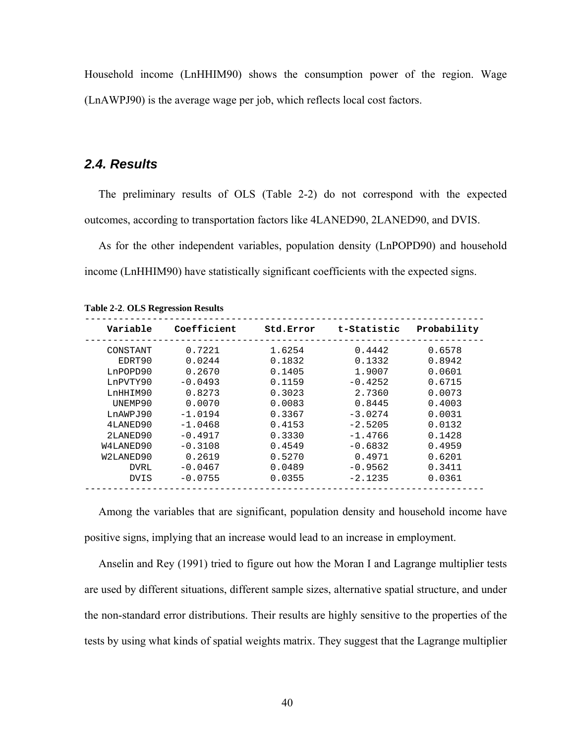Household income (LnHHIM90) shows the consumption power of the region. Wage (LnAWPJ90) is the average wage per job, which reflects local cost factors.

### 2.4. Results

The preliminary results of OLS (Table 2-2) do not correspond with the expected outcomes, according to transportation factors like 4LANED90, 2LANED90, and DVIS.

As for the other independent variables, population density (LnPOPD90) and household income (LnHHIM90) have statistically significant coefficients with the expected signs.

**Table 2-2**. **OLS Regression Results**

| Variable | Coefficient | Std.Error | t-Statistic | Probability |
|---|---|---|---|---|
| CONSTANT | 0.7221 | 1.6254 | 0.4442 | 0.6578 |
| EDRT90 | 0.0244 | 0.1832 | 0.1332 | 0.8942 |
| LnPOPD90 | 0.2670 | 0.1405 | 1.9007 | 0.0601 |
| LnPVTY90 | -0.0493 | 0.1159 | -0.4252 | 0.6715 |
| LnHHIM90 | 0.8273 | 0.3023 | 2.7360 | 0.0073 |
| UNEMP90 | 0.0070 | 0.0083 | 0.8445 | 0.4003 |
| LnAWPJ90 | -1.0194 | 0.3367 | -3.0274 | 0.0031 |
| 4LANED90 | -1.0468 | 0.4153 | -2.5205 | 0.0132 |
| 2LANED90 | -0.4917 | 0.3330 | -1.4766 | 0.1428 |
| W4LANED90 | -0.3108 | 0.4549 | -0.6832 | 0.4959 |
| W2LANED90 | 0.2619 | 0.5270 | 0.4971 | 0.6201 |
| DVRL | -0.0467 | 0.0489 | -0.9562 | 0.3411 |
| DVIS | -0.0755 | 0.0355 | -2.1235 | 0.0361 |

Among the variables that are significant, population density and household income have positive signs, implying that an increase would lead to an increase in employment.

Anselin and Rey (1991) tried to figure out how the Moran I and Lagrange multiplier tests are used by different situations, different sample sizes, alternative spatial structure, and under the non-standard error distributions. Their results are highly sensitive to the properties of the tests by using what kinds of spatial weights matrix. They suggest that the Lagrange multiplier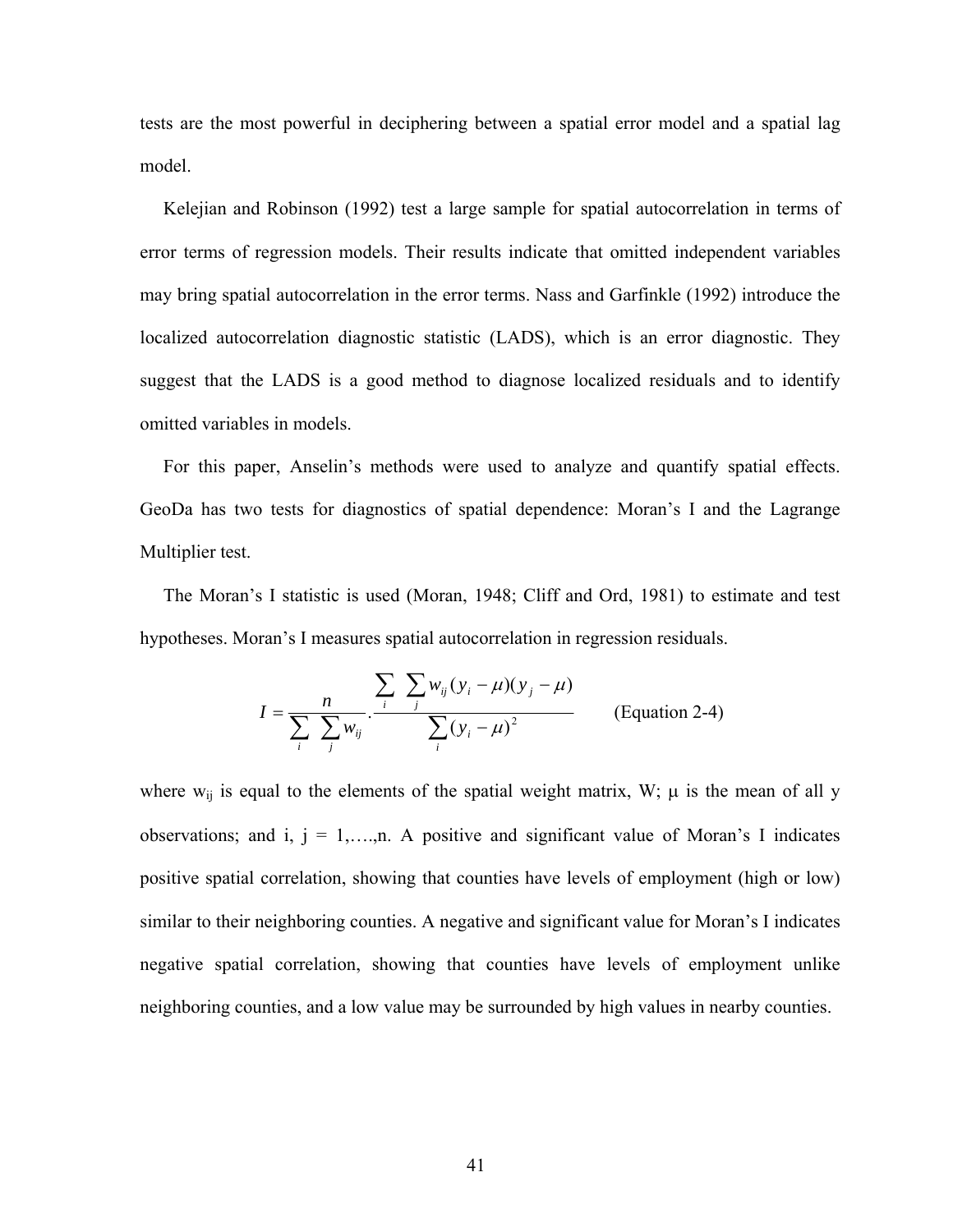tests are the most powerful in deciphering between a spatial error model and a spatial lag model.

Kelejian and Robinson (1992) test a large sample for spatial autocorrelation in terms of error terms of regression models. Their results indicate that omitted independent variables may bring spatial autocorrelation in the error terms. Nass and Garfinkle (1992) introduce the localized autocorrelation diagnostic statistic (LADS), which is an error diagnostic. They suggest that the LADS is a good method to diagnose localized residuals and to identify omitted variables in models.

For this paper, Anselin's methods were used to analyze and quantify spatial effects. GeoDa has two tests for diagnostics of spatial dependence: Moran's I and the Lagrange Multiplier test.

The Moran's I statistic is used (Moran, 1948; Cliff and Ord, 1981) to estimate and test hypotheses. Moran's I measures spatial autocorrelation in regression residuals.

$$I = \frac{n}{\sum_i \sum_j w_{ij}} \cdot \frac{\sum_i \sum_j w_{ij}(y_i - \mu)(y_j - \mu)}{\sum_i (y_i - \mu)^2} \qquad \text{(Equation 2-4)}$$

where $w_{ij}$ is equal to the elements of the spatial weight matrix, W; $\mu$ is the mean of all y observations; and i, j = 1,….,n. A positive and significant value of Moran's I indicates positive spatial correlation, showing that counties have levels of employment (high or low) similar to their neighboring counties. A negative and significant value for Moran's I indicates negative spatial correlation, showing that counties have levels of employment unlike neighboring counties, and a low value may be surrounded by high values in nearby counties.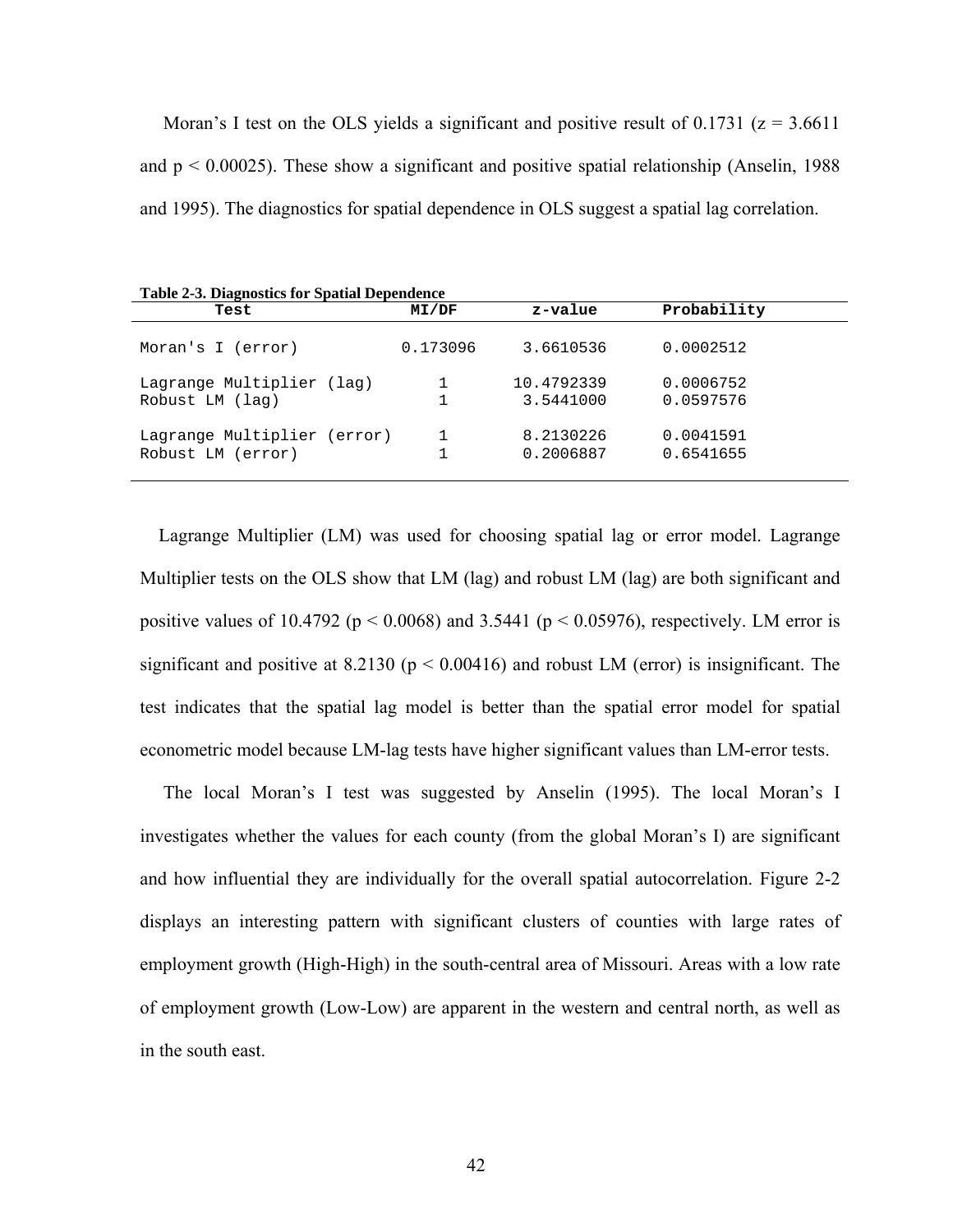Moran's I test on the OLS yields a significant and positive result of 0.1731 ($z = 3.6611$ and $p < 0.00025$). These show a significant and positive spatial relationship (Anselin, 1988 and 1995). The diagnostics for spatial dependence in OLS suggest a spatial lag correlation.

**Table 2-3. Diagnostics for Spatial Dependence**

| Test | MI/DF | z-value | Probability |
|---|---|---|---|
| Moran's I (error) | 0.173096 | 3.6610536 | 0.0002512 |
| Lagrange Multiplier (lag) | 1 | 10.4792339 | 0.0006752 |
| Robust LM (lag) | 1 | 3.5441000 | 0.0597576 |
| Lagrange Multiplier (error) | 1 | 8.2130226 | 0.0041591 |
| Robust LM (error) | 1 | 0.2006887 | 0.6541655 |

Lagrange Multiplier (LM) was used for choosing spatial lag or error model. Lagrange Multiplier tests on the OLS show that LM (lag) and robust LM (lag) are both significant and positive values of 10.4792 ($p < 0.0068$) and 3.5441 ($p < 0.05976$), respectively. LM error is significant and positive at 8.2130 ($p < 0.00416$) and robust LM (error) is insignificant. The test indicates that the spatial lag model is better than the spatial error model for spatial econometric model because LM-lag tests have higher significant values than LM-error tests.

The local Moran's I test was suggested by Anselin (1995). The local Moran's I investigates whether the values for each county (from the global Moran's I) are significant and how influential they are individually for the overall spatial autocorrelation. Figure 2-2 displays an interesting pattern with significant clusters of counties with large rates of employment growth (High-High) in the south-central area of Missouri. Areas with a low rate of employment growth (Low-Low) are apparent in the western and central north, as well as in the south east.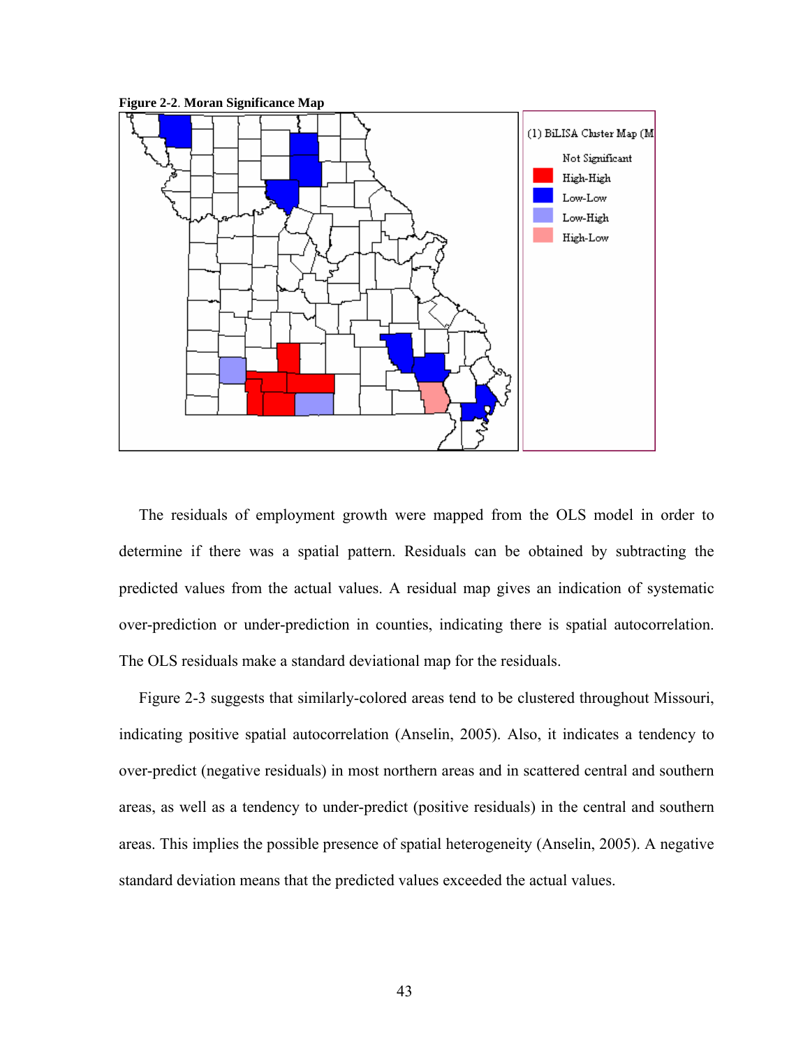**Figure 2-2**. **Moran Significance Map**

The residuals of employment growth were mapped from the OLS model in order to determine if there was a spatial pattern. Residuals can be obtained by subtracting the predicted values from the actual values. A residual map gives an indication of systematic over-prediction or under-prediction in counties, indicating there is spatial autocorrelation. The OLS residuals make a standard deviational map for the residuals.

Figure 2-3 suggests that similarly-colored areas tend to be clustered throughout Missouri, indicating positive spatial autocorrelation (Anselin, 2005). Also, it indicates a tendency to over-predict (negative residuals) in most northern areas and in scattered central and southern areas, as well as a tendency to under-predict (positive residuals) in the central and southern areas. This implies the possible presence of spatial heterogeneity (Anselin, 2005). A negative standard deviation means that the predicted values exceeded the actual values.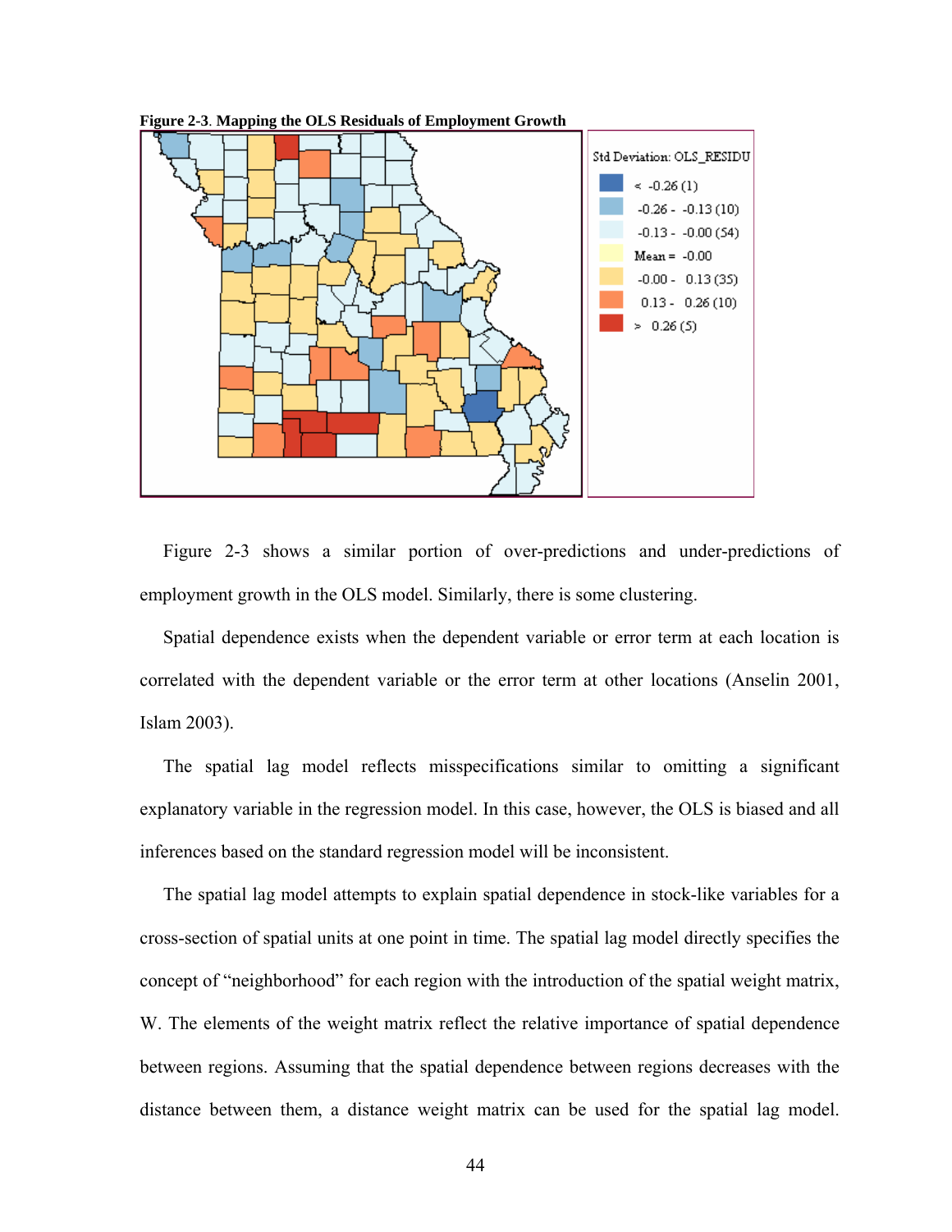**Figure 2-3**. **Mapping the OLS Residuals of Employment Growth**

Figure 2-3 shows a similar portion of over-predictions and under-predictions of employment growth in the OLS model. Similarly, there is some clustering.

Spatial dependence exists when the dependent variable or error term at each location is correlated with the dependent variable or the error term at other locations (Anselin 2001, Islam 2003).

The spatial lag model reflects misspecifications similar to omitting a significant explanatory variable in the regression model. In this case, however, the OLS is biased and all inferences based on the standard regression model will be inconsistent.

The spatial lag model attempts to explain spatial dependence in stock-like variables for a cross-section of spatial units at one point in time. The spatial lag model directly specifies the concept of "neighborhood" for each region with the introduction of the spatial weight matrix, W. The elements of the weight matrix reflect the relative importance of spatial dependence between regions. Assuming that the spatial dependence between regions decreases with the distance between them, a distance weight matrix can be used for the spatial lag model.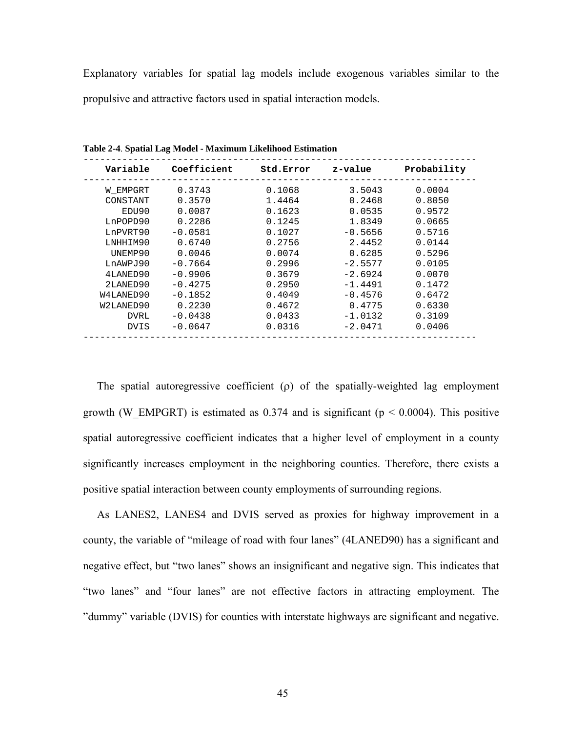Explanatory variables for spatial lag models include exogenous variables similar to the propulsive and attractive factors used in spatial interaction models.

**Table 2-4**. **Spatial Lag Model - Maximum Likelihood Estimation**

| Variable | Coefficient | Std.Error | z-value | Probability |
|---|---|---|---|---|
| W_EMPGRT | 0.3743 | 0.1068 | 3.5043 | 0.0004 |
| CONSTANT | 0.3570 | 1.4464 | 0.2468 | 0.8050 |
| EDU90 | 0.0087 | 0.1623 | 0.0535 | 0.9572 |
| LnPOPD90 | 0.2286 | 0.1245 | 1.8349 | 0.0665 |
| LnPVRT90 | -0.0581 | 0.1027 | -0.5656 | 0.5716 |
| LNHHIM90 | 0.6740 | 0.2756 | 2.4452 | 0.0144 |
| UNEMP90 | 0.0046 | 0.0074 | 0.6285 | 0.5296 |
| LnAWPJ90 | -0.7664 | 0.2996 | -2.5577 | 0.0105 |
| 4LANED90 | -0.9906 | 0.3679 | -2.6924 | 0.0070 |
| 2LANED90 | -0.4275 | 0.2950 | -1.4491 | 0.1472 |
| W4LANED90 | -0.1852 | 0.4049 | -0.4576 | 0.6472 |
| W2LANED90 | 0.2230 | 0.4672 | 0.4775 | 0.6330 |
| DVRL | -0.0438 | 0.0433 | -1.0132 | 0.3109 |
| DVIS | -0.0647 | 0.0316 | -2.0471 | 0.0406 |

The spatial autoregressive coefficient ($\rho$) of the spatially-weighted lag employment growth (W_EMPGRT) is estimated as 0.374 and is significant ($p < 0.0004$). This positive spatial autoregressive coefficient indicates that a higher level of employment in a county significantly increases employment in the neighboring counties. Therefore, there exists a positive spatial interaction between county employments of surrounding regions.

As LANES2, LANES4 and DVIS served as proxies for highway improvement in a county, the variable of "mileage of road with four lanes" (4LANED90) has a significant and negative effect, but "two lanes" shows an insignificant and negative sign. This indicates that "two lanes" and "four lanes" are not effective factors in attracting employment. The "dummy" variable (DVIS) for counties with interstate highways are significant and negative.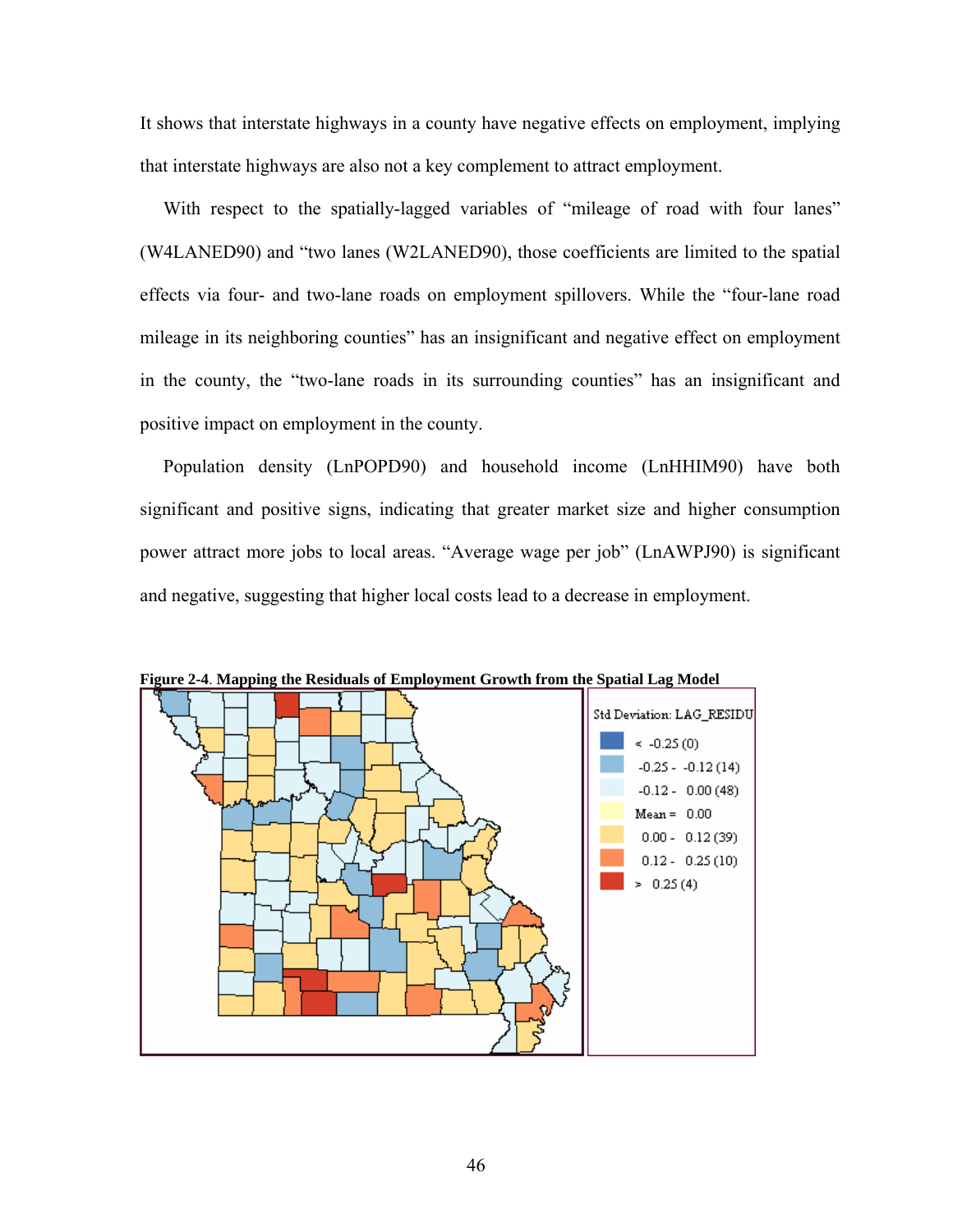It shows that interstate highways in a county have negative effects on employment, implying that interstate highways are also not a key complement to attract employment.

With respect to the spatially-lagged variables of “mileage of road with four lanes” (W4LANED90) and “two lanes (W2LANED90), those coefficients are limited to the spatial effects via four- and two-lane roads on employment spillovers. While the “four-lane road mileage in its neighboring counties” has an insignificant and negative effect on employment in the county, the “two-lane roads in its surrounding counties” has an insignificant and positive impact on employment in the county.

Population density (LnPOPD90) and household income (LnHHIM90) have both significant and positive signs, indicating that greater market size and higher consumption power attract more jobs to local areas. “Average wage per job” (LnAWPJ90) is significant and negative, suggesting that higher local costs lead to a decrease in employment.

**Figure 2-4**. **Mapping the Residuals of Employment Growth from the Spatial Lag Model**

Std Deviation: LAG_RESIDU

- < -0.25 (0)
- -0.25 - -0.12 (14)
- -0.12 - 0.00 (48)
- Mean = 0.00
- 0.00 - 0.12 (39)
- 0.12 - 0.25 (10)
- > 0.25 (4)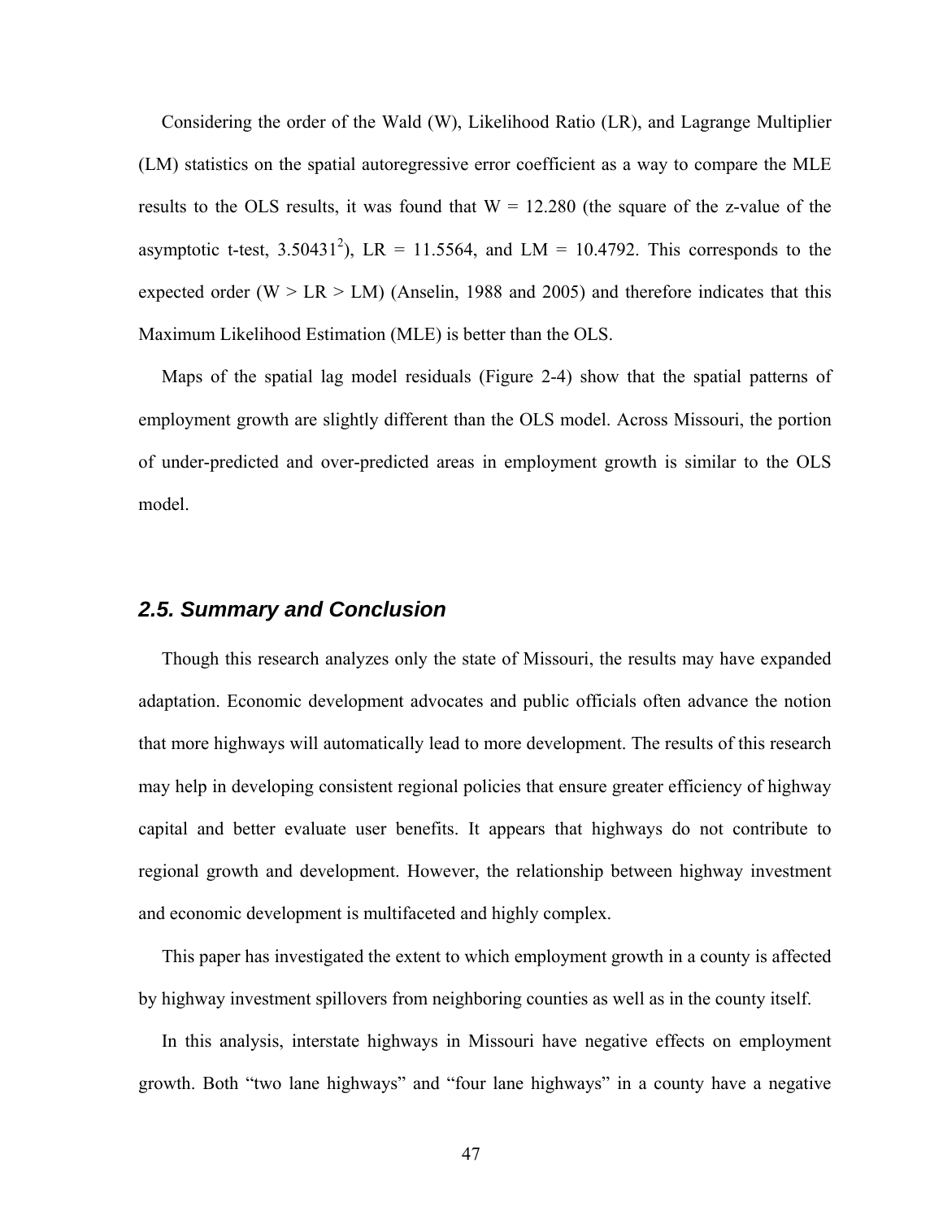Considering the order of the Wald (W), Likelihood Ratio (LR), and Lagrange Multiplier (LM) statistics on the spatial autoregressive error coefficient as a way to compare the MLE results to the OLS results, it was found that W = 12.280 (the square of the z-value of the asymptotic t-test, $3.50431^2$), LR = 11.5564, and LM = 10.4792. This corresponds to the expected order (W > LR > LM) (Anselin, 1988 and 2005) and therefore indicates that this Maximum Likelihood Estimation (MLE) is better than the OLS.

Maps of the spatial lag model residuals (Figure 2-4) show that the spatial patterns of employment growth are slightly different than the OLS model. Across Missouri, the portion of under-predicted and over-predicted areas in employment growth is similar to the OLS model.

## *2.5. Summary and Conclusion*

Though this research analyzes only the state of Missouri, the results may have expanded adaptation. Economic development advocates and public officials often advance the notion that more highways will automatically lead to more development. The results of this research may help in developing consistent regional policies that ensure greater efficiency of highway capital and better evaluate user benefits. It appears that highways do not contribute to regional growth and development. However, the relationship between highway investment and economic development is multifaceted and highly complex.

This paper has investigated the extent to which employment growth in a county is affected by highway investment spillovers from neighboring counties as well as in the county itself.

In this analysis, interstate highways in Missouri have negative effects on employment growth. Both "two lane highways" and "four lane highways" in a county have a negative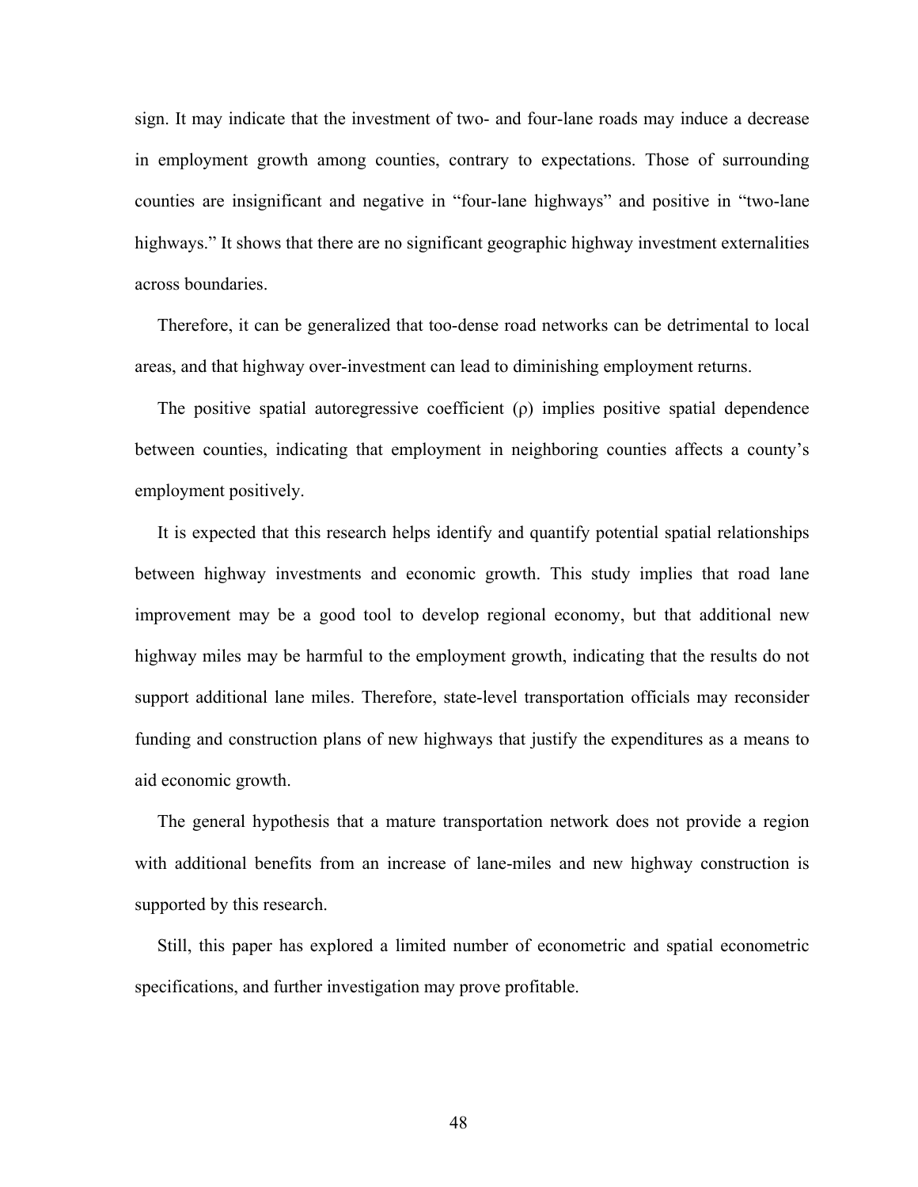sign. It may indicate that the investment of two- and four-lane roads may induce a decrease in employment growth among counties, contrary to expectations. Those of surrounding counties are insignificant and negative in "four-lane highways" and positive in "two-lane highways." It shows that there are no significant geographic highway investment externalities across boundaries.

Therefore, it can be generalized that too-dense road networks can be detrimental to local areas, and that highway over-investment can lead to diminishing employment returns.

The positive spatial autoregressive coefficient ($\rho$) implies positive spatial dependence between counties, indicating that employment in neighboring counties affects a county's employment positively.

It is expected that this research helps identify and quantify potential spatial relationships between highway investments and economic growth. This study implies that road lane improvement may be a good tool to develop regional economy, but that additional new highway miles may be harmful to the employment growth, indicating that the results do not support additional lane miles. Therefore, state-level transportation officials may reconsider funding and construction plans of new highways that justify the expenditures as a means to aid economic growth.

The general hypothesis that a mature transportation network does not provide a region with additional benefits from an increase of lane-miles and new highway construction is supported by this research.

Still, this paper has explored a limited number of econometric and spatial econometric specifications, and further investigation may prove profitable.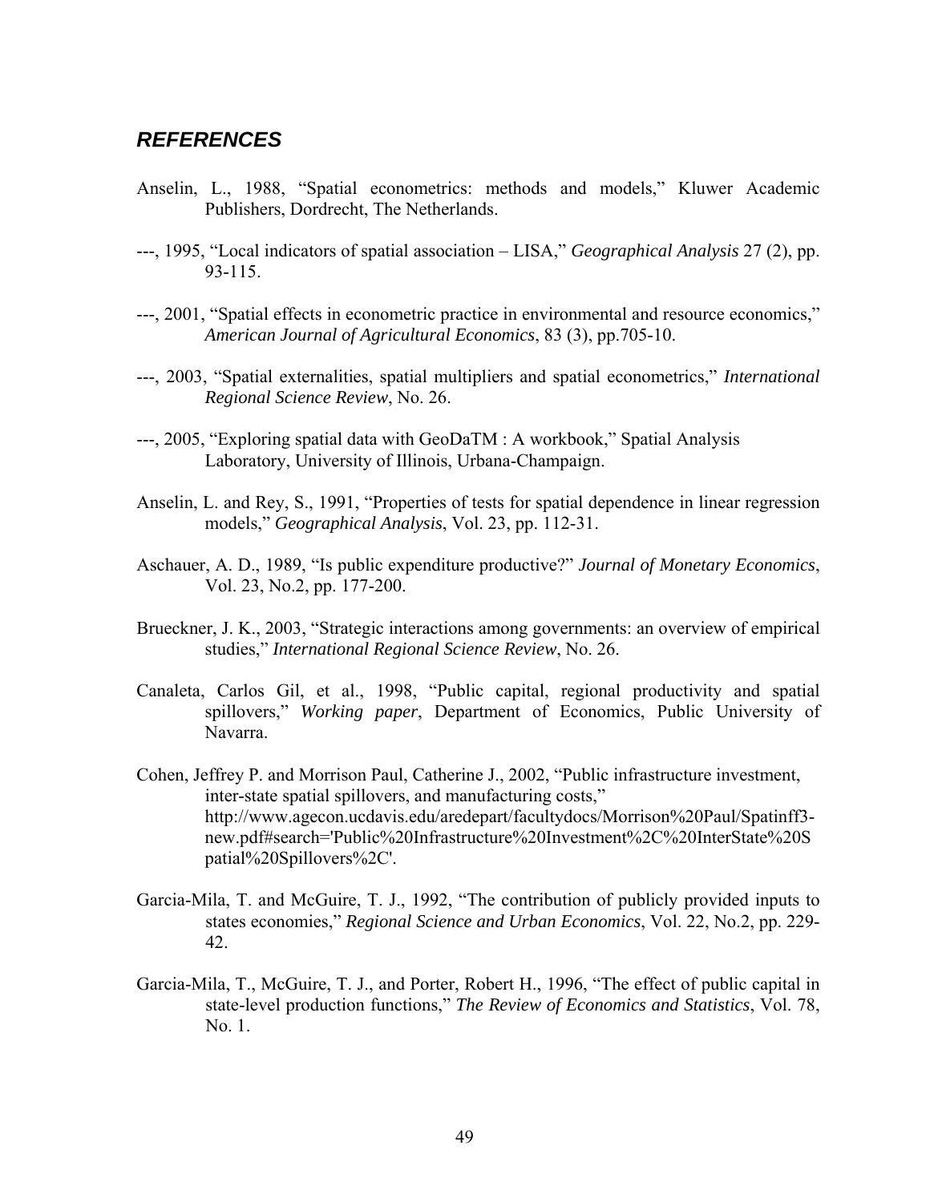## *REFERENCES*

Anselin, L., 1988, "Spatial econometrics: methods and models," Kluwer Academic Publishers, Dordrecht, The Netherlands.

---, 1995, "Local indicators of spatial association – LISA," *Geographical Analysis* 27 (2), pp. 93-115.

---, 2001, "Spatial effects in econometric practice in environmental and resource economics," *American Journal of Agricultural Economics*, 83 (3), pp.705-10.

---, 2003, "Spatial externalities, spatial multipliers and spatial econometrics," *International Regional Science Review*, No. 26.

---, 2005, "Exploring spatial data with GeoDaTM : A workbook," Spatial Analysis Laboratory, University of Illinois, Urbana-Champaign.

Anselin, L. and Rey, S., 1991, "Properties of tests for spatial dependence in linear regression models," *Geographical Analysis*, Vol. 23, pp. 112-31.

Aschauer, A. D., 1989, "Is public expenditure productive?" *Journal of Monetary Economics*, Vol. 23, No.2, pp. 177-200.

Brueckner, J. K., 2003, "Strategic interactions among governments: an overview of empirical studies," *International Regional Science Review*, No. 26.

Canaleta, Carlos Gil, et al., 1998, "Public capital, regional productivity and spatial spillovers," *Working paper*, Department of Economics, Public University of Navarra.

Cohen, Jeffrey P. and Morrison Paul, Catherine J., 2002, "Public infrastructure investment, inter-state spatial spillovers, and manufacturing costs," http://www.agecon.ucdavis.edu/aredepart/facultydocs/Morrison%20Paul/Spatinff3-new.pdf#search='Public%20Infrastructure%20Investment%2C%20InterState%20Spatial%20Spillovers%2C'.

Garcia-Mila, T. and McGuire, T. J., 1992, "The contribution of publicly provided inputs to states economies," *Regional Science and Urban Economics*, Vol. 22, No.2, pp. 229-42.

Garcia-Mila, T., McGuire, T. J., and Porter, Robert H., 1996, "The effect of public capital in state-level production functions," *The Review of Economics and Statistics*, Vol. 78, No. 1.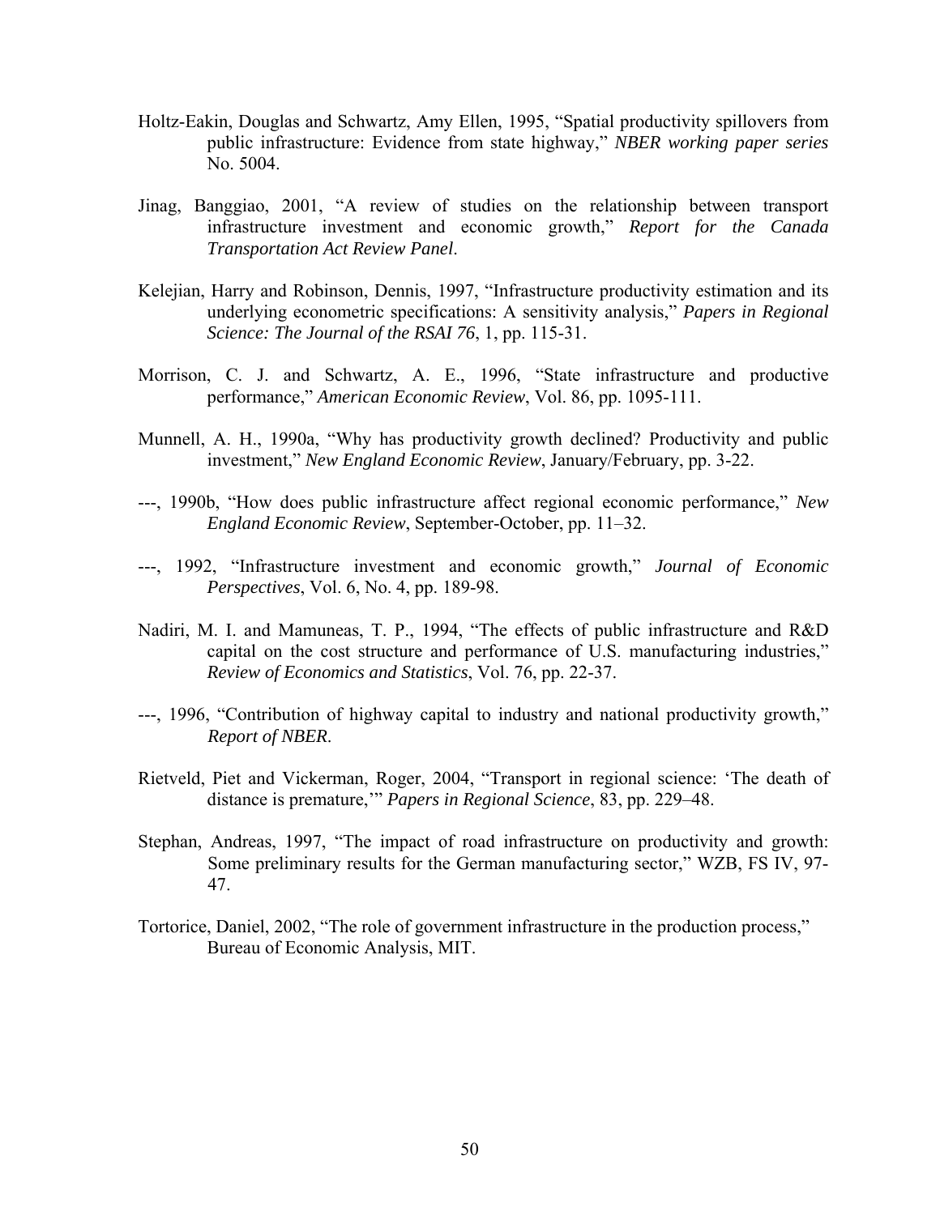Holtz-Eakin, Douglas and Schwartz, Amy Ellen, 1995, "Spatial productivity spillovers from public infrastructure: Evidence from state highway," *NBER working paper series* No. 5004.

Jinag, Banggiao, 2001, "A review of studies on the relationship between transport infrastructure investment and economic growth," *Report for the Canada Transportation Act Review Panel*.

Kelejian, Harry and Robinson, Dennis, 1997, "Infrastructure productivity estimation and its underlying econometric specifications: A sensitivity analysis," *Papers in Regional Science: The Journal of the RSAI 76*, 1, pp. 115-31.

Morrison, C. J. and Schwartz, A. E., 1996, "State infrastructure and productive performance," *American Economic Review*, Vol. 86, pp. 1095-111.

Munnell, A. H., 1990a, "Why has productivity growth declined? Productivity and public investment," *New England Economic Review*, January/February, pp. 3-22.

---, 1990b, "How does public infrastructure affect regional economic performance," *New England Economic Review*, September-October, pp. 11–32.

---, 1992, "Infrastructure investment and economic growth," *Journal of Economic Perspectives*, Vol. 6, No. 4, pp. 189-98.

Nadiri, M. I. and Mamuneas, T. P., 1994, "The effects of public infrastructure and R&D capital on the cost structure and performance of U.S. manufacturing industries," *Review of Economics and Statistics*, Vol. 76, pp. 22-37.

---, 1996, "Contribution of highway capital to industry and national productivity growth," *Report of NBER*.

Rietveld, Piet and Vickerman, Roger, 2004, "Transport in regional science: 'The death of distance is premature,'" *Papers in Regional Science*, 83, pp. 229–48.

Stephan, Andreas, 1997, "The impact of road infrastructure on productivity and growth: Some preliminary results for the German manufacturing sector," WZB, FS IV, 97-47.

Tortorice, Daniel, 2002, "The role of government infrastructure in the production process," Bureau of Economic Analysis, MIT.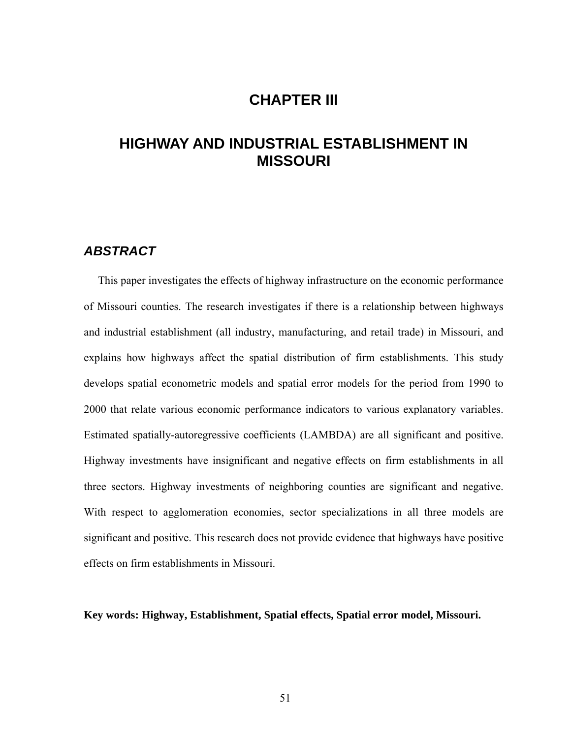# CHAPTER III

# HIGHWAY AND INDUSTRIAL ESTABLISHMENT IN MISSOURI

## *ABSTRACT*

This paper investigates the effects of highway infrastructure on the economic performance of Missouri counties. The research investigates if there is a relationship between highways and industrial establishment (all industry, manufacturing, and retail trade) in Missouri, and explains how highways affect the spatial distribution of firm establishments. This study develops spatial econometric models and spatial error models for the period from 1990 to 2000 that relate various economic performance indicators to various explanatory variables. Estimated spatially-autoregressive coefficients (LAMBDA) are all significant and positive. Highway investments have insignificant and negative effects on firm establishments in all three sectors. Highway investments of neighboring counties are significant and negative. With respect to agglomeration economies, sector specializations in all three models are significant and positive. This research does not provide evidence that highways have positive effects on firm establishments in Missouri.

**Key words: Highway, Establishment, Spatial effects, Spatial error model, Missouri.**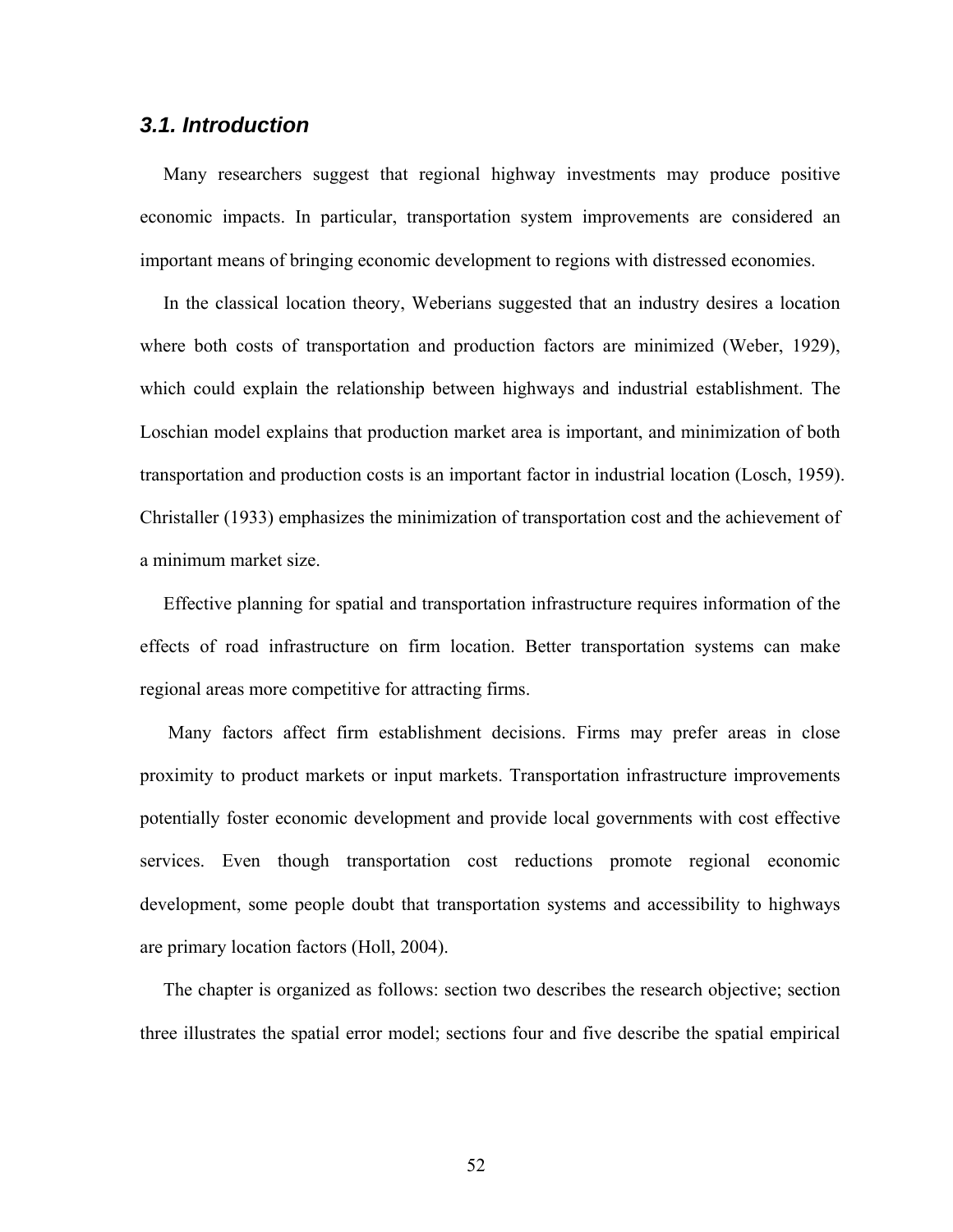### *3.1. Introduction*

Many researchers suggest that regional highway investments may produce positive economic impacts. In particular, transportation system improvements are considered an important means of bringing economic development to regions with distressed economies.

In the classical location theory, Weberians suggested that an industry desires a location where both costs of transportation and production factors are minimized (Weber, 1929), which could explain the relationship between highways and industrial establishment. The Loschian model explains that production market area is important, and minimization of both transportation and production costs is an important factor in industrial location (Losch, 1959). Christaller (1933) emphasizes the minimization of transportation cost and the achievement of a minimum market size.

Effective planning for spatial and transportation infrastructure requires information of the effects of road infrastructure on firm location. Better transportation systems can make regional areas more competitive for attracting firms.

Many factors affect firm establishment decisions. Firms may prefer areas in close proximity to product markets or input markets. Transportation infrastructure improvements potentially foster economic development and provide local governments with cost effective services. Even though transportation cost reductions promote regional economic development, some people doubt that transportation systems and accessibility to highways are primary location factors (Holl, 2004).

The chapter is organized as follows: section two describes the research objective; section three illustrates the spatial error model; sections four and five describe the spatial empirical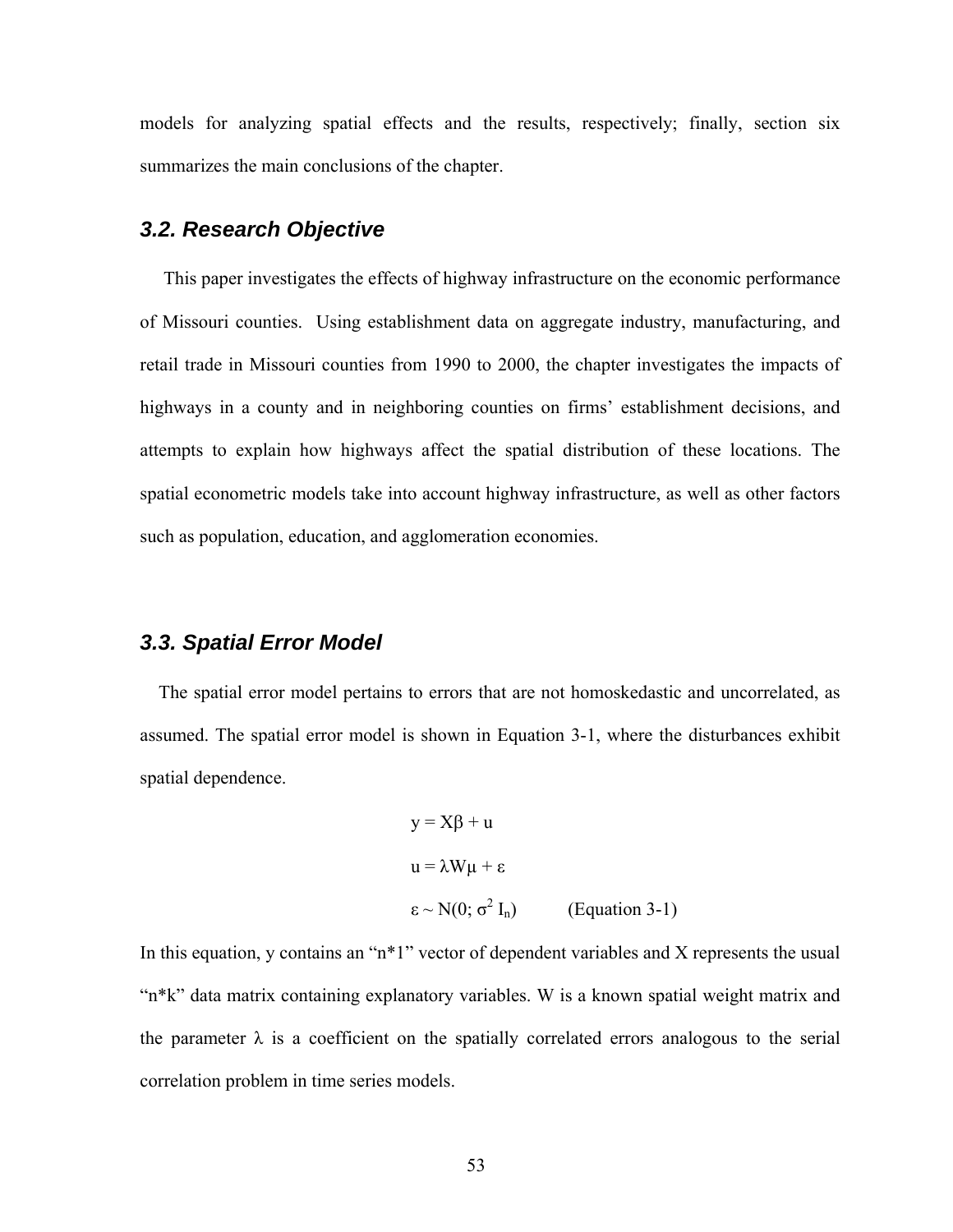models for analyzing spatial effects and the results, respectively; finally, section six summarizes the main conclusions of the chapter.

### *3.2. Research Objective*

This paper investigates the effects of highway infrastructure on the economic performance of Missouri counties. Using establishment data on aggregate industry, manufacturing, and retail trade in Missouri counties from 1990 to 2000, the chapter investigates the impacts of highways in a county and in neighboring counties on firms' establishment decisions, and attempts to explain how highways affect the spatial distribution of these locations. The spatial econometric models take into account highway infrastructure, as well as other factors such as population, education, and agglomeration economies.

### *3.3. Spatial Error Model*

The spatial error model pertains to errors that are not homoskedastic and uncorrelated, as assumed. The spatial error model is shown in Equation 3-1, where the disturbances exhibit spatial dependence.

$$y = X\beta + u$$

$$u = \lambda W\mu + \varepsilon$$

$$\varepsilon \sim N(0; \sigma^2 I_n) \qquad \text{(Equation 3-1)}$$

In this equation, y contains an "n*1" vector of dependent variables and X represents the usual "n*k" data matrix containing explanatory variables. W is a known spatial weight matrix and the parameter $\lambda$ is a coefficient on the spatially correlated errors analogous to the serial correlation problem in time series models.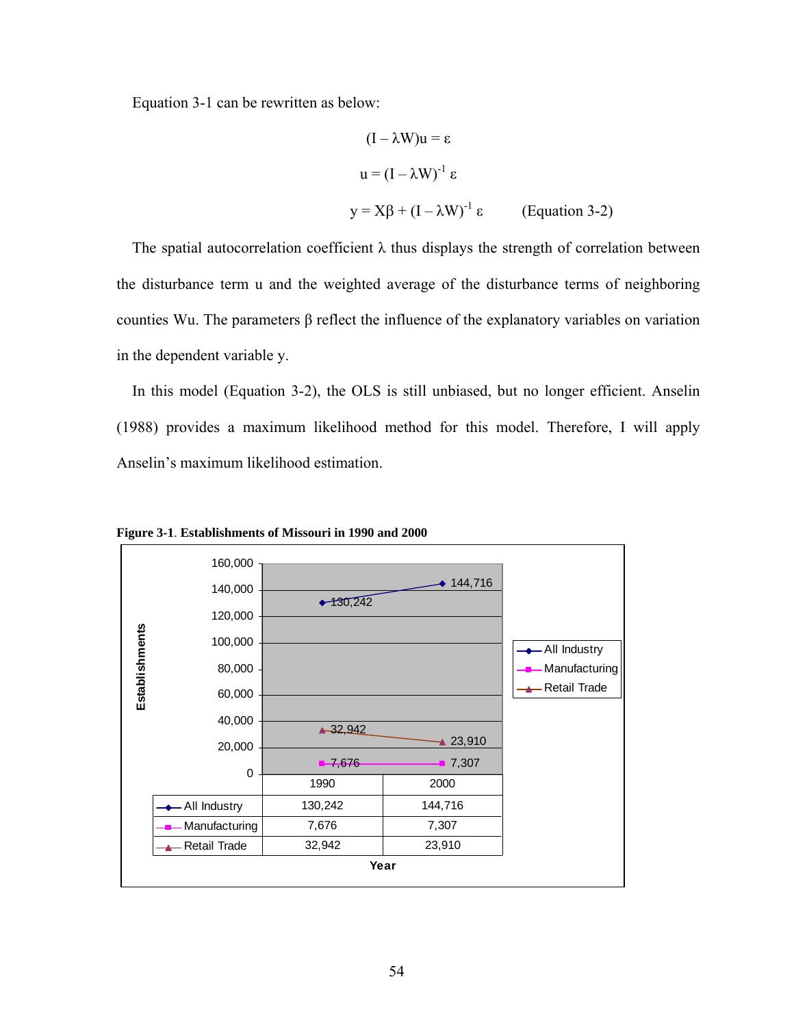Equation 3-1 can be rewritten as below:

$$(I - \lambda W)u = \varepsilon$$

$$u = (I - \lambda W)^{-1} \varepsilon$$

$$y = X\beta + (I - \lambda W)^{-1} \varepsilon \qquad \text{(Equation 3-2)}$$

The spatial autocorrelation coefficient $\lambda$ thus displays the strength of correlation between the disturbance term u and the weighted average of the disturbance terms of neighboring counties Wu. The parameters $\beta$ reflect the influence of the explanatory variables on variation in the dependent variable y.

In this model (Equation 3-2), the OLS is still unbiased, but no longer efficient. Anselin (1988) provides a maximum likelihood method for this model. Therefore, I will apply Anselin's maximum likelihood estimation.

**Figure 3-1. Establishments of Missouri in 1990 and 2000**

| | 1990 | 2000 |
|---|---|---|
| All Industry | 130,242 | 144,716 |
| Manufacturing | 7,676 | 7,307 |
| Retail Trade | 32,942 | 23,910 |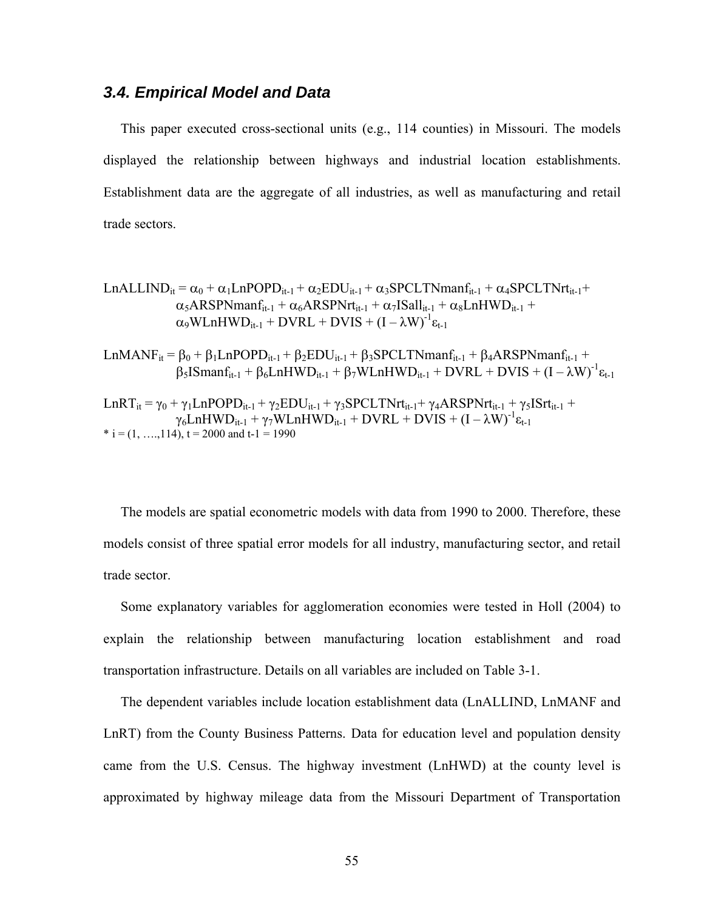### *3.4. Empirical Model and Data*

This paper executed cross-sectional units (e.g., 114 counties) in Missouri. The models displayed the relationship between highways and industrial location establishments. Establishment data are the aggregate of all industries, as well as manufacturing and retail trade sectors.

$$
\begin{aligned}
LnALLIND_{it} = {} & \alpha_0 + \alpha_1 LnPOPD_{it-1} + \alpha_2 EDU_{it-1} + \alpha_3 SPCLTNmanf_{it-1} + \alpha_4 SPCLTNrt_{it-1} + \\
& \alpha_5 ARSPNmanf_{it-1} + \alpha_6 ARSPNrt_{it-1} + \alpha_7 ISall_{it-1} + \alpha_8 LnHWD_{it-1} + \\
& \alpha_9 WLnHWD_{it-1} + DVRL + DVIS + (I - \lambda W)^{-1}\varepsilon_{t-1}
\end{aligned}
$$

$$
\begin{aligned}
LnMANF_{it} = {} & \beta_0 + \beta_1 LnPOPD_{it-1} + \beta_2 EDU_{it-1} + \beta_3 SPCLTNmanf_{it-1} + \beta_4 ARSPNmanf_{it-1} + \\
& \beta_5 ISmanf_{it-1} + \beta_6 LnHWD_{it-1} + \beta_7 WLnHWD_{it-1} + DVRL + DVIS + (I - \lambda W)^{-1}\varepsilon_{t-1}
\end{aligned}
$$

$$
\begin{aligned}
LnRT_{it} = {} & \gamma_0 + \gamma_1 LnPOPD_{it-1} + \gamma_2 EDU_{it-1} + \gamma_3 SPCLTNrt_{it-1} + \gamma_4 ARSPNrt_{it-1} + \gamma_5 ISrt_{it-1} + \\
& \gamma_6 LnHWD_{it-1} + \gamma_7 WLnHWD_{it-1} + DVRL + DVIS + (I - \lambda W)^{-1}\varepsilon_{t-1}
\end{aligned}
$$

* $i = (1, \ldots, 114)$, $t = 2000$ and $t-1 = 1990$

The models are spatial econometric models with data from 1990 to 2000. Therefore, these models consist of three spatial error models for all industry, manufacturing sector, and retail trade sector.

Some explanatory variables for agglomeration economies were tested in Holl (2004) to explain the relationship between manufacturing location establishment and road transportation infrastructure. Details on all variables are included on Table 3-1.

The dependent variables include location establishment data (LnALLIND, LnMANF and LnRT) from the County Business Patterns. Data for education level and population density came from the U.S. Census. The highway investment (LnHWD) at the county level is approximated by highway mileage data from the Missouri Department of Transportation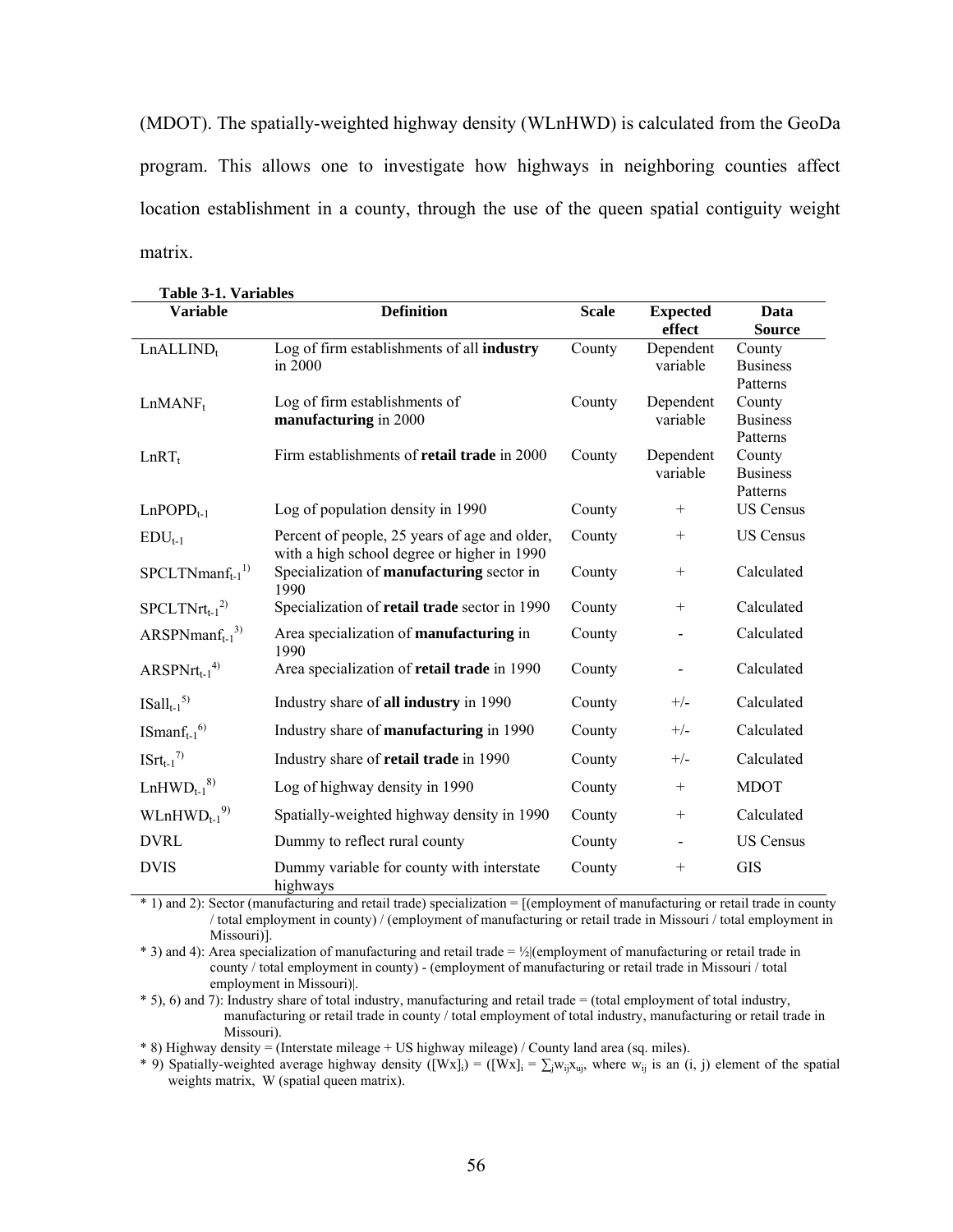(MDOT). The spatially-weighted highway density (WLnHWD) is calculated from the GeoDa program. This allows one to investigate how highways in neighboring counties affect location establishment in a county, through the use of the queen spatial contiguity weight matrix.

**Table 3-1. Variables**

| Variable | Definition | Scale | Expected effect | Data Source |
|---|---|---|---|---|
| $LnALLIND_t$ | Log of firm establishments of all **industry** in 2000 | County | Dependent variable | County Business Patterns |
| $LnMANF_t$ | Log of firm establishments of **manufacturing** in 2000 | County | Dependent variable | County Business Patterns |
| $LnRT_t$ | Firm establishments of **retail trade** in 2000 | County | Dependent variable | County Business Patterns |
| $LnPOPD_{t-1}$ | Log of population density in 1990 | County | + | US Census |
| $EDU_{t-1}$ | Percent of people, 25 years of age and older, with a high school degree or higher in 1990 | County | + | US Census |
| $SPCLTNmanf_{t-1}$ 1) | Specialization of **manufacturing** sector in 1990 | County | + | Calculated |
| $SPCLTNrt_{t-1}$ 2) | Specialization of **retail trade** sector in 1990 | County | + | Calculated |
| $ARSPNmanf_{t-1}$ 3) | Area specialization of **manufacturing** in 1990 | County | - | Calculated |
| $ARSPNrt_{t-1}$ 4) | Area specialization of **retail trade** in 1990 | County | - | Calculated |
| $ISall_{t-1}$ 5) | Industry share of **all industry** in 1990 | County | +/- | Calculated |
| $ISmanf_{t-1}$ 6) | Industry share of **manufacturing** in 1990 | County | +/- | Calculated |
| $ISrt_{t-1}$ 7) | Industry share of **retail trade** in 1990 | County | +/- | Calculated |
| $LnHWD_{t-1}$ 8) | Log of highway density in 1990 | County | + | MDOT |
| $WLnHWD_{t-1}$ 9) | Spatially-weighted highway density in 1990 | County | + | Calculated |
| DVRL | Dummy to reflect rural county | County | - | US Census |
| DVIS | Dummy variable for county with interstate highways | County | + | GIS |

\* 1) and 2): Sector (manufacturing and retail trade) specialization = [(employment of manufacturing or retail trade in county / total employment in county) / (employment of manufacturing or retail trade in Missouri / total employment in Missouri)].

\* 3) and 4): Area specialization of manufacturing and retail trade = ½|(employment of manufacturing or retail trade in county / total employment in county) - (employment of manufacturing or retail trade in Missouri / total employment in Missouri)|.

\* 5), 6) and 7): Industry share of total industry, manufacturing and retail trade = (total employment of total industry, manufacturing or retail trade in county / total employment of total industry, manufacturing or retail trade in Missouri).

\* 8) Highway density = (Interstate mileage + US highway mileage) / County land area (sq. miles).

\* 9) Spatially-weighted average highway density ($[Wx]_i$) = ($[Wx]_i = \sum_j w_{ij}x_{uj}$, where $w_{ij}$ is an (i, j) element of the spatial weights matrix, W (spatial queen matrix).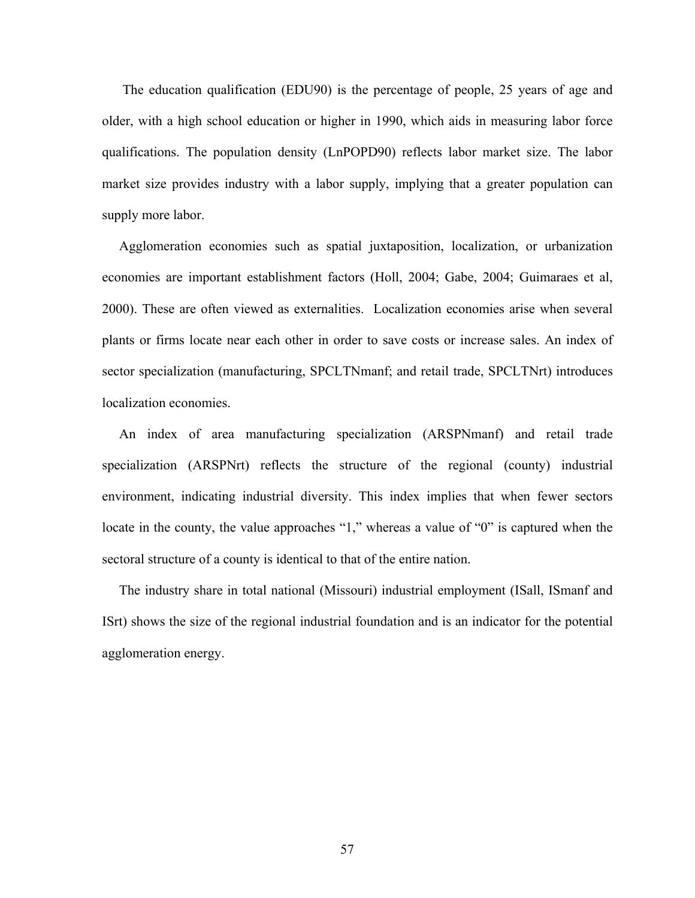The education qualification (EDU90) is the percentage of people, 25 years of age and older, with a high school education or higher in 1990, which aids in measuring labor force qualifications. The population density (LnPOPD90) reflects labor market size. The labor market size provides industry with a labor supply, implying that a greater population can supply more labor.

Agglomeration economies such as spatial juxtaposition, localization, or urbanization economies are important establishment factors (Holl, 2004; Gabe, 2004; Guimaraes et al, 2000). These are often viewed as externalities. Localization economies arise when several plants or firms locate near each other in order to save costs or increase sales. An index of sector specialization (manufacturing, SPCLTNmanf; and retail trade, SPCLTNrt) introduces localization economies.

An index of area manufacturing specialization (ARSPNmanf) and retail trade specialization (ARSPNrt) reflects the structure of the regional (county) industrial environment, indicating industrial diversity. This index implies that when fewer sectors locate in the county, the value approaches "1," whereas a value of "0" is captured when the sectoral structure of a county is identical to that of the entire nation.

The industry share in total national (Missouri) industrial employment (ISall, ISmanf and ISrt) shows the size of the regional industrial foundation and is an indicator for the potential agglomeration energy.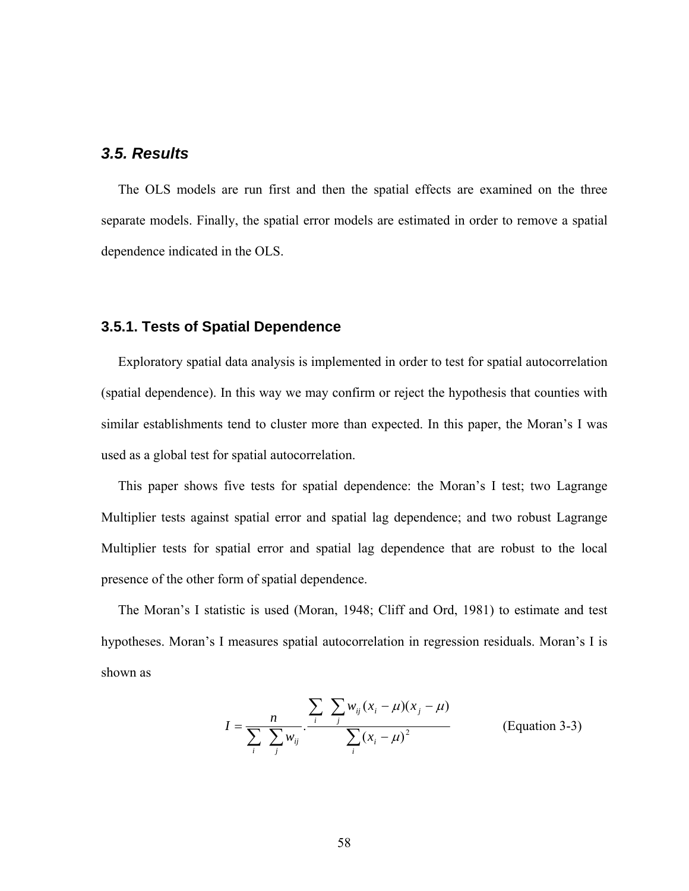## *3.5. Results*

The OLS models are run first and then the spatial effects are examined on the three separate models. Finally, the spatial error models are estimated in order to remove a spatial dependence indicated in the OLS.

### 3.5.1. Tests of Spatial Dependence

Exploratory spatial data analysis is implemented in order to test for spatial autocorrelation (spatial dependence). In this way we may confirm or reject the hypothesis that counties with similar establishments tend to cluster more than expected. In this paper, the Moran's I was used as a global test for spatial autocorrelation.

This paper shows five tests for spatial dependence: the Moran's I test; two Lagrange Multiplier tests against spatial error and spatial lag dependence; and two robust Lagrange Multiplier tests for spatial error and spatial lag dependence that are robust to the local presence of the other form of spatial dependence.

The Moran's I statistic is used (Moran, 1948; Cliff and Ord, 1981) to estimate and test hypotheses. Moran's I measures spatial autocorrelation in regression residuals. Moran's I is shown as

$$I = \frac{n}{\sum_i \sum_j w_{ij}} \cdot \frac{\sum_i \sum_j w_{ij}(x_i - \mu)(x_j - \mu)}{\sum_i (x_i - \mu)^2} \qquad \text{(Equation 3-3)}$$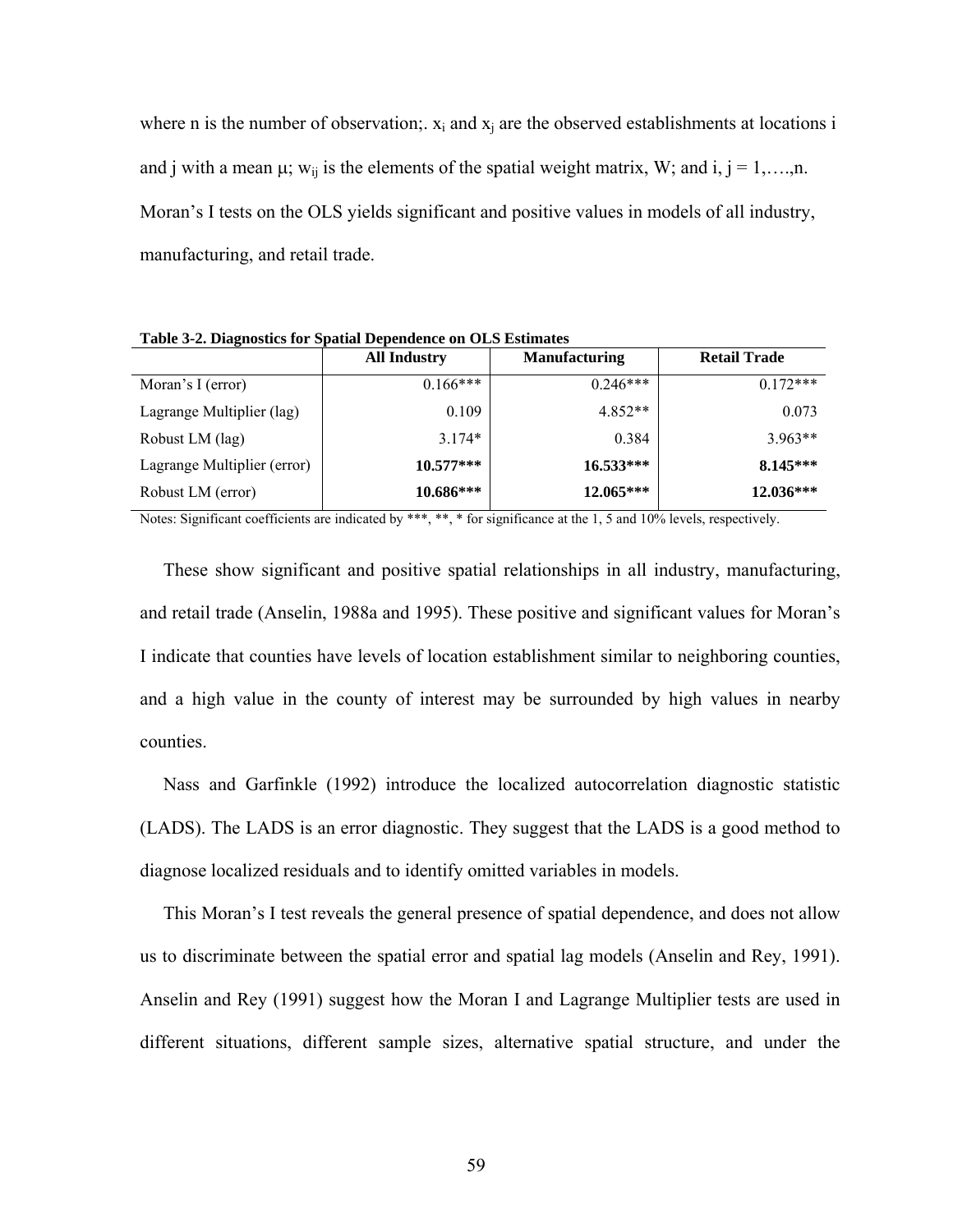where n is the number of observation;. $x_i$ and $x_j$ are the observed establishments at locations i and j with a mean μ; $w_{ij}$ is the elements of the spatial weight matrix, W; and i, j = 1,….,n. Moran's I tests on the OLS yields significant and positive values in models of all industry, manufacturing, and retail trade.

**Table 3-2. Diagnostics for Spatial Dependence on OLS Estimates**

| | All Industry | Manufacturing | Retail Trade |
|---|---|---|---|
| Moran's I (error) | 0.166*** | 0.246*** | 0.172*** |
| Lagrange Multiplier (lag) | 0.109 | 4.852** | 0.073 |
| Robust LM (lag) | 3.174* | 0.384 | 3.963** |
| Lagrange Multiplier (error) | **10.577*** ** | **16.533*** ** | **8.145*** ** |
| Robust LM (error) | **10.686*** ** | **12.065*** ** | **12.036*** ** |

Notes: Significant coefficients are indicated by ***, **, * for significance at the 1, 5 and 10% levels, respectively.

These show significant and positive spatial relationships in all industry, manufacturing, and retail trade (Anselin, 1988a and 1995). These positive and significant values for Moran's I indicate that counties have levels of location establishment similar to neighboring counties, and a high value in the county of interest may be surrounded by high values in nearby counties.

Nass and Garfinkle (1992) introduce the localized autocorrelation diagnostic statistic (LADS). The LADS is an error diagnostic. They suggest that the LADS is a good method to diagnose localized residuals and to identify omitted variables in models.

This Moran's I test reveals the general presence of spatial dependence, and does not allow us to discriminate between the spatial error and spatial lag models (Anselin and Rey, 1991). Anselin and Rey (1991) suggest how the Moran I and Lagrange Multiplier tests are used in different situations, different sample sizes, alternative spatial structure, and under the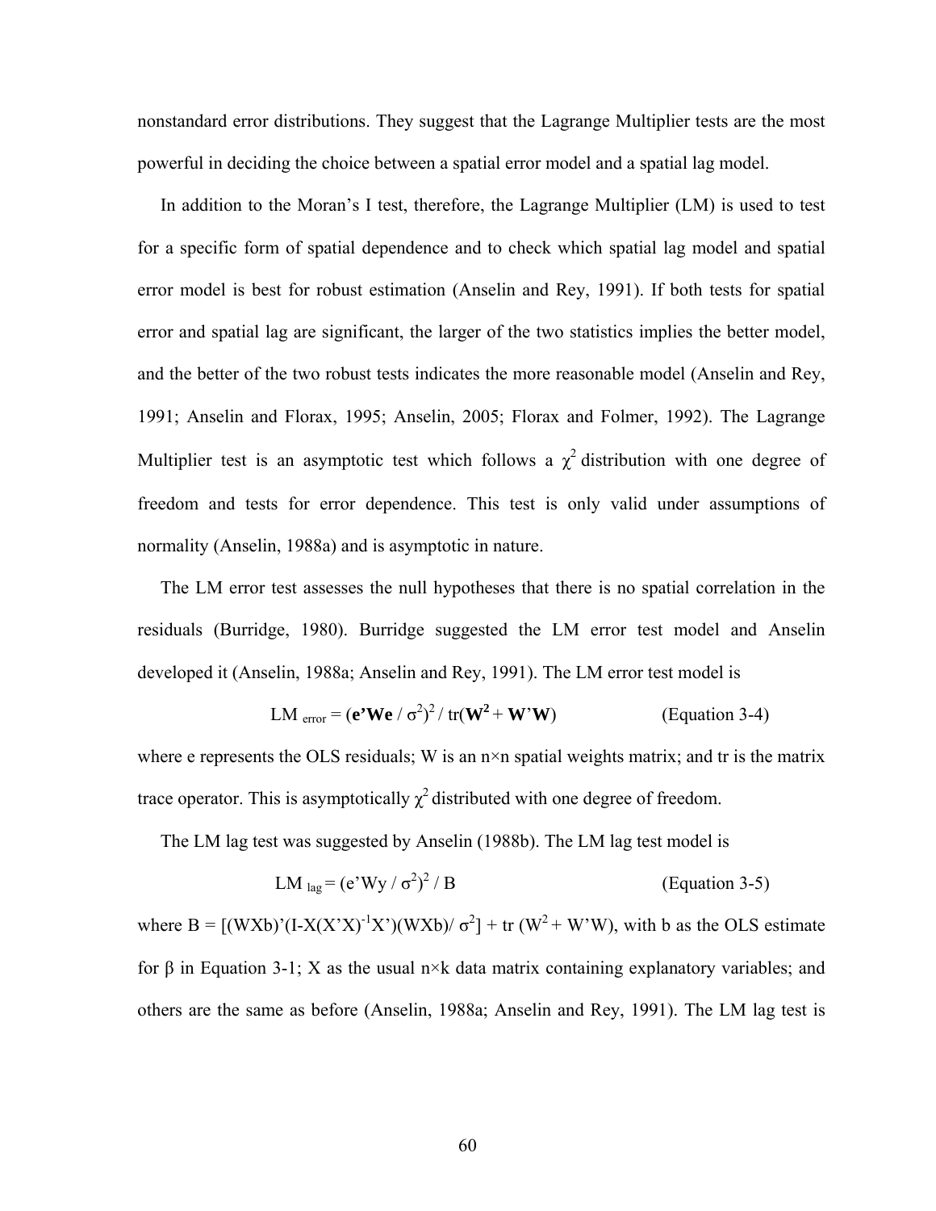nonstandard error distributions. They suggest that the Lagrange Multiplier tests are the most powerful in deciding the choice between a spatial error model and a spatial lag model.

In addition to the Moran's I test, therefore, the Lagrange Multiplier (LM) is used to test for a specific form of spatial dependence and to check which spatial lag model and spatial error model is best for robust estimation (Anselin and Rey, 1991). If both tests for spatial error and spatial lag are significant, the larger of the two statistics implies the better model, and the better of the two robust tests indicates the more reasonable model (Anselin and Rey, 1991; Anselin and Florax, 1995; Anselin, 2005; Florax and Folmer, 1992). The Lagrange Multiplier test is an asymptotic test which follows a $\chi^2$ distribution with one degree of freedom and tests for error dependence. This test is only valid under assumptions of normality (Anselin, 1988a) and is asymptotic in nature.

The LM error test assesses the null hypotheses that there is no spatial correlation in the residuals (Burridge, 1980). Burridge suggested the LM error test model and Anselin developed it (Anselin, 1988a; Anselin and Rey, 1991). The LM error test model is

$$LM_{error} = (\mathbf{e'We} / \sigma^2)^2 / tr(\mathbf{W^2} + \mathbf{W'W}) \qquad \text{(Equation 3-4)}$$

where e represents the OLS residuals; W is an n×n spatial weights matrix; and tr is the matrix trace operator. This is asymptotically $\chi^2$ distributed with one degree of freedom.

The LM lag test was suggested by Anselin (1988b). The LM lag test model is

$$LM_{lag} = (e'Wy / \sigma^2)^2 / B \qquad \text{(Equation 3-5)}$$

where $B = [(WXb)'(I-X(X'X)^{-1}X')(WXb)/ \sigma^2] + tr(W^2 + W'W)$, with b as the OLS estimate for $\beta$ in Equation 3-1; X as the usual n×k data matrix containing explanatory variables; and others are the same as before (Anselin, 1988a; Anselin and Rey, 1991). The LM lag test is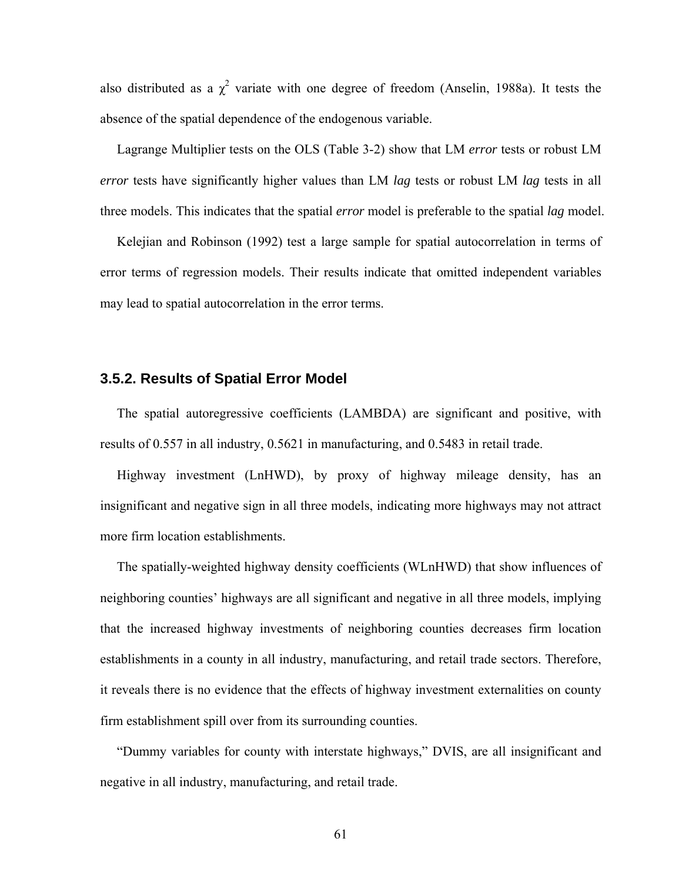also distributed as a $\chi^2$ variate with one degree of freedom (Anselin, 1988a). It tests the absence of the spatial dependence of the endogenous variable.

Lagrange Multiplier tests on the OLS (Table 3-2) show that LM *error* tests or robust LM *error* tests have significantly higher values than LM *lag* tests or robust LM *lag* tests in all three models. This indicates that the spatial *error* model is preferable to the spatial *lag* model.

Kelejian and Robinson (1992) test a large sample for spatial autocorrelation in terms of error terms of regression models. Their results indicate that omitted independent variables may lead to spatial autocorrelation in the error terms.

### 3.5.2. Results of Spatial Error Model

The spatial autoregressive coefficients (LAMBDA) are significant and positive, with results of 0.557 in all industry, 0.5621 in manufacturing, and 0.5483 in retail trade.

Highway investment (LnHWD), by proxy of highway mileage density, has an insignificant and negative sign in all three models, indicating more highways may not attract more firm location establishments.

The spatially-weighted highway density coefficients (WLnHWD) that show influences of neighboring counties' highways are all significant and negative in all three models, implying that the increased highway investments of neighboring counties decreases firm location establishments in a county in all industry, manufacturing, and retail trade sectors. Therefore, it reveals there is no evidence that the effects of highway investment externalities on county firm establishment spill over from its surrounding counties.

"Dummy variables for county with interstate highways," DVIS, are all insignificant and negative in all industry, manufacturing, and retail trade.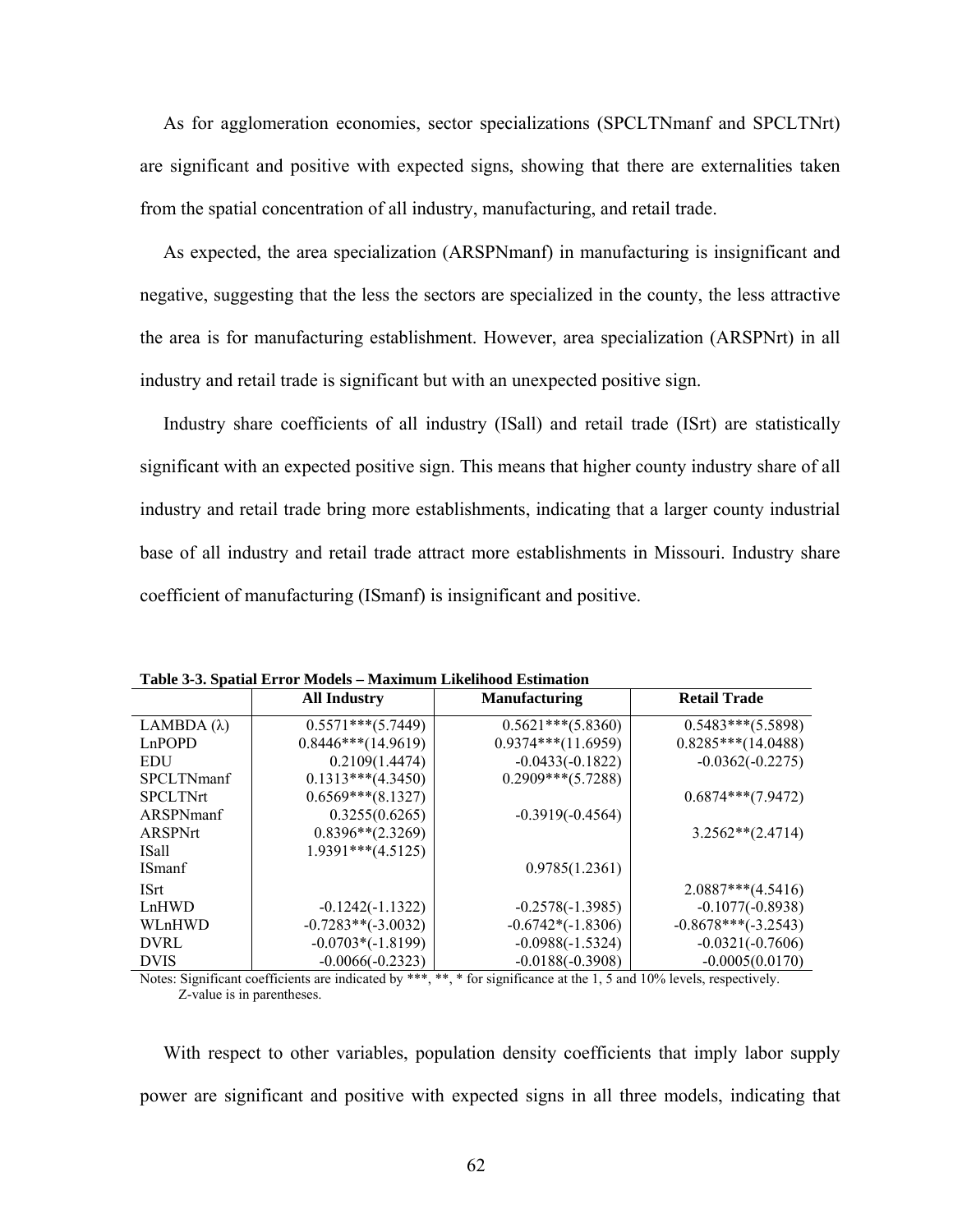As for agglomeration economies, sector specializations (SPCLTNmanf and SPCLTNrt) are significant and positive with expected signs, showing that there are externalities taken from the spatial concentration of all industry, manufacturing, and retail trade.

As expected, the area specialization (ARSPNmanf) in manufacturing is insignificant and negative, suggesting that the less the sectors are specialized in the county, the less attractive the area is for manufacturing establishment. However, area specialization (ARSPNrt) in all industry and retail trade is significant but with an unexpected positive sign.

Industry share coefficients of all industry (ISall) and retail trade (ISrt) are statistically significant with an expected positive sign. This means that higher county industry share of all industry and retail trade bring more establishments, indicating that a larger county industrial base of all industry and retail trade attract more establishments in Missouri. Industry share coefficient of manufacturing (ISmanf) is insignificant and positive.

**Table 3-3. Spatial Error Models – Maximum Likelihood Estimation**

| | All Industry | Manufacturing | Retail Trade |
|---|---|---|---|
| LAMBDA (λ) | 0.5571***(5.7449) | 0.5621***(5.8360) | 0.5483***(5.5898) |
| LnPOPD | 0.8446***(14.9619) | 0.9374***(11.6959) | 0.8285***(14.0488) |
| EDU | 0.2109(1.4474) | -0.0433(-0.1822) | -0.0362(-0.2275) |
| SPCLTNmanf | 0.1313***(4.3450) | 0.2909***(5.7288) | |
| SPCLTNrt | 0.6569***(8.1327) | | 0.6874***(7.9472) |
| ARSPNmanf | 0.3255(0.6265) | -0.3919(-0.4564) | |
| ARSPNrt | 0.8396**(2.3269) | | 3.2562**(2.4714) |
| ISall | 1.9391***(4.5125) | | |
| ISmanf | | 0.9785(1.2361) | |
| ISrt | | | 2.0887***(4.5416) |
| LnHWD | -0.1242(-1.1322) | -0.2578(-1.3985) | -0.1077(-0.8938) |
| WLnHWD | -0.7283**(-3.0032) | -0.6742*(-1.8306) | -0.8678***(-3.2543) |
| DVRL | -0.0703*(-1.8199) | -0.0988(-1.5324) | -0.0321(-0.7606) |
| DVIS | -0.0066(-0.2323) | -0.0188(-0.3908) | -0.0005(0.0170) |

Notes: Significant coefficients are indicated by ***, **, * for significance at the 1, 5 and 10% levels, respectively. Z-value is in parentheses.

With respect to other variables, population density coefficients that imply labor supply power are significant and positive with expected signs in all three models, indicating that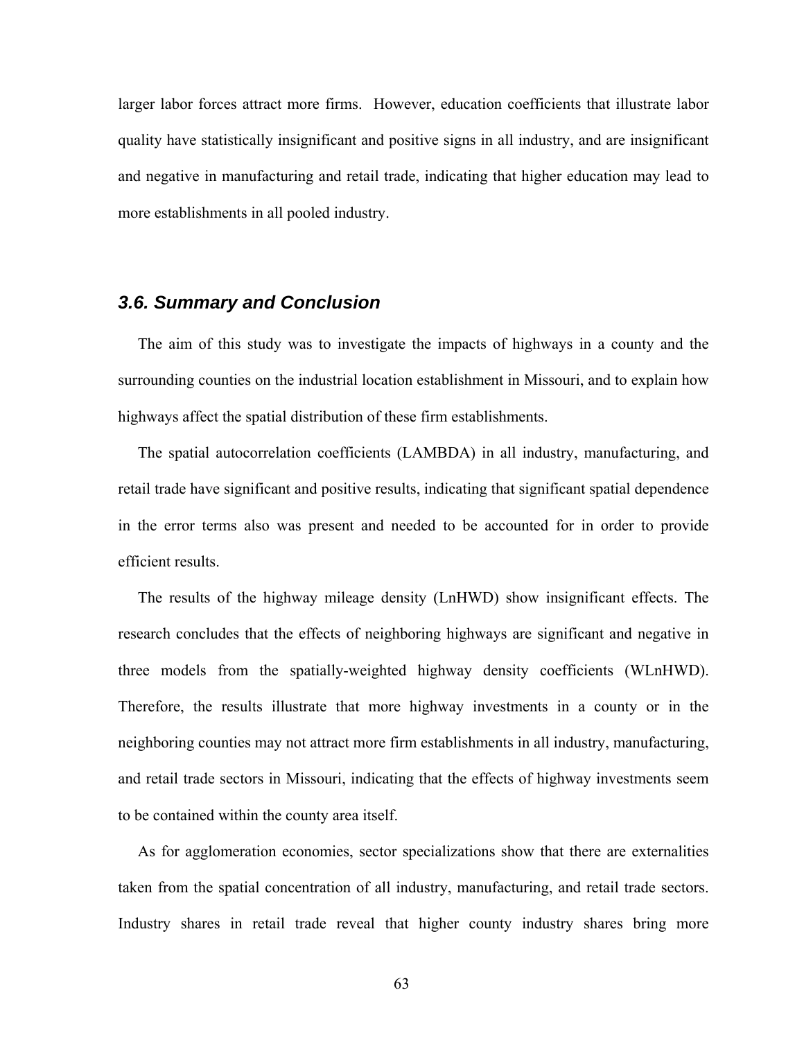larger labor forces attract more firms. However, education coefficients that illustrate labor quality have statistically insignificant and positive signs in all industry, and are insignificant and negative in manufacturing and retail trade, indicating that higher education may lead to more establishments in all pooled industry.

### *3.6. Summary and Conclusion*

The aim of this study was to investigate the impacts of highways in a county and the surrounding counties on the industrial location establishment in Missouri, and to explain how highways affect the spatial distribution of these firm establishments.

The spatial autocorrelation coefficients (LAMBDA) in all industry, manufacturing, and retail trade have significant and positive results, indicating that significant spatial dependence in the error terms also was present and needed to be accounted for in order to provide efficient results.

The results of the highway mileage density (LnHWD) show insignificant effects. The research concludes that the effects of neighboring highways are significant and negative in three models from the spatially-weighted highway density coefficients (WLnHWD). Therefore, the results illustrate that more highway investments in a county or in the neighboring counties may not attract more firm establishments in all industry, manufacturing, and retail trade sectors in Missouri, indicating that the effects of highway investments seem to be contained within the county area itself.

As for agglomeration economies, sector specializations show that there are externalities taken from the spatial concentration of all industry, manufacturing, and retail trade sectors. Industry shares in retail trade reveal that higher county industry shares bring more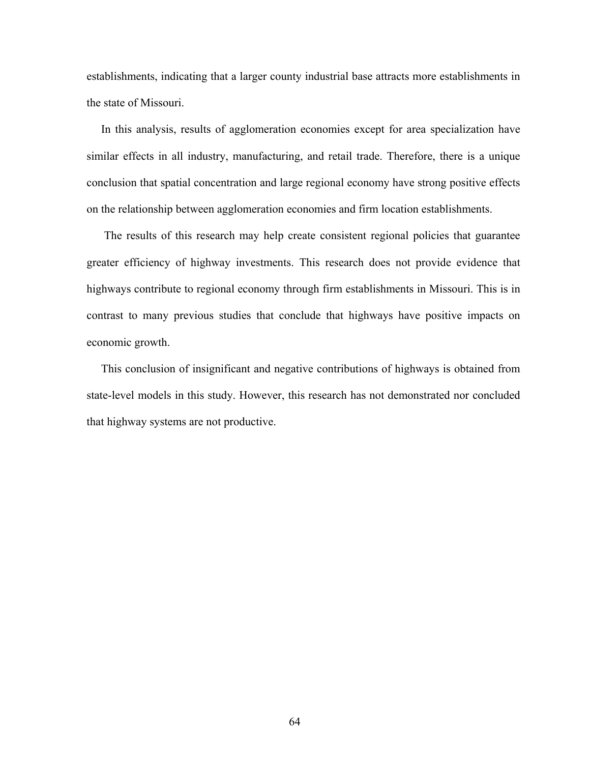establishments, indicating that a larger county industrial base attracts more establishments in the state of Missouri.

In this analysis, results of agglomeration economies except for area specialization have similar effects in all industry, manufacturing, and retail trade. Therefore, there is a unique conclusion that spatial concentration and large regional economy have strong positive effects on the relationship between agglomeration economies and firm location establishments.

The results of this research may help create consistent regional policies that guarantee greater efficiency of highway investments. This research does not provide evidence that highways contribute to regional economy through firm establishments in Missouri. This is in contrast to many previous studies that conclude that highways have positive impacts on economic growth.

This conclusion of insignificant and negative contributions of highways is obtained from state-level models in this study. However, this research has not demonstrated nor concluded that highway systems are not productive.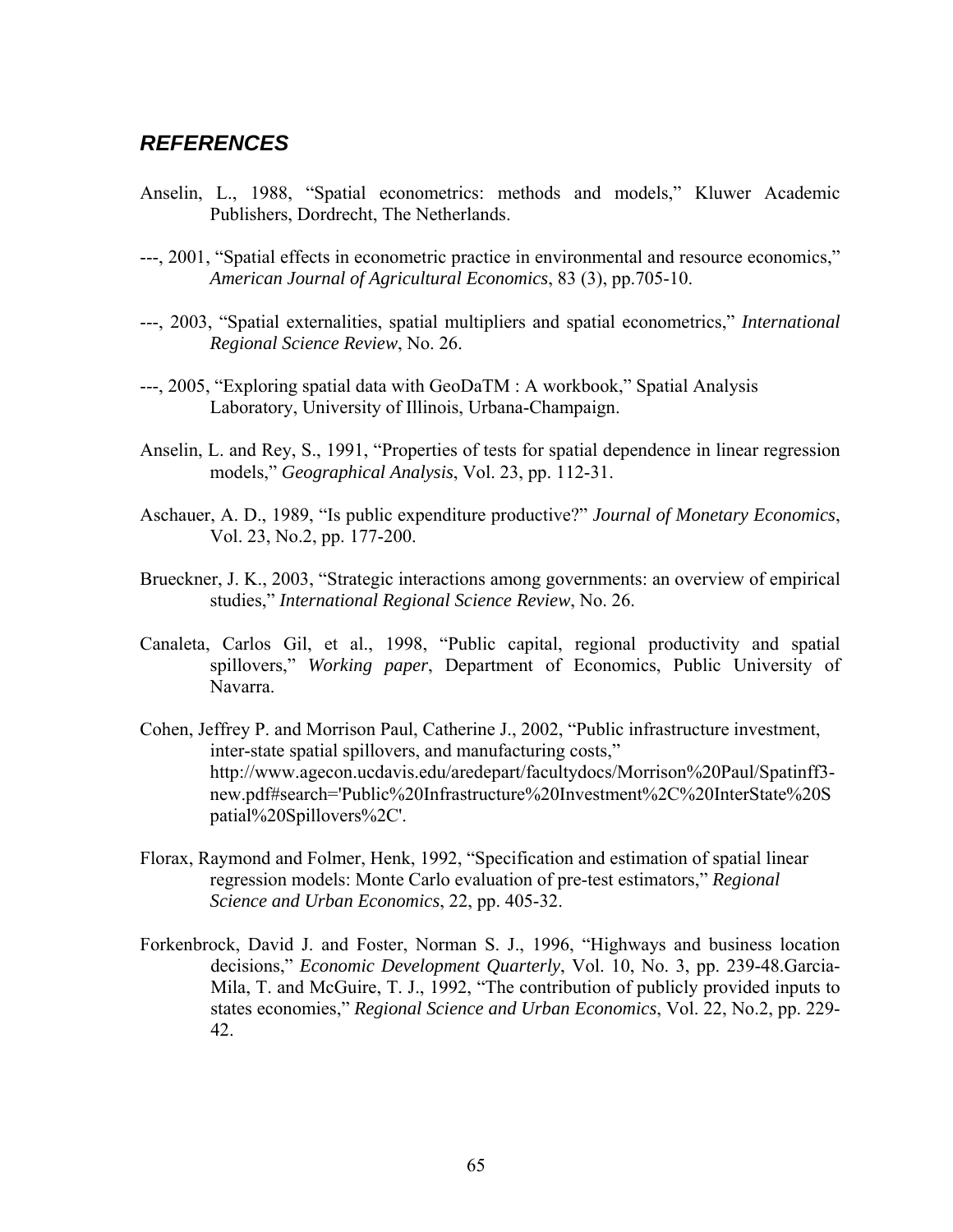## *REFERENCES*

Anselin, L., 1988, "Spatial econometrics: methods and models," Kluwer Academic Publishers, Dordrecht, The Netherlands.

---, 2001, "Spatial effects in econometric practice in environmental and resource economics," *American Journal of Agricultural Economics*, 83 (3), pp.705-10.

---, 2003, "Spatial externalities, spatial multipliers and spatial econometrics," *International Regional Science Review*, No. 26.

---, 2005, "Exploring spatial data with GeoDaTM : A workbook," Spatial Analysis Laboratory, University of Illinois, Urbana-Champaign.

Anselin, L. and Rey, S., 1991, "Properties of tests for spatial dependence in linear regression models," *Geographical Analysis*, Vol. 23, pp. 112-31.

Aschauer, A. D., 1989, "Is public expenditure productive?" *Journal of Monetary Economics*, Vol. 23, No.2, pp. 177-200.

Brueckner, J. K., 2003, "Strategic interactions among governments: an overview of empirical studies," *International Regional Science Review*, No. 26.

Canaleta, Carlos Gil, et al., 1998, "Public capital, regional productivity and spatial spillovers," *Working paper*, Department of Economics, Public University of Navarra.

Cohen, Jeffrey P. and Morrison Paul, Catherine J., 2002, "Public infrastructure investment, inter-state spatial spillovers, and manufacturing costs," http://www.agecon.ucdavis.edu/aredepart/facultydocs/Morrison%20Paul/Spatinff3-new.pdf#search='Public%20Infrastructure%20Investment%2C%20InterState%20Spatial%20Spillovers%2C'.

Florax, Raymond and Folmer, Henk, 1992, "Specification and estimation of spatial linear regression models: Monte Carlo evaluation of pre-test estimators," *Regional Science and Urban Economics*, 22, pp. 405-32.

Forkenbrock, David J. and Foster, Norman S. J., 1996, "Highways and business location decisions," *Economic Development Quarterly*, Vol. 10, No. 3, pp. 239-48.Garcia-Mila, T. and McGuire, T. J., 1992, "The contribution of publicly provided inputs to states economies," *Regional Science and Urban Economics*, Vol. 22, No.2, pp. 229-42.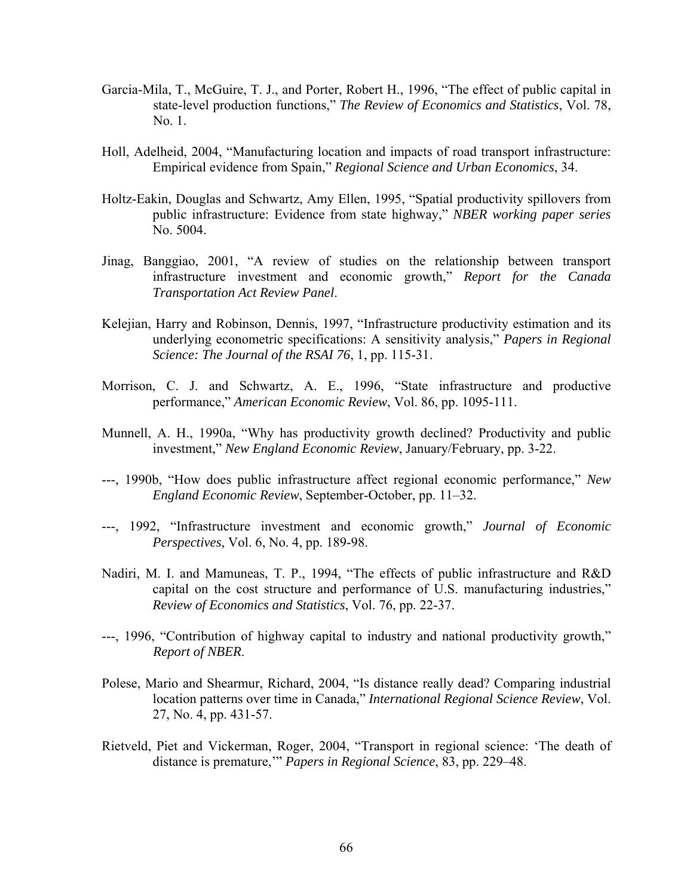Garcia-Mila, T., McGuire, T. J., and Porter, Robert H., 1996, "The effect of public capital in state-level production functions," *The Review of Economics and Statistics*, Vol. 78, No. 1.

Holl, Adelheid, 2004, "Manufacturing location and impacts of road transport infrastructure: Empirical evidence from Spain," *Regional Science and Urban Economics*, 34.

Holtz-Eakin, Douglas and Schwartz, Amy Ellen, 1995, "Spatial productivity spillovers from public infrastructure: Evidence from state highway," *NBER working paper series* No. 5004.

Jinag, Banggiao, 2001, "A review of studies on the relationship between transport infrastructure investment and economic growth," *Report for the Canada Transportation Act Review Panel*.

Kelejian, Harry and Robinson, Dennis, 1997, "Infrastructure productivity estimation and its underlying econometric specifications: A sensitivity analysis," *Papers in Regional Science: The Journal of the RSAI 76*, 1, pp. 115-31.

Morrison, C. J. and Schwartz, A. E., 1996, "State infrastructure and productive performance," *American Economic Review*, Vol. 86, pp. 1095-111.

Munnell, A. H., 1990a, "Why has productivity growth declined? Productivity and public investment," *New England Economic Review*, January/February, pp. 3-22.

---, 1990b, "How does public infrastructure affect regional economic performance," *New England Economic Review*, September-October, pp. 11–32.

---, 1992, "Infrastructure investment and economic growth," *Journal of Economic Perspectives*, Vol. 6, No. 4, pp. 189-98.

Nadiri, M. I. and Mamuneas, T. P., 1994, "The effects of public infrastructure and R&D capital on the cost structure and performance of U.S. manufacturing industries," *Review of Economics and Statistics*, Vol. 76, pp. 22-37.

---, 1996, "Contribution of highway capital to industry and national productivity growth," *Report of NBER*.

Polese, Mario and Shearmur, Richard, 2004, "Is distance really dead? Comparing industrial location patterns over time in Canada," *International Regional Science Review*, Vol. 27, No. 4, pp. 431-57.

Rietveld, Piet and Vickerman, Roger, 2004, "Transport in regional science: 'The death of distance is premature,'" *Papers in Regional Science*, 83, pp. 229–48.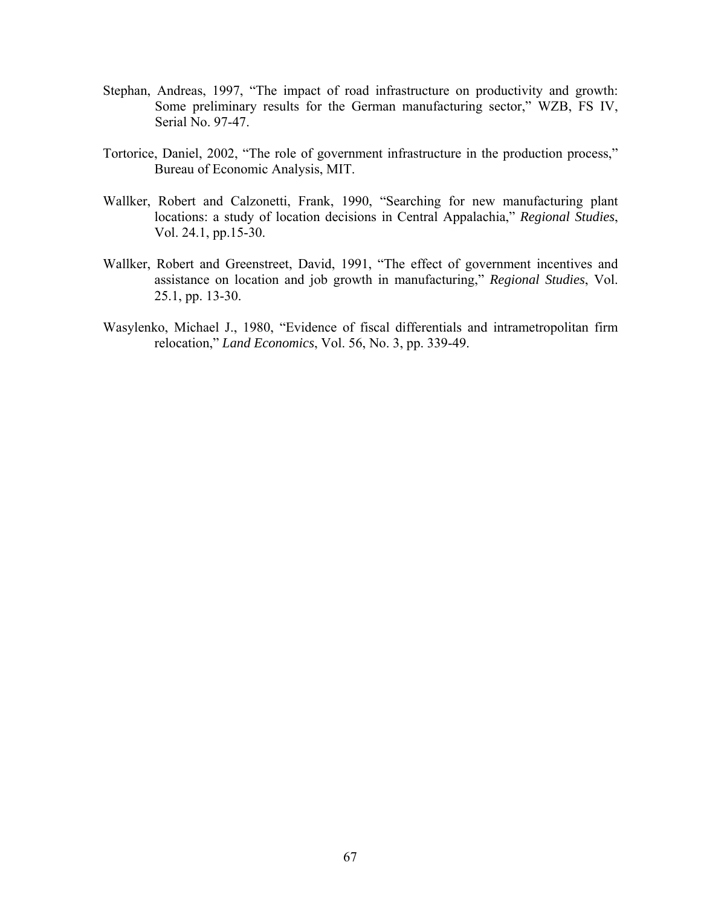Stephan, Andreas, 1997, "The impact of road infrastructure on productivity and growth: Some preliminary results for the German manufacturing sector," WZB, FS IV, Serial No. 97-47.

Tortorice, Daniel, 2002, "The role of government infrastructure in the production process," Bureau of Economic Analysis, MIT.

Wallker, Robert and Calzonetti, Frank, 1990, "Searching for new manufacturing plant locations: a study of location decisions in Central Appalachia," *Regional Studies*, Vol. 24.1, pp.15-30.

Wallker, Robert and Greenstreet, David, 1991, "The effect of government incentives and assistance on location and job growth in manufacturing," *Regional Studies*, Vol. 25.1, pp. 13-30.

Wasylenko, Michael J., 1980, "Evidence of fiscal differentials and intrametropolitan firm relocation," *Land Economics*, Vol. 56, No. 3, pp. 339-49.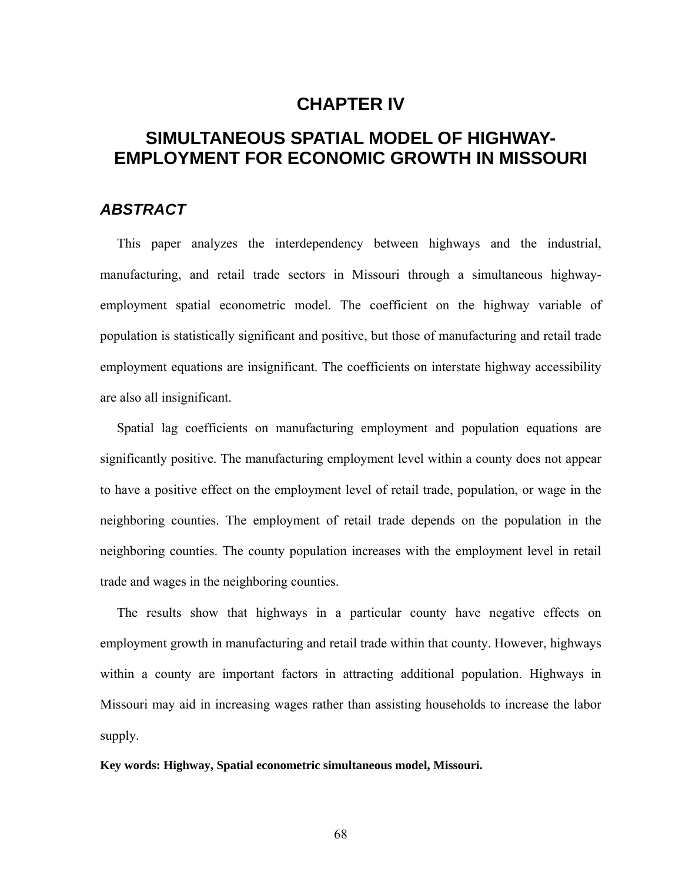# CHAPTER IV

# SIMULTANEOUS SPATIAL MODEL OF HIGHWAY-EMPLOYMENT FOR ECONOMIC GROWTH IN MISSOURI

## *ABSTRACT*

This paper analyzes the interdependency between highways and the industrial, manufacturing, and retail trade sectors in Missouri through a simultaneous highway-employment spatial econometric model. The coefficient on the highway variable of population is statistically significant and positive, but those of manufacturing and retail trade employment equations are insignificant. The coefficients on interstate highway accessibility are also all insignificant.

Spatial lag coefficients on manufacturing employment and population equations are significantly positive. The manufacturing employment level within a county does not appear to have a positive effect on the employment level of retail trade, population, or wage in the neighboring counties. The employment of retail trade depends on the population in the neighboring counties. The county population increases with the employment level in retail trade and wages in the neighboring counties.

The results show that highways in a particular county have negative effects on employment growth in manufacturing and retail trade within that county. However, highways within a county are important factors in attracting additional population. Highways in Missouri may aid in increasing wages rather than assisting households to increase the labor supply.

**Key words: Highway, Spatial econometric simultaneous model, Missouri.**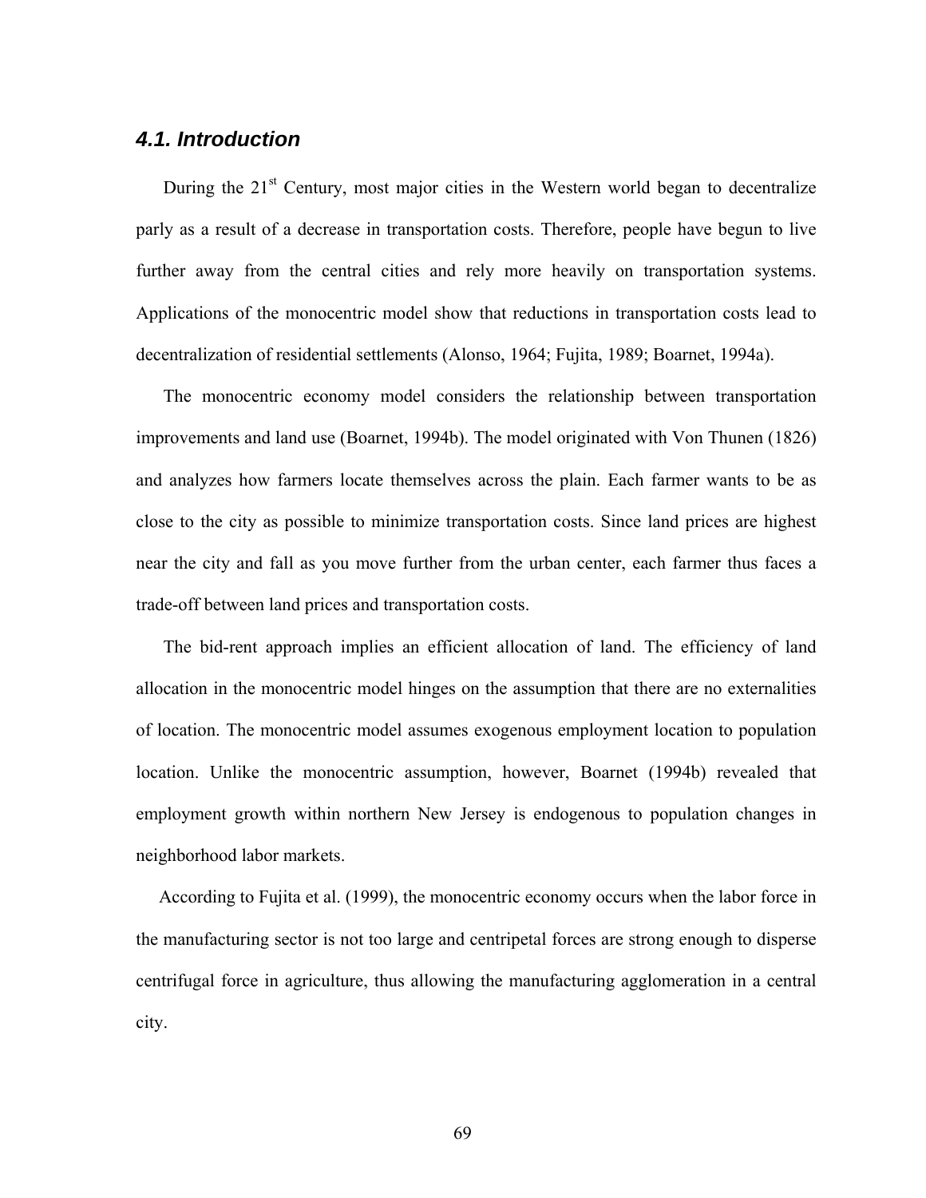## 4.1. Introduction

During the 21st Century, most major cities in the Western world began to decentralize parly as a result of a decrease in transportation costs. Therefore, people have begun to live further away from the central cities and rely more heavily on transportation systems. Applications of the monocentric model show that reductions in transportation costs lead to decentralization of residential settlements (Alonso, 1964; Fujita, 1989; Boarnet, 1994a).

The monocentric economy model considers the relationship between transportation improvements and land use (Boarnet, 1994b). The model originated with Von Thunen (1826) and analyzes how farmers locate themselves across the plain. Each farmer wants to be as close to the city as possible to minimize transportation costs. Since land prices are highest near the city and fall as you move further from the urban center, each farmer thus faces a trade-off between land prices and transportation costs.

The bid-rent approach implies an efficient allocation of land. The efficiency of land allocation in the monocentric model hinges on the assumption that there are no externalities of location. The monocentric model assumes exogenous employment location to population location. Unlike the monocentric assumption, however, Boarnet (1994b) revealed that employment growth within northern New Jersey is endogenous to population changes in neighborhood labor markets.

According to Fujita et al. (1999), the monocentric economy occurs when the labor force in the manufacturing sector is not too large and centripetal forces are strong enough to disperse centrifugal force in agriculture, thus allowing the manufacturing agglomeration in a central city.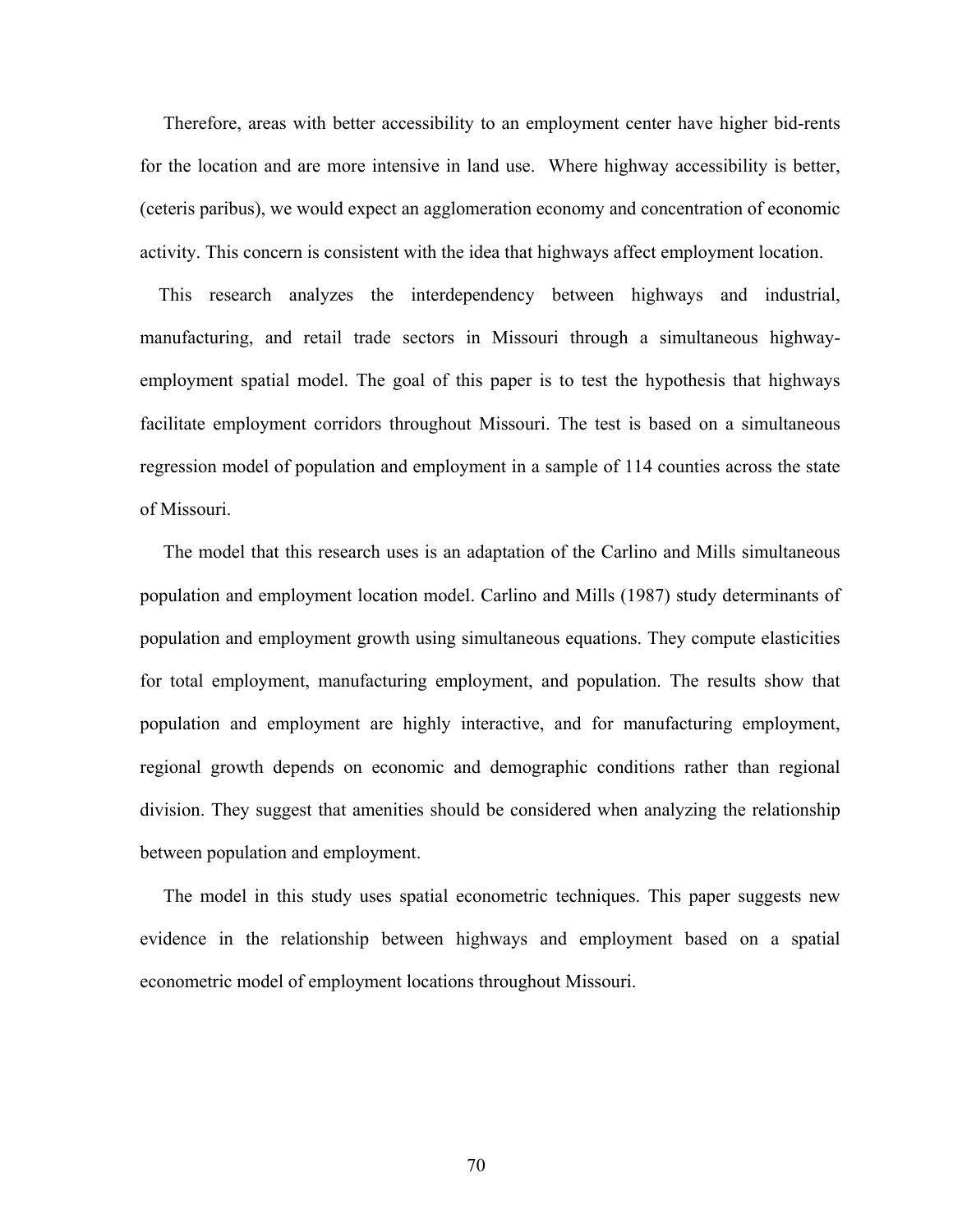Therefore, areas with better accessibility to an employment center have higher bid-rents for the location and are more intensive in land use. Where highway accessibility is better, (ceteris paribus), we would expect an agglomeration economy and concentration of economic activity. This concern is consistent with the idea that highways affect employment location.

This research analyzes the interdependency between highways and industrial, manufacturing, and retail trade sectors in Missouri through a simultaneous highway-employment spatial model. The goal of this paper is to test the hypothesis that highways facilitate employment corridors throughout Missouri. The test is based on a simultaneous regression model of population and employment in a sample of 114 counties across the state of Missouri.

The model that this research uses is an adaptation of the Carlino and Mills simultaneous population and employment location model. Carlino and Mills (1987) study determinants of population and employment growth using simultaneous equations. They compute elasticities for total employment, manufacturing employment, and population. The results show that population and employment are highly interactive, and for manufacturing employment, regional growth depends on economic and demographic conditions rather than regional division. They suggest that amenities should be considered when analyzing the relationship between population and employment.

The model in this study uses spatial econometric techniques. This paper suggests new evidence in the relationship between highways and employment based on a spatial econometric model of employment locations throughout Missouri.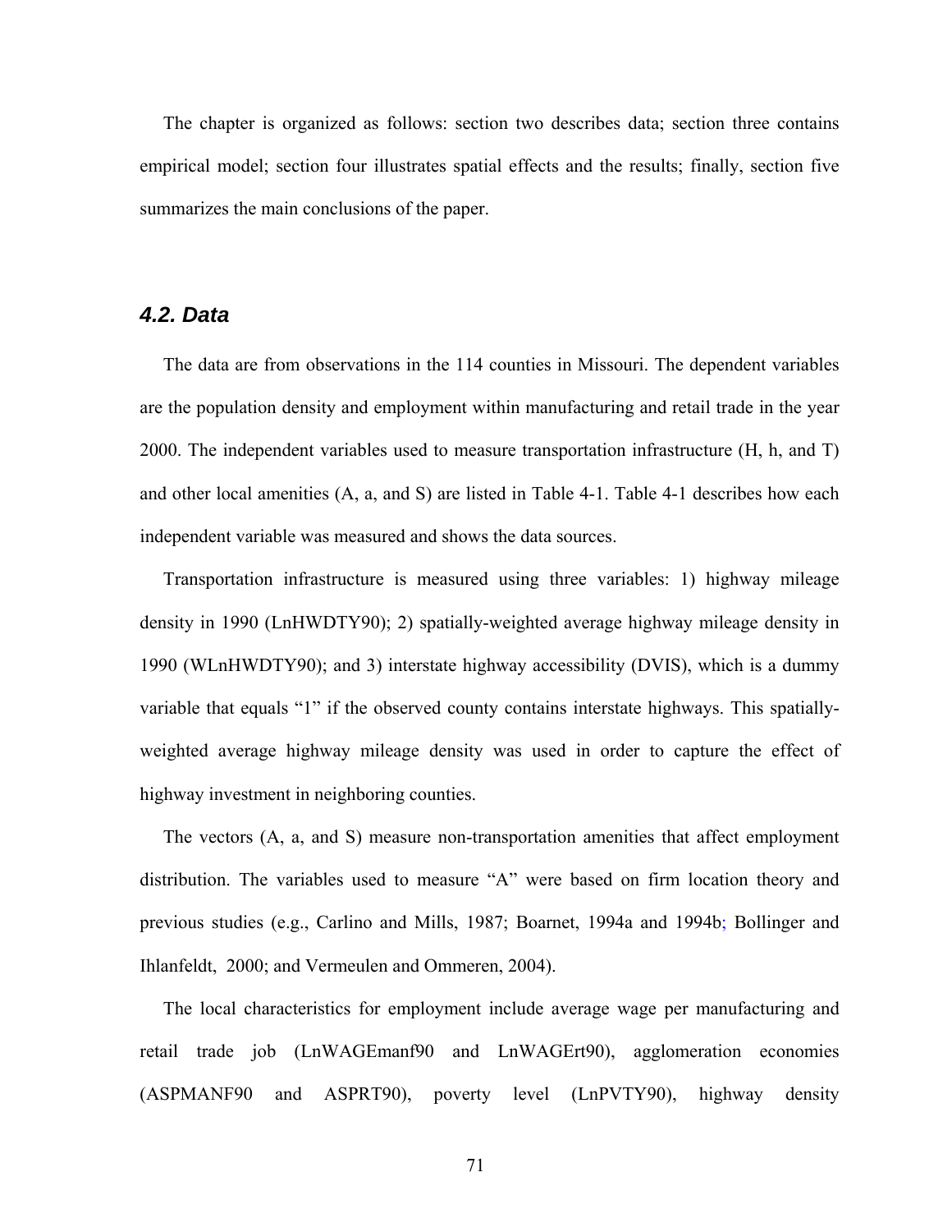The chapter is organized as follows: section two describes data; section three contains empirical model; section four illustrates spatial effects and the results; finally, section five summarizes the main conclusions of the paper.

## 4.2. Data

The data are from observations in the 114 counties in Missouri. The dependent variables are the population density and employment within manufacturing and retail trade in the year 2000. The independent variables used to measure transportation infrastructure (H, h, and T) and other local amenities (A, a, and S) are listed in Table 4-1. Table 4-1 describes how each independent variable was measured and shows the data sources.

Transportation infrastructure is measured using three variables: 1) highway mileage density in 1990 (LnHWDTY90); 2) spatially-weighted average highway mileage density in 1990 (WLnHWDTY90); and 3) interstate highway accessibility (DVIS), which is a dummy variable that equals "1" if the observed county contains interstate highways. This spatially-weighted average highway mileage density was used in order to capture the effect of highway investment in neighboring counties.

The vectors (A, a, and S) measure non-transportation amenities that affect employment distribution. The variables used to measure "A" were based on firm location theory and previous studies (e.g., Carlino and Mills, 1987; Boarnet, 1994a and 1994b; Bollinger and Ihlanfeldt, 2000; and Vermeulen and Ommeren, 2004).

The local characteristics for employment include average wage per manufacturing and retail trade job (LnWAGEmanf90 and LnWAGErt90), agglomeration economies (ASPMANF90 and ASPRT90), poverty level (LnPVTY90), highway density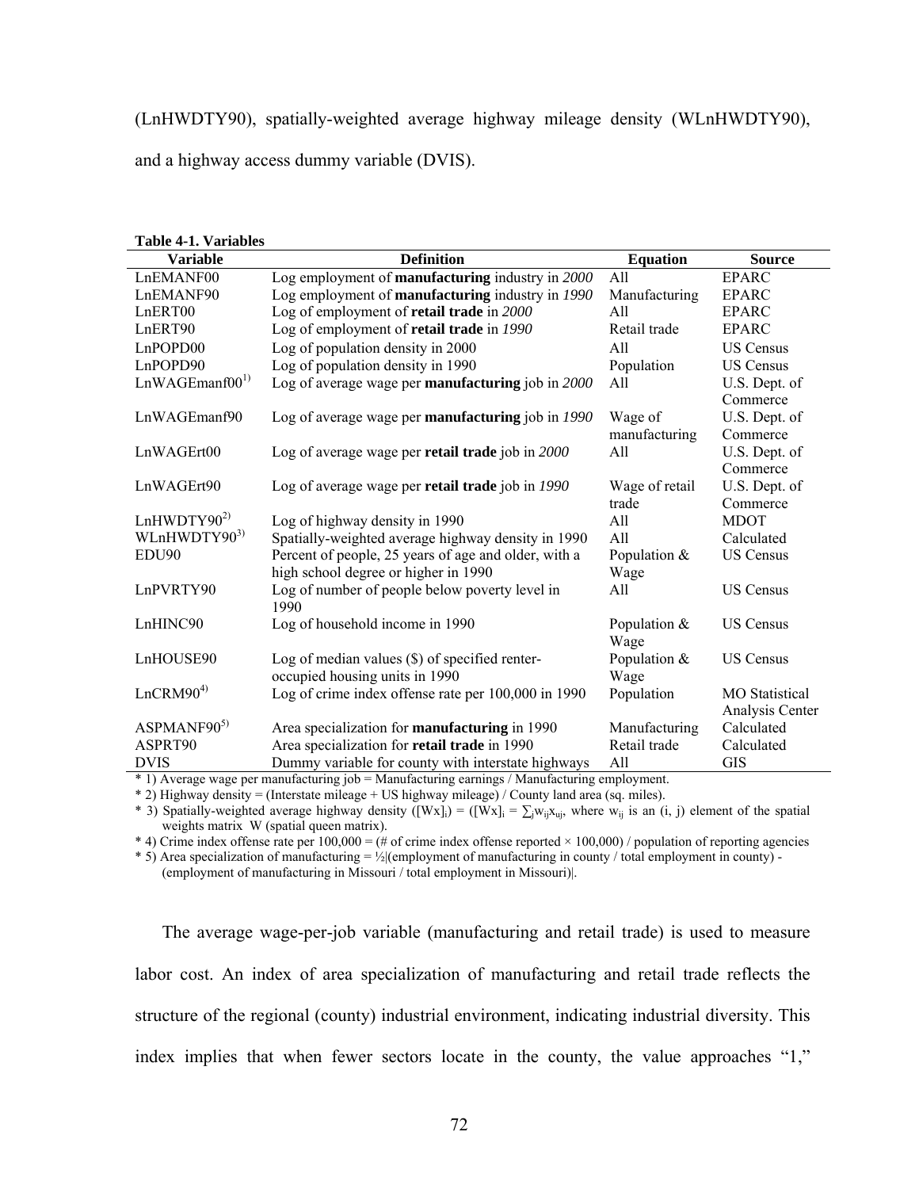(LnHWDTY90), spatially-weighted average highway mileage density (WLnHWDTY90), and a highway access dummy variable (DVIS).

**Table 4-1. Variables**

| Variable | Definition | Equation | Source |
|---|---|---|---|
| LnEMANF00 | Log employment of **manufacturing** industry in *2000* | All | EPARC |
| LnEMANF90 | Log employment of **manufacturing** industry in *1990* | Manufacturing | EPARC |
| LnERT00 | Log of employment of **retail trade** in *2000* | All | EPARC |
| LnERT90 | Log of employment of **retail trade** in *1990* | Retail trade | EPARC |
| LnPOPD00 | Log of population density in 2000 | All | US Census |
| LnPOPD90 | Log of population density in 1990 | Population | US Census |
| LnWAGEmanf00[1)] | Log of average wage per **manufacturing** job in *2000* | All | U.S. Dept. of Commerce |
| LnWAGEmanf90 | Log of average wage per **manufacturing** job in *1990* | Wage of manufacturing | U.S. Dept. of Commerce |
| LnWAGErt00 | Log of average wage per **retail trade** job in *2000* | All | U.S. Dept. of Commerce |
| LnWAGErt90 | Log of average wage per **retail trade** job in *1990* | Wage of retail trade | U.S. Dept. of Commerce |
| LnHWDTY90[2)] | Log of highway density in 1990 | All | MDOT |
| WLnHWDTY90[3)] | Spatially-weighted average highway density in 1990 | All | Calculated |
| EDU90 | Percent of people, 25 years of age and older, with a high school degree or higher in 1990 | Population & Wage | US Census |
| LnPVRTY90 | Log of number of people below poverty level in 1990 | All | US Census |
| LnHINC90 | Log of household income in 1990 | Population & Wage | US Census |
| LnHOUSE90 | Log of median values ($) of specified renter-occupied housing units in 1990 | Population & Wage | US Census |
| LnCRM90[4)] | Log of crime index offense rate per 100,000 in 1990 | Population | MO Statistical Analysis Center |
| ASPMANF90[5)] | Area specialization for **manufacturing** in 1990 | Manufacturing | Calculated |
| ASPRT90 | Area specialization for **retail trade** in 1990 | Retail trade | Calculated |
| DVIS | Dummy variable for county with interstate highways | All | GIS |

* 1) Average wage per manufacturing job = Manufacturing earnings / Manufacturing employment.

* 2) Highway density = (Interstate mileage + US highway mileage) / County land area (sq. miles).

* 3) Spatially-weighted average highway density ($[Wx]_i$) = ($[Wx]_i = \sum_j w_{ij} x_{uj}$, where $w_{ij}$ is an (i, j) element of the spatial weights matrix W (spatial queen matrix).

* 4) Crime index offense rate per 100,000 = (# of crime index offense reported × 100,000) / population of reporting agencies

* 5) Area specialization of manufacturing = ½|(employment of manufacturing in county / total employment in county) - (employment of manufacturing in Missouri / total employment in Missouri)|.

The average wage-per-job variable (manufacturing and retail trade) is used to measure labor cost. An index of area specialization of manufacturing and retail trade reflects the structure of the regional (county) industrial environment, indicating industrial diversity. This index implies that when fewer sectors locate in the county, the value approaches "1,"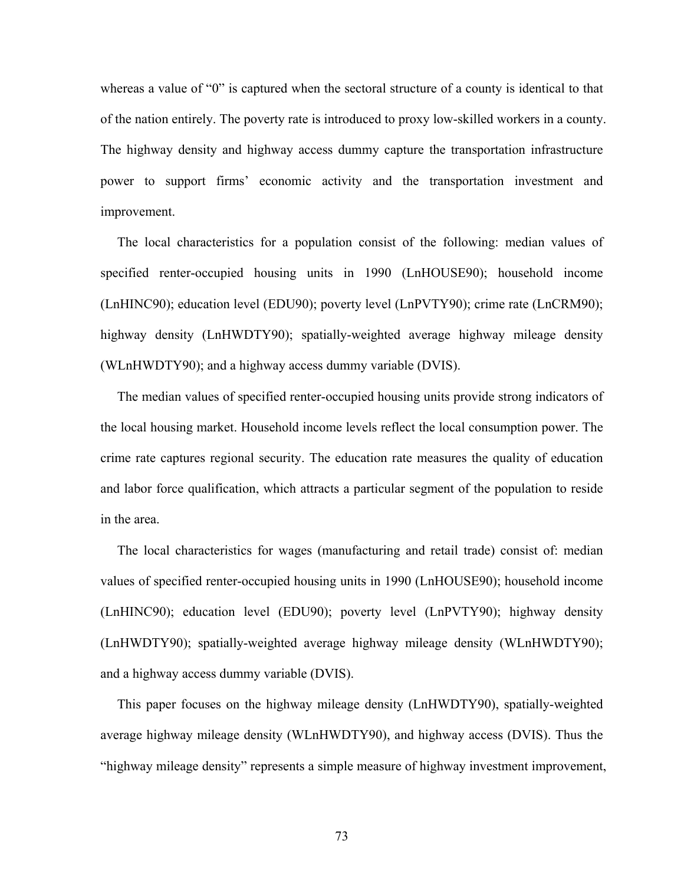whereas a value of "0" is captured when the sectoral structure of a county is identical to that of the nation entirely. The poverty rate is introduced to proxy low-skilled workers in a county. The highway density and highway access dummy capture the transportation infrastructure power to support firms' economic activity and the transportation investment and improvement.

The local characteristics for a population consist of the following: median values of specified renter-occupied housing units in 1990 (LnHOUSE90); household income (LnHINC90); education level (EDU90); poverty level (LnPVTY90); crime rate (LnCRM90); highway density (LnHWDTY90); spatially-weighted average highway mileage density (WLnHWDTY90); and a highway access dummy variable (DVIS).

The median values of specified renter-occupied housing units provide strong indicators of the local housing market. Household income levels reflect the local consumption power. The crime rate captures regional security. The education rate measures the quality of education and labor force qualification, which attracts a particular segment of the population to reside in the area.

The local characteristics for wages (manufacturing and retail trade) consist of: median values of specified renter-occupied housing units in 1990 (LnHOUSE90); household income (LnHINC90); education level (EDU90); poverty level (LnPVTY90); highway density (LnHWDTY90); spatially-weighted average highway mileage density (WLnHWDTY90); and a highway access dummy variable (DVIS).

This paper focuses on the highway mileage density (LnHWDTY90), spatially-weighted average highway mileage density (WLnHWDTY90), and highway access (DVIS). Thus the "highway mileage density" represents a simple measure of highway investment improvement,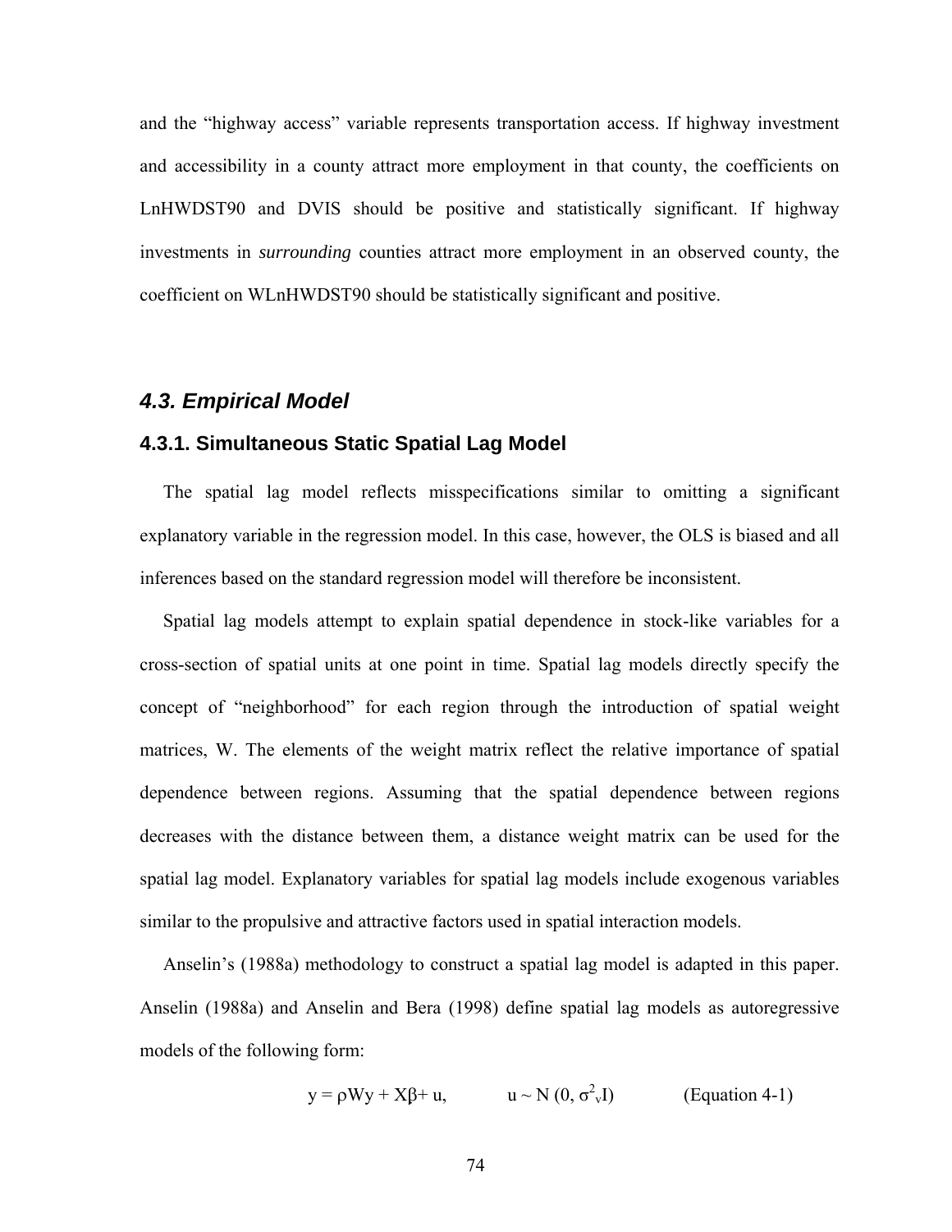and the "highway access" variable represents transportation access. If highway investment and accessibility in a county attract more employment in that county, the coefficients on LnHWDST90 and DVIS should be positive and statistically significant. If highway investments in *surrounding* counties attract more employment in an observed county, the coefficient on WLnHWDST90 should be statistically significant and positive.

## *4.3. Empirical Model*

### 4.3.1. Simultaneous Static Spatial Lag Model

The spatial lag model reflects misspecifications similar to omitting a significant explanatory variable in the regression model. In this case, however, the OLS is biased and all inferences based on the standard regression model will therefore be inconsistent.

Spatial lag models attempt to explain spatial dependence in stock-like variables for a cross-section of spatial units at one point in time. Spatial lag models directly specify the concept of "neighborhood" for each region through the introduction of spatial weight matrices, W. The elements of the weight matrix reflect the relative importance of spatial dependence between regions. Assuming that the spatial dependence between regions decreases with the distance between them, a distance weight matrix can be used for the spatial lag model. Explanatory variables for spatial lag models include exogenous variables similar to the propulsive and attractive factors used in spatial interaction models.

Anselin's (1988a) methodology to construct a spatial lag model is adapted in this paper. Anselin (1988a) and Anselin and Bera (1998) define spatial lag models as autoregressive models of the following form:

$$y = \rho Wy + X\beta + u, \qquad u \sim N(0, \sigma^2_v I) \qquad \text{(Equation 4-1)}$$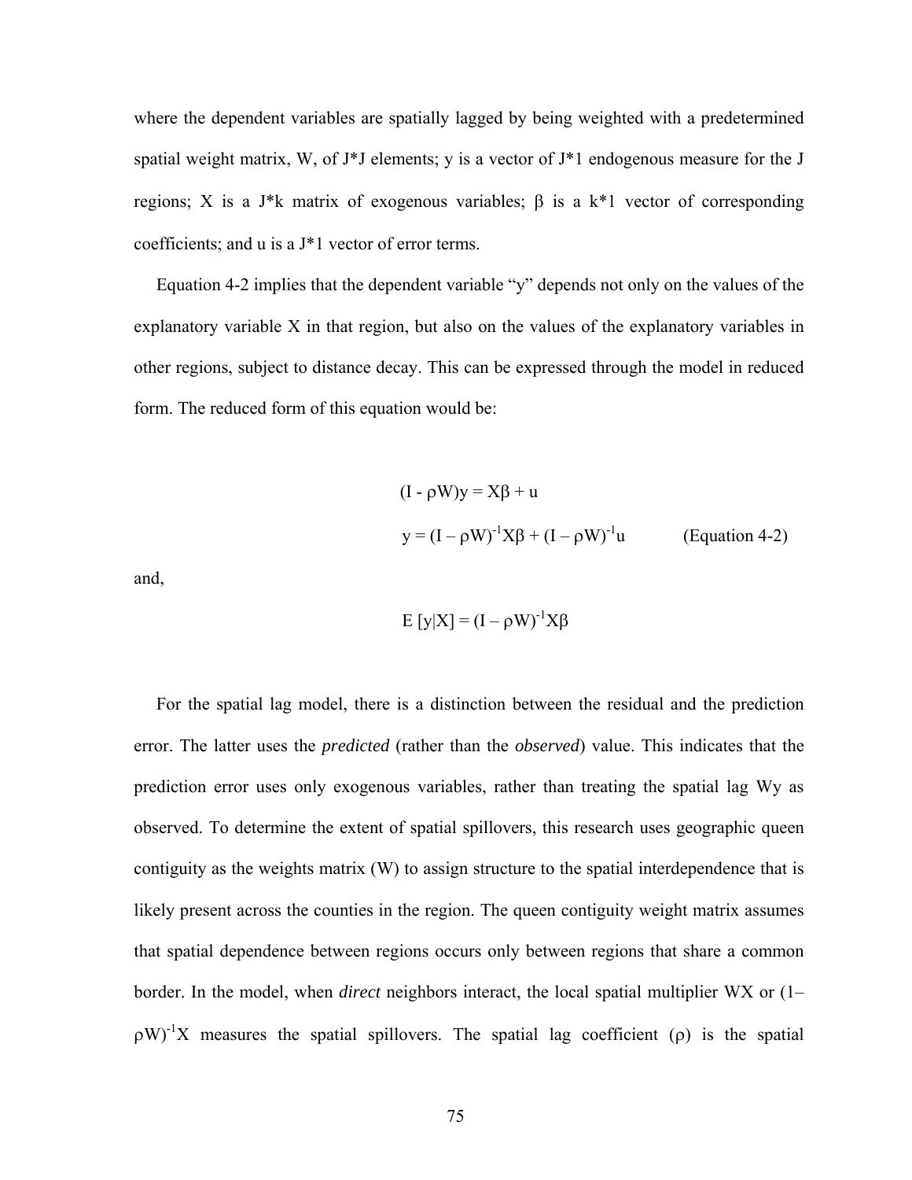where the dependent variables are spatially lagged by being weighted with a predetermined spatial weight matrix, W, of J*J elements; y is a vector of J*1 endogenous measure for the J regions; X is a J*k matrix of exogenous variables; β is a k*1 vector of corresponding coefficients; and u is a J*1 vector of error terms.

Equation 4-2 implies that the dependent variable "y" depends not only on the values of the explanatory variable X in that region, but also on the values of the explanatory variables in other regions, subject to distance decay. This can be expressed through the model in reduced form. The reduced form of this equation would be:

$$(I - \rho W)y = X\beta + u$$

$$y = (I - \rho W)^{-1}X\beta + (I - \rho W)^{-1}u \qquad \text{(Equation 4-2)}$$

and,

$$E[y|X] = (I - \rho W)^{-1}X\beta$$

For the spatial lag model, there is a distinction between the residual and the prediction error. The latter uses the *predicted* (rather than the *observed*) value. This indicates that the prediction error uses only exogenous variables, rather than treating the spatial lag Wy as observed. To determine the extent of spatial spillovers, this research uses geographic queen contiguity as the weights matrix (W) to assign structure to the spatial interdependence that is likely present across the counties in the region. The queen contiguity weight matrix assumes that spatial dependence between regions occurs only between regions that share a common border. In the model, when *direct* neighbors interact, the local spatial multiplier WX or $(1 - \rho W)^{-1}X$ measures the spatial spillovers. The spatial lag coefficient (ρ) is the spatial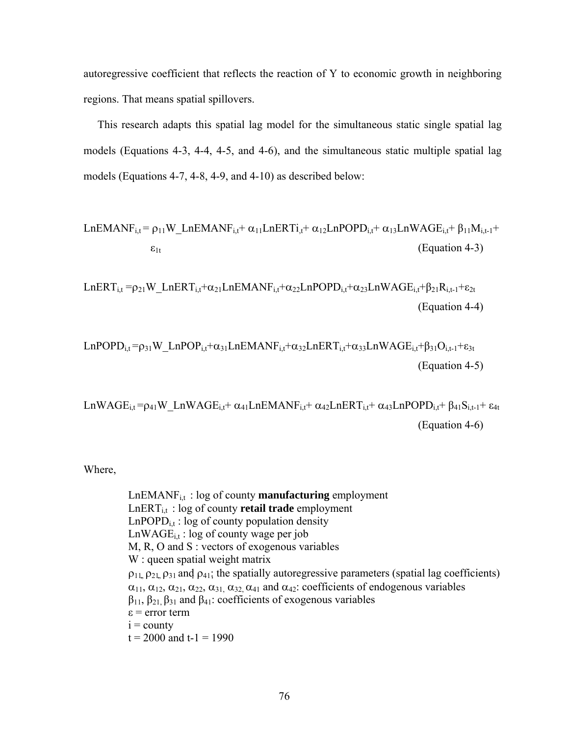autoregressive coefficient that reflects the reaction of Y to economic growth in neighboring regions. That means spatial spillovers.

This research adapts this spatial lag model for the simultaneous static single spatial lag models (Equations 4-3, 4-4, 4-5, and 4-6), and the simultaneous static multiple spatial lag models (Equations 4-7, 4-8, 4-9, and 4-10) as described below:

$$LnEMANF_{i,t} = \rho_{11}W\_LnEMANF_{i,t} + \alpha_{11}LnERTi_{,t} + \alpha_{12}LnPOPD_{i,t} + \alpha_{13}LnWAGE_{i,t} + \beta_{11}M_{i,t-1} + \varepsilon_{1t} \quad \text{(Equation 4-3)}$$

$$LnERT_{i,t} = \rho_{21}W\_LnERT_{i,t} + \alpha_{21}LnEMANF_{i,t} + \alpha_{22}LnPOPD_{i,t} + \alpha_{23}LnWAGE_{i,t} + \beta_{21}R_{i,t-1} + \varepsilon_{2t} \quad \text{(Equation 4-4)}$$

$$LnPOPD_{i,t} = \rho_{31}W\_LnPOP_{i,t} + \alpha_{31}LnEMANF_{i,t} + \alpha_{32}LnERT_{i,t} + \alpha_{33}LnWAGE_{i,t} + \beta_{31}O_{i,t-1} + \varepsilon_{3t} \quad \text{(Equation 4-5)}$$

$$LnWAGE_{i,t} = \rho_{41}W\_LnWAGE_{i,t} + \alpha_{41}LnEMANF_{i,t} + \alpha_{42}LnERT_{i,t} + \alpha_{43}LnPOPD_{i,t} + \beta_{41}S_{i,t-1} + \varepsilon_{4t} \quad \text{(Equation 4-6)}$$

Where,

- $LnEMANF_{i,t}$ : log of county **manufacturing** employment
- $LnERT_{i,t}$ : log of county **retail trade** employment
- $LnPOPD_{i,t}$ : log of county population density
- $LnWAGE_{i,t}$ : log of county wage per job
- M, R, O and S : vectors of exogenous variables
- W : queen spatial weight matrix
- $\rho_{11}$, $\rho_{21}$, $\rho_{31}$ and $\rho_{41}$; the spatially autoregressive parameters (spatial lag coefficients)
- $\alpha_{11}$, $\alpha_{12}$, $\alpha_{21}$, $\alpha_{22}$, $\alpha_{31}$, $\alpha_{32}$, $\alpha_{41}$ and $\alpha_{42}$: coefficients of endogenous variables
- $\beta_{11}$, $\beta_{21}$, $\beta_{31}$ and $\beta_{41}$: coefficients of exogenous variables
- $\varepsilon$ = error term
- i = county
- t = 2000 and t-1 = 1990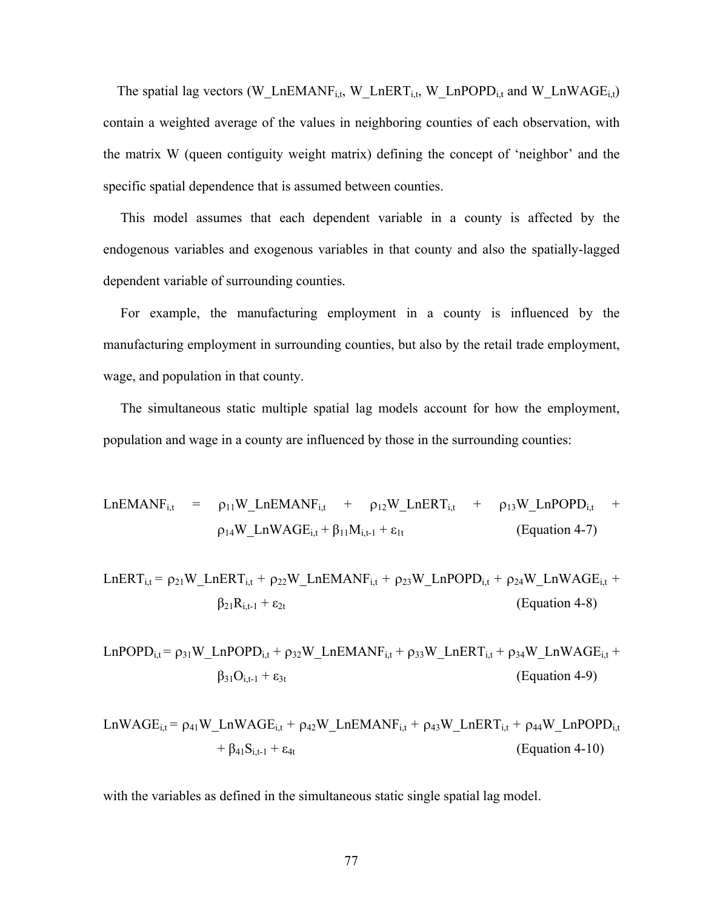The spatial lag vectors ($W\_LnEMANF_{i,t}$, $W\_LnERT_{i,t}$, $W\_LnPOPD_{i,t}$ and $W\_LnWAGE_{i,t}$) contain a weighted average of the values in neighboring counties of each observation, with the matrix W (queen contiguity weight matrix) defining the concept of 'neighbor' and the specific spatial dependence that is assumed between counties.

This model assumes that each dependent variable in a county is affected by the endogenous variables and exogenous variables in that county and also the spatially-lagged dependent variable of surrounding counties.

For example, the manufacturing employment in a county is influenced by the manufacturing employment in surrounding counties, but also by the retail trade employment, wage, and population in that county.

The simultaneous static multiple spatial lag models account for how the employment, population and wage in a county are influenced by those in the surrounding counties:

$$LnEMANF_{i,t} = \rho_{11}W\_LnEMANF_{i,t} + \rho_{12}W\_LnERT_{i,t} + \rho_{13}W\_LnPOPD_{i,t} + \rho_{14}W\_LnWAGE_{i,t} + \beta_{11}M_{i,t-1} + \varepsilon_{1t} \quad \text{(Equation 4-7)}$$

$$LnERT_{i,t} = \rho_{21}W\_LnERT_{i,t} + \rho_{22}W\_LnEMANF_{i,t} + \rho_{23}W\_LnPOPD_{i,t} + \rho_{24}W\_LnWAGE_{i,t} + \beta_{21}R_{i,t-1} + \varepsilon_{2t} \quad \text{(Equation 4-8)}$$

$$LnPOPD_{i,t} = \rho_{31}W\_LnPOPD_{i,t} + \rho_{32}W\_LnEMANF_{i,t} + \rho_{33}W\_LnERT_{i,t} + \rho_{34}W\_LnWAGE_{i,t} + \beta_{31}O_{i,t-1} + \varepsilon_{3t} \quad \text{(Equation 4-9)}$$

$$LnWAGE_{i,t} = \rho_{41}W\_LnWAGE_{i,t} + \rho_{42}W\_LnEMANF_{i,t} + \rho_{43}W\_LnERT_{i,t} + \rho_{44}W\_LnPOPD_{i,t} + \beta_{41}S_{i,t-1} + \varepsilon_{4t} \quad \text{(Equation 4-10)}$$

with the variables as defined in the simultaneous static single spatial lag model.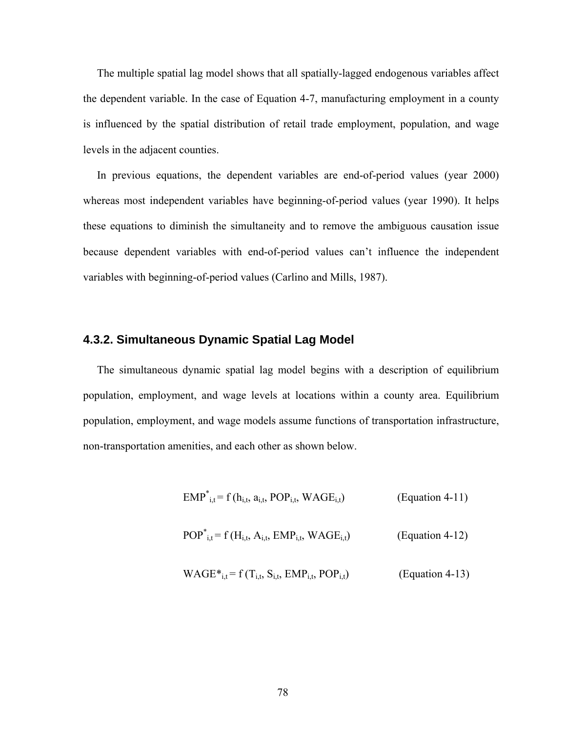The multiple spatial lag model shows that all spatially-lagged endogenous variables affect the dependent variable. In the case of Equation 4-7, manufacturing employment in a county is influenced by the spatial distribution of retail trade employment, population, and wage levels in the adjacent counties.

In previous equations, the dependent variables are end-of-period values (year 2000) whereas most independent variables have beginning-of-period values (year 1990). It helps these equations to diminish the simultaneity and to remove the ambiguous causation issue because dependent variables with end-of-period values can't influence the independent variables with beginning-of-period values (Carlino and Mills, 1987).

### 4.3.2. Simultaneous Dynamic Spatial Lag Model

The simultaneous dynamic spatial lag model begins with a description of equilibrium population, employment, and wage levels at locations within a county area. Equilibrium population, employment, and wage models assume functions of transportation infrastructure, non-transportation amenities, and each other as shown below.

$$EMP^{*}_{i,t} = f\,(h_{i,t},\ a_{i,t},\ POP_{i,t},\ WAGE_{i,t}) \qquad \text{(Equation 4-11)}$$

$$POP^{*}_{i,t} = f\,(H_{i,t},\ A_{i,t},\ EMP_{i,t},\ WAGE_{i,t}) \qquad \text{(Equation 4-12)}$$

$$WAGE^{*}_{i,t} = f\,(T_{i,t},\ S_{i,t},\ EMP_{i,t},\ POP_{i,t}) \qquad \text{(Equation 4-13)}$$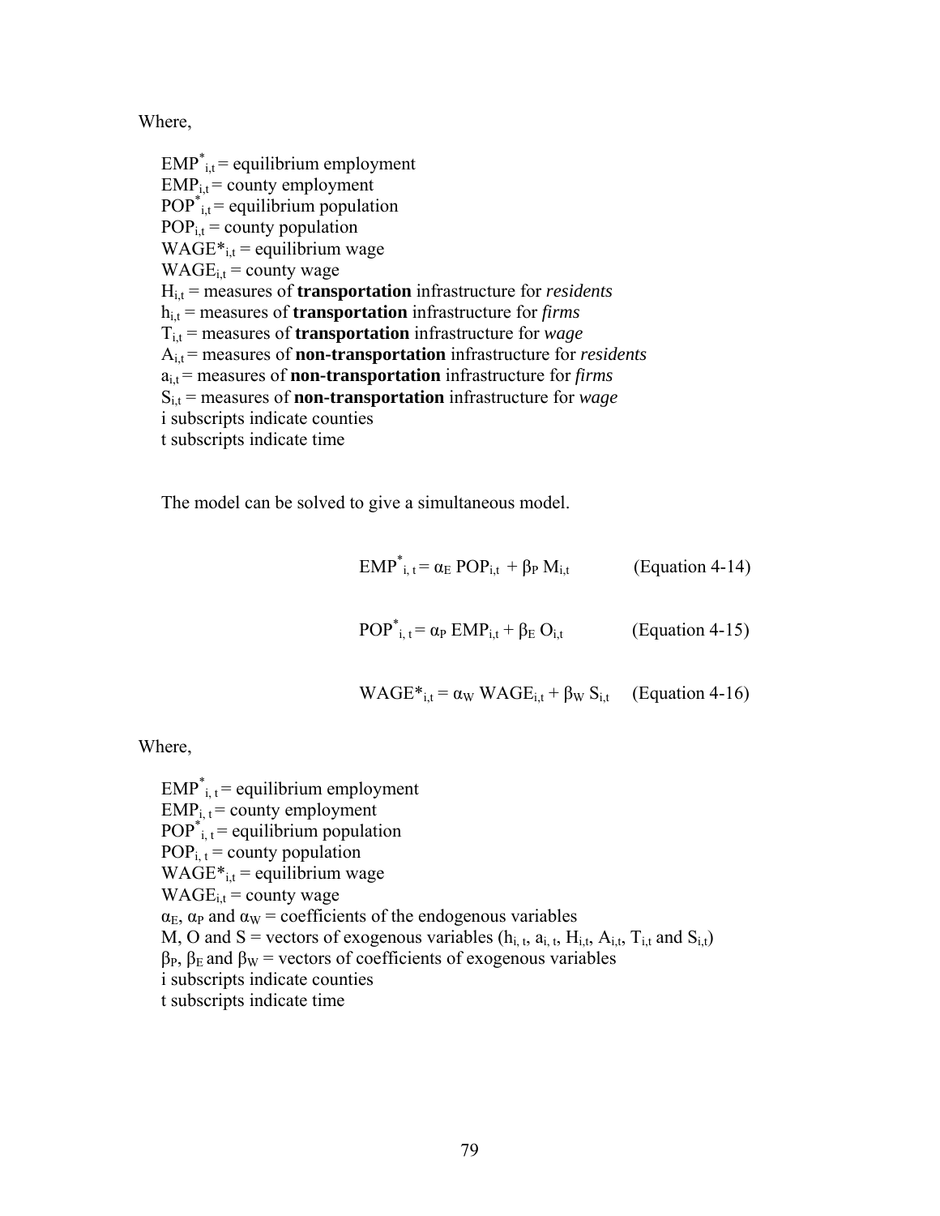Where,

$EMP^{*}_{i,t}$ = equilibrium employment
$EMP_{i,t}$ = county employment
$POP^{*}_{i,t}$ = equilibrium population
$POP_{i,t}$ = county population
$WAGE^{*}_{i,t}$ = equilibrium wage
$WAGE_{i,t}$ = county wage
$H_{i,t}$ = measures of **transportation** infrastructure for *residents*
$h_{i,t}$ = measures of **transportation** infrastructure for *firms*
$T_{i,t}$ = measures of **transportation** infrastructure for *wage*
$A_{i,t}$ = measures of **non-transportation** infrastructure for *residents*
$a_{i,t}$ = measures of **non-transportation** infrastructure for *firms*
$S_{i,t}$ = measures of **non-transportation** infrastructure for *wage*
i subscripts indicate counties
t subscripts indicate time

The model can be solved to give a simultaneous model.

$$EMP^{*}_{i,t} = \alpha_E \, POP_{i,t} + \beta_P \, M_{i,t} \qquad \text{(Equation 4-14)}$$

$$POP^{*}_{i,t} = \alpha_P \, EMP_{i,t} + \beta_E \, O_{i,t} \qquad \text{(Equation 4-15)}$$

$$WAGE^{*}_{i,t} = \alpha_W \, WAGE_{i,t} + \beta_W \, S_{i,t} \qquad \text{(Equation 4-16)}$$

Where,

$EMP^{*}_{i,t}$ = equilibrium employment
$EMP_{i,t}$ = county employment
$POP^{*}_{i,t}$ = equilibrium population
$POP_{i,t}$ = county population
$WAGE^{*}_{i,t}$ = equilibrium wage
$WAGE_{i,t}$ = county wage
$\alpha_E$, $\alpha_P$ and $\alpha_W$ = coefficients of the endogenous variables
M, O and S = vectors of exogenous variables ($h_{i,t}$, $a_{i,t}$, $H_{i,t}$, $A_{i,t}$, $T_{i,t}$ and $S_{i,t}$)
$\beta_P$, $\beta_E$ and $\beta_W$ = vectors of coefficients of exogenous variables
i subscripts indicate counties
t subscripts indicate time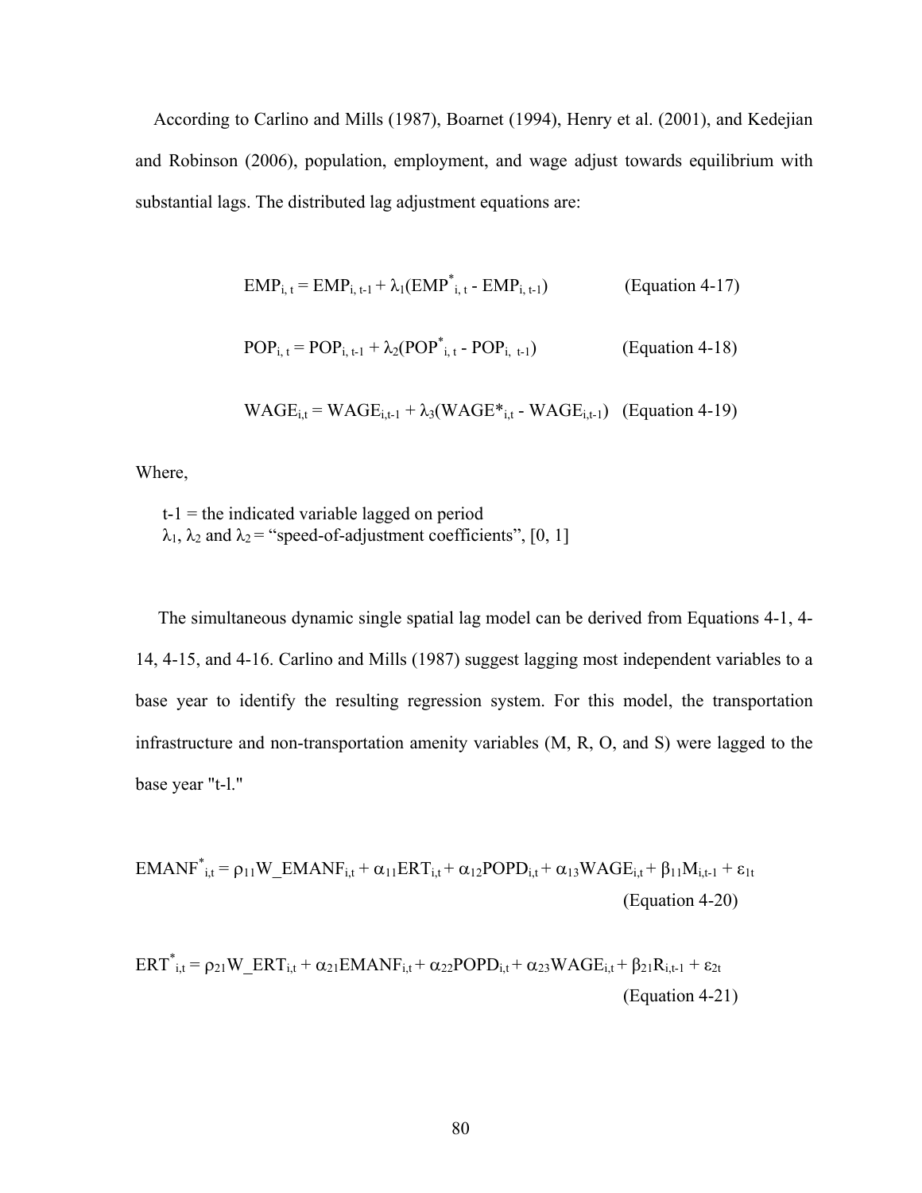According to Carlino and Mills (1987), Boarnet (1994), Henry et al. (2001), and Kedejian and Robinson (2006), population, employment, and wage adjust towards equilibrium with substantial lags. The distributed lag adjustment equations are:

$$EMP_{i,t} = EMP_{i,t-1} + \lambda_1(EMP^*_{i,t} - EMP_{i,t-1}) \quad \text{(Equation 4-17)}$$

$$POP_{i,t} = POP_{i,t-1} + \lambda_2(POP^*_{i,t} - POP_{i,t-1}) \quad \text{(Equation 4-18)}$$

$$WAGE_{i,t} = WAGE_{i,t-1} + \lambda_3(WAGE^*_{i,t} - WAGE_{i,t-1}) \quad \text{(Equation 4-19)}$$

Where,

t-1 = the indicated variable lagged on period
$\lambda_1$, $\lambda_2$ and $\lambda_2$ = "speed-of-adjustment coefficients", [0, 1]

The simultaneous dynamic single spatial lag model can be derived from Equations 4-1, 4-14, 4-15, and 4-16. Carlino and Mills (1987) suggest lagging most independent variables to a base year to identify the resulting regression system. For this model, the transportation infrastructure and non-transportation amenity variables (M, R, O, and S) were lagged to the base year "t-l."

$$EMANF^*_{i,t} = \rho_{11}W\_EMANF_{i,t} + \alpha_{11}ERT_{i,t} + \alpha_{12}POPD_{i,t} + \alpha_{13}WAGE_{i,t} + \beta_{11}M_{i,t-1} + \varepsilon_{1t} \quad \text{(Equation 4-20)}$$

$$ERT^*_{i,t} = \rho_{21}W\_ERT_{i,t} + \alpha_{21}EMANF_{i,t} + \alpha_{22}POPD_{i,t} + \alpha_{23}WAGE_{i,t} + \beta_{21}R_{i,t-1} + \varepsilon_{2t} \quad \text{(Equation 4-21)}$$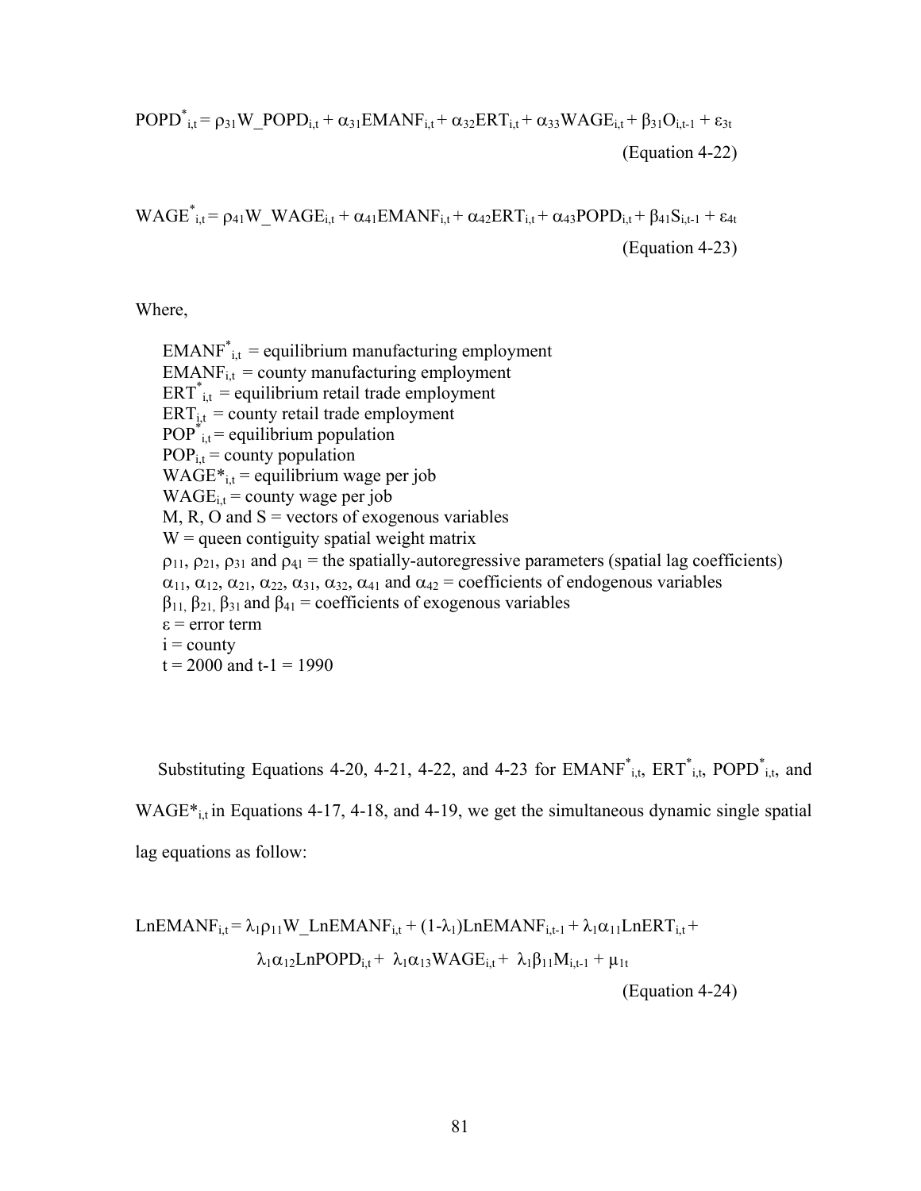$$POPD^*_{i,t} = \rho_{31}W\_POPD_{i,t} + \alpha_{31}EMANF_{i,t} + \alpha_{32}ERT_{i,t} + \alpha_{33}WAGE_{i,t} + \beta_{31}O_{i,t-1} + \varepsilon_{3t}$$

(Equation 4-22)

$$WAGE^*_{i,t} = \rho_{41}W\_WAGE_{i,t} + \alpha_{41}EMANF_{i,t} + \alpha_{42}ERT_{i,t} + \alpha_{43}POPD_{i,t} + \beta_{41}S_{i,t-1} + \varepsilon_{4t}$$

(Equation 4-23)

Where,

$EMANF^*_{i,t}$ = equilibrium manufacturing employment
$EMANF_{i,t}$ = county manufacturing employment
$ERT^*_{i,t}$ = equilibrium retail trade employment
$ERT_{i,t}$ = county retail trade employment
$POP^*_{i,t}$ = equilibrium population
$POP_{i,t}$ = county population
$WAGE^*_{i,t}$ = equilibrium wage per job
$WAGE_{i,t}$ = county wage per job
M, R, O and S = vectors of exogenous variables
W = queen contiguity spatial weight matrix
$\rho_{11}$, $\rho_{21}$, $\rho_{31}$ and $\rho_{41}$ = the spatially-autoregressive parameters (spatial lag coefficients)
$\alpha_{11}$, $\alpha_{12}$, $\alpha_{21}$, $\alpha_{22}$, $\alpha_{31}$, $\alpha_{32}$, $\alpha_{41}$ and $\alpha_{42}$ = coefficients of endogenous variables
$\beta_{11}$, $\beta_{21}$, $\beta_{31}$ and $\beta_{41}$ = coefficients of exogenous variables
$\varepsilon$ = error term
i = county
t = 2000 and t-1 = 1990

Substituting Equations 4-20, 4-21, 4-22, and 4-23 for $EMANF^*_{i,t}$, $ERT^*_{i,t}$, $POPD^*_{i,t}$, and $WAGE^*_{i,t}$ in Equations 4-17, 4-18, and 4-19, we get the simultaneous dynamic single spatial lag equations as follow:

$$LnEMANF_{i,t} = \lambda_1\rho_{11}W\_LnEMANF_{i,t} + (1-\lambda_1)LnEMANF_{i,t-1} + \lambda_1\alpha_{11}LnERT_{i,t} + \lambda_1\alpha_{12}LnPOPD_{i,t} + \lambda_1\alpha_{13}WAGE_{i,t} + \lambda_1\beta_{11}M_{i,t-1} + \mu_{1t}$$

(Equation 4-24)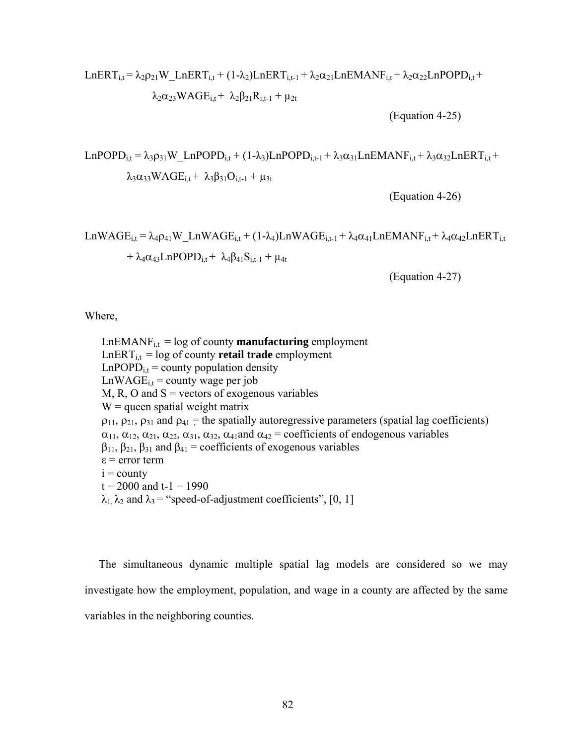$$LnERT_{i,t} = \lambda_2\rho_{21}W\_LnERT_{i,t} + (1\text{-}\lambda_2)LnERT_{i,t-1} + \lambda_2\alpha_{21}LnEMANF_{i,t} + \lambda_2\alpha_{22}LnPOPD_{i,t} + \lambda_2\alpha_{23}WAGE_{i,t} + \lambda_2\beta_{21}R_{i,t-1} + \mu_{2t}$$

(Equation 4-25)

$$LnPOPD_{i,t} = \lambda_3\rho_{31}W\_LnPOPD_{i,t} + (1\text{-}\lambda_3)LnPOPD_{i,t-1} + \lambda_3\alpha_{31}LnEMANF_{i,t} + \lambda_3\alpha_{32}LnERT_{i,t} + \lambda_3\alpha_{33}WAGE_{i,t} + \lambda_3\beta_{31}O_{i,t-1} + \mu_{3t}$$

(Equation 4-26)

$$LnWAGE_{i,t} = \lambda_4\rho_{41}W\_LnWAGE_{i,t} + (1\text{-}\lambda_4)LnWAGE_{i,t-1} + \lambda_4\alpha_{41}LnEMANF_{i,t} + \lambda_4\alpha_{42}LnERT_{i,t} + \lambda_4\alpha_{43}LnPOPD_{i,t} + \lambda_4\beta_{41}S_{i,t-1} + \mu_{4t}$$

(Equation 4-27)

Where,

$LnEMANF_{i,t}$ = log of county **manufacturing** employment
$LnERT_{i,t}$ = log of county **retail trade** employment
$LnPOPD_{i,t}$ = county population density
$LnWAGE_{i,t}$ = county wage per job
M, R, O and S = vectors of exogenous variables
W = queen spatial weight matrix
$\rho_{11}$, $\rho_{21}$, $\rho_{31}$ and $\rho_{41}$ = the spatially autoregressive parameters (spatial lag coefficients)
$\alpha_{11}$, $\alpha_{12}$, $\alpha_{21}$, $\alpha_{22}$, $\alpha_{31}$, $\alpha_{32}$, $\alpha_{41}$and $\alpha_{42}$ = coefficients of endogenous variables
$\beta_{11}$, $\beta_{21}$, $\beta_{31}$ and $\beta_{41}$ = coefficients of exogenous variables
$\varepsilon$ = error term
i = county
t = 2000 and t-1 = 1990
$\lambda_1$, $\lambda_2$ and $\lambda_3$ = "speed-of-adjustment coefficients", [0, 1]

The simultaneous dynamic multiple spatial lag models are considered so we may investigate how the employment, population, and wage in a county are affected by the same variables in the neighboring counties.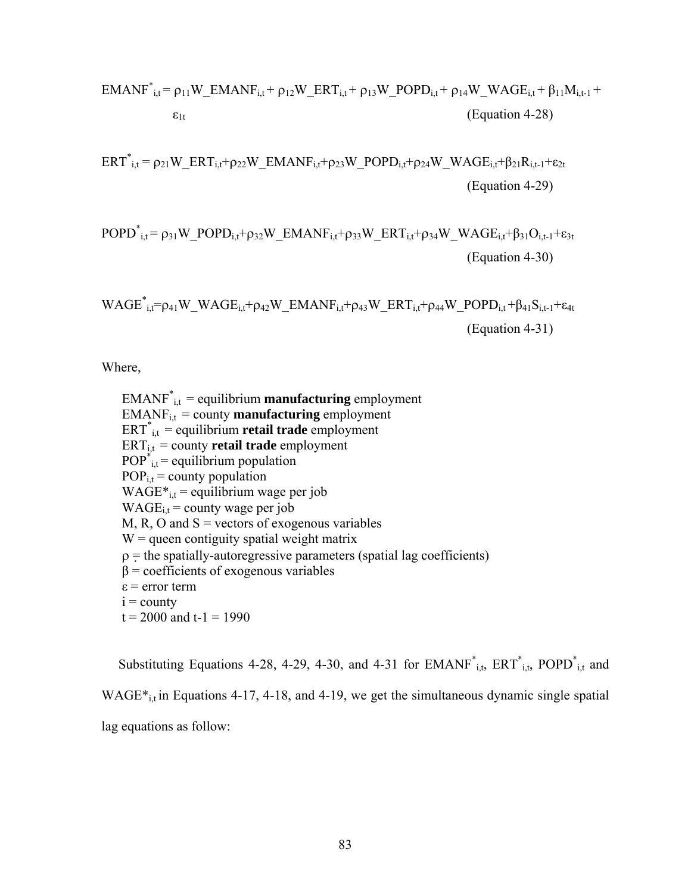$$EMANF^{*}_{i,t} = \rho_{11}W\_EMANF_{i,t} + \rho_{12}W\_ERT_{i,t} + \rho_{13}W\_POPD_{i,t} + \rho_{14}W\_WAGE_{i,t} + \beta_{11}M_{i,t-1} + \varepsilon_{1t} \quad \text{(Equation 4-28)}$$

$$ERT^{*}_{i,t} = \rho_{21}W\_ERT_{i,t}+\rho_{22}W\_EMANF_{i,t}+\rho_{23}W\_POPD_{i,t}+\rho_{24}W\_WAGE_{i,t}+\beta_{21}R_{i,t-1}+\varepsilon_{2t} \quad \text{(Equation 4-29)}$$

$$POPD^{*}_{i,t} = \rho_{31}W\_POPD_{i,t}+\rho_{32}W\_EMANF_{i,t}+\rho_{33}W\_ERT_{i,t}+\rho_{34}W\_WAGE_{i,t}+\beta_{31}O_{i,t-1}+\varepsilon_{3t} \quad \text{(Equation 4-30)}$$

$$WAGE^{*}_{i,t}=\rho_{41}W\_WAGE_{i,t}+\rho_{42}W\_EMANF_{i,t}+\rho_{43}W\_ERT_{i,t}+\rho_{44}W\_POPD_{i,t} +\beta_{41}S_{i,t-1}+\varepsilon_{4t} \quad \text{(Equation 4-31)}$$

Where,

$EMANF^{*}_{i,t}$ = equilibrium **manufacturing** employment
$EMANF_{i,t}$ = county **manufacturing** employment
$ERT^{*}_{i,t}$ = equilibrium **retail trade** employment
$ERT_{i,t}$ = county **retail trade** employment
$POP^{*}_{i,t}$ = equilibrium population
$POP_{i,t}$ = county population
$WAGE^{*}_{i,t}$ = equilibrium wage per job
$WAGE_{i,t}$ = county wage per job
M, R, O and S = vectors of exogenous variables
W = queen contiguity spatial weight matrix
$\rho$ = the spatially-autoregressive parameters (spatial lag coefficients)
$\beta$ = coefficients of exogenous variables
$\varepsilon$ = error term
i = county
t = 2000 and t-1 = 1990

Substituting Equations 4-28, 4-29, 4-30, and 4-31 for $EMANF^{*}_{i,t}$, $ERT^{*}_{i,t}$, $POPD^{*}_{i,t}$ and $WAGE^{*}_{i,t}$ in Equations 4-17, 4-18, and 4-19, we get the simultaneous dynamic single spatial lag equations as follow: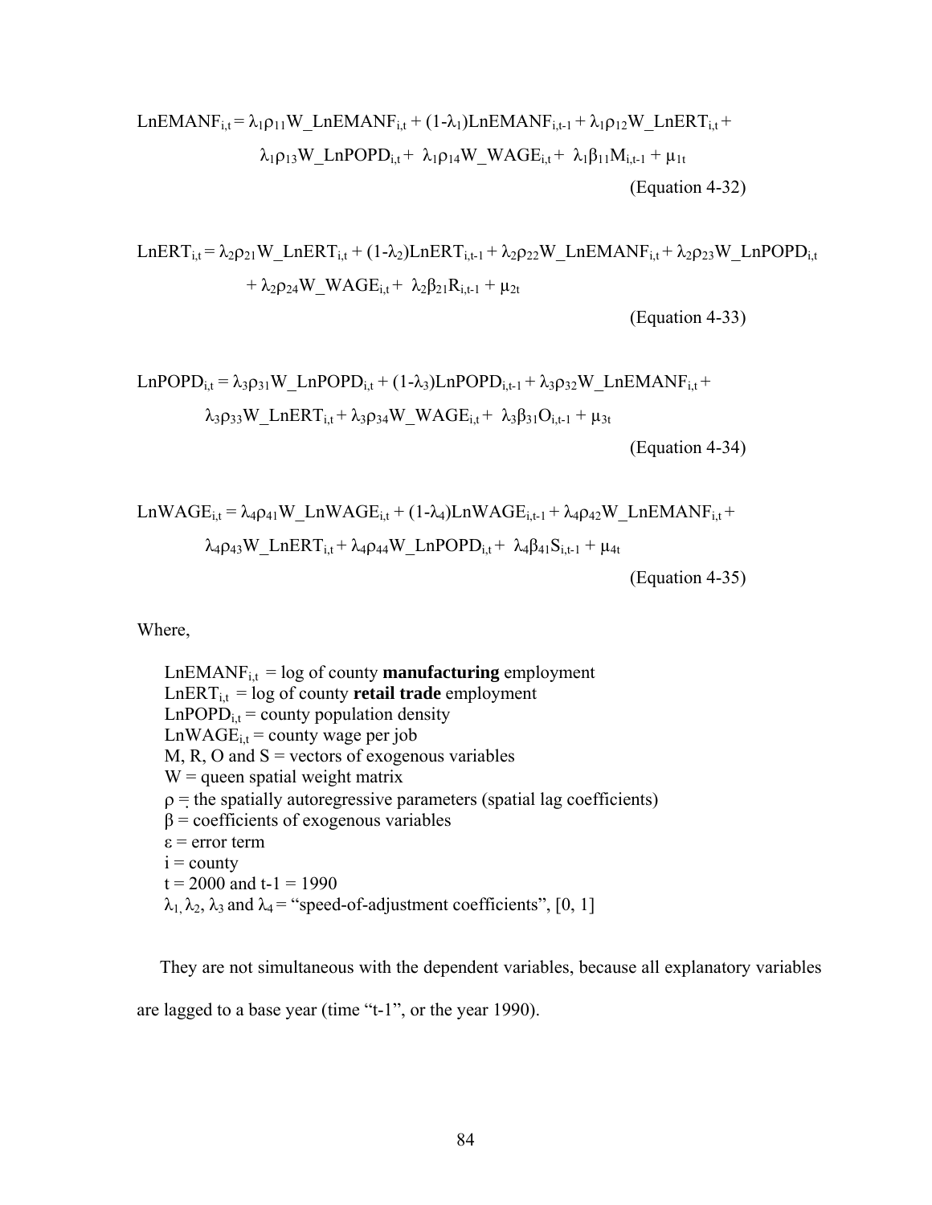$$LnEMANF_{i,t} = \lambda_1\rho_{11}W\_LnEMANF_{i,t} + (1-\lambda_1)LnEMANF_{i,t-1} + \lambda_1\rho_{12}W\_LnERT_{i,t} + \lambda_1\rho_{13}W\_LnPOPD_{i,t} + \lambda_1\rho_{14}W\_WAGE_{i,t} + \lambda_1\beta_{11}M_{i,t-1} + \mu_{1t}$$

(Equation 4-32)

$$LnERT_{i,t} = \lambda_2\rho_{21}W\_LnERT_{i,t} + (1-\lambda_2)LnERT_{i,t-1} + \lambda_2\rho_{22}W\_LnEMANF_{i,t} + \lambda_2\rho_{23}W\_LnPOPD_{i,t} + \lambda_2\rho_{24}W\_WAGE_{i,t} + \lambda_2\beta_{21}R_{i,t-1} + \mu_{2t}$$

(Equation 4-33)

$$LnPOPD_{i,t} = \lambda_3\rho_{31}W\_LnPOPD_{i,t} + (1-\lambda_3)LnPOPD_{i,t-1} + \lambda_3\rho_{32}W\_LnEMANF_{i,t} + \lambda_3\rho_{33}W\_LnERT_{i,t} + \lambda_3\rho_{34}W\_WAGE_{i,t} + \lambda_3\beta_{31}O_{i,t-1} + \mu_{3t}$$

(Equation 4-34)

$$LnWAGE_{i,t} = \lambda_4\rho_{41}W\_LnWAGE_{i,t} + (1-\lambda_4)LnWAGE_{i,t-1} + \lambda_4\rho_{42}W\_LnEMANF_{i,t} + \lambda_4\rho_{43}W\_LnERT_{i,t} + \lambda_4\rho_{44}W\_LnPOPD_{i,t} + \lambda_4\beta_{41}S_{i,t-1} + \mu_{4t}$$

(Equation 4-35)

Where,

- $LnEMANF_{i,t}$ = log of county **manufacturing** employment
- $LnERT_{i,t}$ = log of county **retail trade** employment
- $LnPOPD_{i,t}$ = county population density
- $LnWAGE_{i,t}$ = county wage per job
- M, R, O and S = vectors of exogenous variables
- W = queen spatial weight matrix
- $\rho$ = the spatially autoregressive parameters (spatial lag coefficients)
- $\beta$ = coefficients of exogenous variables
- $\varepsilon$ = error term
- i = county
- t = 2000 and t-1 = 1990
- $\lambda_1$, $\lambda_2$, $\lambda_3$ and $\lambda_4$ = "speed-of-adjustment coefficients", [0, 1]

They are not simultaneous with the dependent variables, because all explanatory variables are lagged to a base year (time "t-1", or the year 1990).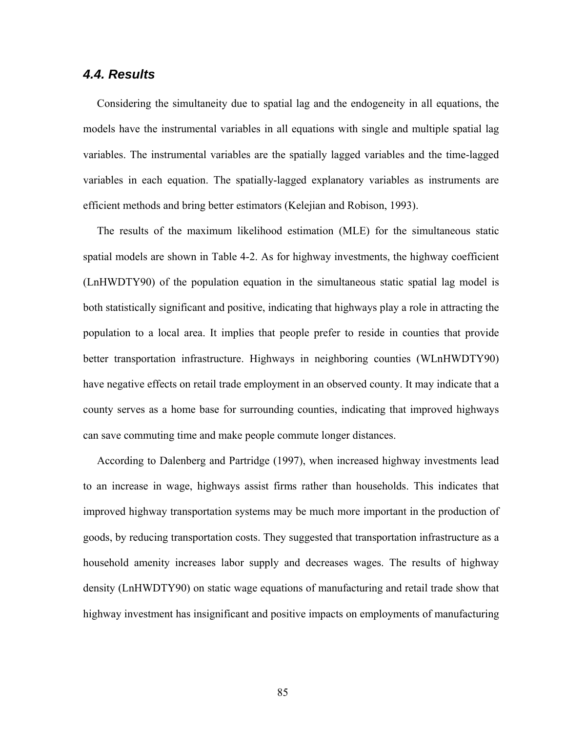### *4.4. Results*

Considering the simultaneity due to spatial lag and the endogeneity in all equations, the models have the instrumental variables in all equations with single and multiple spatial lag variables. The instrumental variables are the spatially lagged variables and the time-lagged variables in each equation. The spatially-lagged explanatory variables as instruments are efficient methods and bring better estimators (Kelejian and Robison, 1993).

The results of the maximum likelihood estimation (MLE) for the simultaneous static spatial models are shown in Table 4-2. As for highway investments, the highway coefficient (LnHWDTY90) of the population equation in the simultaneous static spatial lag model is both statistically significant and positive, indicating that highways play a role in attracting the population to a local area. It implies that people prefer to reside in counties that provide better transportation infrastructure. Highways in neighboring counties (WLnHWDTY90) have negative effects on retail trade employment in an observed county. It may indicate that a county serves as a home base for surrounding counties, indicating that improved highways can save commuting time and make people commute longer distances.

According to Dalenberg and Partridge (1997), when increased highway investments lead to an increase in wage, highways assist firms rather than households. This indicates that improved highway transportation systems may be much more important in the production of goods, by reducing transportation costs. They suggested that transportation infrastructure as a household amenity increases labor supply and decreases wages. The results of highway density (LnHWDTY90) on static wage equations of manufacturing and retail trade show that highway investment has insignificant and positive impacts on employments of manufacturing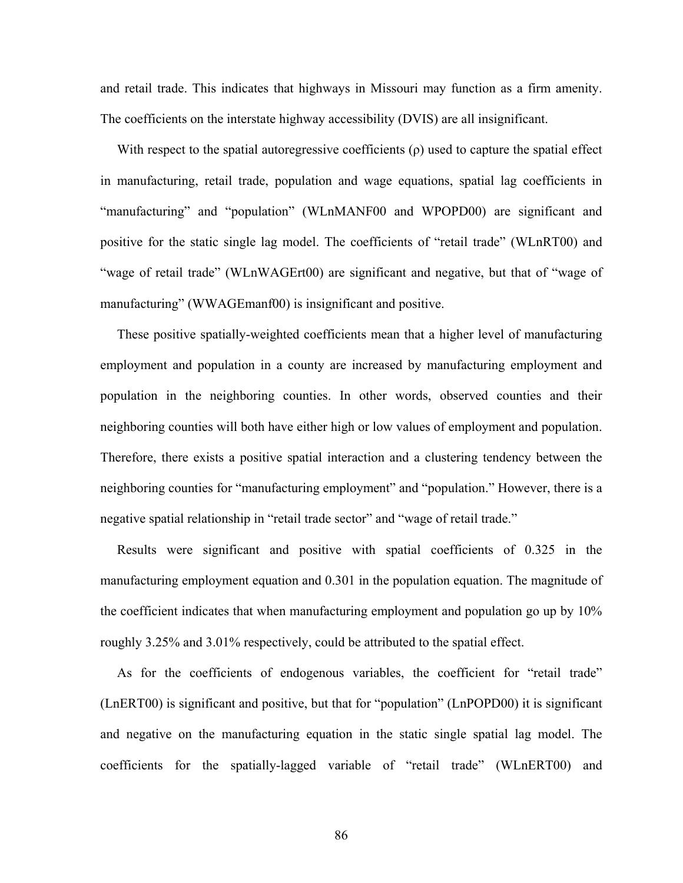and retail trade. This indicates that highways in Missouri may function as a firm amenity. The coefficients on the interstate highway accessibility (DVIS) are all insignificant.

With respect to the spatial autoregressive coefficients ($\rho$) used to capture the spatial effect in manufacturing, retail trade, population and wage equations, spatial lag coefficients in "manufacturing" and "population" (WLnMANF00 and WPOPD00) are significant and positive for the static single lag model. The coefficients of "retail trade" (WLnRT00) and "wage of retail trade" (WLnWAGErt00) are significant and negative, but that of "wage of manufacturing" (WWAGEmanf00) is insignificant and positive.

These positive spatially-weighted coefficients mean that a higher level of manufacturing employment and population in a county are increased by manufacturing employment and population in the neighboring counties. In other words, observed counties and their neighboring counties will both have either high or low values of employment and population. Therefore, there exists a positive spatial interaction and a clustering tendency between the neighboring counties for "manufacturing employment" and "population." However, there is a negative spatial relationship in "retail trade sector" and "wage of retail trade."

Results were significant and positive with spatial coefficients of 0.325 in the manufacturing employment equation and 0.301 in the population equation. The magnitude of the coefficient indicates that when manufacturing employment and population go up by 10% roughly 3.25% and 3.01% respectively, could be attributed to the spatial effect.

As for the coefficients of endogenous variables, the coefficient for "retail trade" (LnERT00) is significant and positive, but that for "population" (LnPOPD00) it is significant and negative on the manufacturing equation in the static single spatial lag model. The coefficients for the spatially-lagged variable of "retail trade" (WLnERT00) and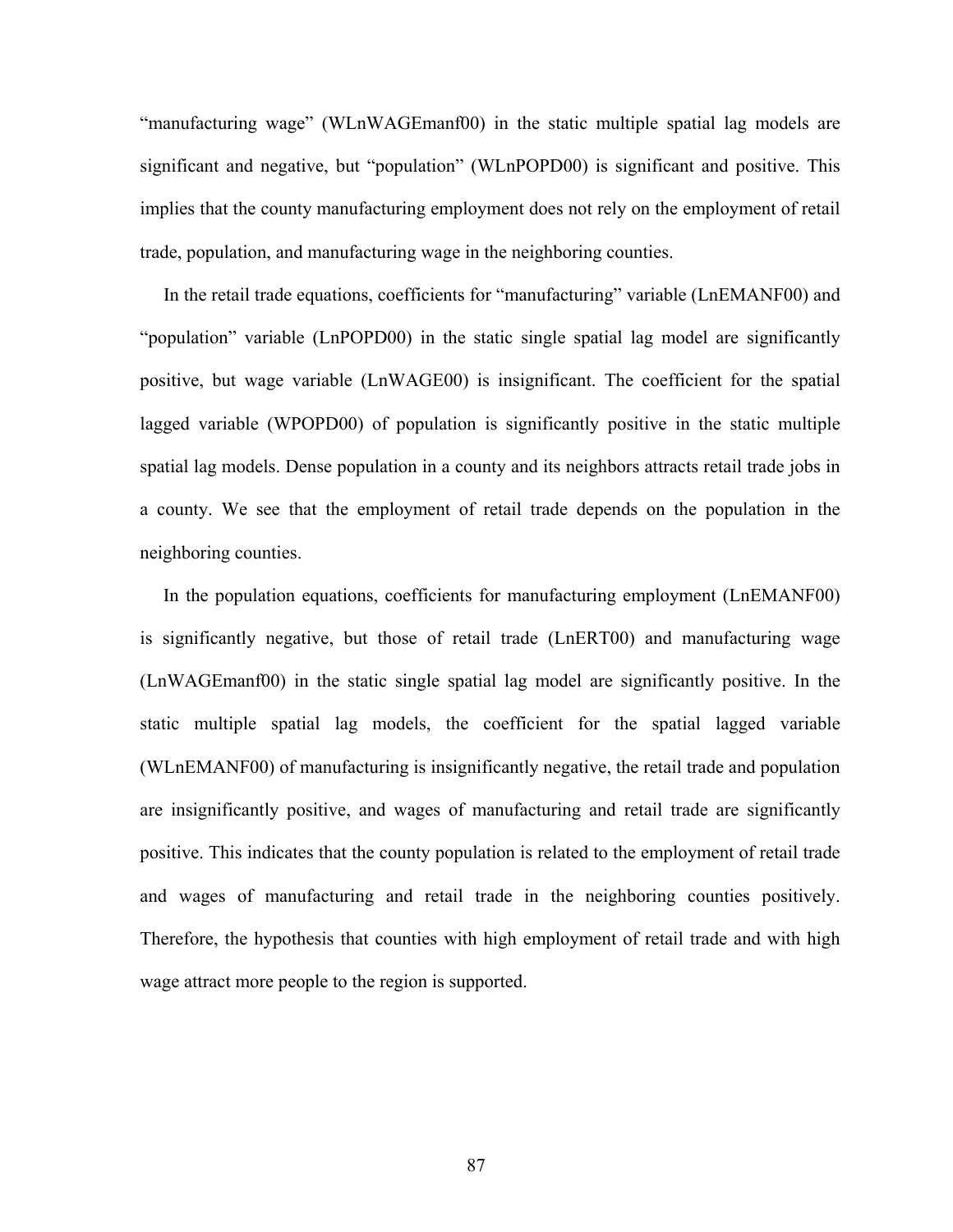"manufacturing wage" (WLnWAGEmanf00) in the static multiple spatial lag models are significant and negative, but "population" (WLnPOPD00) is significant and positive. This implies that the county manufacturing employment does not rely on the employment of retail trade, population, and manufacturing wage in the neighboring counties.

In the retail trade equations, coefficients for "manufacturing" variable (LnEMANF00) and "population" variable (LnPOPD00) in the static single spatial lag model are significantly positive, but wage variable (LnWAGE00) is insignificant. The coefficient for the spatial lagged variable (WPOPD00) of population is significantly positive in the static multiple spatial lag models. Dense population in a county and its neighbors attracts retail trade jobs in a county. We see that the employment of retail trade depends on the population in the neighboring counties.

In the population equations, coefficients for manufacturing employment (LnEMANF00) is significantly negative, but those of retail trade (LnERT00) and manufacturing wage (LnWAGEmanf00) in the static single spatial lag model are significantly positive. In the static multiple spatial lag models, the coefficient for the spatial lagged variable (WLnEMANF00) of manufacturing is insignificantly negative, the retail trade and population are insignificantly positive, and wages of manufacturing and retail trade are significantly positive. This indicates that the county population is related to the employment of retail trade and wages of manufacturing and retail trade in the neighboring counties positively. Therefore, the hypothesis that counties with high employment of retail trade and with high wage attract more people to the region is supported.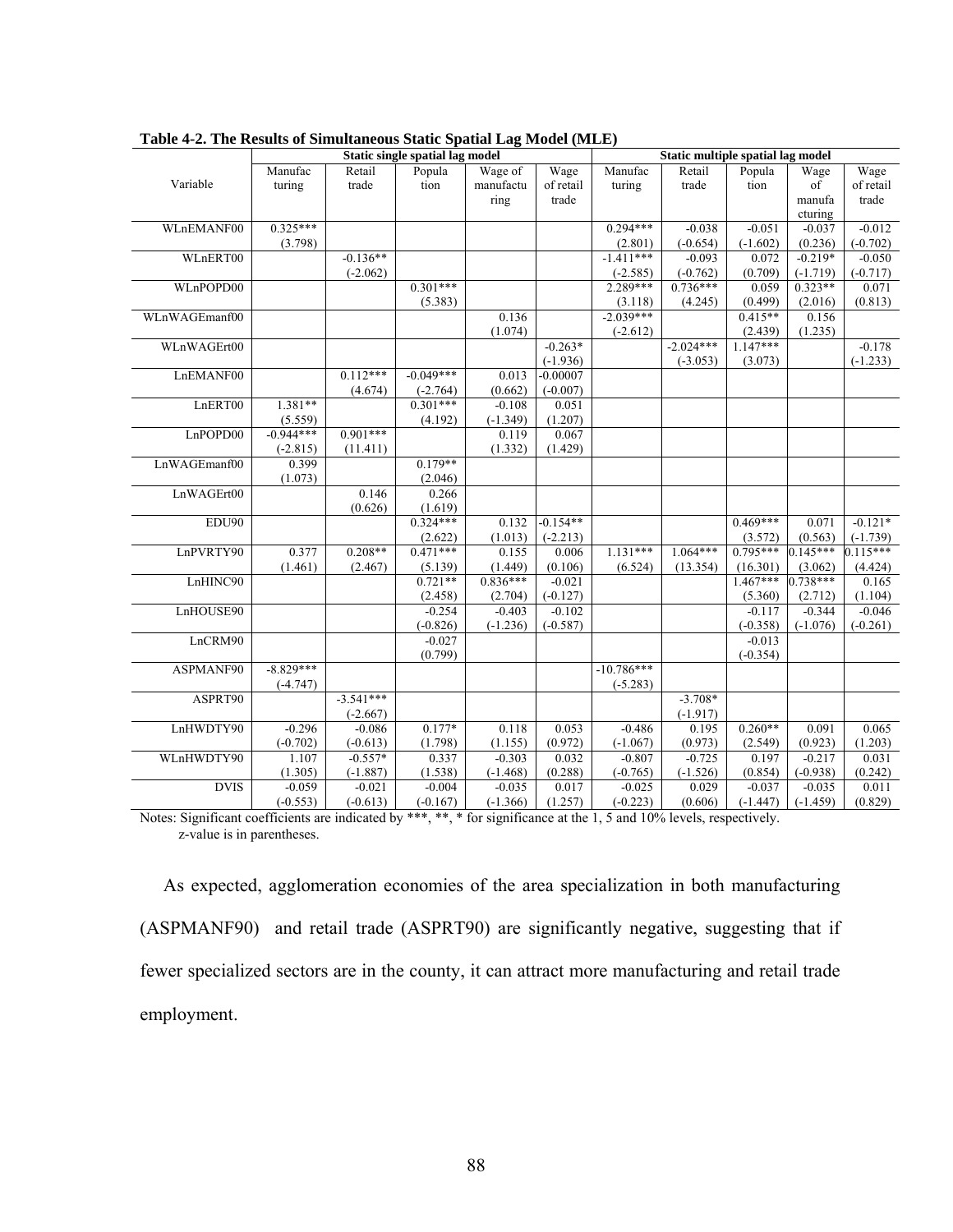**Table 4-2. The Results of Simultaneous Static Spatial Lag Model (MLE)**

| Variable | Static single spatial lag model | | | | | Static multiple spatial lag model | | | | |
|---|---|---|---|---|---|---|---|---|---|---|
| | Manufacturing | Retail trade | Population | Wage of manufacturing | Wage of retail trade | Manufacturing | Retail trade | Population | Wage of manufacturing | Wage of retail trade |
| WLnEMANF00 | 0.325*** | | | | | 0.294*** | -0.038 | -0.051 | -0.037 | -0.012 |
| | (3.798) | | | | | (2.801) | (-0.654) | (-1.602) | (0.236) | (-0.702) |
| WLnERT00 | | -0.136** | | | | -1.411*** | -0.093 | 0.072 | -0.219* | -0.050 |
| | | (-2.062) | | | | (-2.585) | (-0.762) | (0.709) | (-1.719) | (-0.717) |
| WLnPOPD00 | | | 0.301*** | | | 2.289*** | 0.736*** | 0.059 | 0.323** | 0.071 |
| | | | (5.383) | | | (3.118) | (4.245) | (0.499) | (2.016) | (0.813) |
| WLnWAGEmanf00 | | | | 0.136 | | -2.039*** | | 0.415** | 0.156 | |
| | | | | (1.074) | | (-2.612) | | (2.439) | (1.235) | |
| WLnWAGErt00 | | | | | -0.263* | | -2.024*** | 1.147*** | | -0.178 |
| | | | | | (-1.936) | | (-3.053) | (3.073) | | (-1.233) |
| LnEMANF00 | | 0.112*** | -0.049*** | 0.013 | -0.00007 | | | | | |
| | | (4.674) | (-2.764) | (0.662) | (-0.007) | | | | | |
| LnERT00 | 1.381** | | 0.301*** | -0.108 | 0.051 | | | | | |
| | (5.559) | | (4.192) | (-1.349) | (1.207) | | | | | |
| LnPOPD00 | -0.944*** | 0.901*** | | 0.119 | 0.067 | | | | | |
| | (-2.815) | (11.411) | | (1.332) | (1.429) | | | | | |
| LnWAGEmanf00 | 0.399 | | 0.179** | | | | | | | |
| | (1.073) | | (2.046) | | | | | | | |
| LnWAGErt00 | | 0.146 | 0.266 | | | | | | | |
| | | (0.626) | (1.619) | | | | | | | |
| EDU90 | | | 0.324*** | 0.132 | -0.154** | | | 0.469*** | 0.071 | -0.121* |
| | | | (2.622) | (1.013) | (-2.213) | | | (3.572) | (0.563) | (-1.739) |
| LnPVRTY90 | 0.377 | 0.208** | 0.471*** | 0.155 | 0.006 | 1.131*** | 1.064*** | 0.795*** | 0.145*** | 0.115*** |
| | (1.461) | (2.467) | (5.139) | (1.449) | (0.106) | (6.524) | (13.354) | (16.301) | (3.062) | (4.424) |
| LnHINC90 | | | 0.721** | 0.836*** | -0.021 | | | 1.467*** | 0.738*** | 0.165 |
| | | | (2.458) | (2.704) | (-0.127) | | | (5.360) | (2.712) | (1.104) |
| LnHOUSE90 | | | -0.254 | -0.403 | -0.102 | | | -0.117 | -0.344 | -0.046 |
| | | | (-0.826) | (-1.236) | (-0.587) | | | (-0.358) | (-1.076) | (-0.261) |
| LnCRM90 | | | -0.027 | | | | | -0.013 | | |
| | | | (0.799) | | | | | (-0.354) | | |
| ASPMANF90 | -8.829*** | | | | | -10.786*** | | | | |
| | (-4.747) | | | | | (-5.283) | | | | |
| ASPRT90 | | -3.541*** | | | | | -3.708* | | | |
| | | (-2.667) | | | | | (-1.917) | | | |
| LnHWDTY90 | -0.296 | -0.086 | 0.177* | 0.118 | 0.053 | -0.486 | 0.195 | 0.260** | 0.091 | 0.065 |
| | (-0.702) | (-0.613) | (1.798) | (1.155) | (0.972) | (-1.067) | (0.973) | (2.549) | (0.923) | (1.203) |
| WLnHWDTY90 | 1.107 | -0.557* | 0.337 | -0.303 | 0.032 | -0.807 | -0.725 | 0.197 | -0.217 | 0.031 |
| | (1.305) | (-1.887) | (1.538) | (-1.468) | (0.288) | (-0.765) | (-1.526) | (0.854) | (-0.938) | (0.242) |
| DVIS | -0.059 | -0.021 | -0.004 | -0.035 | 0.017 | -0.025 | 0.029 | -0.037 | -0.035 | 0.011 |
| | (-0.553) | (-0.613) | (-0.167) | (-1.366) | (1.257) | (-0.223) | (0.606) | (-1.447) | (-1.459) | (0.829) |

Notes: Significant coefficients are indicated by ***, **, * for significance at the 1, 5 and 10% levels, respectively.
z-value is in parentheses.

As expected, agglomeration economies of the area specialization in both manufacturing (ASPMANF90) and retail trade (ASPRT90) are significantly negative, suggesting that if fewer specialized sectors are in the county, it can attract more manufacturing and retail trade employment.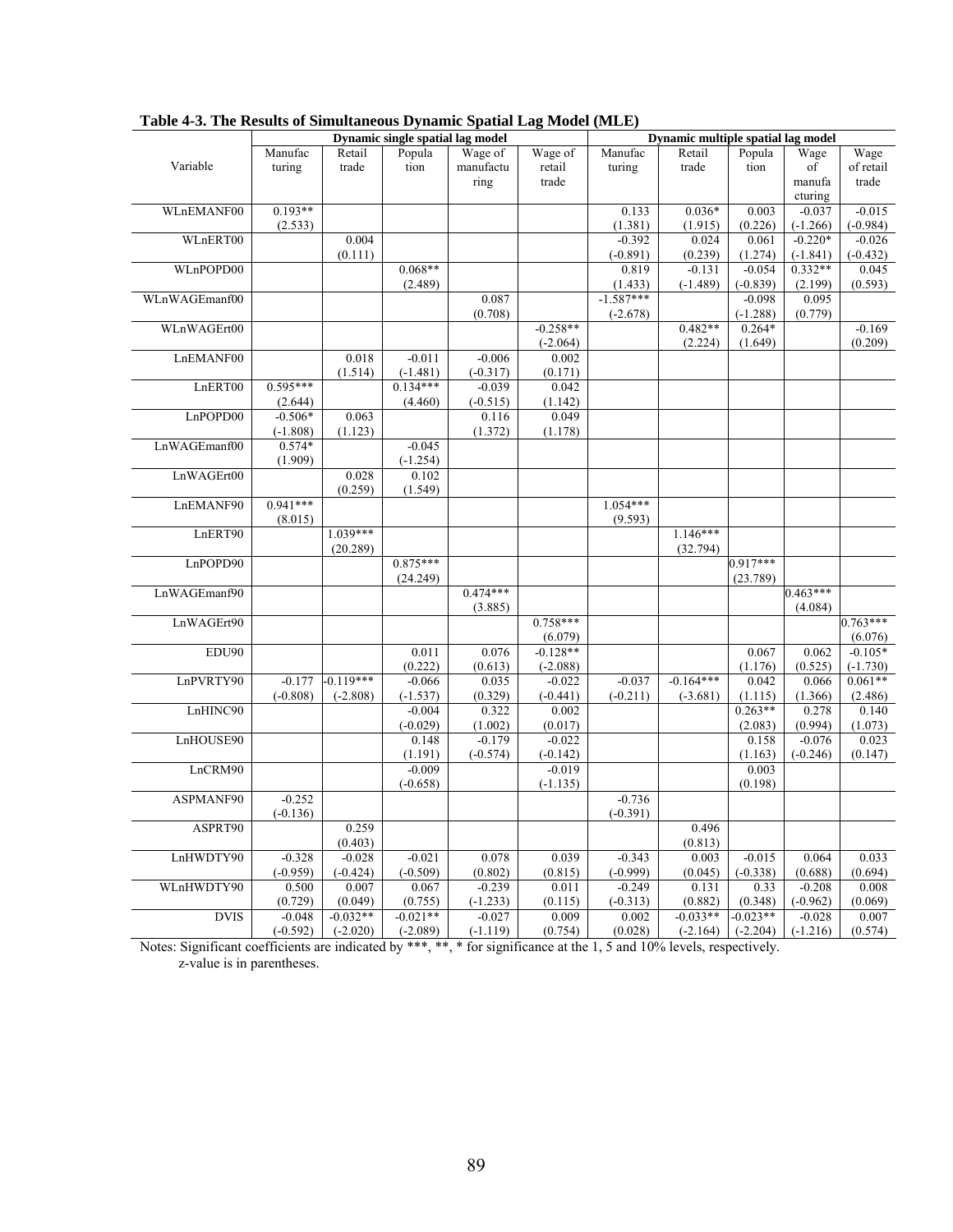**Table 4-3. The Results of Simultaneous Dynamic Spatial Lag Model (MLE)**

| Variable | Dynamic single spatial lag model | | | | | Dynamic multiple spatial lag model | | | | |
|---|---|---|---|---|---|---|---|---|---|---|
| | Manufacturing | Retail trade | Population | Wage of manufacturing | Wage of retail trade | Manufacturing | Retail trade | Population | Wage of manufacturing | Wage of retail trade |
| WLnEMANF00 | 0.193** | | | | | 0.133 | 0.036* | 0.003 | -0.037 | -0.015 |
| | (2.533) | | | | | (1.381) | (1.915) | (0.226) | (-1.266) | (-0.984) |
| WLnERT00 | | 0.004 | | | | -0.392 | 0.024 | 0.061 | -0.220* | -0.026 |
| | | (0.111) | | | | (-0.891) | (0.239) | (1.274) | (-1.841) | (-0.432) |
| WLnPOPD00 | | | 0.068** | | | 0.819 | -0.131 | -0.054 | 0.332** | 0.045 |
| | | | (2.489) | | | (1.433) | (-1.489) | (-0.839) | (2.199) | (0.593) |
| WLnWAGEmanf00 | | | | 0.087 | | -1.587*** | | -0.098 | 0.095 | |
| | | | | (0.708) | | (-2.678) | | (-1.288) | (0.779) | |
| WLnWAGErt00 | | | | | -0.258** | | 0.482** | 0.264* | | -0.169 |
| | | | | | (-2.064) | | (2.224) | (1.649) | | (0.209) |
| LnEMANF00 | | 0.018 | -0.011 | -0.006 | 0.002 | | | | | |
| | | (1.514) | (-1.481) | (-0.317) | (0.171) | | | | | |
| LnERT00 | 0.595*** | | 0.134*** | -0.039 | 0.042 | | | | | |
| | (2.644) | | (4.460) | (-0.515) | (1.142) | | | | | |
| LnPOPD00 | -0.506* | 0.063 | | 0.116 | 0.049 | | | | | |
| | (-1.808) | (1.123) | | (1.372) | (1.178) | | | | | |
| LnWAGEmanf00 | 0.574* | | -0.045 | | | | | | | |
| | (1.909) | | (-1.254) | | | | | | | |
| LnWAGErt00 | | 0.028 | 0.102 | | | | | | | |
| | | (0.259) | (1.549) | | | | | | | |
| LnEMANF90 | 0.941*** | | | | | 1.054*** | | | | |
| | (8.015) | | | | | (9.593) | | | | |
| LnERT90 | | 1.039*** | | | | | 1.146*** | | | |
| | | (20.289) | | | | | (32.794) | | | |
| LnPOPD90 | | | 0.875*** | | | | | 0.917*** | | |
| | | | (24.249) | | | | | (23.789) | | |
| LnWAGEmanf90 | | | | 0.474*** | | | | | 0.463*** | |
| | | | | (3.885) | | | | | (4.084) | |
| LnWAGErt90 | | | | | 0.758*** | | | | | 0.763*** |
| | | | | | (6.079) | | | | | (6.076) |
| EDU90 | | | 0.011 | 0.076 | -0.128** | | | 0.067 | 0.062 | -0.105* |
| | | | (0.222) | (0.613) | (-2.088) | | | (1.176) | (0.525) | (-1.730) |
| LnPVRTY90 | -0.177 | -0.119*** | -0.066 | 0.035 | -0.022 | -0.037 | -0.164*** | 0.042 | 0.066 | 0.061** |
| | (-0.808) | (-2.808) | (-1.537) | (0.329) | (-0.441) | (-0.211) | (-3.681) | (1.115) | (1.366) | (2.486) |
| LnHINC90 | | | -0.004 | 0.322 | 0.002 | | | 0.263** | 0.278 | 0.140 |
| | | | (-0.029) | (1.002) | (0.017) | | | (2.083) | (0.994) | (1.073) |
| LnHOUSE90 | | | 0.148 | -0.179 | -0.022 | | | 0.158 | -0.076 | 0.023 |
| | | | (1.191) | (-0.574) | (-0.142) | | | (1.163) | (-0.246) | (0.147) |
| LnCRM90 | | | -0.009 | | -0.019 | | | 0.003 | | |
| | | | (-0.658) | | (-1.135) | | | (0.198) | | |
| ASPMANF90 | -0.252 | | | | | -0.736 | | | | |
| | (-0.136) | | | | | (-0.391) | | | | |
| ASPRT90 | | 0.259 | | | | | 0.496 | | | |
| | | (0.403) | | | | | (0.813) | | | |
| LnHWDTY90 | -0.328 | -0.028 | -0.021 | 0.078 | 0.039 | -0.343 | 0.003 | -0.015 | 0.064 | 0.033 |
| | (-0.959) | (-0.424) | (-0.509) | (0.802) | (0.815) | (-0.999) | (0.045) | (-0.338) | (0.688) | (0.694) |
| WLnHWDTY90 | 0.500 | 0.007 | 0.067 | -0.239 | 0.011 | -0.249 | 0.131 | 0.33 | -0.208 | 0.008 |
| | (0.729) | (0.049) | (0.755) | (-1.233) | (0.115) | (-0.313) | (0.882) | (0.348) | (-0.962) | (0.069) |
| DVIS | -0.048 | -0.032** | -0.021** | -0.027 | 0.009 | 0.002 | -0.033** | -0.023** | -0.028 | 0.007 |
| | (-0.592) | (-2.020) | (-2.089) | (-1.119) | (0.754) | (0.028) | (-2.164) | (-2.204) | (-1.216) | (0.574) |

Notes: Significant coefficients are indicated by ***, **, * for significance at the 1, 5 and 10% levels, respectively.
z-value is in parentheses.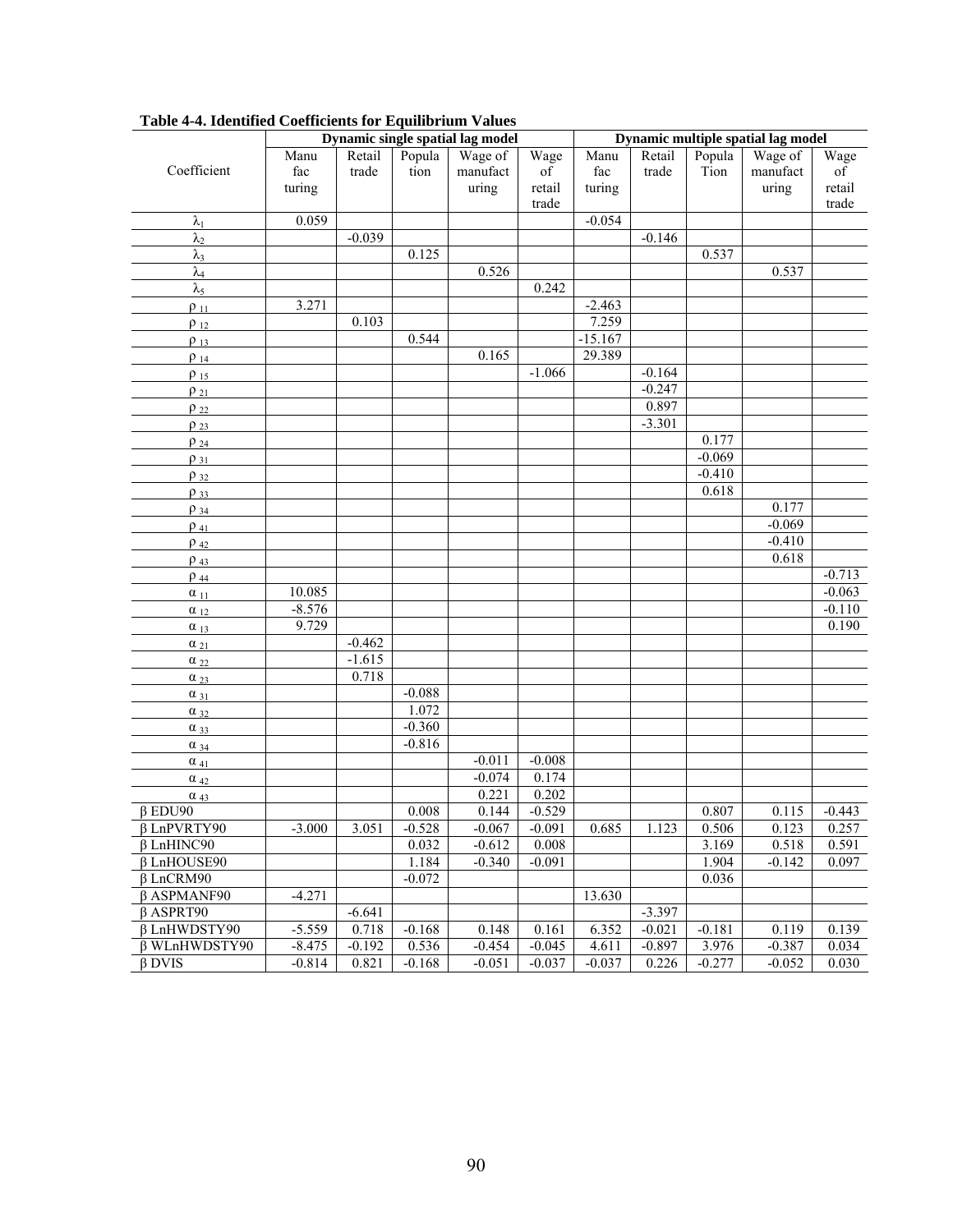**Table 4-4. Identified Coefficients for Equilibrium Values**

| Coefficient | Dynamic single spatial lag model | | | | | Dynamic multiple spatial lag model | | | | |
|---|---|---|---|---|---|---|---|---|---|---|
| | Manufacturing | Retail trade | Population | Wage of manufacturing | Wage of retail trade | Manufacturing | Retail trade | Population | Wage of manufacturing | Wage of retail trade |
| $\lambda_1$ | 0.059 | | | | | -0.054 | | | | |
| $\lambda_2$ | | -0.039 | | | | | -0.146 | | | |
| $\lambda_3$ | | | 0.125 | | | | | 0.537 | | |
| $\lambda_4$ | | | | 0.526 | | | | | 0.537 | |
| $\lambda_5$ | | | | | 0.242 | | | | | |
| $\rho_{11}$ | 3.271 | | | | | -2.463 | | | | |
| $\rho_{12}$ | | 0.103 | | | | 7.259 | | | | |
| $\rho_{13}$ | | | 0.544 | | | -15.167 | | | | |
| $\rho_{14}$ | | | | 0.165 | | 29.389 | | | | |
| $\rho_{15}$ | | | | | -1.066 | | -0.164 | | | |
| $\rho_{21}$ | | | | | | | -0.247 | | | |
| $\rho_{22}$ | | | | | | | 0.897 | | | |
| $\rho_{23}$ | | | | | | | -3.301 | | | |
| $\rho_{24}$ | | | | | | | | 0.177 | | |
| $\rho_{31}$ | | | | | | | | -0.069 | | |
| $\rho_{32}$ | | | | | | | | -0.410 | | |
| $\rho_{33}$ | | | | | | | | 0.618 | | |
| $\rho_{34}$ | | | | | | | | | 0.177 | |
| $\rho_{41}$ | | | | | | | | | -0.069 | |
| $\rho_{42}$ | | | | | | | | | -0.410 | |
| $\rho_{43}$ | | | | | | | | | 0.618 | |
| $\rho_{44}$ | | | | | | | | | | -0.713 |
| $\alpha_{11}$ | 10.085 | | | | | | | | | -0.063 |
| $\alpha_{12}$ | -8.576 | | | | | | | | | -0.110 |
| $\alpha_{13}$ | 9.729 | | | | | | | | | 0.190 |
| $\alpha_{21}$ | | -0.462 | | | | | | | | |
| $\alpha_{22}$ | | -1.615 | | | | | | | | |
| $\alpha_{23}$ | | 0.718 | | | | | | | | |
| $\alpha_{31}$ | | | -0.088 | | | | | | | |
| $\alpha_{32}$ | | | 1.072 | | | | | | | |
| $\alpha_{33}$ | | | -0.360 | | | | | | | |
| $\alpha_{34}$ | | | -0.816 | | | | | | | |
| $\alpha_{41}$ | | | | -0.011 | -0.008 | | | | | |
| $\alpha_{42}$ | | | | -0.074 | 0.174 | | | | | |
| $\alpha_{43}$ | | | | 0.221 | 0.202 | | | | | |
| $\beta$ EDU90 | | | 0.008 | 0.144 | -0.529 | | | 0.807 | 0.115 | -0.443 |
| $\beta$ LnPVRTY90 | -3.000 | 3.051 | -0.528 | -0.067 | -0.091 | 0.685 | 1.123 | 0.506 | 0.123 | 0.257 |
| $\beta$ LnHINC90 | | | 0.032 | -0.612 | 0.008 | | | 3.169 | 0.518 | 0.591 |
| $\beta$ LnHOUSE90 | | | 1.184 | -0.340 | -0.091 | | | 1.904 | -0.142 | 0.097 |
| $\beta$ LnCRM90 | | | -0.072 | | | | | 0.036 | | |
| $\beta$ ASPMANF90 | -4.271 | | | | | 13.630 | | | | |
| $\beta$ ASPRT90 | | -6.641 | | | | | -3.397 | | | |
| $\beta$ LnHWDSTY90 | -5.559 | 0.718 | -0.168 | 0.148 | 0.161 | 6.352 | -0.021 | -0.181 | 0.119 | 0.139 |
| $\beta$ WLnHWDSTY90 | -8.475 | -0.192 | 0.536 | -0.454 | -0.045 | 4.611 | -0.897 | 3.976 | -0.387 | 0.034 |
| $\beta$ DVIS | -0.814 | 0.821 | -0.168 | -0.051 | -0.037 | -0.037 | 0.226 | -0.277 | -0.052 | 0.030 |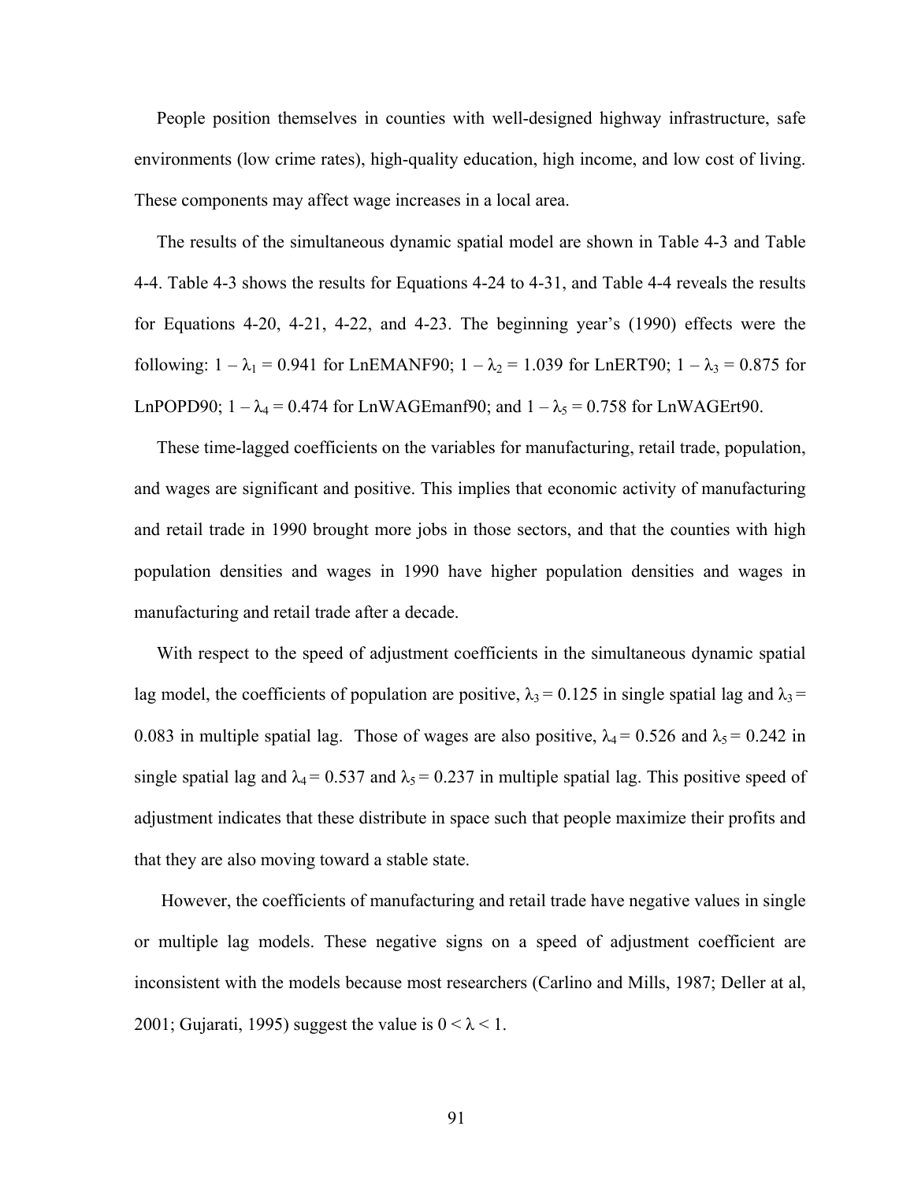People position themselves in counties with well-designed highway infrastructure, safe environments (low crime rates), high-quality education, high income, and low cost of living. These components may affect wage increases in a local area.

The results of the simultaneous dynamic spatial model are shown in Table 4-3 and Table 4-4. Table 4-3 shows the results for Equations 4-24 to 4-31, and Table 4-4 reveals the results for Equations 4-20, 4-21, 4-22, and 4-23. The beginning year's (1990) effects were the following: $1 - \lambda_1 = 0.941$ for LnEMANF90; $1 - \lambda_2 = 1.039$ for LnERT90; $1 - \lambda_3 = 0.875$ for LnPOPD90; $1 - \lambda_4 = 0.474$ for LnWAGEmanf90; and $1 - \lambda_5 = 0.758$ for LnWAGErt90.

These time-lagged coefficients on the variables for manufacturing, retail trade, population, and wages are significant and positive. This implies that economic activity of manufacturing and retail trade in 1990 brought more jobs in those sectors, and that the counties with high population densities and wages in 1990 have higher population densities and wages in manufacturing and retail trade after a decade.

With respect to the speed of adjustment coefficients in the simultaneous dynamic spatial lag model, the coefficients of population are positive, $\lambda_3 = 0.125$ in single spatial lag and $\lambda_3 = 0.083$ in multiple spatial lag. Those of wages are also positive, $\lambda_4 = 0.526$ and $\lambda_5 = 0.242$ in single spatial lag and $\lambda_4 = 0.537$ and $\lambda_5 = 0.237$ in multiple spatial lag. This positive speed of adjustment indicates that these distribute in space such that people maximize their profits and that they are also moving toward a stable state.

However, the coefficients of manufacturing and retail trade have negative values in single or multiple lag models. These negative signs on a speed of adjustment coefficient are inconsistent with the models because most researchers (Carlino and Mills, 1987; Deller at al, 2001; Gujarati, 1995) suggest the value is $0 < \lambda < 1$.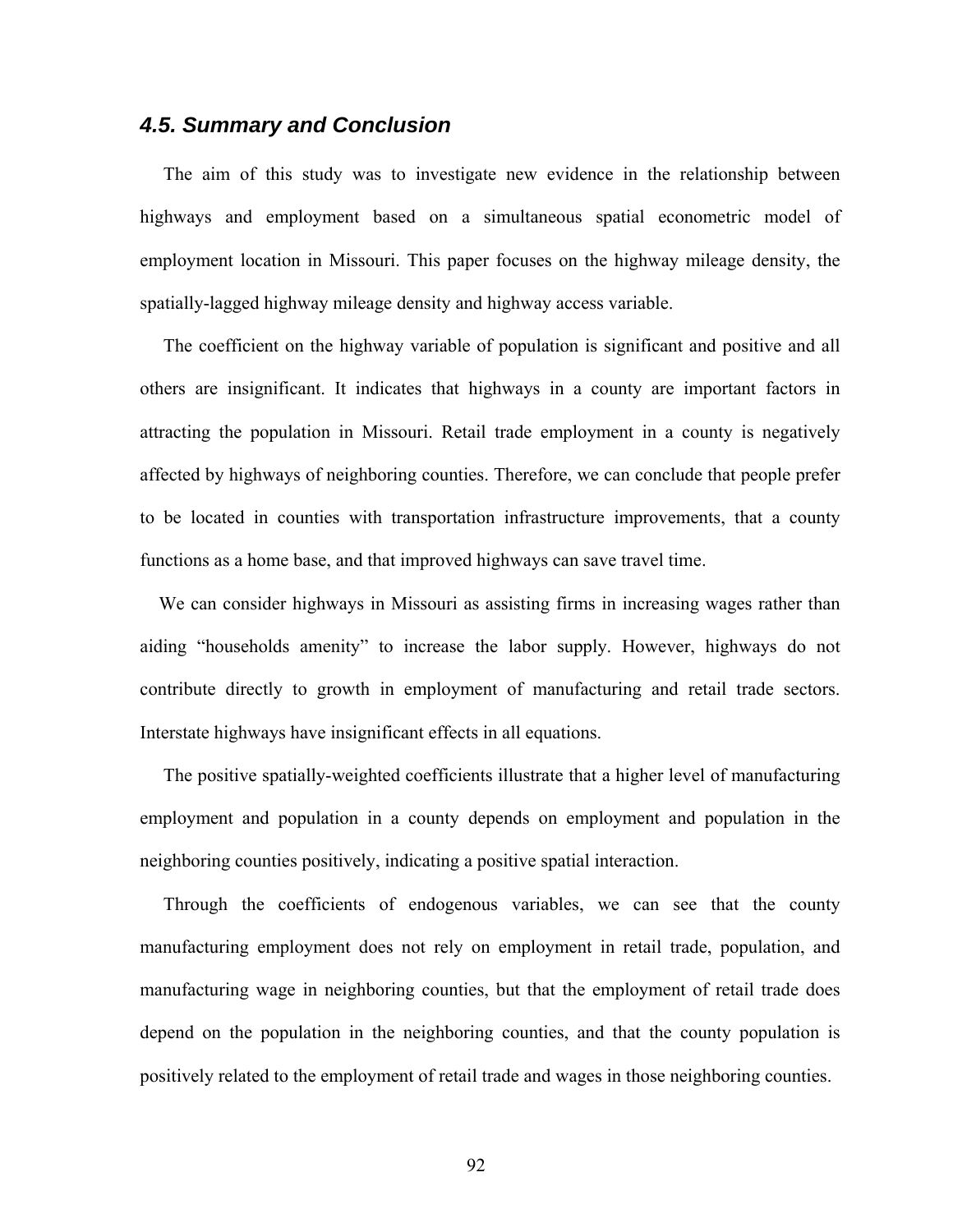### *4.5. Summary and Conclusion*

The aim of this study was to investigate new evidence in the relationship between highways and employment based on a simultaneous spatial econometric model of employment location in Missouri. This paper focuses on the highway mileage density, the spatially-lagged highway mileage density and highway access variable.

The coefficient on the highway variable of population is significant and positive and all others are insignificant. It indicates that highways in a county are important factors in attracting the population in Missouri. Retail trade employment in a county is negatively affected by highways of neighboring counties. Therefore, we can conclude that people prefer to be located in counties with transportation infrastructure improvements, that a county functions as a home base, and that improved highways can save travel time.

We can consider highways in Missouri as assisting firms in increasing wages rather than aiding "households amenity" to increase the labor supply. However, highways do not contribute directly to growth in employment of manufacturing and retail trade sectors. Interstate highways have insignificant effects in all equations.

The positive spatially-weighted coefficients illustrate that a higher level of manufacturing employment and population in a county depends on employment and population in the neighboring counties positively, indicating a positive spatial interaction.

Through the coefficients of endogenous variables, we can see that the county manufacturing employment does not rely on employment in retail trade, population, and manufacturing wage in neighboring counties, but that the employment of retail trade does depend on the population in the neighboring counties, and that the county population is positively related to the employment of retail trade and wages in those neighboring counties.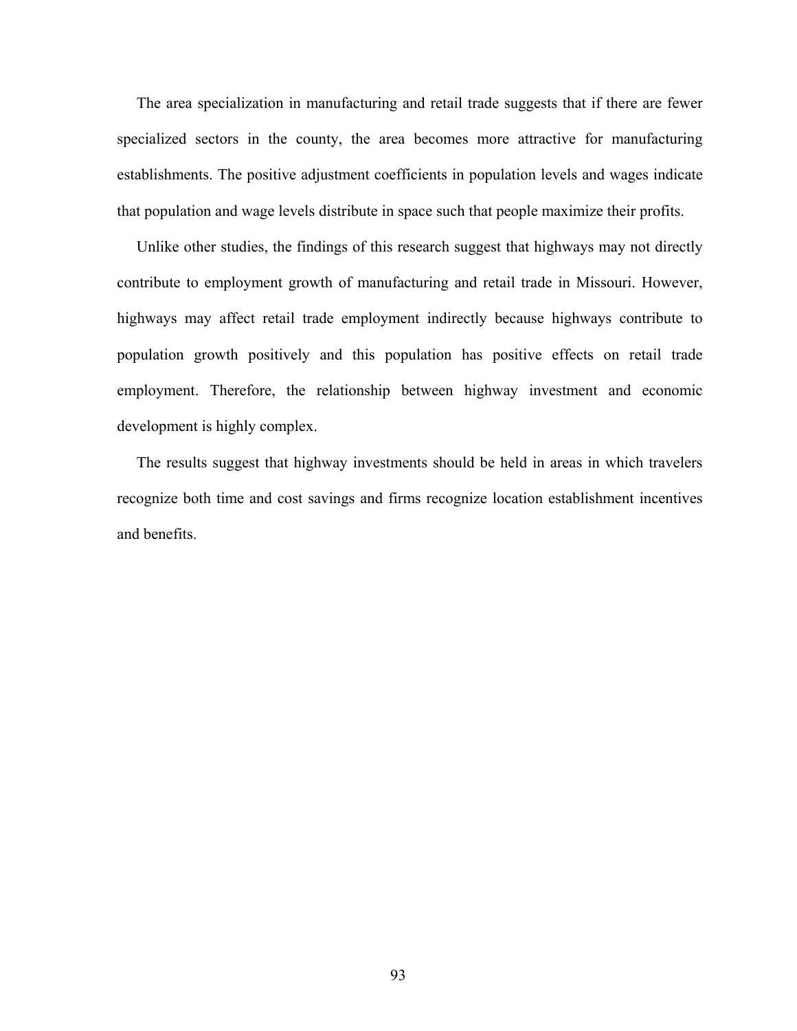The area specialization in manufacturing and retail trade suggests that if there are fewer specialized sectors in the county, the area becomes more attractive for manufacturing establishments. The positive adjustment coefficients in population levels and wages indicate that population and wage levels distribute in space such that people maximize their profits.

Unlike other studies, the findings of this research suggest that highways may not directly contribute to employment growth of manufacturing and retail trade in Missouri. However, highways may affect retail trade employment indirectly because highways contribute to population growth positively and this population has positive effects on retail trade employment. Therefore, the relationship between highway investment and economic development is highly complex.

The results suggest that highway investments should be held in areas in which travelers recognize both time and cost savings and firms recognize location establishment incentives and benefits.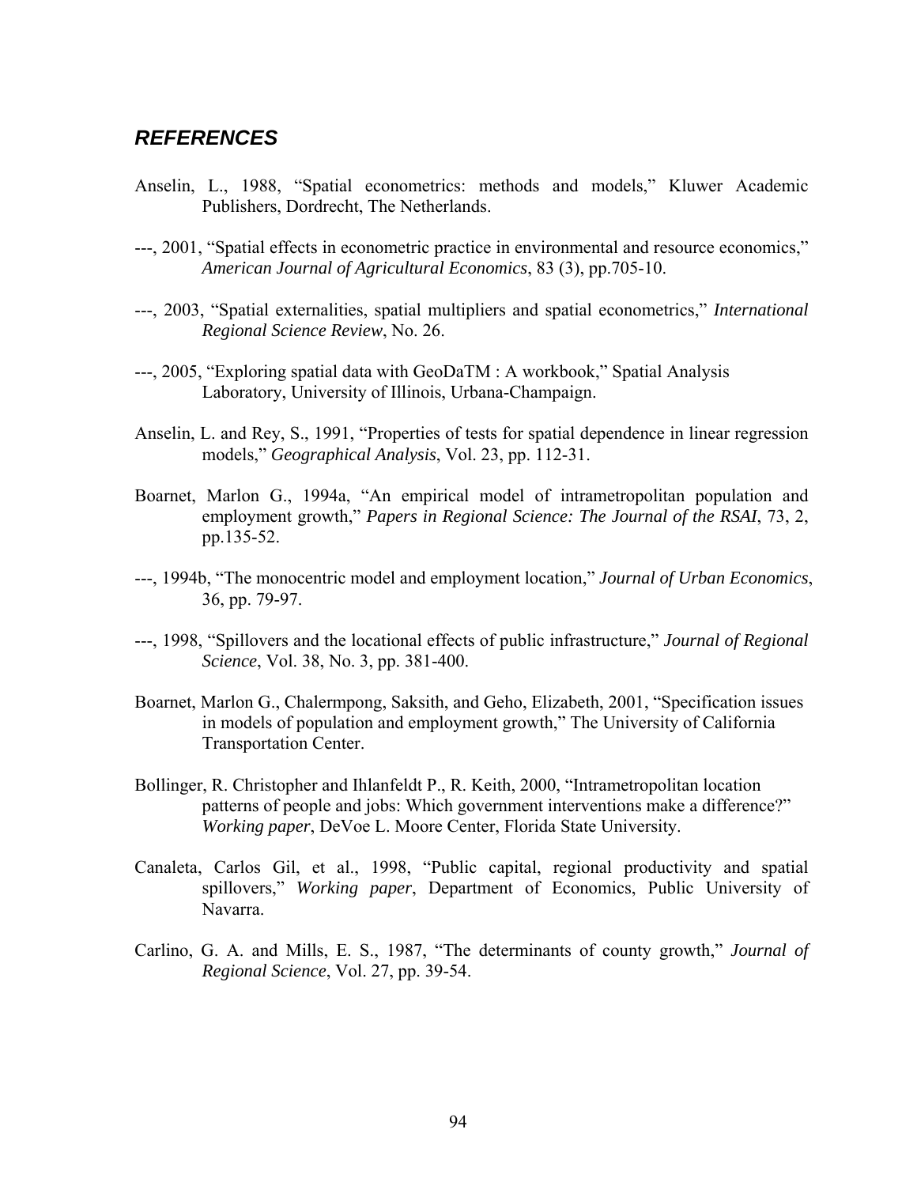## *REFERENCES*

Anselin, L., 1988, "Spatial econometrics: methods and models," Kluwer Academic Publishers, Dordrecht, The Netherlands.

---, 2001, "Spatial effects in econometric practice in environmental and resource economics," *American Journal of Agricultural Economics*, 83 (3), pp.705-10.

---, 2003, "Spatial externalities, spatial multipliers and spatial econometrics," *International Regional Science Review*, No. 26.

---, 2005, "Exploring spatial data with GeoDaTM : A workbook," Spatial Analysis Laboratory, University of Illinois, Urbana-Champaign.

Anselin, L. and Rey, S., 1991, "Properties of tests for spatial dependence in linear regression models," *Geographical Analysis*, Vol. 23, pp. 112-31.

Boarnet, Marlon G., 1994a, "An empirical model of intrametropolitan population and employment growth," *Papers in Regional Science: The Journal of the RSAI*, 73, 2, pp.135-52.

---, 1994b, "The monocentric model and employment location," *Journal of Urban Economics*, 36, pp. 79-97.

---, 1998, "Spillovers and the locational effects of public infrastructure," *Journal of Regional Science*, Vol. 38, No. 3, pp. 381-400.

Boarnet, Marlon G., Chalermpong, Saksith, and Geho, Elizabeth, 2001, "Specification issues in models of population and employment growth," The University of California Transportation Center.

Bollinger, R. Christopher and Ihlanfeldt P., R. Keith, 2000, "Intrametropolitan location patterns of people and jobs: Which government interventions make a difference?" *Working paper*, DeVoe L. Moore Center, Florida State University.

Canaleta, Carlos Gil, et al., 1998, "Public capital, regional productivity and spatial spillovers," *Working paper*, Department of Economics, Public University of Navarra.

Carlino, G. A. and Mills, E. S., 1987, "The determinants of county growth," *Journal of Regional Science*, Vol. 27, pp. 39-54.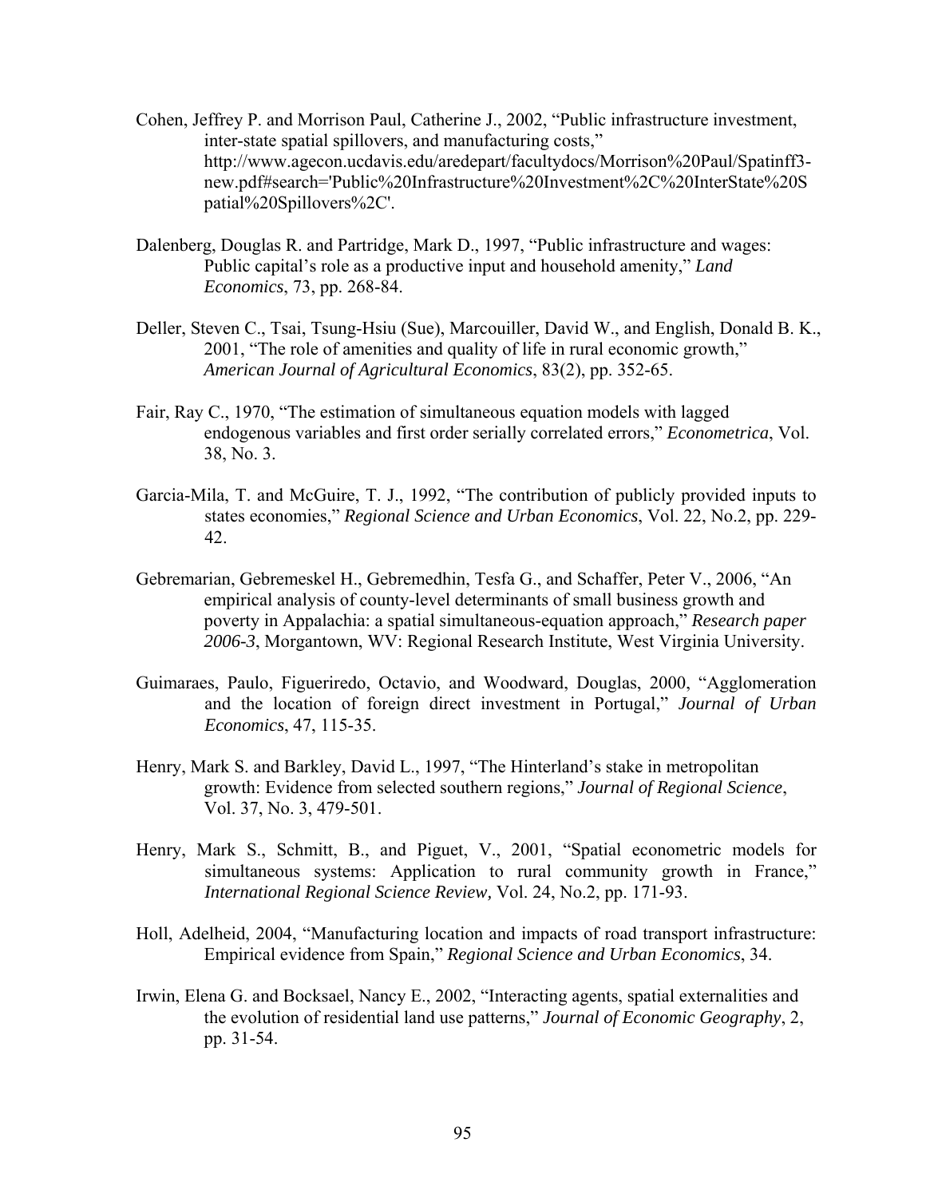Cohen, Jeffrey P. and Morrison Paul, Catherine J., 2002, "Public infrastructure investment, inter-state spatial spillovers, and manufacturing costs," http://www.agecon.ucdavis.edu/aredepart/facultydocs/Morrison%20Paul/Spatinff3-new.pdf#search='Public%20Infrastructure%20Investment%2C%20InterState%20Spatial%20Spillovers%2C'.

Dalenberg, Douglas R. and Partridge, Mark D., 1997, "Public infrastructure and wages: Public capital's role as a productive input and household amenity," *Land Economics*, 73, pp. 268-84.

Deller, Steven C., Tsai, Tsung-Hsiu (Sue), Marcouiller, David W., and English, Donald B. K., 2001, "The role of amenities and quality of life in rural economic growth," *American Journal of Agricultural Economics*, 83(2), pp. 352-65.

Fair, Ray C., 1970, "The estimation of simultaneous equation models with lagged endogenous variables and first order serially correlated errors," *Econometrica*, Vol. 38, No. 3.

Garcia-Mila, T. and McGuire, T. J., 1992, "The contribution of publicly provided inputs to states economies," *Regional Science and Urban Economics*, Vol. 22, No.2, pp. 229-42.

Gebremarian, Gebremeskel H., Gebremedhin, Tesfa G., and Schaffer, Peter V., 2006, "An empirical analysis of county-level determinants of small business growth and poverty in Appalachia: a spatial simultaneous-equation approach," *Research paper 2006-3*, Morgantown, WV: Regional Research Institute, West Virginia University.

Guimaraes, Paulo, Figueriredo, Octavio, and Woodward, Douglas, 2000, "Agglomeration and the location of foreign direct investment in Portugal," *Journal of Urban Economics*, 47, 115-35.

Henry, Mark S. and Barkley, David L., 1997, "The Hinterland's stake in metropolitan growth: Evidence from selected southern regions," *Journal of Regional Science*, Vol. 37, No. 3, 479-501.

Henry, Mark S., Schmitt, B., and Piguet, V., 2001, "Spatial econometric models for simultaneous systems: Application to rural community growth in France," *International Regional Science Review,* Vol. 24, No.2, pp. 171-93.

Holl, Adelheid, 2004, "Manufacturing location and impacts of road transport infrastructure: Empirical evidence from Spain," *Regional Science and Urban Economics*, 34.

Irwin, Elena G. and Bocksael, Nancy E., 2002, "Interacting agents, spatial externalities and the evolution of residential land use patterns," *Journal of Economic Geography*, 2, pp. 31-54.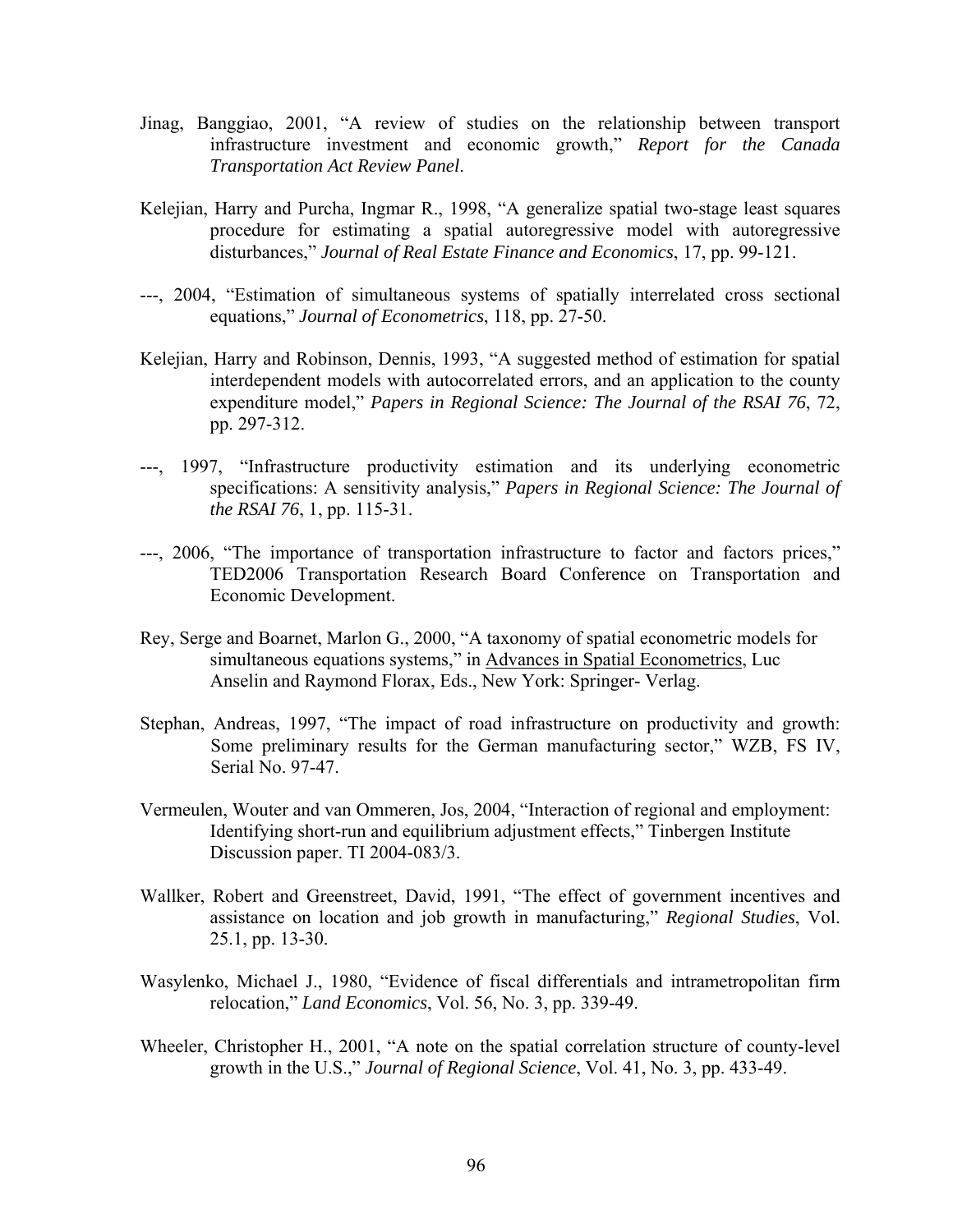Jinag, Banggiao, 2001, "A review of studies on the relationship between transport infrastructure investment and economic growth," *Report for the Canada Transportation Act Review Panel*.

Kelejian, Harry and Purcha, Ingmar R., 1998, "A generalize spatial two-stage least squares procedure for estimating a spatial autoregressive model with autoregressive disturbances," *Journal of Real Estate Finance and Economics*, 17, pp. 99-121.

---, 2004, "Estimation of simultaneous systems of spatially interrelated cross sectional equations," *Journal of Econometrics*, 118, pp. 27-50.

Kelejian, Harry and Robinson, Dennis, 1993, "A suggested method of estimation for spatial interdependent models with autocorrelated errors, and an application to the county expenditure model," *Papers in Regional Science: The Journal of the RSAI 76*, 72, pp. 297-312.

---, 1997, "Infrastructure productivity estimation and its underlying econometric specifications: A sensitivity analysis," *Papers in Regional Science: The Journal of the RSAI 76*, 1, pp. 115-31.

---, 2006, "The importance of transportation infrastructure to factor and factors prices," TED2006 Transportation Research Board Conference on Transportation and Economic Development.

Rey, Serge and Boarnet, Marlon G., 2000, "A taxonomy of spatial econometric models for simultaneous equations systems," in Advances in Spatial Econometrics, Luc Anselin and Raymond Florax, Eds., New York: Springer- Verlag.

Stephan, Andreas, 1997, "The impact of road infrastructure on productivity and growth: Some preliminary results for the German manufacturing sector," WZB, FS IV, Serial No. 97-47.

Vermeulen, Wouter and van Ommeren, Jos, 2004, "Interaction of regional and employment: Identifying short-run and equilibrium adjustment effects," Tinbergen Institute Discussion paper. TI 2004-083/3.

Wallker, Robert and Greenstreet, David, 1991, "The effect of government incentives and assistance on location and job growth in manufacturing," *Regional Studies*, Vol. 25.1, pp. 13-30.

Wasylenko, Michael J., 1980, "Evidence of fiscal differentials and intrametropolitan firm relocation," *Land Economics*, Vol. 56, No. 3, pp. 339-49.

Wheeler, Christopher H., 2001, "A note on the spatial correlation structure of county-level growth in the U.S.," *Journal of Regional Science*, Vol. 41, No. 3, pp. 433-49.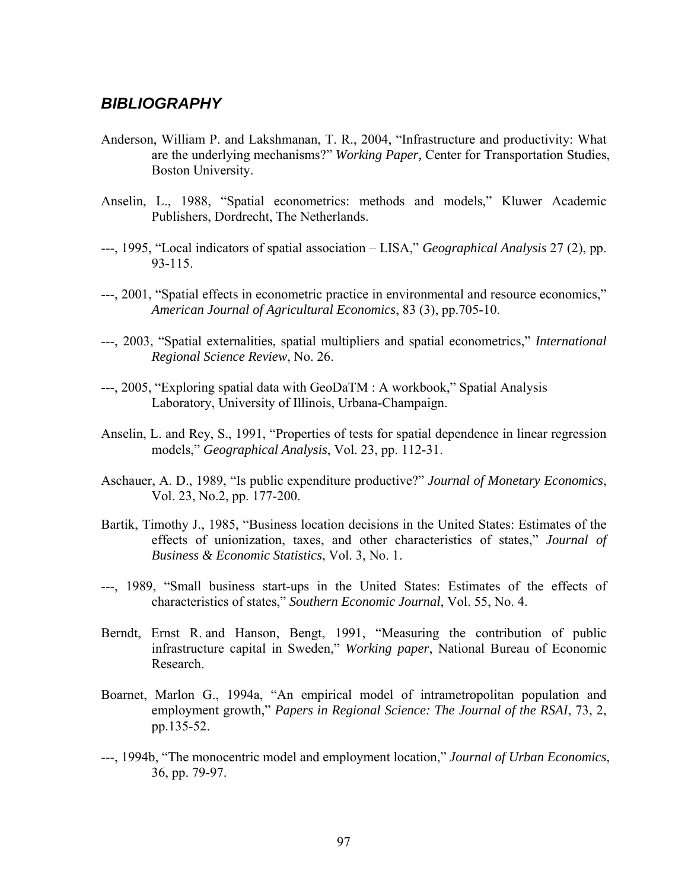## *BIBLIOGRAPHY*

Anderson, William P. and Lakshmanan, T. R., 2004, "Infrastructure and productivity: What are the underlying mechanisms?" *Working Paper,* Center for Transportation Studies, Boston University.

Anselin, L., 1988, "Spatial econometrics: methods and models," Kluwer Academic Publishers, Dordrecht, The Netherlands.

---, 1995, "Local indicators of spatial association – LISA," *Geographical Analysis* 27 (2), pp. 93-115.

---, 2001, "Spatial effects in econometric practice in environmental and resource economics," *American Journal of Agricultural Economics*, 83 (3), pp.705-10.

---, 2003, "Spatial externalities, spatial multipliers and spatial econometrics," *International Regional Science Review*, No. 26.

---, 2005, "Exploring spatial data with GeoDaTM : A workbook," Spatial Analysis Laboratory, University of Illinois, Urbana-Champaign.

Anselin, L. and Rey, S., 1991, "Properties of tests for spatial dependence in linear regression models," *Geographical Analysis*, Vol. 23, pp. 112-31.

Aschauer, A. D., 1989, "Is public expenditure productive?" *Journal of Monetary Economics*, Vol. 23, No.2, pp. 177-200.

Bartik, Timothy J., 1985, "Business location decisions in the United States: Estimates of the effects of unionization, taxes, and other characteristics of states," *Journal of Business & Economic Statistics*, Vol. 3, No. 1.

---, 1989, "Small business start-ups in the United States: Estimates of the effects of characteristics of states," *Southern Economic Journal*, Vol. 55, No. 4.

Berndt, Ernst R. and Hanson, Bengt, 1991, "Measuring the contribution of public infrastructure capital in Sweden," *Working paper*, National Bureau of Economic Research.

Boarnet, Marlon G., 1994a, "An empirical model of intrametropolitan population and employment growth," *Papers in Regional Science: The Journal of the RSAI*, 73, 2, pp.135-52.

---, 1994b, "The monocentric model and employment location," *Journal of Urban Economics*, 36, pp. 79-97.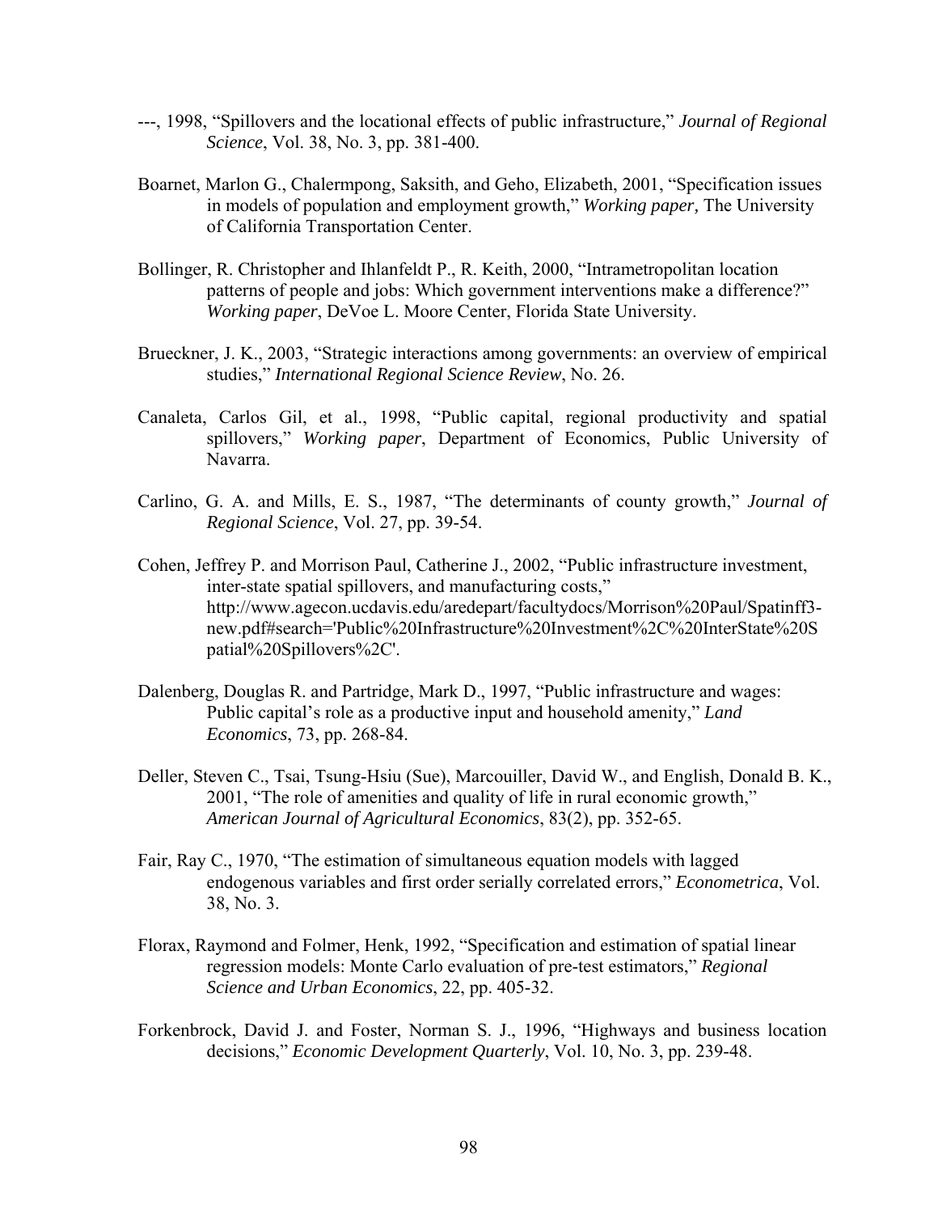---, 1998, "Spillovers and the locational effects of public infrastructure," *Journal of Regional Science*, Vol. 38, No. 3, pp. 381-400.

Boarnet, Marlon G., Chalermpong, Saksith, and Geho, Elizabeth, 2001, "Specification issues in models of population and employment growth," *Working paper,* The University of California Transportation Center.

Bollinger, R. Christopher and Ihlanfeldt P., R. Keith, 2000, "Intrametropolitan location patterns of people and jobs: Which government interventions make a difference?" *Working paper*, DeVoe L. Moore Center, Florida State University.

Brueckner, J. K., 2003, "Strategic interactions among governments: an overview of empirical studies," *International Regional Science Review*, No. 26.

Canaleta, Carlos Gil, et al., 1998, "Public capital, regional productivity and spatial spillovers," *Working paper*, Department of Economics, Public University of Navarra.

Carlino, G. A. and Mills, E. S., 1987, "The determinants of county growth," *Journal of Regional Science*, Vol. 27, pp. 39-54.

Cohen, Jeffrey P. and Morrison Paul, Catherine J., 2002, "Public infrastructure investment, inter-state spatial spillovers, and manufacturing costs," http://www.agecon.ucdavis.edu/aredepart/facultydocs/Morrison%20Paul/Spatinff3-new.pdf#search='Public%20Infrastructure%20Investment%2C%20InterState%20Spatial%20Spillovers%2C'.

Dalenberg, Douglas R. and Partridge, Mark D., 1997, "Public infrastructure and wages: Public capital's role as a productive input and household amenity," *Land Economics*, 73, pp. 268-84.

Deller, Steven C., Tsai, Tsung-Hsiu (Sue), Marcouiller, David W., and English, Donald B. K., 2001, "The role of amenities and quality of life in rural economic growth," *American Journal of Agricultural Economics*, 83(2), pp. 352-65.

Fair, Ray C., 1970, "The estimation of simultaneous equation models with lagged endogenous variables and first order serially correlated errors," *Econometrica*, Vol. 38, No. 3.

Florax, Raymond and Folmer, Henk, 1992, "Specification and estimation of spatial linear regression models: Monte Carlo evaluation of pre-test estimators," *Regional Science and Urban Economics*, 22, pp. 405-32.

Forkenbrock, David J. and Foster, Norman S. J., 1996, "Highways and business location decisions," *Economic Development Quarterly*, Vol. 10, No. 3, pp. 239-48.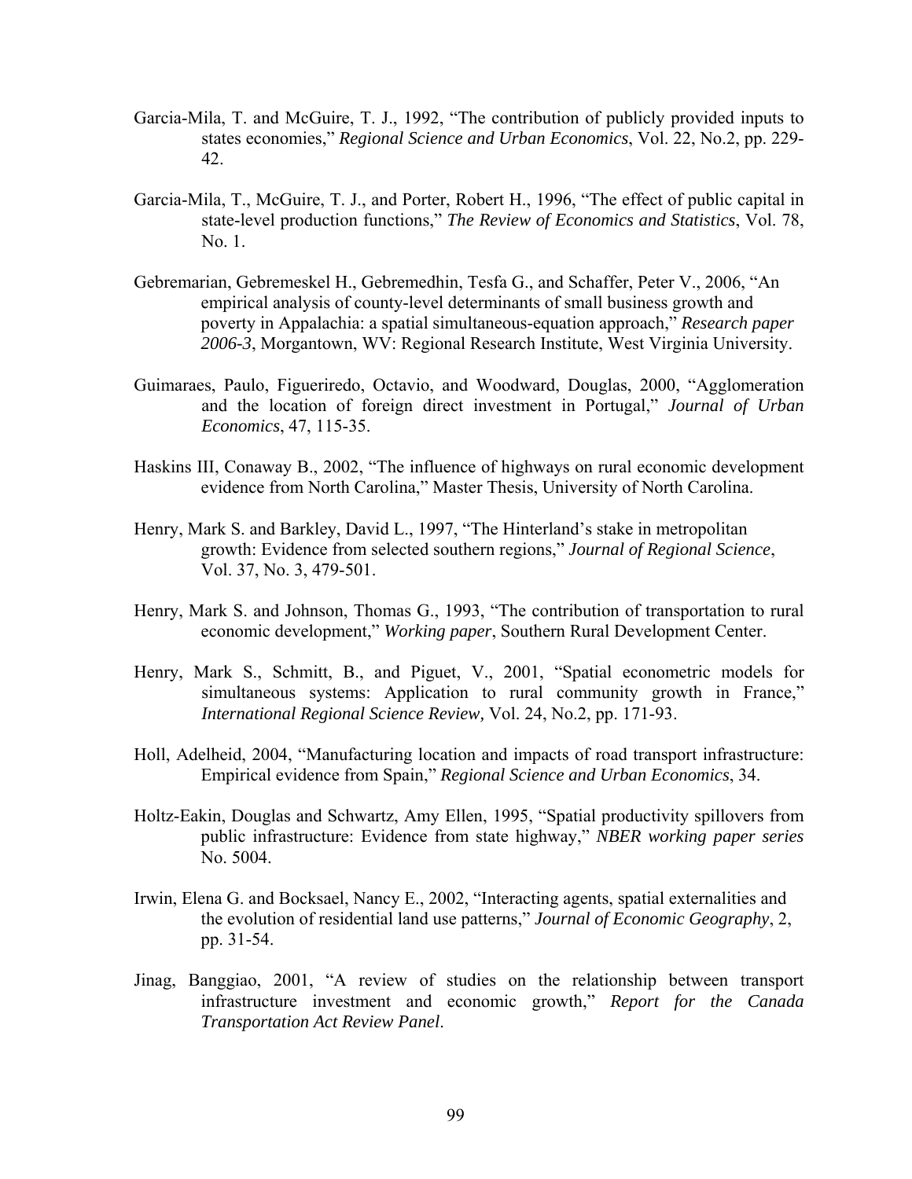Garcia-Mila, T. and McGuire, T. J., 1992, "The contribution of publicly provided inputs to states economies," *Regional Science and Urban Economics*, Vol. 22, No.2, pp. 229-42.

Garcia-Mila, T., McGuire, T. J., and Porter, Robert H., 1996, "The effect of public capital in state-level production functions," *The Review of Economics and Statistics*, Vol. 78, No. 1.

Gebremarian, Gebremeskel H., Gebremedhin, Tesfa G., and Schaffer, Peter V., 2006, "An empirical analysis of county-level determinants of small business growth and poverty in Appalachia: a spatial simultaneous-equation approach," *Research paper 2006-3*, Morgantown, WV: Regional Research Institute, West Virginia University.

Guimaraes, Paulo, Figueriredo, Octavio, and Woodward, Douglas, 2000, "Agglomeration and the location of foreign direct investment in Portugal," *Journal of Urban Economics*, 47, 115-35.

Haskins III, Conaway B., 2002, "The influence of highways on rural economic development evidence from North Carolina," Master Thesis, University of North Carolina.

Henry, Mark S. and Barkley, David L., 1997, "The Hinterland's stake in metropolitan growth: Evidence from selected southern regions," *Journal of Regional Science*, Vol. 37, No. 3, 479-501.

Henry, Mark S. and Johnson, Thomas G., 1993, "The contribution of transportation to rural economic development," *Working paper*, Southern Rural Development Center.

Henry, Mark S., Schmitt, B., and Piguet, V., 2001, "Spatial econometric models for simultaneous systems: Application to rural community growth in France," *International Regional Science Review,* Vol. 24, No.2, pp. 171-93.

Holl, Adelheid, 2004, "Manufacturing location and impacts of road transport infrastructure: Empirical evidence from Spain," *Regional Science and Urban Economics*, 34.

Holtz-Eakin, Douglas and Schwartz, Amy Ellen, 1995, "Spatial productivity spillovers from public infrastructure: Evidence from state highway," *NBER working paper series* No. 5004.

Irwin, Elena G. and Bocksael, Nancy E., 2002, "Interacting agents, spatial externalities and the evolution of residential land use patterns," *Journal of Economic Geography*, 2, pp. 31-54.

Jinag, Banggiao, 2001, "A review of studies on the relationship between transport infrastructure investment and economic growth," *Report for the Canada Transportation Act Review Panel*.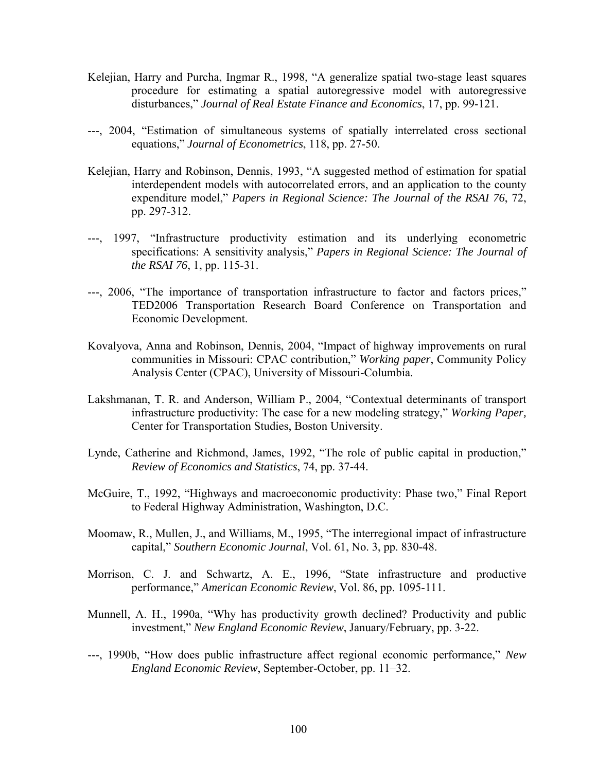Kelejian, Harry and Purcha, Ingmar R., 1998, "A generalize spatial two-stage least squares procedure for estimating a spatial autoregressive model with autoregressive disturbances," *Journal of Real Estate Finance and Economics*, 17, pp. 99-121.

---, 2004, "Estimation of simultaneous systems of spatially interrelated cross sectional equations," *Journal of Econometrics*, 118, pp. 27-50.

Kelejian, Harry and Robinson, Dennis, 1993, "A suggested method of estimation for spatial interdependent models with autocorrelated errors, and an application to the county expenditure model," *Papers in Regional Science: The Journal of the RSAI 76*, 72, pp. 297-312.

---, 1997, "Infrastructure productivity estimation and its underlying econometric specifications: A sensitivity analysis," *Papers in Regional Science: The Journal of the RSAI 76*, 1, pp. 115-31.

---, 2006, "The importance of transportation infrastructure to factor and factors prices," TED2006 Transportation Research Board Conference on Transportation and Economic Development.

Kovalyova, Anna and Robinson, Dennis, 2004, "Impact of highway improvements on rural communities in Missouri: CPAC contribution," *Working paper*, Community Policy Analysis Center (CPAC), University of Missouri-Columbia.

Lakshmanan, T. R. and Anderson, William P., 2004, "Contextual determinants of transport infrastructure productivity: The case for a new modeling strategy," *Working Paper,* Center for Transportation Studies, Boston University.

Lynde, Catherine and Richmond, James, 1992, "The role of public capital in production," *Review of Economics and Statistics*, 74, pp. 37-44.

McGuire, T., 1992, "Highways and macroeconomic productivity: Phase two," Final Report to Federal Highway Administration, Washington, D.C.

Moomaw, R., Mullen, J., and Williams, M., 1995, "The interregional impact of infrastructure capital," *Southern Economic Journal*, Vol. 61, No. 3, pp. 830-48.

Morrison, C. J. and Schwartz, A. E., 1996, "State infrastructure and productive performance," *American Economic Review*, Vol. 86, pp. 1095-111.

Munnell, A. H., 1990a, "Why has productivity growth declined? Productivity and public investment," *New England Economic Review*, January/February, pp. 3-22.

---, 1990b, "How does public infrastructure affect regional economic performance," *New England Economic Review*, September-October, pp. 11–32.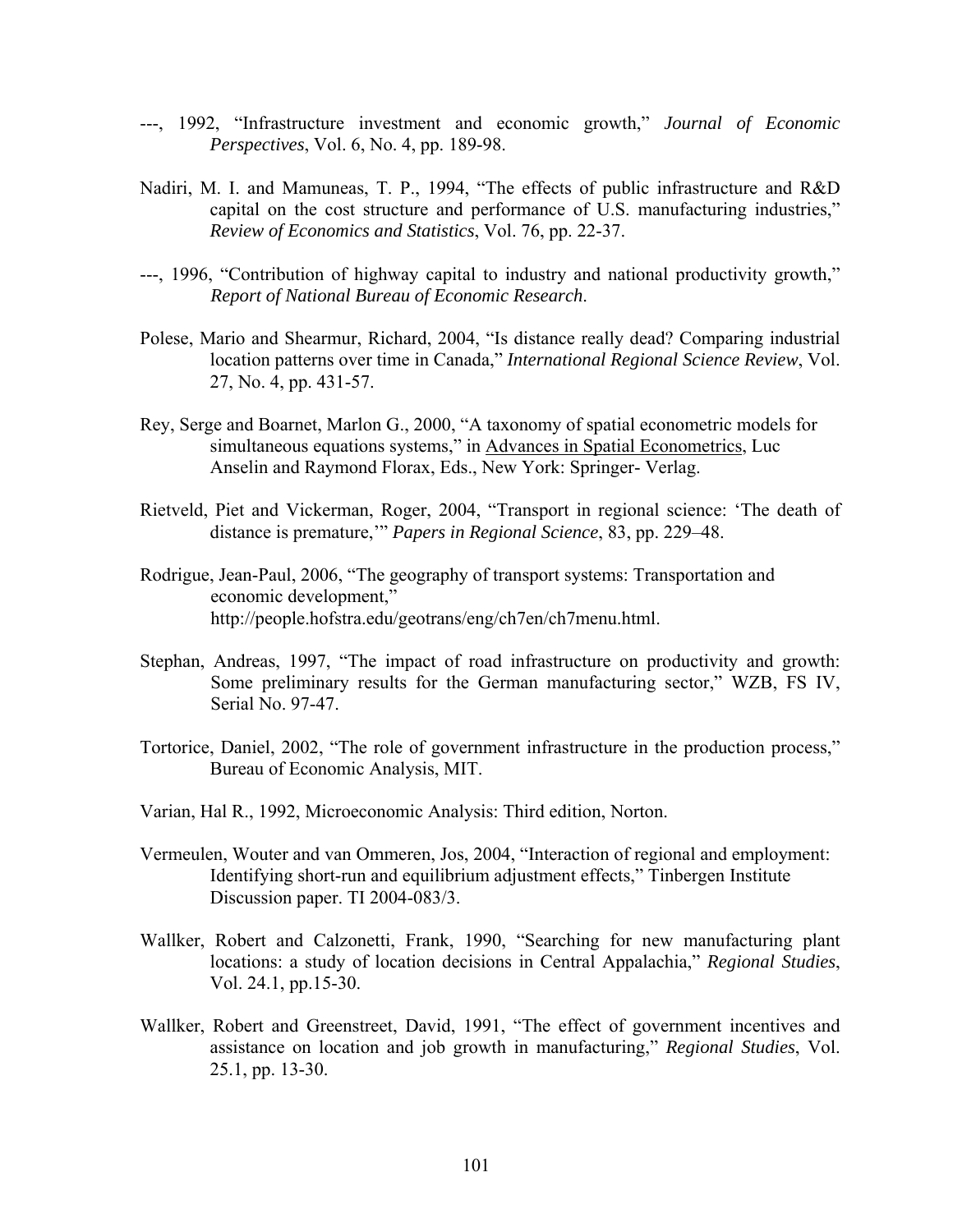---, 1992, "Infrastructure investment and economic growth," *Journal of Economic Perspectives*, Vol. 6, No. 4, pp. 189-98.

Nadiri, M. I. and Mamuneas, T. P., 1994, "The effects of public infrastructure and R&D capital on the cost structure and performance of U.S. manufacturing industries," *Review of Economics and Statistics*, Vol. 76, pp. 22-37.

---, 1996, "Contribution of highway capital to industry and national productivity growth," *Report of National Bureau of Economic Research*.

Polese, Mario and Shearmur, Richard, 2004, "Is distance really dead? Comparing industrial location patterns over time in Canada," *International Regional Science Review*, Vol. 27, No. 4, pp. 431-57.

Rey, Serge and Boarnet, Marlon G., 2000, "A taxonomy of spatial econometric models for simultaneous equations systems," in Advances in Spatial Econometrics, Luc Anselin and Raymond Florax, Eds., New York: Springer- Verlag.

Rietveld, Piet and Vickerman, Roger, 2004, "Transport in regional science: 'The death of distance is premature,'" *Papers in Regional Science*, 83, pp. 229–48.

Rodrigue, Jean-Paul, 2006, "The geography of transport systems: Transportation and economic development," http://people.hofstra.edu/geotrans/eng/ch7en/ch7menu.html.

Stephan, Andreas, 1997, "The impact of road infrastructure on productivity and growth: Some preliminary results for the German manufacturing sector," WZB, FS IV, Serial No. 97-47.

Tortorice, Daniel, 2002, "The role of government infrastructure in the production process," Bureau of Economic Analysis, MIT.

Varian, Hal R., 1992, Microeconomic Analysis: Third edition, Norton.

Vermeulen, Wouter and van Ommeren, Jos, 2004, "Interaction of regional and employment: Identifying short-run and equilibrium adjustment effects," Tinbergen Institute Discussion paper. TI 2004-083/3.

Wallker, Robert and Calzonetti, Frank, 1990, "Searching for new manufacturing plant locations: a study of location decisions in Central Appalachia," *Regional Studies*, Vol. 24.1, pp.15-30.

Wallker, Robert and Greenstreet, David, 1991, "The effect of government incentives and assistance on location and job growth in manufacturing," *Regional Studies*, Vol. 25.1, pp. 13-30.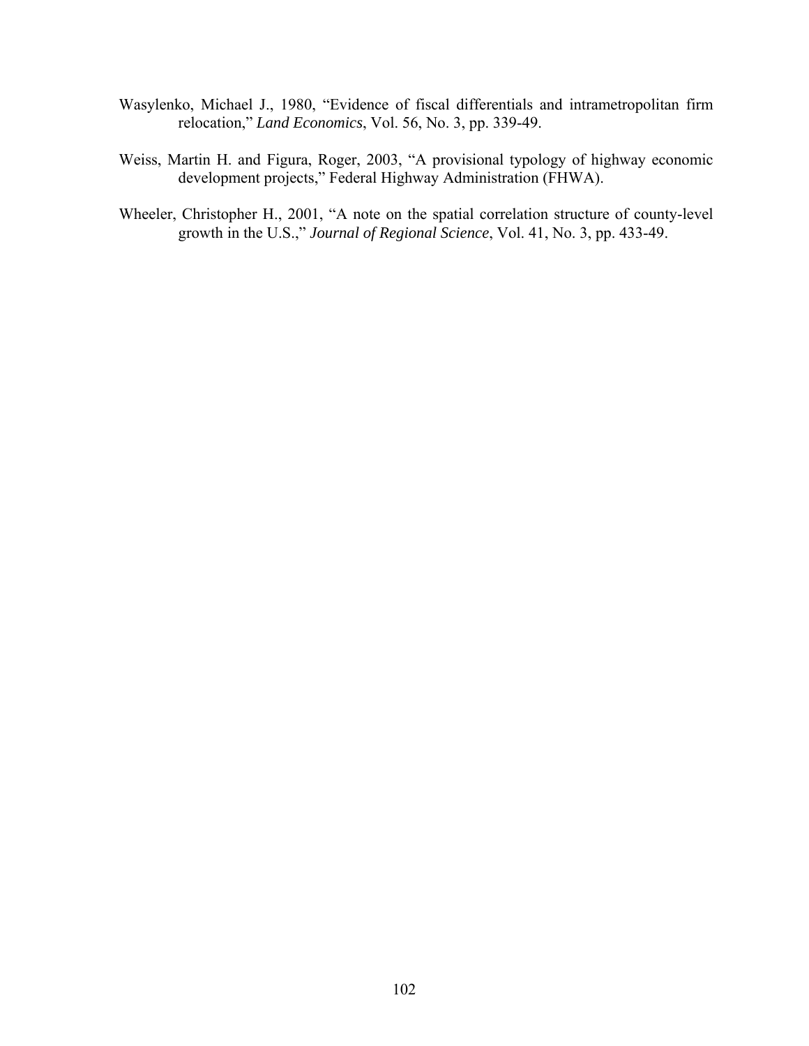Wasylenko, Michael J., 1980, "Evidence of fiscal differentials and intrametropolitan firm relocation," *Land Economics*, Vol. 56, No. 3, pp. 339-49.

Weiss, Martin H. and Figura, Roger, 2003, "A provisional typology of highway economic development projects," Federal Highway Administration (FHWA).

Wheeler, Christopher H., 2001, "A note on the spatial correlation structure of county-level growth in the U.S.," *Journal of Regional Science*, Vol. 41, No. 3, pp. 433-49.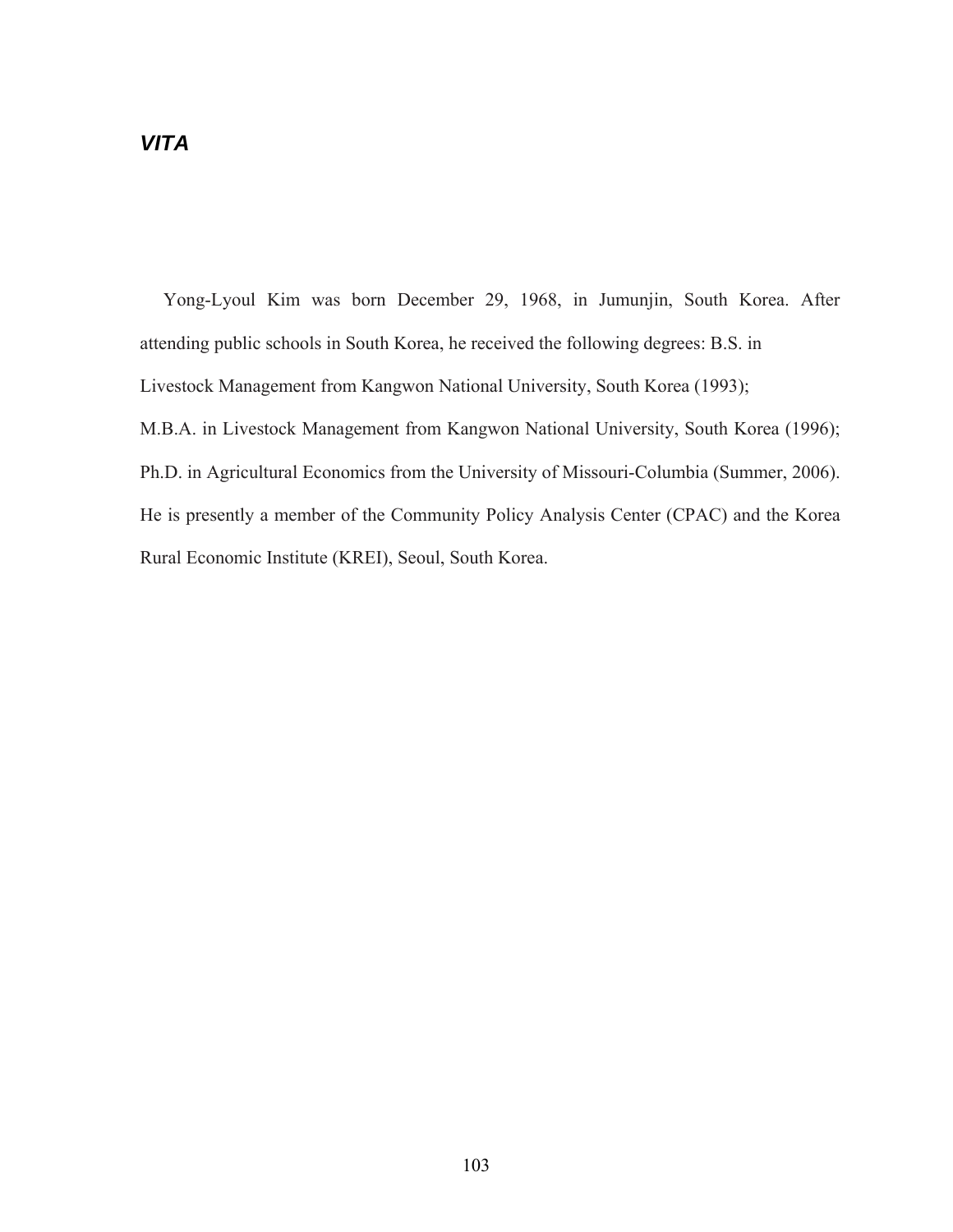## *VITA*

Yong-Lyoul Kim was born December 29, 1968, in Jumunjin, South Korea. After attending public schools in South Korea, he received the following degrees: B.S. in Livestock Management from Kangwon National University, South Korea (1993); M.B.A. in Livestock Management from Kangwon National University, South Korea (1996); Ph.D. in Agricultural Economics from the University of Missouri-Columbia (Summer, 2006). He is presently a member of the Community Policy Analysis Center (CPAC) and the Korea Rural Economic Institute (KREI), Seoul, South Korea.